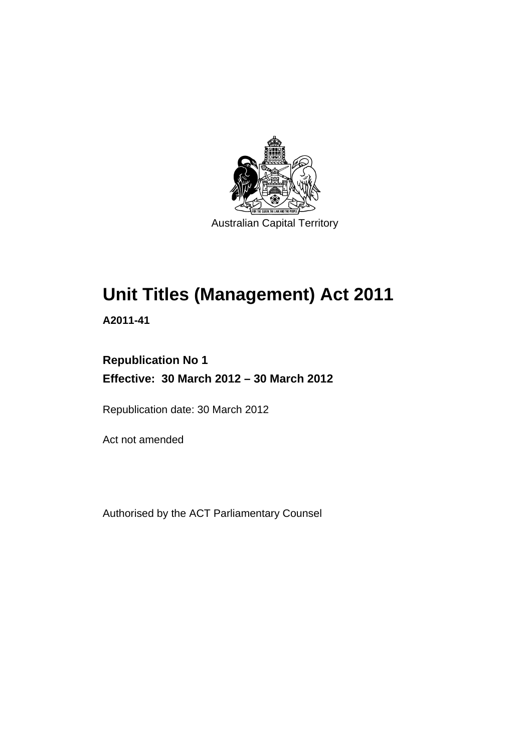Australian Capital Territory

# Unit Titles (Management) Act 2011

**A2011-41**

**Republication No 1**

**Effective: 30 March 2012 – 30 March 2012**

Republication date: 30 March 2012

Act not amended

Authorised by the ACT Parliamentary Counsel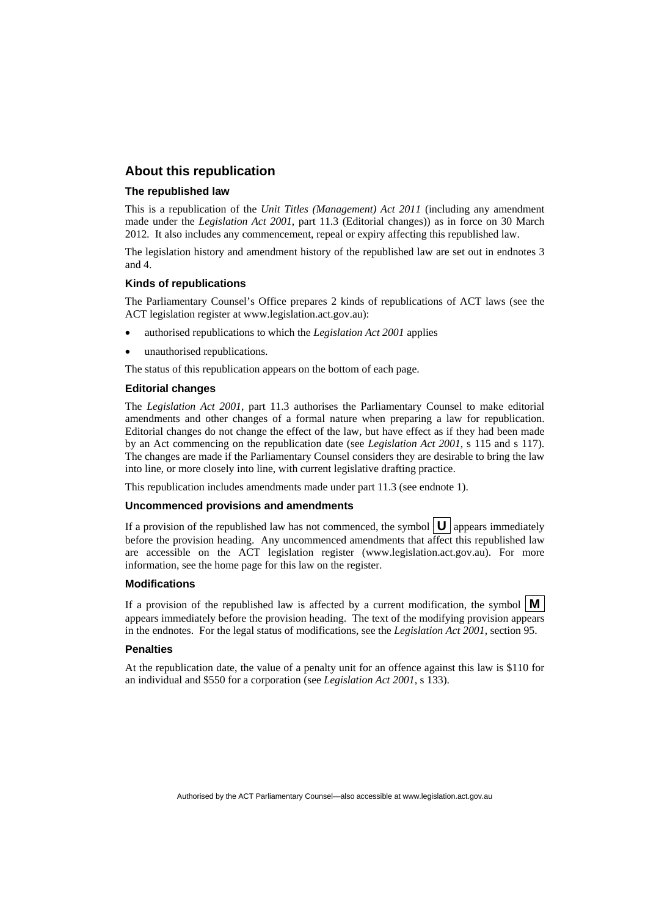## About this republication

### The republished law

This is a republication of the *Unit Titles (Management) Act 2011* (including any amendment made under the *Legislation Act 2001*, part 11.3 (Editorial changes)) as in force on 30 March 2012. It also includes any commencement, repeal or expiry affecting this republished law.

The legislation history and amendment history of the republished law are set out in endnotes 3 and 4.

### Kinds of republications

The Parliamentary Counsel's Office prepares 2 kinds of republications of ACT laws (see the ACT legislation register at www.legislation.act.gov.au):

- authorised republications to which the *Legislation Act 2001* applies
- unauthorised republications.

The status of this republication appears on the bottom of each page.

### Editorial changes

The *Legislation Act 2001*, part 11.3 authorises the Parliamentary Counsel to make editorial amendments and other changes of a formal nature when preparing a law for republication. Editorial changes do not change the effect of the law, but have effect as if they had been made by an Act commencing on the republication date (see *Legislation Act 2001*, s 115 and s 117). The changes are made if the Parliamentary Counsel considers they are desirable to bring the law into line, or more closely into line, with current legislative drafting practice.

This republication includes amendments made under part 11.3 (see endnote 1).

### Uncommenced provisions and amendments

If a provision of the republished law has not commenced, the symbol **U** appears immediately before the provision heading. Any uncommenced amendments that affect this republished law are accessible on the ACT legislation register (www.legislation.act.gov.au). For more information, see the home page for this law on the register.

### Modifications

If a provision of the republished law is affected by a current modification, the symbol **M** appears immediately before the provision heading. The text of the modifying provision appears in the endnotes. For the legal status of modifications, see the *Legislation Act 2001*, section 95.

### Penalties

At the republication date, the value of a penalty unit for an offence against this law is $110 for an individual and $550 for a corporation (see *Legislation Act 2001*, s 133).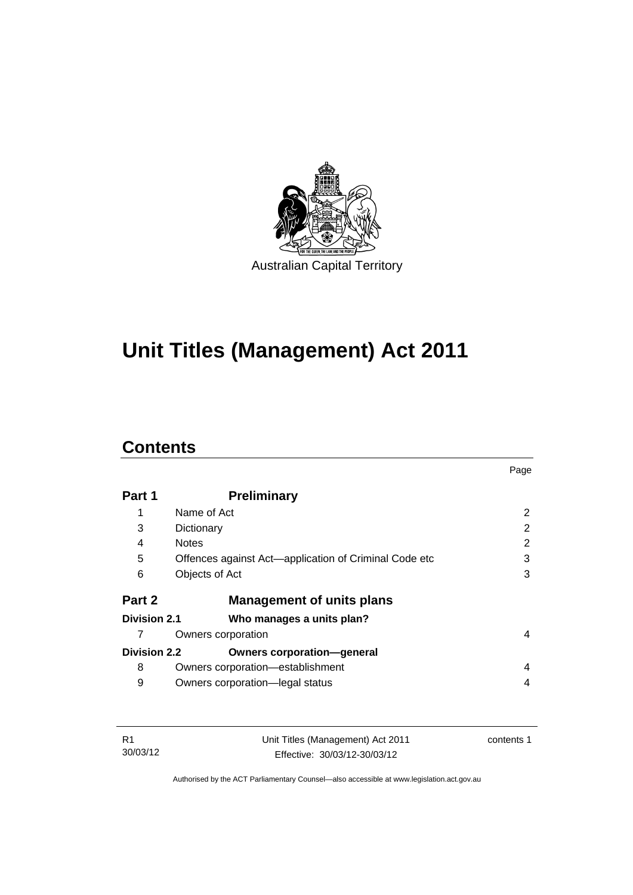Australian Capital Territory

# Unit Titles (Management) Act 2011

## Contents

| | | Page |
|---|---|---|
| **Part 1** | **Preliminary** | |
| 1 | Name of Act | 2 |
| 3 | Dictionary | 2 |
| 4 | Notes | 2 |
| 5 | Offences against Act—application of Criminal Code etc | 3 |
| 6 | Objects of Act | 3 |
| **Part 2** | **Management of units plans** | |
| **Division 2.1** | **Who manages a units plan?** | |
| 7 | Owners corporation | 4 |
| **Division 2.2** | **Owners corporation—general** | |
| 8 | Owners corporation—establishment | 4 |
| 9 | Owners corporation—legal status | 4 |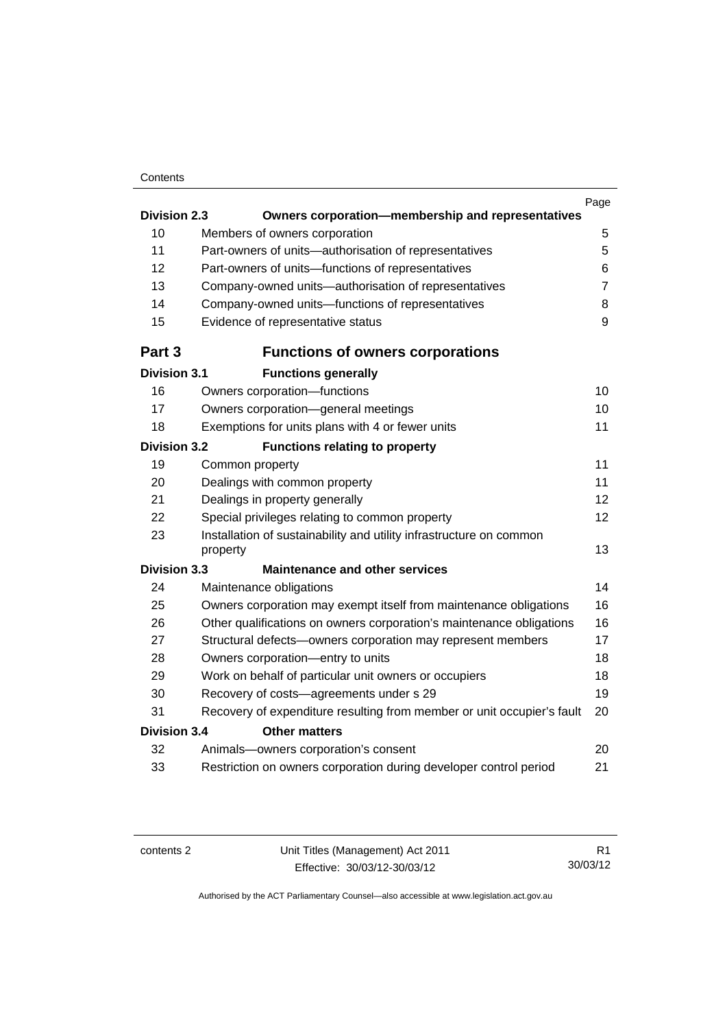| | | Page |
|---|---|---|
| **Division 2.3** | **Owners corporation—membership and representatives** | |
| 10 | Members of owners corporation | 5 |
| 11 | Part-owners of units—authorisation of representatives | 5 |
| 12 | Part-owners of units—functions of representatives | 6 |
| 13 | Company-owned units—authorisation of representatives | 7 |
| 14 | Company-owned units—functions of representatives | 8 |
| 15 | Evidence of representative status | 9 |
| **Part 3** | **Functions of owners corporations** | |
| **Division 3.1** | **Functions generally** | |
| 16 | Owners corporation—functions | 10 |
| 17 | Owners corporation—general meetings | 10 |
| 18 | Exemptions for units plans with 4 or fewer units | 11 |
| **Division 3.2** | **Functions relating to property** | |
| 19 | Common property | 11 |
| 20 | Dealings with common property | 11 |
| 21 | Dealings in property generally | 12 |
| 22 | Special privileges relating to common property | 12 |
| 23 | Installation of sustainability and utility infrastructure on common property | 13 |
| **Division 3.3** | **Maintenance and other services** | |
| 24 | Maintenance obligations | 14 |
| 25 | Owners corporation may exempt itself from maintenance obligations | 16 |
| 26 | Other qualifications on owners corporation's maintenance obligations | 16 |
| 27 | Structural defects—owners corporation may represent members | 17 |
| 28 | Owners corporation—entry to units | 18 |
| 29 | Work on behalf of particular unit owners or occupiers | 18 |
| 30 | Recovery of costs—agreements under s 29 | 19 |
| 31 | Recovery of expenditure resulting from member or unit occupier's fault | 20 |
| **Division 3.4** | **Other matters** | |
| 32 | Animals—owners corporation's consent | 20 |
| 33 | Restriction on owners corporation during developer control period | 21 |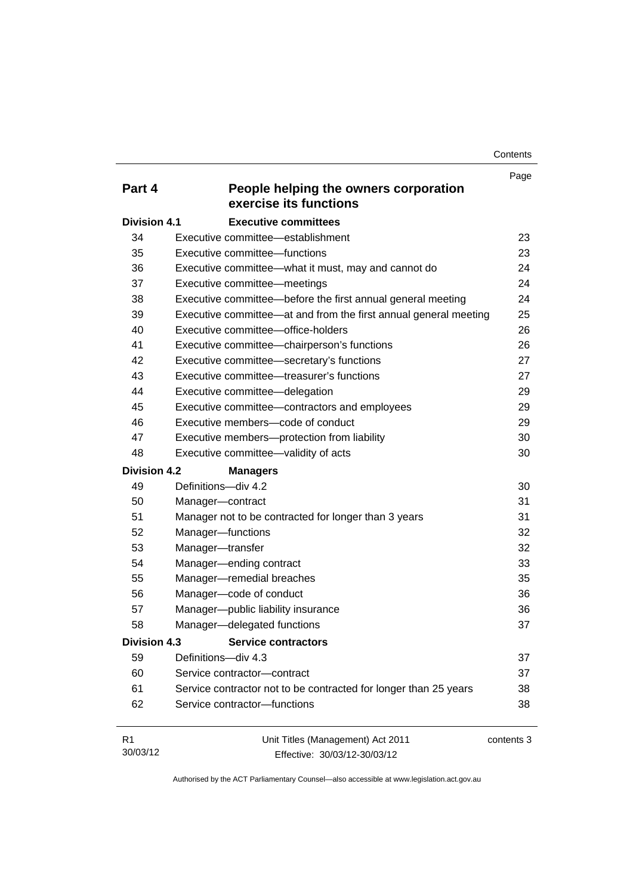| | | Page |
|---|---|---|
| **Part 4** | **People helping the owners corporation exercise its functions** | |
| **Division 4.1** | **Executive committees** | |
| 34 | Executive committee—establishment | 23 |
| 35 | Executive committee—functions | 23 |
| 36 | Executive committee—what it must, may and cannot do | 24 |
| 37 | Executive committee—meetings | 24 |
| 38 | Executive committee—before the first annual general meeting | 24 |
| 39 | Executive committee—at and from the first annual general meeting | 25 |
| 40 | Executive committee—office-holders | 26 |
| 41 | Executive committee—chairperson's functions | 26 |
| 42 | Executive committee—secretary's functions | 27 |
| 43 | Executive committee—treasurer's functions | 27 |
| 44 | Executive committee—delegation | 29 |
| 45 | Executive committee—contractors and employees | 29 |
| 46 | Executive members—code of conduct | 29 |
| 47 | Executive members—protection from liability | 30 |
| 48 | Executive committee—validity of acts | 30 |
| **Division 4.2** | **Managers** | |
| 49 | Definitions—div 4.2 | 30 |
| 50 | Manager—contract | 31 |
| 51 | Manager not to be contracted for longer than 3 years | 31 |
| 52 | Manager—functions | 32 |
| 53 | Manager—transfer | 32 |
| 54 | Manager—ending contract | 33 |
| 55 | Manager—remedial breaches | 35 |
| 56 | Manager—code of conduct | 36 |
| 57 | Manager—public liability insurance | 36 |
| 58 | Manager—delegated functions | 37 |
| **Division 4.3** | **Service contractors** | |
| 59 | Definitions—div 4.3 | 37 |
| 60 | Service contractor—contract | 37 |
| 61 | Service contractor not to be contracted for longer than 25 years | 38 |
| 62 | Service contractor—functions | 38 |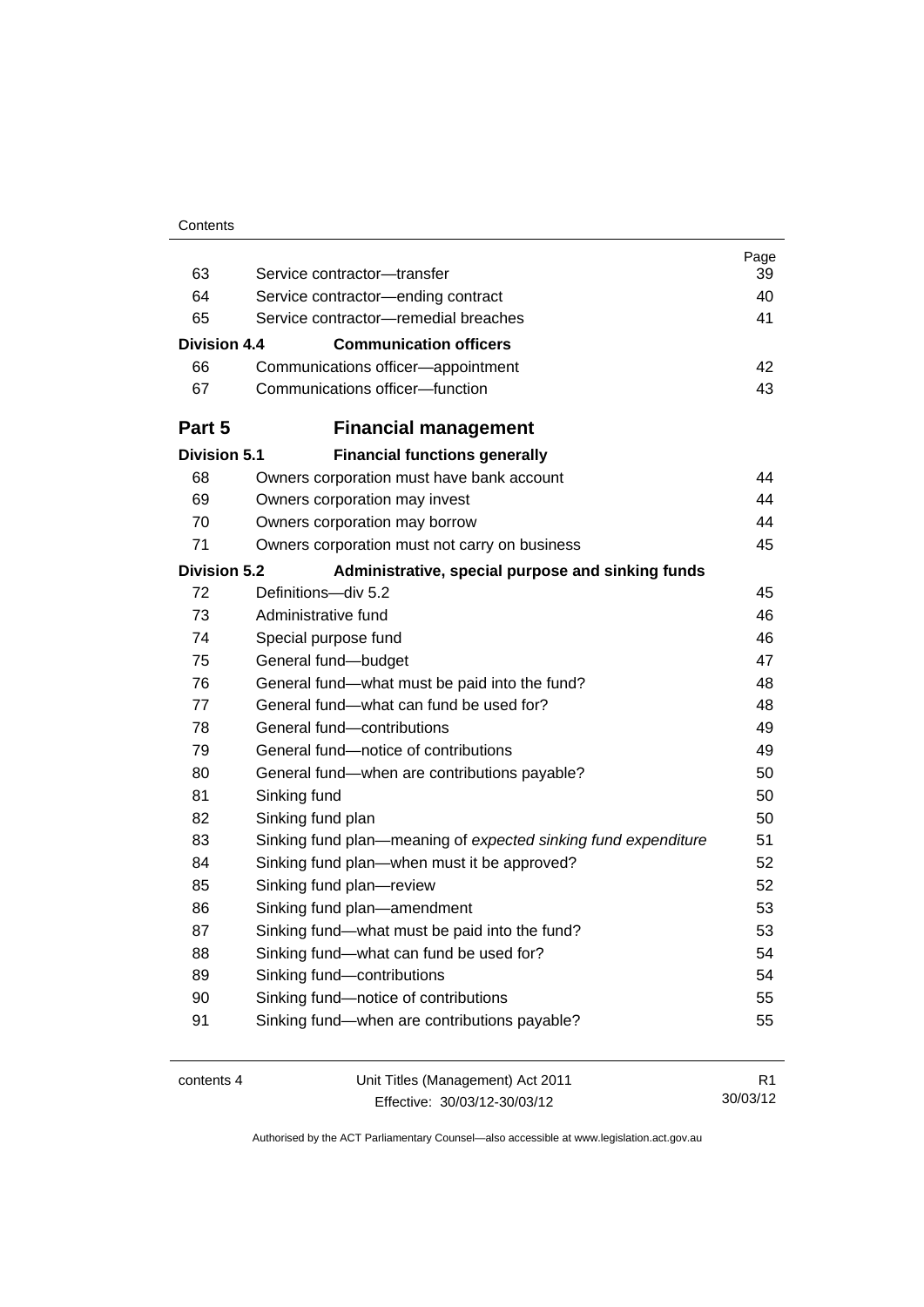| | | Page |
|---|---|---|
| 63 | Service contractor—transfer | 39 |
| 64 | Service contractor—ending contract | 40 |
| 65 | Service contractor—remedial breaches | 41 |
| **Division 4.4** | **Communication officers** | |
| 66 | Communications officer—appointment | 42 |
| 67 | Communications officer—function | 43 |

## Part 5 Financial management

| | | |
|---|---|---|
| **Division 5.1** | **Financial functions generally** | |
| 68 | Owners corporation must have bank account | 44 |
| 69 | Owners corporation may invest | 44 |
| 70 | Owners corporation may borrow | 44 |
| 71 | Owners corporation must not carry on business | 45 |
| **Division 5.2** | **Administrative, special purpose and sinking funds** | |
| 72 | Definitions—div 5.2 | 45 |
| 73 | Administrative fund | 46 |
| 74 | Special purpose fund | 46 |
| 75 | General fund—budget | 47 |
| 76 | General fund—what must be paid into the fund? | 48 |
| 77 | General fund—what can fund be used for? | 48 |
| 78 | General fund—contributions | 49 |
| 79 | General fund—notice of contributions | 49 |
| 80 | General fund—when are contributions payable? | 50 |
| 81 | Sinking fund | 50 |
| 82 | Sinking fund plan | 50 |
| 83 | Sinking fund plan—meaning of *expected sinking fund expenditure* | 51 |
| 84 | Sinking fund plan—when must it be approved? | 52 |
| 85 | Sinking fund plan—review | 52 |
| 86 | Sinking fund plan—amendment | 53 |
| 87 | Sinking fund—what must be paid into the fund? | 53 |
| 88 | Sinking fund—what can fund be used for? | 54 |
| 89 | Sinking fund—contributions | 54 |
| 90 | Sinking fund—notice of contributions | 55 |
| 91 | Sinking fund—when are contributions payable? | 55 |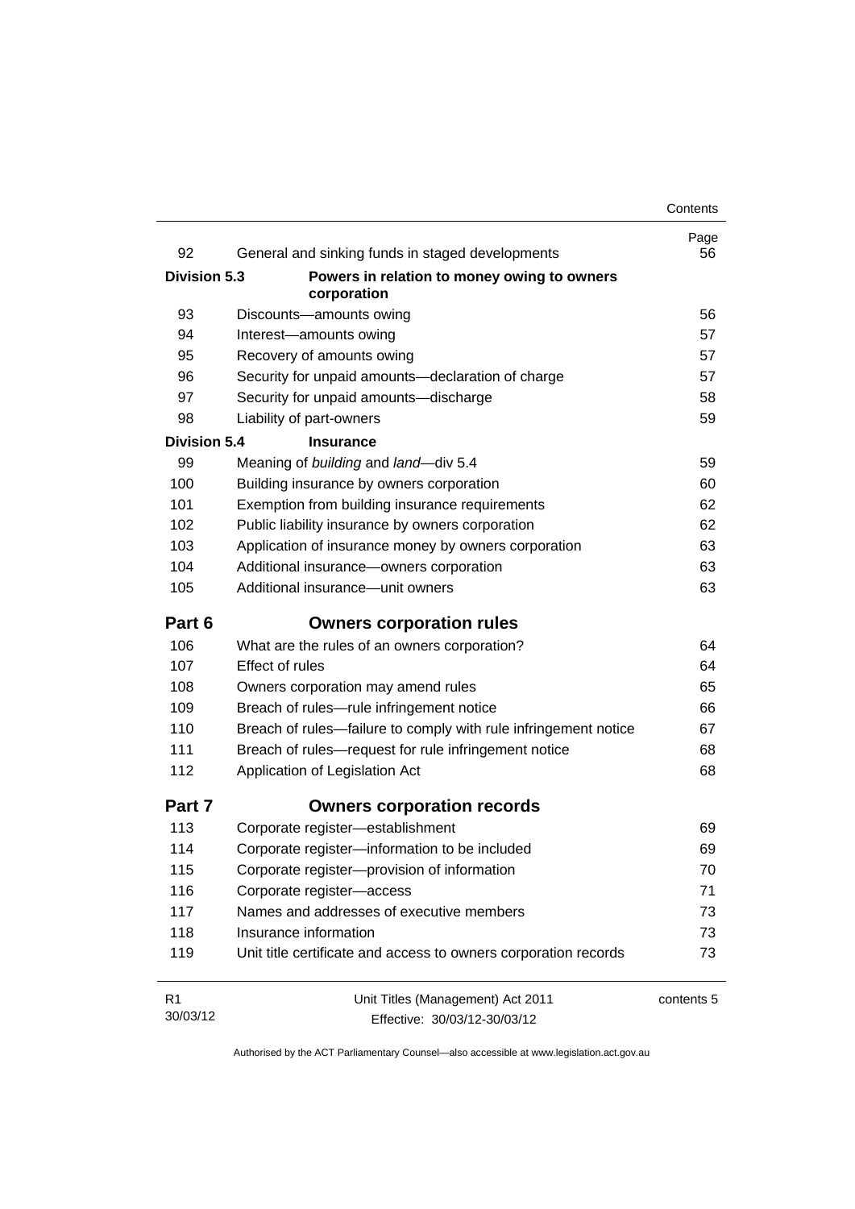| | | Page |
|---|---|---|
| 92 | General and sinking funds in staged developments | 56 |
| **Division 5.3** | **Powers in relation to money owing to owners corporation** | |
| 93 | Discounts—amounts owing | 56 |
| 94 | Interest—amounts owing | 57 |
| 95 | Recovery of amounts owing | 57 |
| 96 | Security for unpaid amounts—declaration of charge | 57 |
| 97 | Security for unpaid amounts—discharge | 58 |
| 98 | Liability of part-owners | 59 |
| **Division 5.4** | **Insurance** | |
| 99 | Meaning of *building* and *land*—div 5.4 | 59 |
| 100 | Building insurance by owners corporation | 60 |
| 101 | Exemption from building insurance requirements | 62 |
| 102 | Public liability insurance by owners corporation | 62 |
| 103 | Application of insurance money by owners corporation | 63 |
| 104 | Additional insurance—owners corporation | 63 |
| 105 | Additional insurance—unit owners | 63 |
| **Part 6** | **Owners corporation rules** | |
| 106 | What are the rules of an owners corporation? | 64 |
| 107 | Effect of rules | 64 |
| 108 | Owners corporation may amend rules | 65 |
| 109 | Breach of rules—rule infringement notice | 66 |
| 110 | Breach of rules—failure to comply with rule infringement notice | 67 |
| 111 | Breach of rules—request for rule infringement notice | 68 |
| 112 | Application of Legislation Act | 68 |
| **Part 7** | **Owners corporation records** | |
| 113 | Corporate register—establishment | 69 |
| 114 | Corporate register—information to be included | 69 |
| 115 | Corporate register—provision of information | 70 |
| 116 | Corporate register—access | 71 |
| 117 | Names and addresses of executive members | 73 |
| 118 | Insurance information | 73 |
| 119 | Unit title certificate and access to owners corporation records | 73 |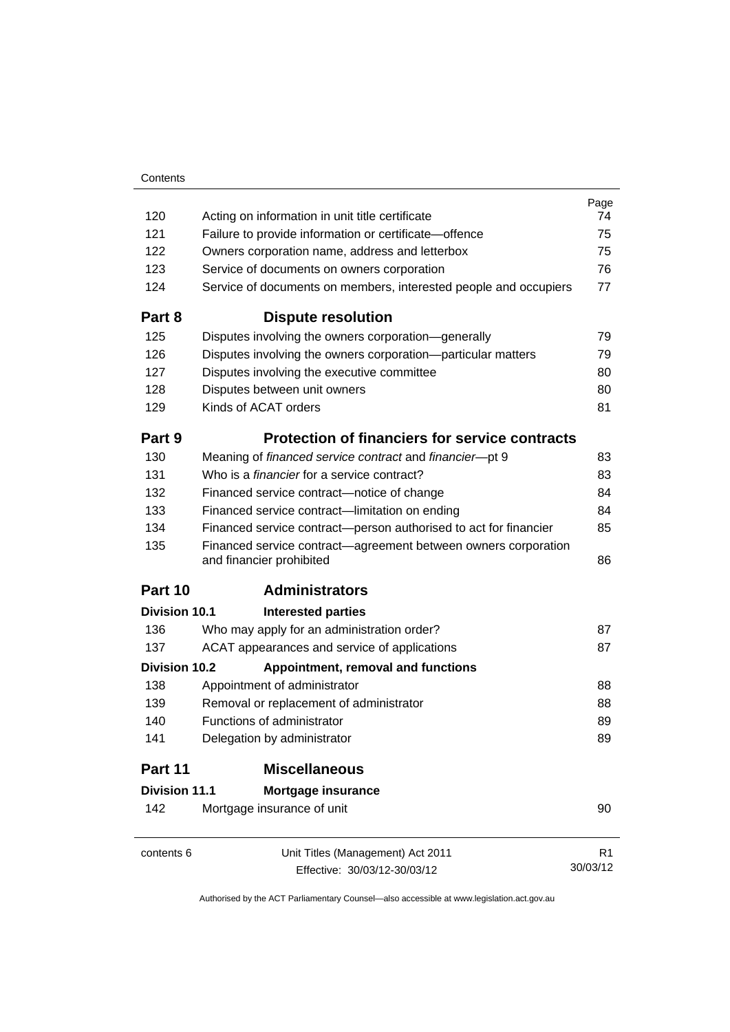| | | Page |
|---|---|---|
| 120 | Acting on information in unit title certificate | 74 |
| 121 | Failure to provide information or certificate—offence | 75 |
| 122 | Owners corporation name, address and letterbox | 75 |
| 123 | Service of documents on owners corporation | 76 |
| 124 | Service of documents on members, interested people and occupiers | 77 |
| **Part 8** | **Dispute resolution** | |
| 125 | Disputes involving the owners corporation—generally | 79 |
| 126 | Disputes involving the owners corporation—particular matters | 79 |
| 127 | Disputes involving the executive committee | 80 |
| 128 | Disputes between unit owners | 80 |
| 129 | Kinds of ACAT orders | 81 |
| **Part 9** | **Protection of financiers for service contracts** | |
| 130 | Meaning of *financed service contract* and *financier*—pt 9 | 83 |
| 131 | Who is a *financier* for a service contract? | 83 |
| 132 | Financed service contract—notice of change | 84 |
| 133 | Financed service contract—limitation on ending | 84 |
| 134 | Financed service contract—person authorised to act for financier | 85 |
| 135 | Financed service contract—agreement between owners corporation and financier prohibited | 86 |
| **Part 10** | **Administrators** | |
| **Division 10.1** | **Interested parties** | |
| 136 | Who may apply for an administration order? | 87 |
| 137 | ACAT appearances and service of applications | 87 |
| **Division 10.2** | **Appointment, removal and functions** | |
| 138 | Appointment of administrator | 88 |
| 139 | Removal or replacement of administrator | 88 |
| 140 | Functions of administrator | 89 |
| 141 | Delegation by administrator | 89 |
| **Part 11** | **Miscellaneous** | |
| **Division 11.1** | **Mortgage insurance** | |
| 142 | Mortgage insurance of unit | 90 |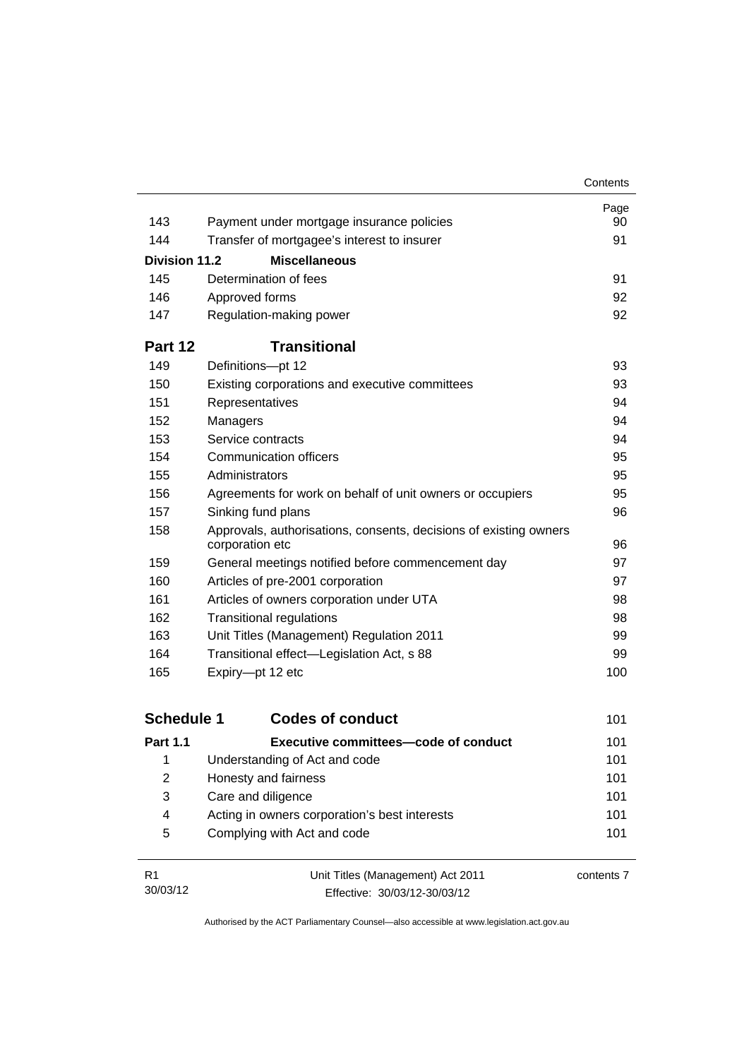| | | Page |
|---|---|---|
| 143 | Payment under mortgage insurance policies | 90 |
| 144 | Transfer of mortgagee's interest to insurer | 91 |
| **Division 11.2** | **Miscellaneous** | |
| 145 | Determination of fees | 91 |
| 146 | Approved forms | 92 |
| 147 | Regulation-making power | 92 |
| **Part 12** | **Transitional** | |
| 149 | Definitions—pt 12 | 93 |
| 150 | Existing corporations and executive committees | 93 |
| 151 | Representatives | 94 |
| 152 | Managers | 94 |
| 153 | Service contracts | 94 |
| 154 | Communication officers | 95 |
| 155 | Administrators | 95 |
| 156 | Agreements for work on behalf of unit owners or occupiers | 95 |
| 157 | Sinking fund plans | 96 |
| 158 | Approvals, authorisations, consents, decisions of existing owners corporation etc | 96 |
| 159 | General meetings notified before commencement day | 97 |
| 160 | Articles of pre-2001 corporation | 97 |
| 161 | Articles of owners corporation under UTA | 98 |
| 162 | Transitional regulations | 98 |
| 163 | Unit Titles (Management) Regulation 2011 | 99 |
| 164 | Transitional effect—Legislation Act, s 88 | 99 |
| 165 | Expiry—pt 12 etc | 100 |
| **Schedule 1** | **Codes of conduct** | 101 |
| **Part 1.1** | **Executive committees—code of conduct** | 101 |
| 1 | Understanding of Act and code | 101 |
| 2 | Honesty and fairness | 101 |
| 3 | Care and diligence | 101 |
| 4 | Acting in owners corporation's best interests | 101 |
| 5 | Complying with Act and code | 101 |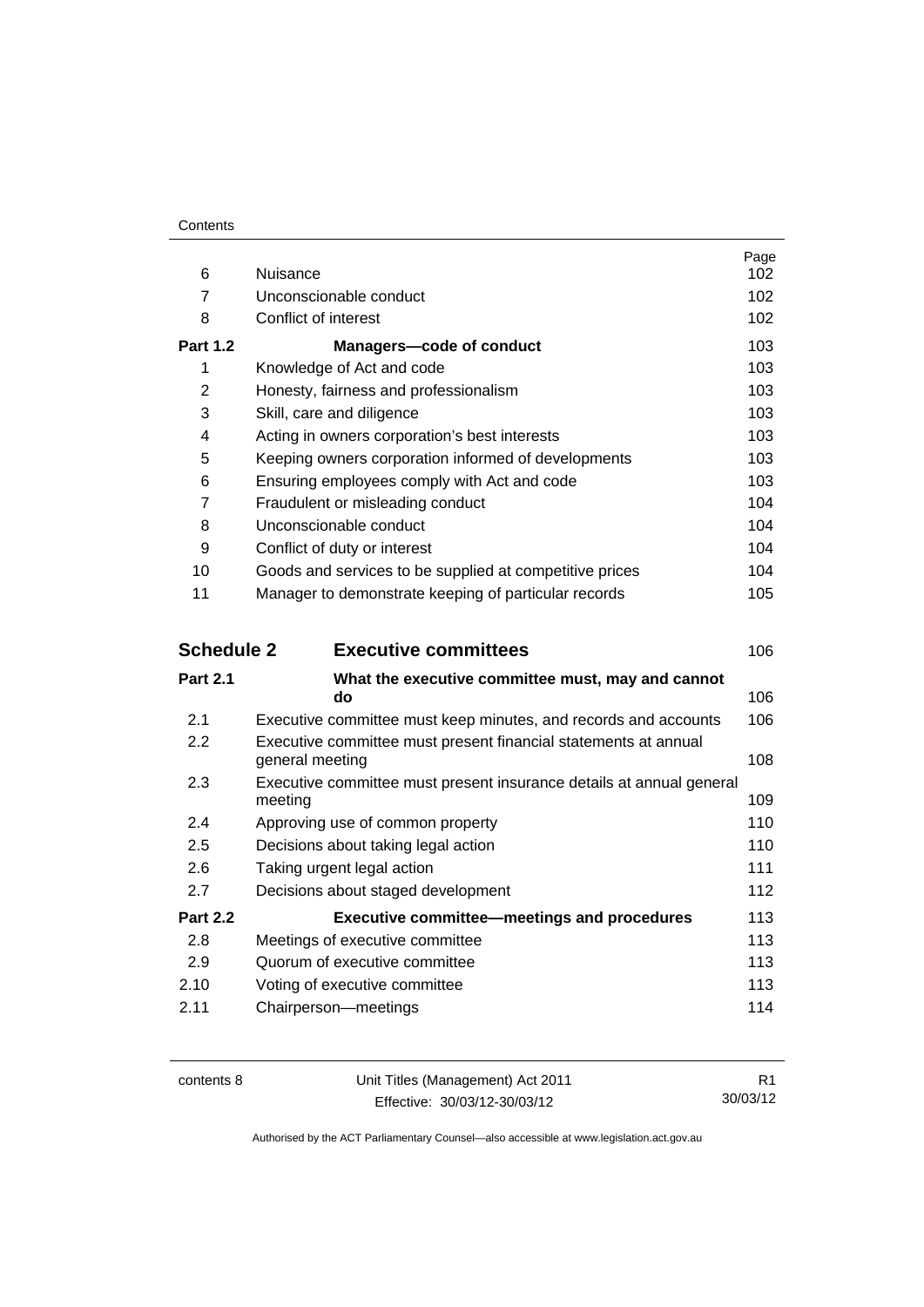| | | Page |
|---|---|---|
| 6 | Nuisance | 102 |
| 7 | Unconscionable conduct | 102 |
| 8 | Conflict of interest | 102 |
| **Part 1.2** | **Managers—code of conduct** | 103 |
| 1 | Knowledge of Act and code | 103 |
| 2 | Honesty, fairness and professionalism | 103 |
| 3 | Skill, care and diligence | 103 |
| 4 | Acting in owners corporation's best interests | 103 |
| 5 | Keeping owners corporation informed of developments | 103 |
| 6 | Ensuring employees comply with Act and code | 103 |
| 7 | Fraudulent or misleading conduct | 104 |
| 8 | Unconscionable conduct | 104 |
| 9 | Conflict of duty or interest | 104 |
| 10 | Goods and services to be supplied at competitive prices | 104 |
| 11 | Manager to demonstrate keeping of particular records | 105 |
| **Schedule 2** | **Executive committees** | 106 |
| **Part 2.1** | **What the executive committee must, may and cannot do** | 106 |
| 2.1 | Executive committee must keep minutes, and records and accounts | 106 |
| 2.2 | Executive committee must present financial statements at annual general meeting | 108 |
| 2.3 | Executive committee must present insurance details at annual general meeting | 109 |
| 2.4 | Approving use of common property | 110 |
| 2.5 | Decisions about taking legal action | 110 |
| 2.6 | Taking urgent legal action | 111 |
| 2.7 | Decisions about staged development | 112 |
| **Part 2.2** | **Executive committee—meetings and procedures** | 113 |
| 2.8 | Meetings of executive committee | 113 |
| 2.9 | Quorum of executive committee | 113 |
| 2.10 | Voting of executive committee | 113 |
| 2.11 | Chairperson—meetings | 114 |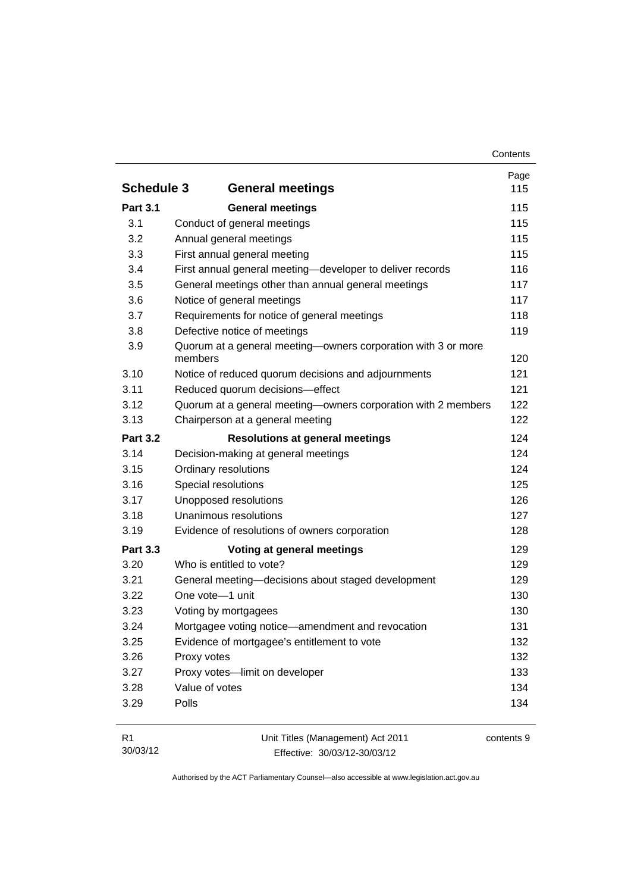| | | Page |
|---|---|---|
| **Schedule 3** | **General meetings** | 115 |
| **Part 3.1** | **General meetings** | 115 |
| 3.1 | Conduct of general meetings | 115 |
| 3.2 | Annual general meetings | 115 |
| 3.3 | First annual general meeting | 115 |
| 3.4 | First annual general meeting—developer to deliver records | 116 |
| 3.5 | General meetings other than annual general meetings | 117 |
| 3.6 | Notice of general meetings | 117 |
| 3.7 | Requirements for notice of general meetings | 118 |
| 3.8 | Defective notice of meetings | 119 |
| 3.9 | Quorum at a general meeting—owners corporation with 3 or more members | 120 |
| 3.10 | Notice of reduced quorum decisions and adjournments | 121 |
| 3.11 | Reduced quorum decisions—effect | 121 |
| 3.12 | Quorum at a general meeting—owners corporation with 2 members | 122 |
| 3.13 | Chairperson at a general meeting | 122 |
| **Part 3.2** | **Resolutions at general meetings** | 124 |
| 3.14 | Decision-making at general meetings | 124 |
| 3.15 | Ordinary resolutions | 124 |
| 3.16 | Special resolutions | 125 |
| 3.17 | Unopposed resolutions | 126 |
| 3.18 | Unanimous resolutions | 127 |
| 3.19 | Evidence of resolutions of owners corporation | 128 |
| **Part 3.3** | **Voting at general meetings** | 129 |
| 3.20 | Who is entitled to vote? | 129 |
| 3.21 | General meeting—decisions about staged development | 129 |
| 3.22 | One vote—1 unit | 130 |
| 3.23 | Voting by mortgagees | 130 |
| 3.24 | Mortgagee voting notice—amendment and revocation | 131 |
| 3.25 | Evidence of mortgagee's entitlement to vote | 132 |
| 3.26 | Proxy votes | 132 |
| 3.27 | Proxy votes—limit on developer | 133 |
| 3.28 | Value of votes | 134 |
| 3.29 | Polls | 134 |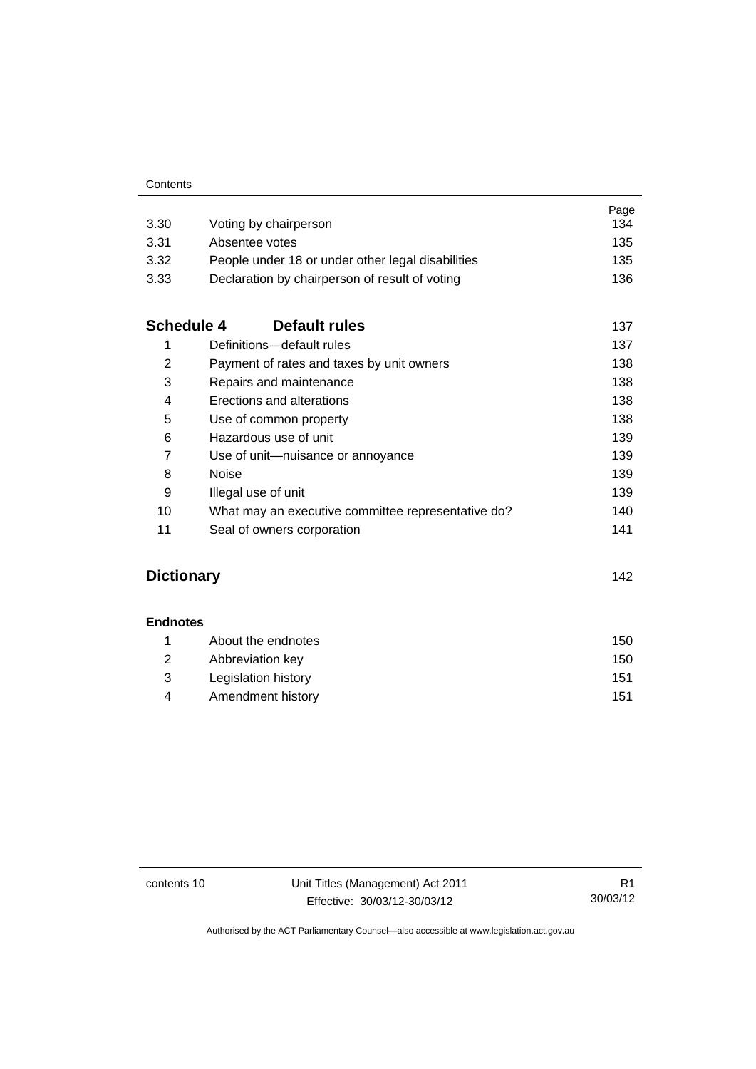| | | Page |
|---|---|---|
| 3.30 | Voting by chairperson | 134 |
| 3.31 | Absentee votes | 135 |
| 3.32 | People under 18 or under other legal disabilities | 135 |
| 3.33 | Declaration by chairperson of result of voting | 136 |

| **Schedule 4** | **Default rules** | 137 |
|---|---|---|
| 1 | Definitions—default rules | 137 |
| 2 | Payment of rates and taxes by unit owners | 138 |
| 3 | Repairs and maintenance | 138 |
| 4 | Erections and alterations | 138 |
| 5 | Use of common property | 138 |
| 6 | Hazardous use of unit | 139 |
| 7 | Use of unit—nuisance or annoyance | 139 |
| 8 | Noise | 139 |
| 9 | Illegal use of unit | 139 |
| 10 | What may an executive committee representative do? | 140 |
| 11 | Seal of owners corporation | 141 |

**Dictionary** 142

**Endnotes**

| | | |
|---|---|---|
| 1 | About the endnotes | 150 |
| 2 | Abbreviation key | 150 |
| 3 | Legislation history | 151 |
| 4 | Amendment history | 151 |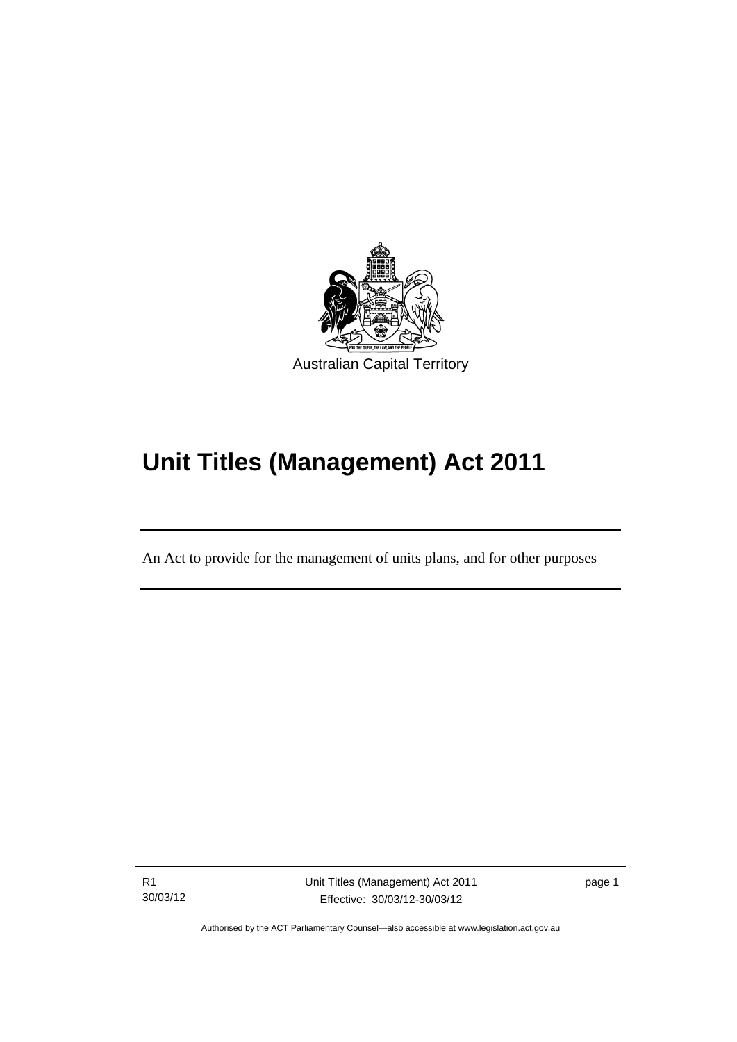Australian Capital Territory

# Unit Titles (Management) Act 2011

An Act to provide for the management of units plans, and for other purposes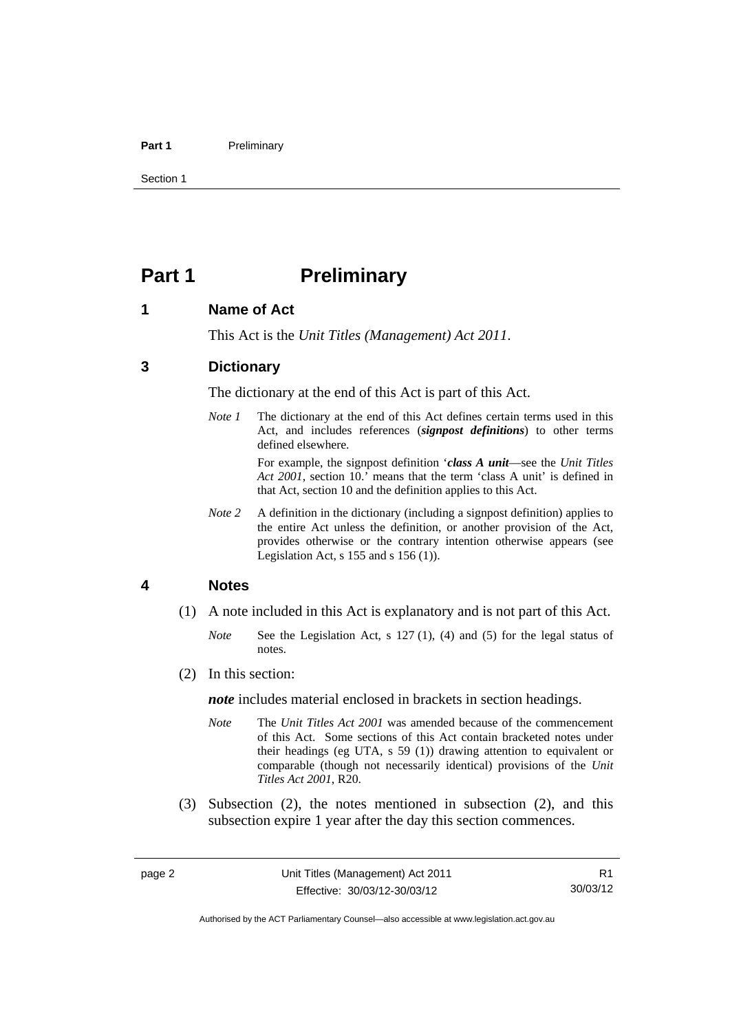# Part 1 Preliminary

## 1 Name of Act

This Act is the *Unit Titles (Management) Act 2011*.

## 3 Dictionary

The dictionary at the end of this Act is part of this Act.

*Note 1* The dictionary at the end of this Act defines certain terms used in this Act, and includes references (***signpost definitions***) to other terms defined elsewhere.

For example, the signpost definition '***class A unit***—see the *Unit Titles Act 2001*, section 10.' means that the term 'class A unit' is defined in that Act, section 10 and the definition applies to this Act.

*Note 2* A definition in the dictionary (including a signpost definition) applies to the entire Act unless the definition, or another provision of the Act, provides otherwise or the contrary intention otherwise appears (see Legislation Act, s 155 and s 156 (1)).

## 4 Notes

(1) A note included in this Act is explanatory and is not part of this Act.

*Note* See the Legislation Act, s 127 (1), (4) and (5) for the legal status of notes.

(2) In this section:

***note*** includes material enclosed in brackets in section headings.

*Note* The *Unit Titles Act 2001* was amended because of the commencement of this Act. Some sections of this Act contain bracketed notes under their headings (eg UTA, s 59 (1)) drawing attention to equivalent or comparable (though not necessarily identical) provisions of the *Unit Titles Act 2001*, R20.

(3) Subsection (2), the notes mentioned in subsection (2), and this subsection expire 1 year after the day this section commences.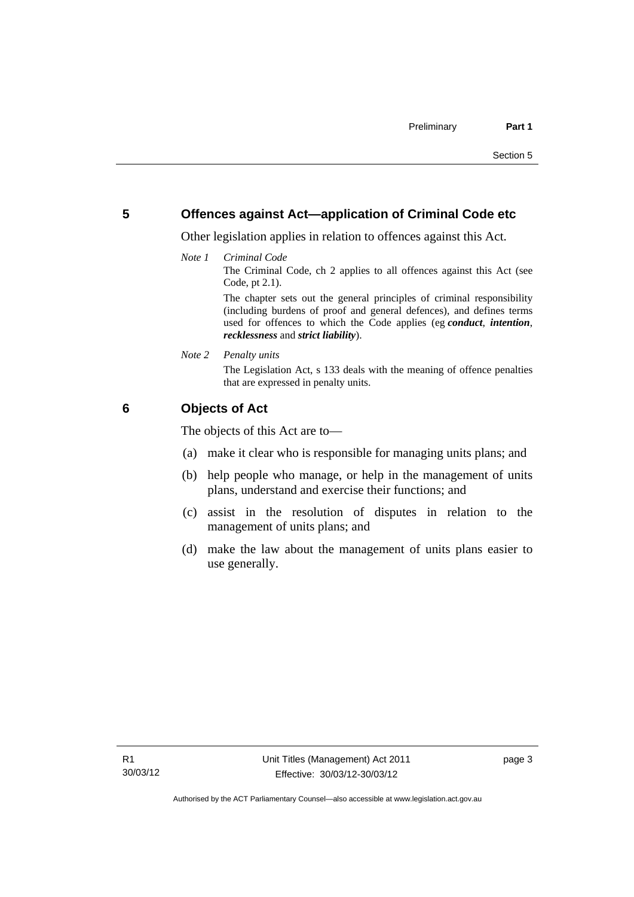## 5 Offences against Act—application of Criminal Code etc

Other legislation applies in relation to offences against this Act.

*Note 1* *Criminal Code*

The Criminal Code, ch 2 applies to all offences against this Act (see Code, pt 2.1).

The chapter sets out the general principles of criminal responsibility (including burdens of proof and general defences), and defines terms used for offences to which the Code applies (eg ***conduct***, ***intention***, ***recklessness*** and ***strict liability***).

*Note 2* *Penalty units*

The Legislation Act, s 133 deals with the meaning of offence penalties that are expressed in penalty units.

## 6 Objects of Act

The objects of this Act are to—

(a) make it clear who is responsible for managing units plans; and

(b) help people who manage, or help in the management of units plans, understand and exercise their functions; and

(c) assist in the resolution of disputes in relation to the management of units plans; and

(d) make the law about the management of units plans easier to use generally.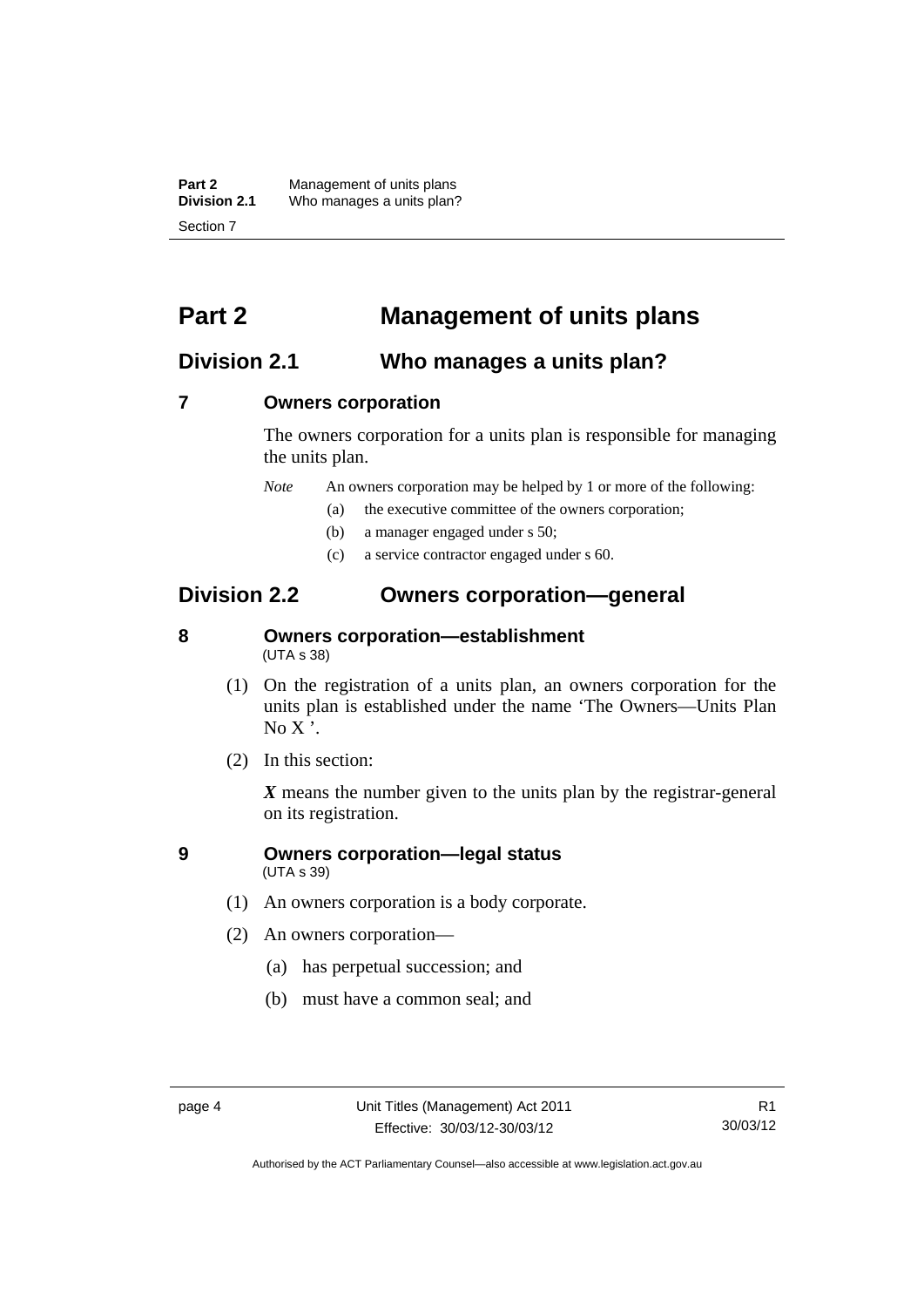# Part 2 Management of units plans

## Division 2.1 Who manages a units plan?

### 7 Owners corporation

The owners corporation for a units plan is responsible for managing the units plan.

*Note* An owners corporation may be helped by 1 or more of the following:

(a) the executive committee of the owners corporation;

(b) a manager engaged under s 50;

(c) a service contractor engaged under s 60.

## Division 2.2 Owners corporation—general

### 8 Owners corporation—establishment
(UTA s 38)

(1) On the registration of a units plan, an owners corporation for the units plan is established under the name 'The Owners—Units Plan No X '.

(2) In this section:

***X*** means the number given to the units plan by the registrar-general on its registration.

### 9 Owners corporation—legal status
(UTA s 39)

(1) An owners corporation is a body corporate.

(2) An owners corporation—

(a) has perpetual succession; and

(b) must have a common seal; and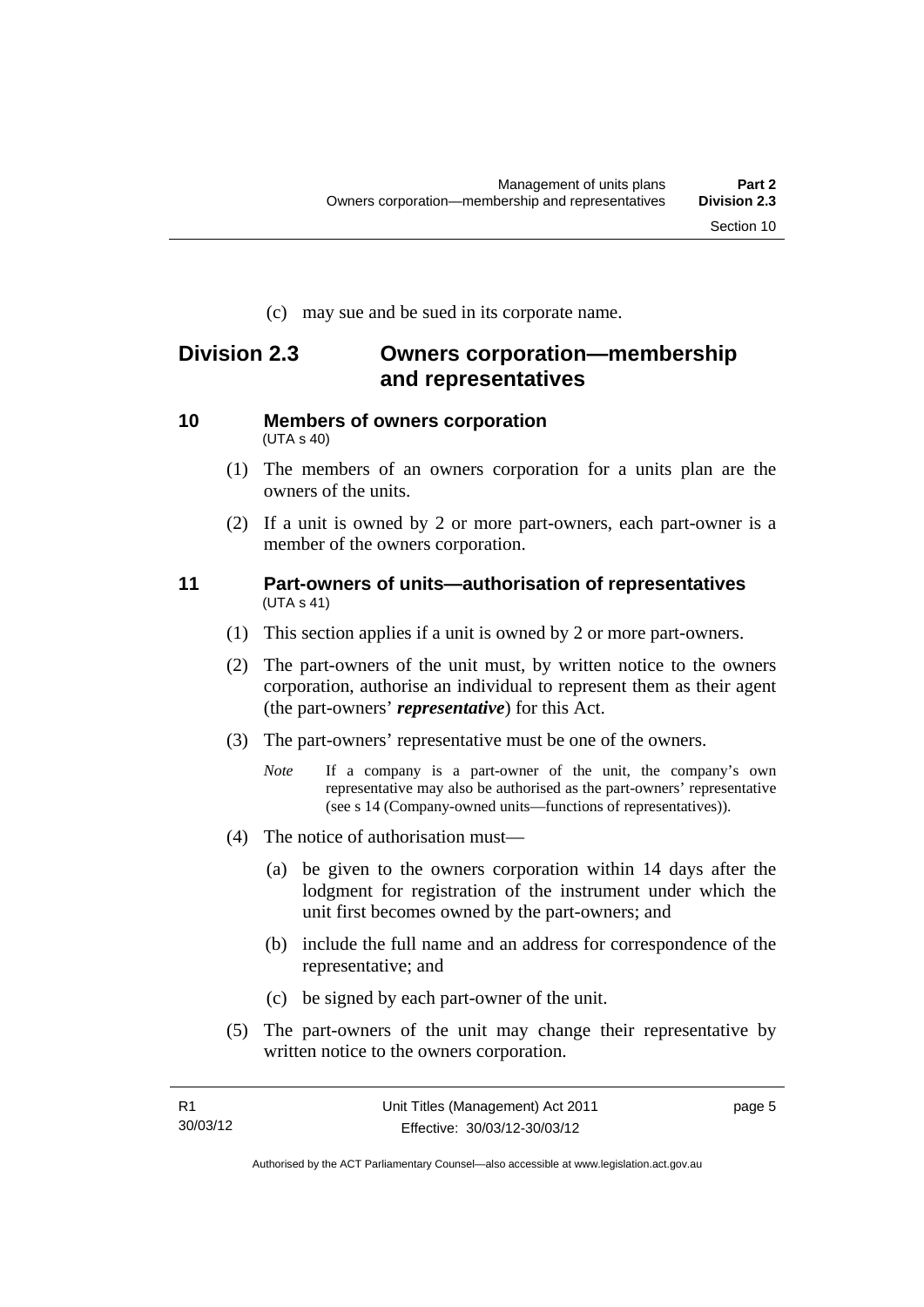(c) may sue and be sued in its corporate name.

## Division 2.3 Owners corporation—membership and representatives

### 10 Members of owners corporation

(UTA s 40)

(1) The members of an owners corporation for a units plan are the owners of the units.

(2) If a unit is owned by 2 or more part-owners, each part-owner is a member of the owners corporation.

### 11 Part-owners of units—authorisation of representatives

(UTA s 41)

(1) This section applies if a unit is owned by 2 or more part-owners.

(2) The part-owners of the unit must, by written notice to the owners corporation, authorise an individual to represent them as their agent (the part-owners' ***representative***) for this Act.

(3) The part-owners' representative must be one of the owners.

*Note* If a company is a part-owner of the unit, the company's own representative may also be authorised as the part-owners' representative (see s 14 (Company-owned units—functions of representatives)).

(4) The notice of authorisation must—

(a) be given to the owners corporation within 14 days after the lodgment for registration of the instrument under which the unit first becomes owned by the part-owners; and

(b) include the full name and an address for correspondence of the representative; and

(c) be signed by each part-owner of the unit.

(5) The part-owners of the unit may change their representative by written notice to the owners corporation.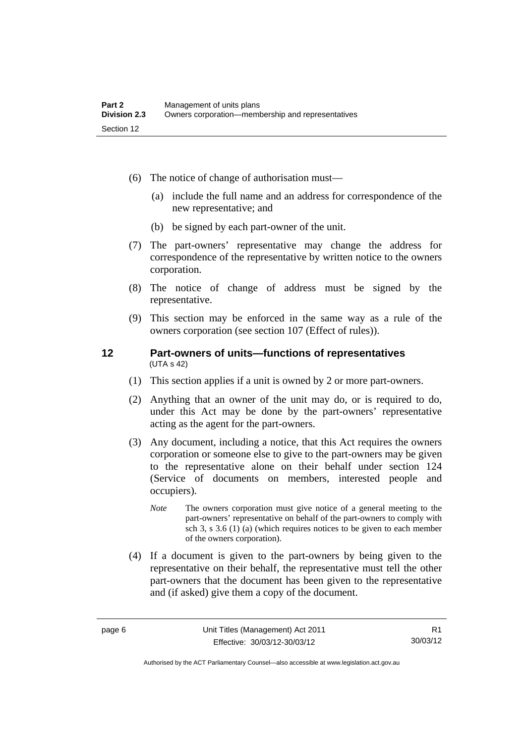(6) The notice of change of authorisation must—

  (a) include the full name and an address for correspondence of the new representative; and

  (b) be signed by each part-owner of the unit.

(7) The part-owners' representative may change the address for correspondence of the representative by written notice to the owners corporation.

(8) The notice of change of address must be signed by the representative.

(9) This section may be enforced in the same way as a rule of the owners corporation (see section 107 (Effect of rules)).

## 12 Part-owners of units—functions of representatives

(UTA s 42)

(1) This section applies if a unit is owned by 2 or more part-owners.

(2) Anything that an owner of the unit may do, or is required to do, under this Act may be done by the part-owners' representative acting as the agent for the part-owners.

(3) Any document, including a notice, that this Act requires the owners corporation or someone else to give to the part-owners may be given to the representative alone on their behalf under section 124 (Service of documents on members, interested people and occupiers).

*Note* The owners corporation must give notice of a general meeting to the part-owners' representative on behalf of the part-owners to comply with sch 3, s 3.6 (1) (a) (which requires notices to be given to each member of the owners corporation).

(4) If a document is given to the part-owners by being given to the representative on their behalf, the representative must tell the other part-owners that the document has been given to the representative and (if asked) give them a copy of the document.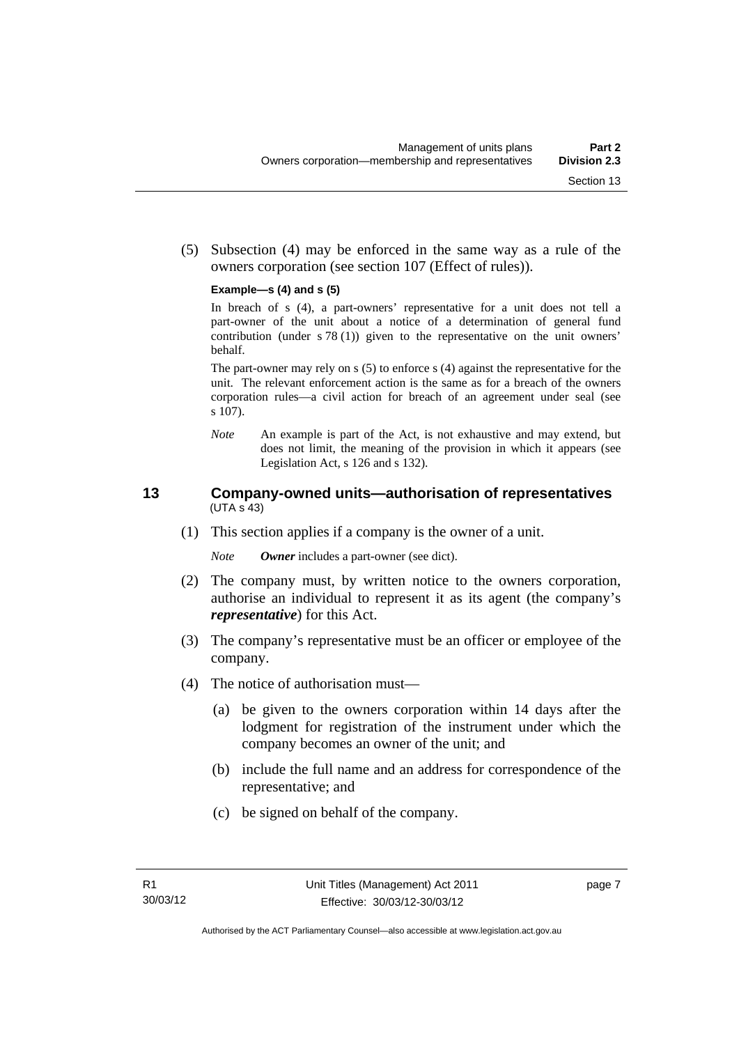(5) Subsection (4) may be enforced in the same way as a rule of the owners corporation (see section 107 (Effect of rules)).

**Example—s (4) and s (5)**

In breach of s (4), a part-owners' representative for a unit does not tell a part-owner of the unit about a notice of a determination of general fund contribution (under s 78 (1)) given to the representative on the unit owners' behalf.

The part-owner may rely on s (5) to enforce s (4) against the representative for the unit. The relevant enforcement action is the same as for a breach of the owners corporation rules—a civil action for breach of an agreement under seal (see s 107).

*Note* An example is part of the Act, is not exhaustive and may extend, but does not limit, the meaning of the provision in which it appears (see Legislation Act, s 126 and s 132).

## 13 Company-owned units—authorisation of representatives
(UTA s 43)

(1) This section applies if a company is the owner of a unit.

*Note* ***Owner*** includes a part-owner (see dict).

(2) The company must, by written notice to the owners corporation, authorise an individual to represent it as its agent (the company's ***representative***) for this Act.

(3) The company's representative must be an officer or employee of the company.

(4) The notice of authorisation must—

(a) be given to the owners corporation within 14 days after the lodgment for registration of the instrument under which the company becomes an owner of the unit; and

(b) include the full name and an address for correspondence of the representative; and

(c) be signed on behalf of the company.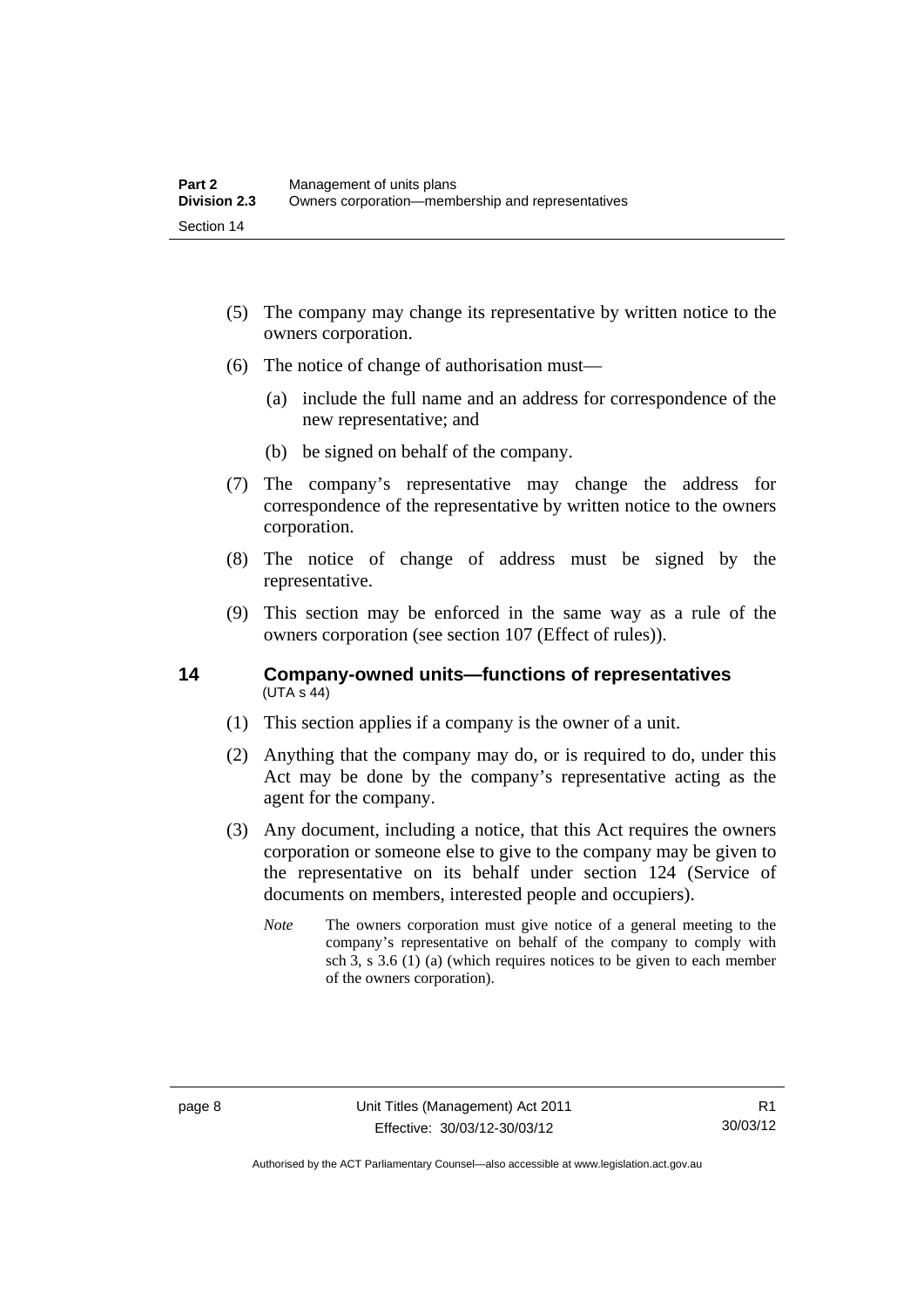(5) The company may change its representative by written notice to the owners corporation.

(6) The notice of change of authorisation must—

(a) include the full name and an address for correspondence of the new representative; and

(b) be signed on behalf of the company.

(7) The company's representative may change the address for correspondence of the representative by written notice to the owners corporation.

(8) The notice of change of address must be signed by the representative.

(9) This section may be enforced in the same way as a rule of the owners corporation (see section 107 (Effect of rules)).

## 14 Company-owned units—functions of representatives

(UTA s 44)

(1) This section applies if a company is the owner of a unit.

(2) Anything that the company may do, or is required to do, under this Act may be done by the company's representative acting as the agent for the company.

(3) Any document, including a notice, that this Act requires the owners corporation or someone else to give to the company may be given to the representative on its behalf under section 124 (Service of documents on members, interested people and occupiers).

*Note* The owners corporation must give notice of a general meeting to the company's representative on behalf of the company to comply with sch 3, s 3.6 (1) (a) (which requires notices to be given to each member of the owners corporation).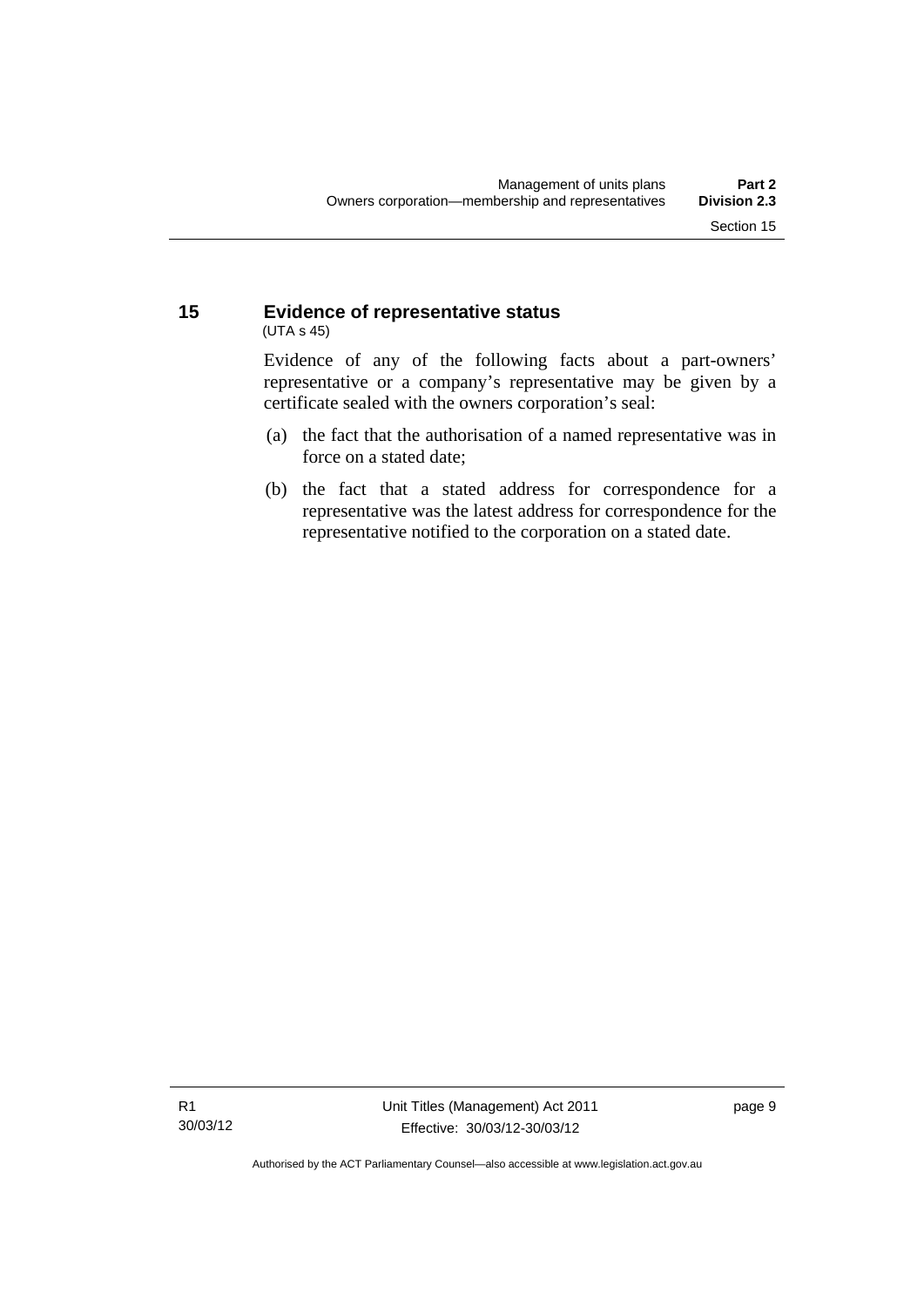## 15 Evidence of representative status

(UTA s 45)

Evidence of any of the following facts about a part-owners' representative or a company's representative may be given by a certificate sealed with the owners corporation's seal:

(a) the fact that the authorisation of a named representative was in force on a stated date;

(b) the fact that a stated address for correspondence for a representative was the latest address for correspondence for the representative notified to the corporation on a stated date.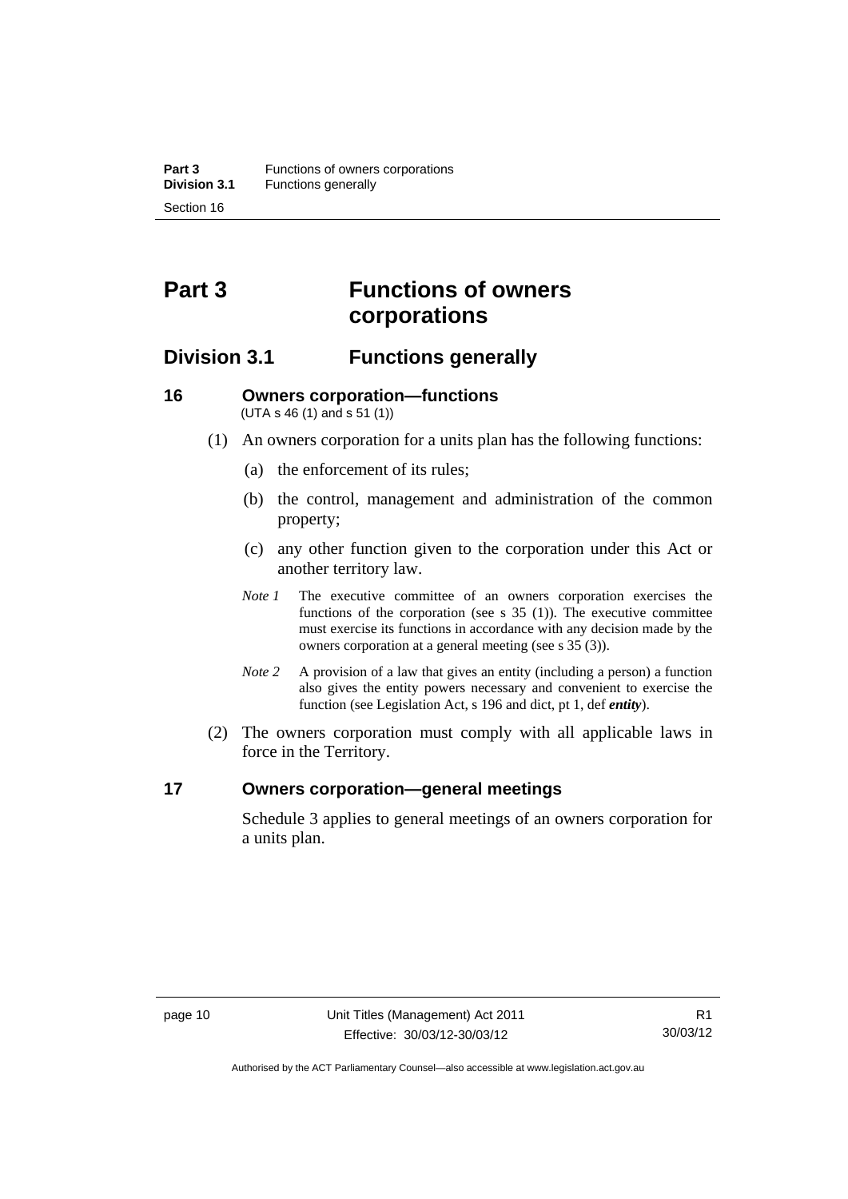# Part 3 Functions of owners corporations

## Division 3.1 Functions generally

### 16 Owners corporation—functions

(UTA s 46 (1) and s 51 (1))

(1) An owners corporation for a units plan has the following functions:

(a) the enforcement of its rules;

(b) the control, management and administration of the common property;

(c) any other function given to the corporation under this Act or another territory law.

*Note 1* The executive committee of an owners corporation exercises the functions of the corporation (see s 35 (1)). The executive committee must exercise its functions in accordance with any decision made by the owners corporation at a general meeting (see s 35 (3)).

*Note 2* A provision of a law that gives an entity (including a person) a function also gives the entity powers necessary and convenient to exercise the function (see Legislation Act, s 196 and dict, pt 1, def ***entity***).

(2) The owners corporation must comply with all applicable laws in force in the Territory.

### 17 Owners corporation—general meetings

Schedule 3 applies to general meetings of an owners corporation for a units plan.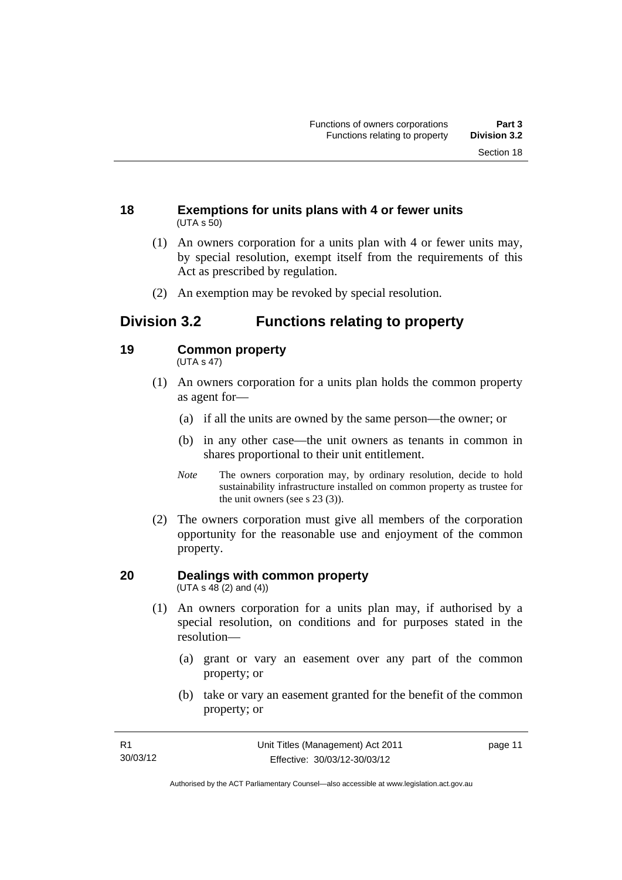### 18 Exemptions for units plans with 4 or fewer units

(UTA s 50)

(1) An owners corporation for a units plan with 4 or fewer units may, by special resolution, exempt itself from the requirements of this Act as prescribed by regulation.

(2) An exemption may be revoked by special resolution.

## Division 3.2 Functions relating to property

### 19 Common property

(UTA s 47)

(1) An owners corporation for a units plan holds the common property as agent for—

(a) if all the units are owned by the same person—the owner; or

(b) in any other case—the unit owners as tenants in common in shares proportional to their unit entitlement.

*Note* The owners corporation may, by ordinary resolution, decide to hold sustainability infrastructure installed on common property as trustee for the unit owners (see s 23 (3)).

(2) The owners corporation must give all members of the corporation opportunity for the reasonable use and enjoyment of the common property.

### 20 Dealings with common property

(UTA s 48 (2) and (4))

(1) An owners corporation for a units plan may, if authorised by a special resolution, on conditions and for purposes stated in the resolution—

(a) grant or vary an easement over any part of the common property; or

(b) take or vary an easement granted for the benefit of the common property; or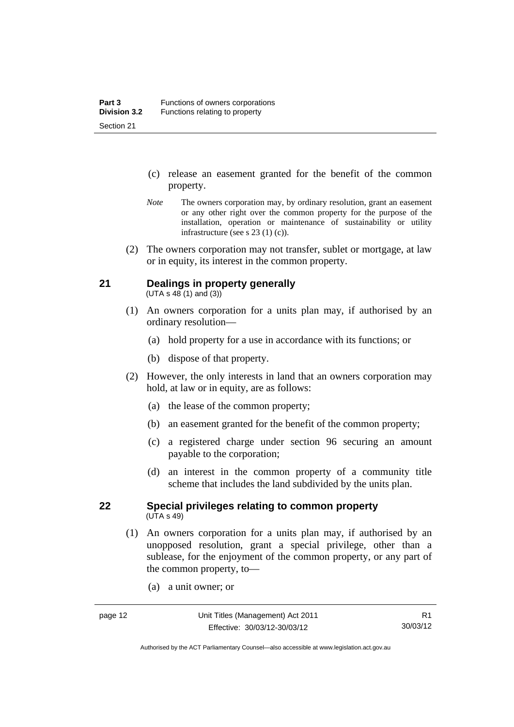(c) release an easement granted for the benefit of the common property.

*Note* The owners corporation may, by ordinary resolution, grant an easement or any other right over the common property for the purpose of the installation, operation or maintenance of sustainability or utility infrastructure (see s 23 (1) (c)).

(2) The owners corporation may not transfer, sublet or mortgage, at law or in equity, its interest in the common property.

## 21 Dealings in property generally

(UTA s 48 (1) and (3))

(1) An owners corporation for a units plan may, if authorised by an ordinary resolution—

(a) hold property for a use in accordance with its functions; or

(b) dispose of that property.

(2) However, the only interests in land that an owners corporation may hold, at law or in equity, are as follows:

(a) the lease of the common property;

(b) an easement granted for the benefit of the common property;

(c) a registered charge under section 96 securing an amount payable to the corporation;

(d) an interest in the common property of a community title scheme that includes the land subdivided by the units plan.

## 22 Special privileges relating to common property

(UTA s 49)

(1) An owners corporation for a units plan may, if authorised by an unopposed resolution, grant a special privilege, other than a sublease, for the enjoyment of the common property, or any part of the common property, to—

(a) a unit owner; or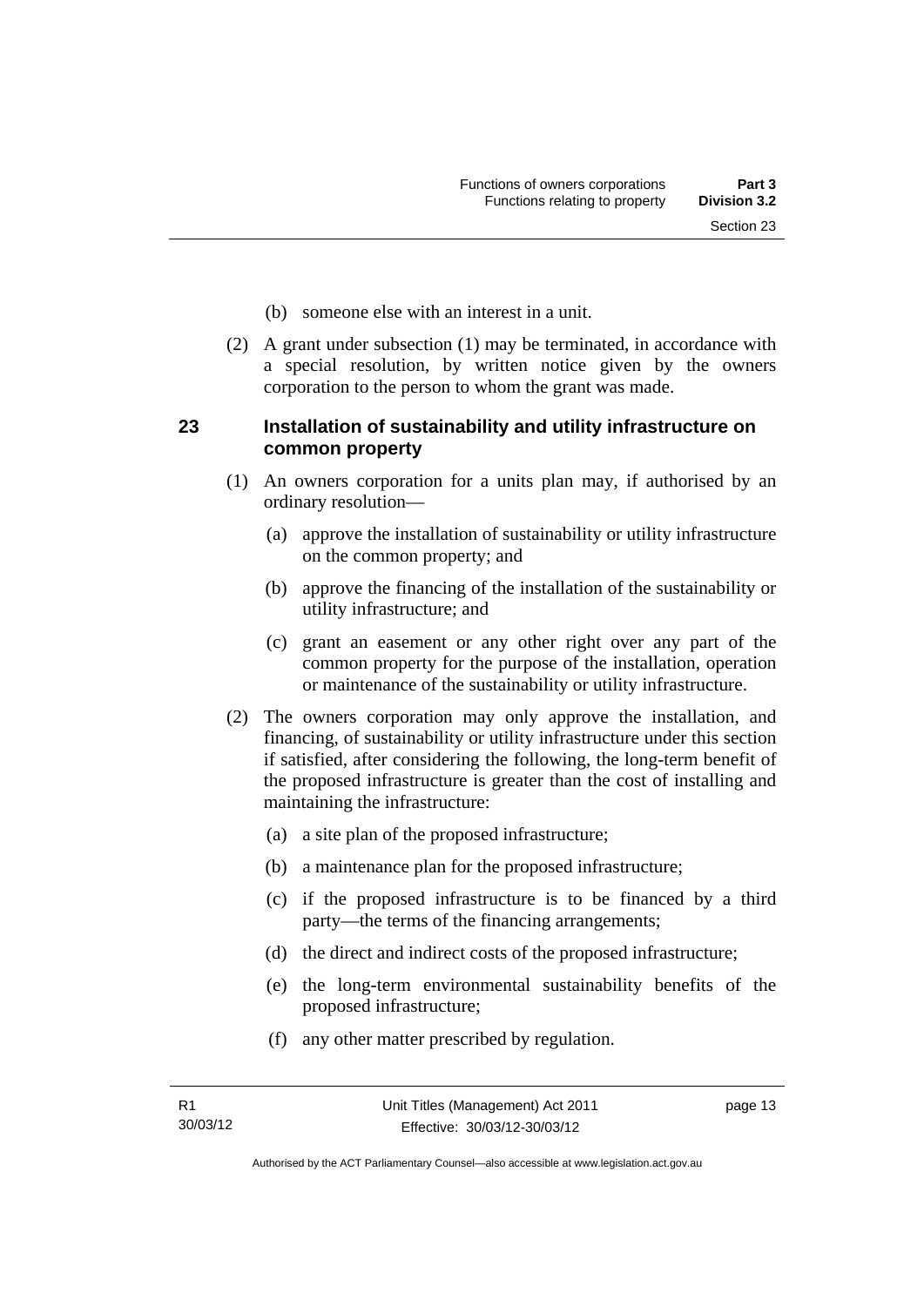(b) someone else with an interest in a unit.

(2) A grant under subsection (1) may be terminated, in accordance with a special resolution, by written notice given by the owners corporation to the person to whom the grant was made.

## 23 Installation of sustainability and utility infrastructure on common property

(1) An owners corporation for a units plan may, if authorised by an ordinary resolution—

(a) approve the installation of sustainability or utility infrastructure on the common property; and

(b) approve the financing of the installation of the sustainability or utility infrastructure; and

(c) grant an easement or any other right over any part of the common property for the purpose of the installation, operation or maintenance of the sustainability or utility infrastructure.

(2) The owners corporation may only approve the installation, and financing, of sustainability or utility infrastructure under this section if satisfied, after considering the following, the long-term benefit of the proposed infrastructure is greater than the cost of installing and maintaining the infrastructure:

(a) a site plan of the proposed infrastructure;

(b) a maintenance plan for the proposed infrastructure;

(c) if the proposed infrastructure is to be financed by a third party—the terms of the financing arrangements;

(d) the direct and indirect costs of the proposed infrastructure;

(e) the long-term environmental sustainability benefits of the proposed infrastructure;

(f) any other matter prescribed by regulation.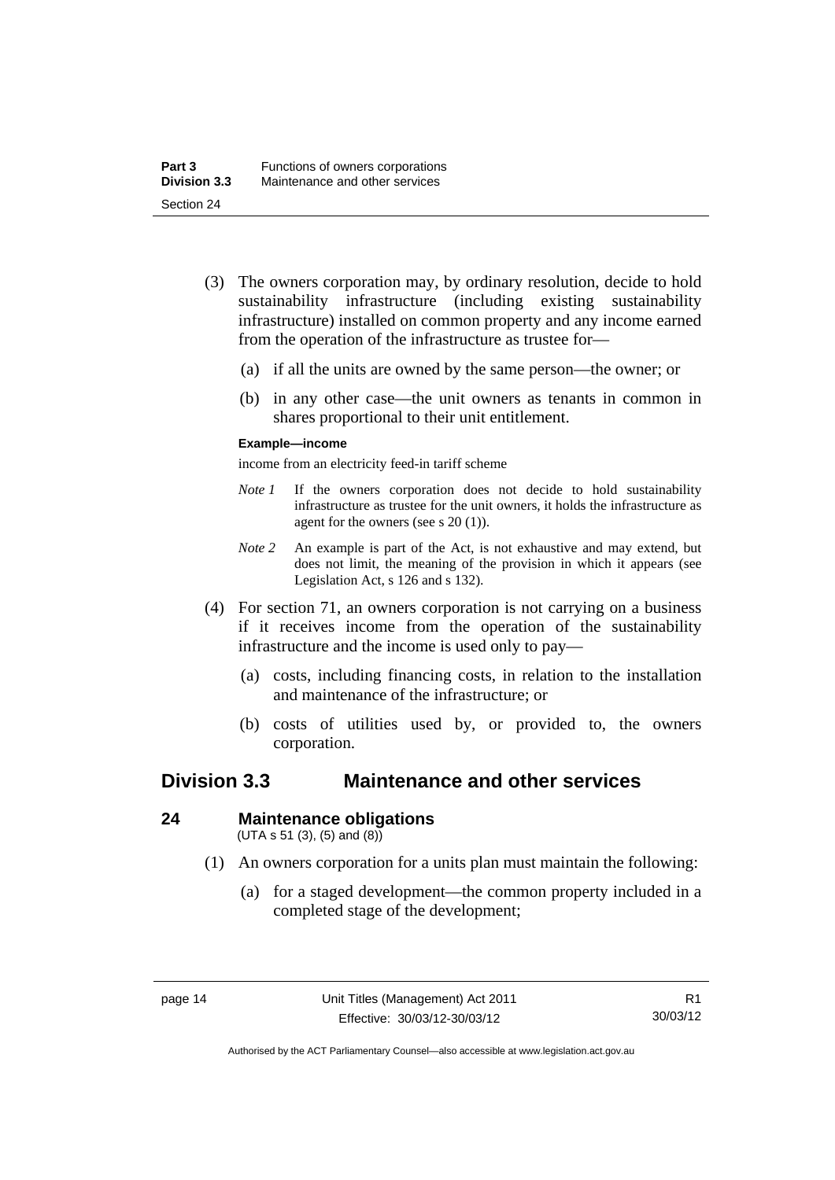(3) The owners corporation may, by ordinary resolution, decide to hold sustainability infrastructure (including existing sustainability infrastructure) installed on common property and any income earned from the operation of the infrastructure as trustee for—

(a) if all the units are owned by the same person—the owner; or

(b) in any other case—the unit owners as tenants in common in shares proportional to their unit entitlement.

**Example—income**

income from an electricity feed-in tariff scheme

*Note 1* If the owners corporation does not decide to hold sustainability infrastructure as trustee for the unit owners, it holds the infrastructure as agent for the owners (see s 20 (1)).

*Note 2* An example is part of the Act, is not exhaustive and may extend, but does not limit, the meaning of the provision in which it appears (see Legislation Act, s 126 and s 132).

(4) For section 71, an owners corporation is not carrying on a business if it receives income from the operation of the sustainability infrastructure and the income is used only to pay—

(a) costs, including financing costs, in relation to the installation and maintenance of the infrastructure; or

(b) costs of utilities used by, or provided to, the owners corporation.

## Division 3.3 Maintenance and other services

### 24 Maintenance obligations

(UTA s 51 (3), (5) and (8))

(1) An owners corporation for a units plan must maintain the following:

(a) for a staged development—the common property included in a completed stage of the development;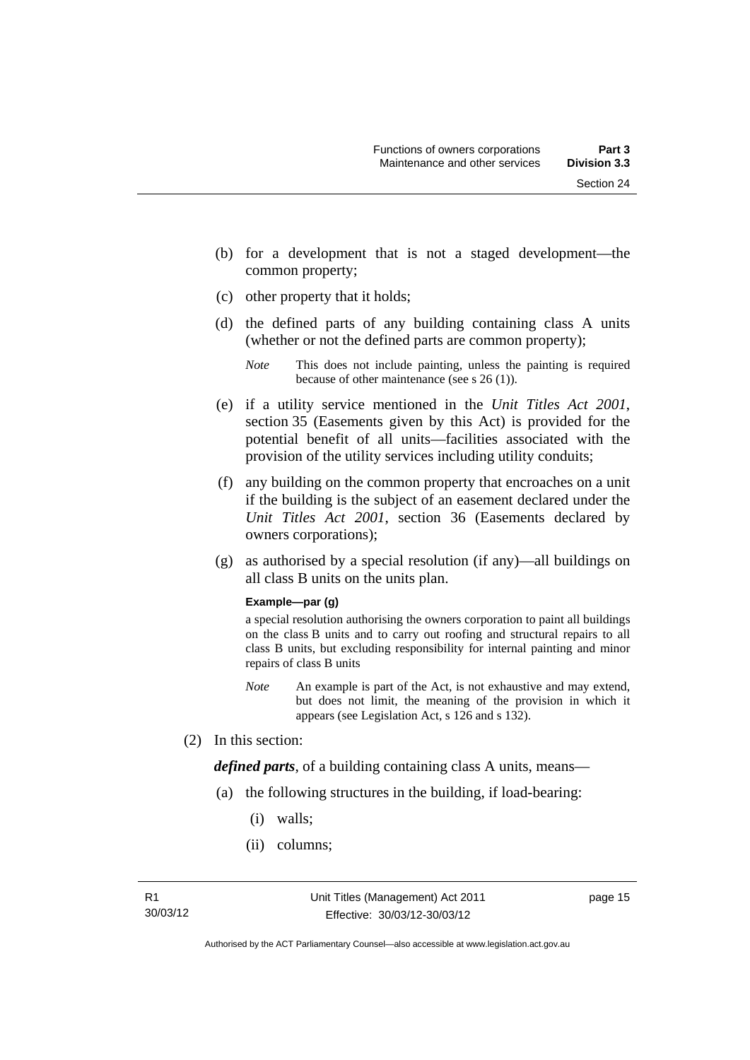(b) for a development that is not a staged development—the common property;

(c) other property that it holds;

(d) the defined parts of any building containing class A units (whether or not the defined parts are common property);

*Note* This does not include painting, unless the painting is required because of other maintenance (see s 26 (1)).

(e) if a utility service mentioned in the *Unit Titles Act 2001*, section 35 (Easements given by this Act) is provided for the potential benefit of all units—facilities associated with the provision of the utility services including utility conduits;

(f) any building on the common property that encroaches on a unit if the building is the subject of an easement declared under the *Unit Titles Act 2001*, section 36 (Easements declared by owners corporations);

(g) as authorised by a special resolution (if any)—all buildings on all class B units on the units plan.

**Example—par (g)**

a special resolution authorising the owners corporation to paint all buildings on the class B units and to carry out roofing and structural repairs to all class B units, but excluding responsibility for internal painting and minor repairs of class B units

*Note* An example is part of the Act, is not exhaustive and may extend, but does not limit, the meaning of the provision in which it appears (see Legislation Act, s 126 and s 132).

(2) In this section:

***defined parts***, of a building containing class A units, means—

(a) the following structures in the building, if load-bearing:

(i) walls;

(ii) columns;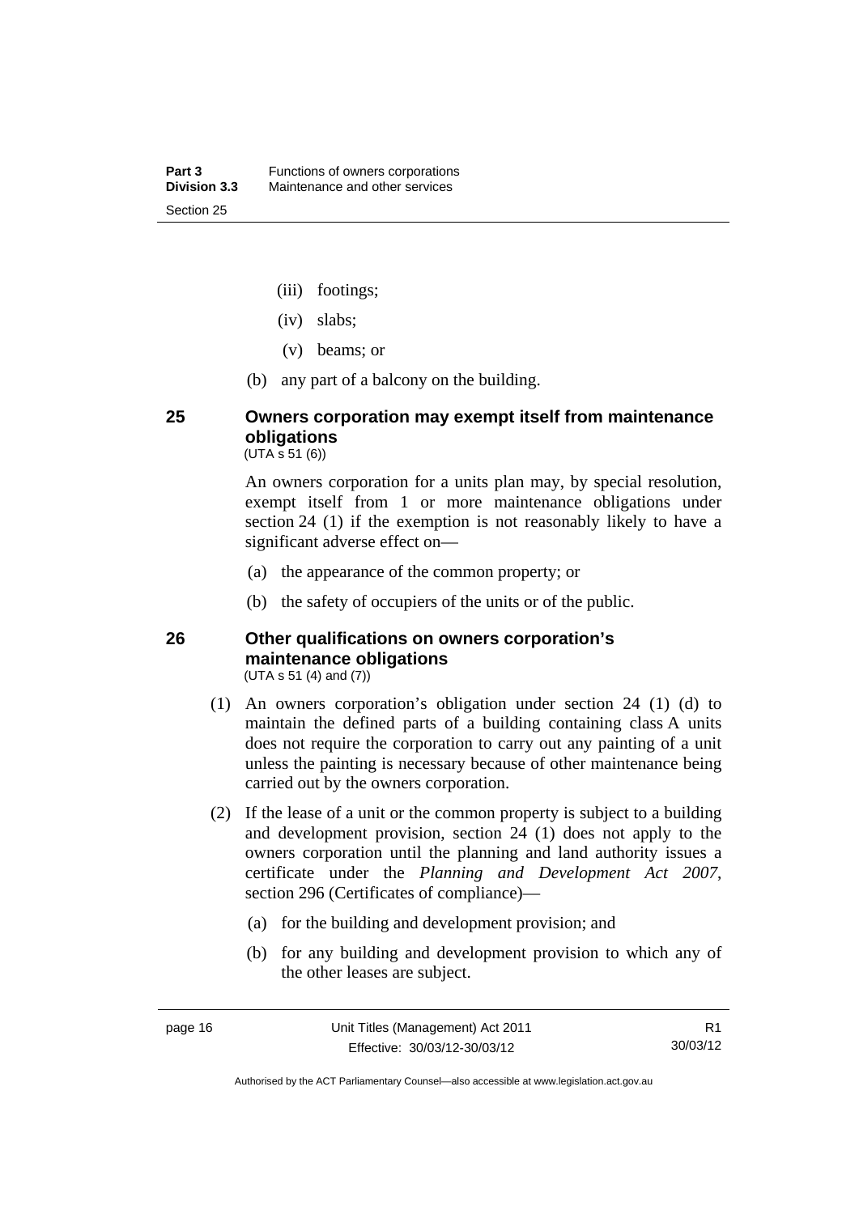(iii) footings;

(iv) slabs;

(v) beams; or

(b) any part of a balcony on the building.

## 25 Owners corporation may exempt itself from maintenance obligations

(UTA s 51 (6))

An owners corporation for a units plan may, by special resolution, exempt itself from 1 or more maintenance obligations under section 24 (1) if the exemption is not reasonably likely to have a significant adverse effect on—

(a) the appearance of the common property; or

(b) the safety of occupiers of the units or of the public.

## 26 Other qualifications on owners corporation's maintenance obligations

(UTA s 51 (4) and (7))

(1) An owners corporation's obligation under section 24 (1) (d) to maintain the defined parts of a building containing class A units does not require the corporation to carry out any painting of a unit unless the painting is necessary because of other maintenance being carried out by the owners corporation.

(2) If the lease of a unit or the common property is subject to a building and development provision, section 24 (1) does not apply to the owners corporation until the planning and land authority issues a certificate under the *Planning and Development Act 2007*, section 296 (Certificates of compliance)—

(a) for the building and development provision; and

(b) for any building and development provision to which any of the other leases are subject.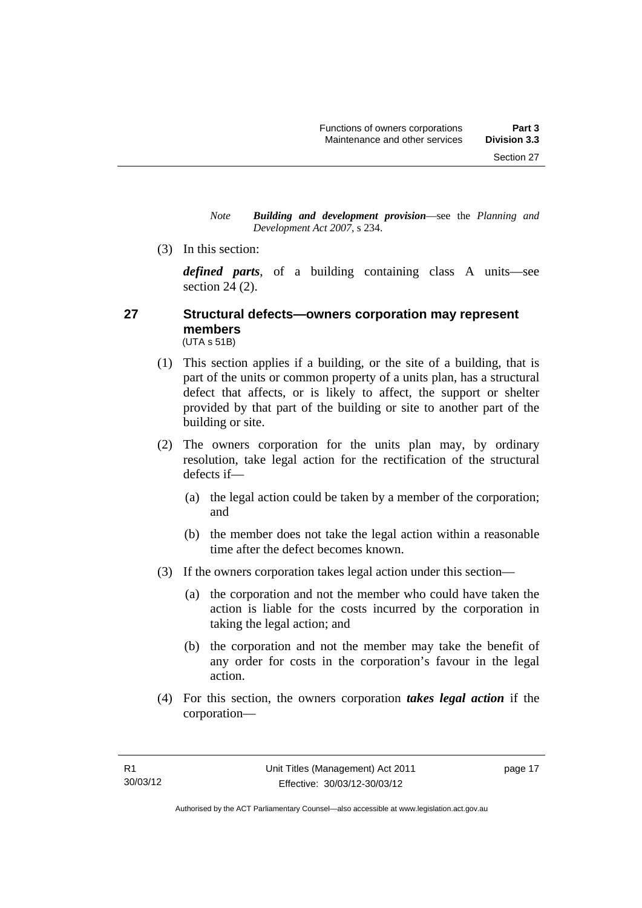*Note* ***Building and development provision***—see the *Planning and Development Act 2007*, s 234.

(3) In this section:

***defined parts***, of a building containing class A units—see section 24 (2).

## 27 Structural defects—owners corporation may represent members

(UTA s 51B)

(1) This section applies if a building, or the site of a building, that is part of the units or common property of a units plan, has a structural defect that affects, or is likely to affect, the support or shelter provided by that part of the building or site to another part of the building or site.

(2) The owners corporation for the units plan may, by ordinary resolution, take legal action for the rectification of the structural defects if—

(a) the legal action could be taken by a member of the corporation; and

(b) the member does not take the legal action within a reasonable time after the defect becomes known.

(3) If the owners corporation takes legal action under this section—

(a) the corporation and not the member who could have taken the action is liable for the costs incurred by the corporation in taking the legal action; and

(b) the corporation and not the member may take the benefit of any order for costs in the corporation's favour in the legal action.

(4) For this section, the owners corporation ***takes legal action*** if the corporation—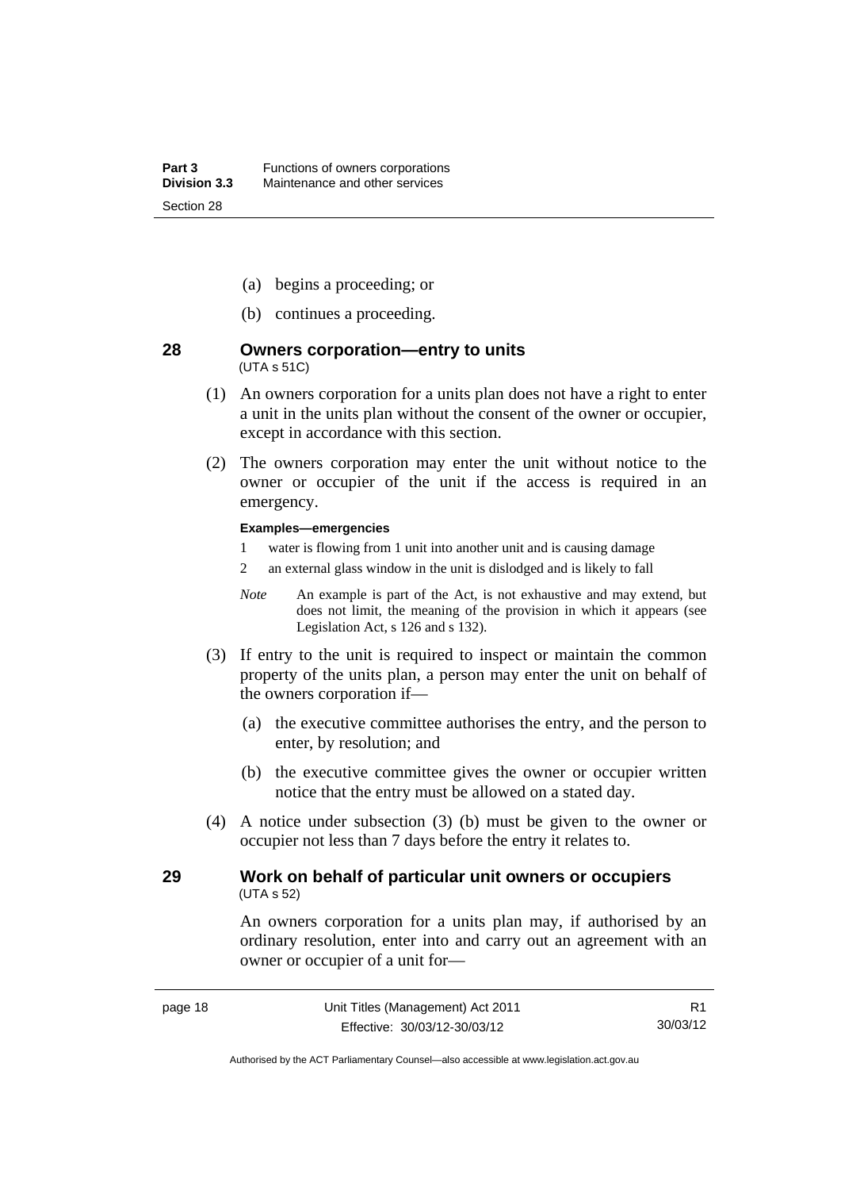(a) begins a proceeding; or

(b) continues a proceeding.

## 28 Owners corporation—entry to units

(UTA s 51C)

(1) An owners corporation for a units plan does not have a right to enter a unit in the units plan without the consent of the owner or occupier, except in accordance with this section.

(2) The owners corporation may enter the unit without notice to the owner or occupier of the unit if the access is required in an emergency.

**Examples—emergencies**

1 water is flowing from 1 unit into another unit and is causing damage

2 an external glass window in the unit is dislodged and is likely to fall

*Note* An example is part of the Act, is not exhaustive and may extend, but does not limit, the meaning of the provision in which it appears (see Legislation Act, s 126 and s 132).

(3) If entry to the unit is required to inspect or maintain the common property of the units plan, a person may enter the unit on behalf of the owners corporation if—

(a) the executive committee authorises the entry, and the person to enter, by resolution; and

(b) the executive committee gives the owner or occupier written notice that the entry must be allowed on a stated day.

(4) A notice under subsection (3) (b) must be given to the owner or occupier not less than 7 days before the entry it relates to.

## 29 Work on behalf of particular unit owners or occupiers

(UTA s 52)

An owners corporation for a units plan may, if authorised by an ordinary resolution, enter into and carry out an agreement with an owner or occupier of a unit for—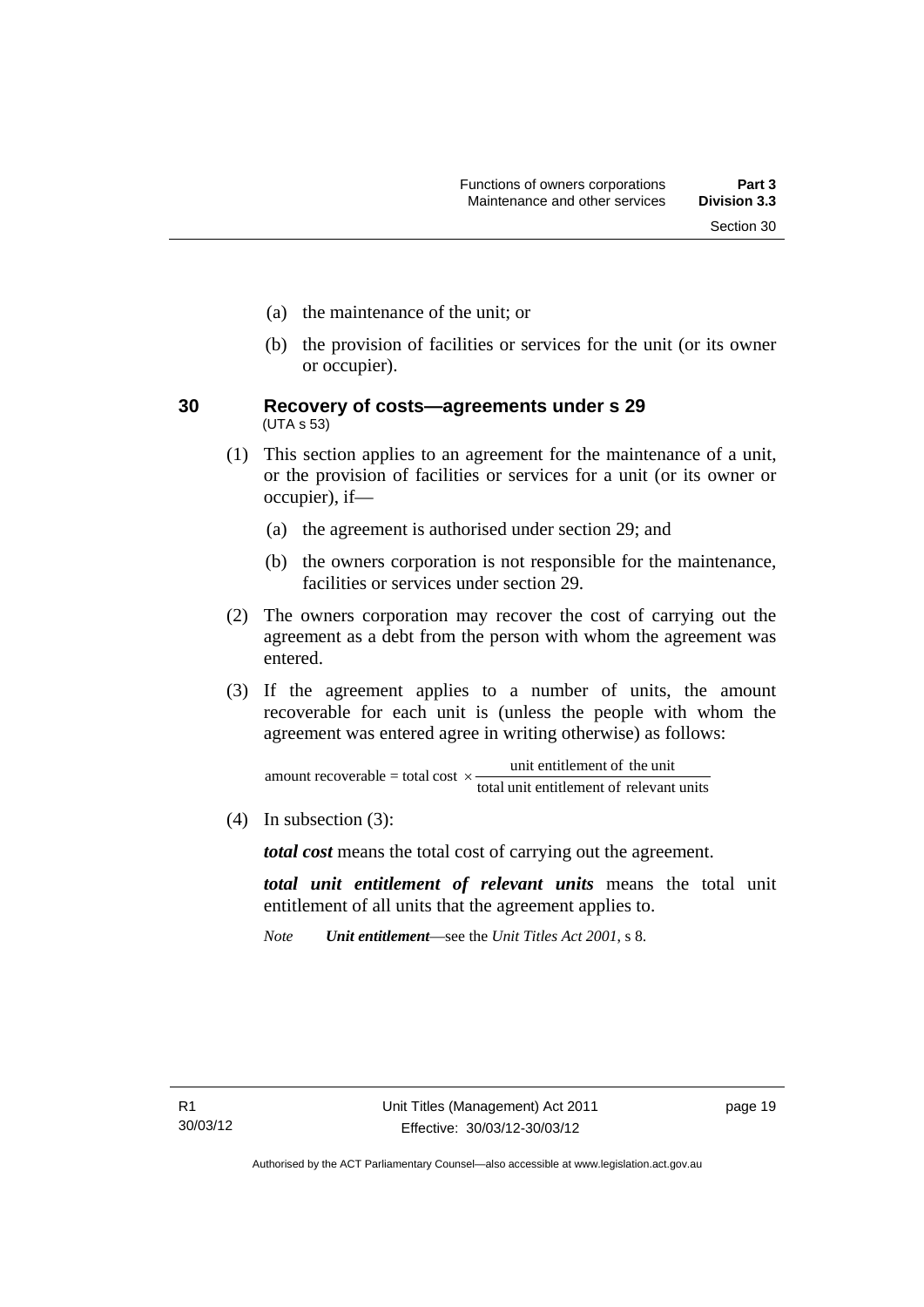(a) the maintenance of the unit; or

(b) the provision of facilities or services for the unit (or its owner or occupier).

### 30 Recovery of costs—agreements under s 29

(UTA s 53)

(1) This section applies to an agreement for the maintenance of a unit, or the provision of facilities or services for a unit (or its owner or occupier), if—

(a) the agreement is authorised under section 29; and

(b) the owners corporation is not responsible for the maintenance, facilities or services under section 29.

(2) The owners corporation may recover the cost of carrying out the agreement as a debt from the person with whom the agreement was entered.

(3) If the agreement applies to a number of units, the amount recoverable for each unit is (unless the people with whom the agreement was entered agree in writing otherwise) as follows:

$$\text{amount recoverable} = \text{total cost} \times \frac{\text{unit entitlement of the unit}}{\text{total unit entitlement of relevant units}}$$

(4) In subsection (3):

***total cost*** means the total cost of carrying out the agreement.

***total unit entitlement of relevant units*** means the total unit entitlement of all units that the agreement applies to.

*Note* ***Unit entitlement***—see the *Unit Titles Act 2001*, s 8.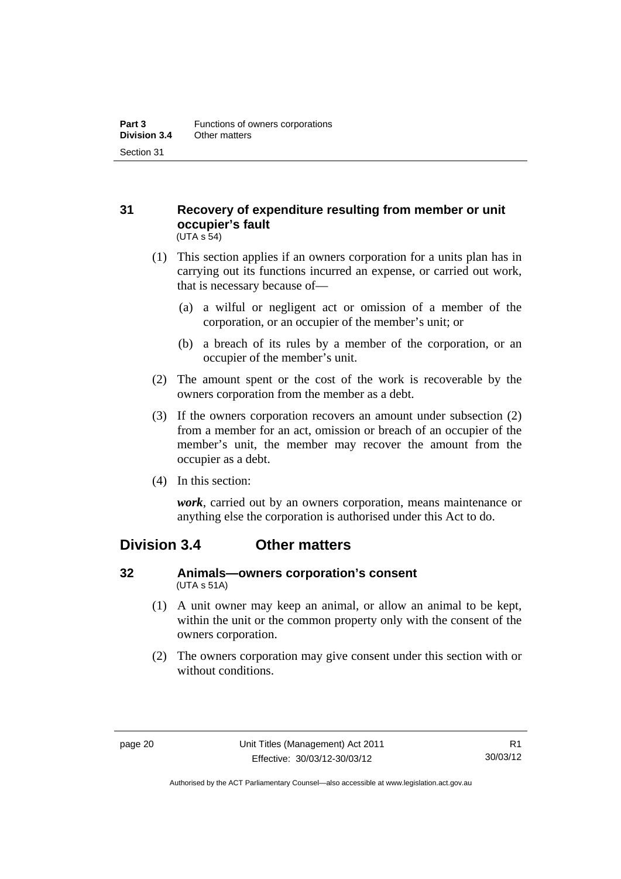### 31 Recovery of expenditure resulting from member or unit occupier's fault

(UTA s 54)

(1) This section applies if an owners corporation for a units plan has in carrying out its functions incurred an expense, or carried out work, that is necessary because of—

(a) a wilful or negligent act or omission of a member of the corporation, or an occupier of the member's unit; or

(b) a breach of its rules by a member of the corporation, or an occupier of the member's unit.

(2) The amount spent or the cost of the work is recoverable by the owners corporation from the member as a debt.

(3) If the owners corporation recovers an amount under subsection (2) from a member for an act, omission or breach of an occupier of the member's unit, the member may recover the amount from the occupier as a debt.

(4) In this section:

***work***, carried out by an owners corporation, means maintenance or anything else the corporation is authorised under this Act to do.

## Division 3.4 Other matters

### 32 Animals—owners corporation's consent

(UTA s 51A)

(1) A unit owner may keep an animal, or allow an animal to be kept, within the unit or the common property only with the consent of the owners corporation.

(2) The owners corporation may give consent under this section with or without conditions.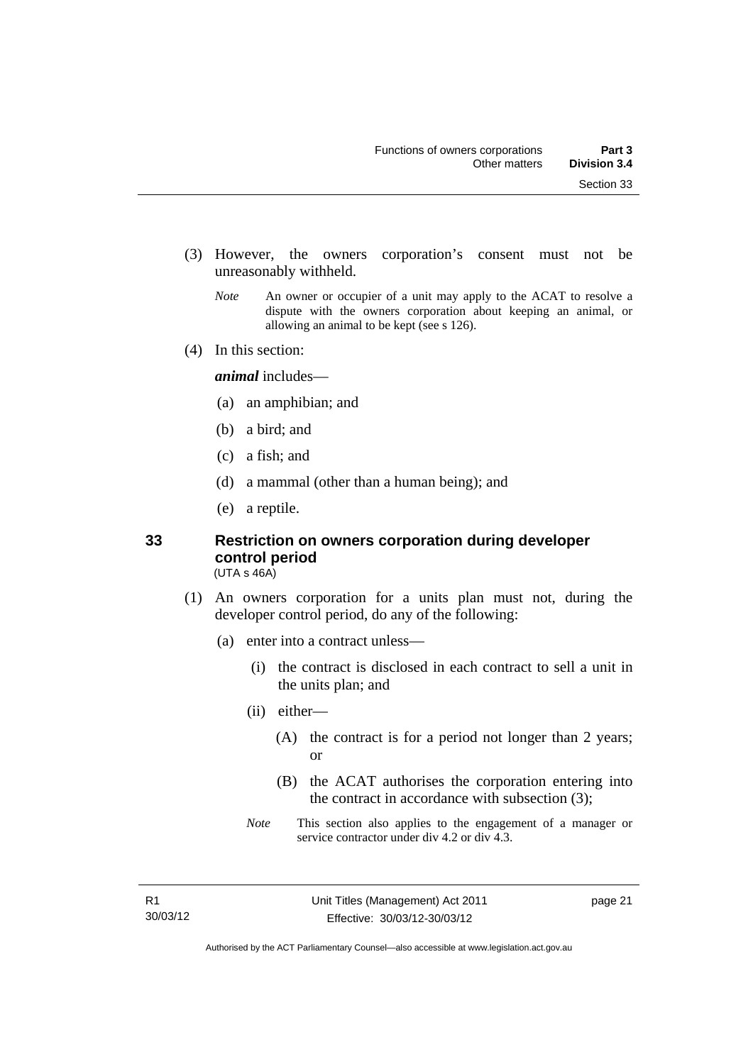(3) However, the owners corporation's consent must not be unreasonably withheld.

*Note* An owner or occupier of a unit may apply to the ACAT to resolve a dispute with the owners corporation about keeping an animal, or allowing an animal to be kept (see s 126).

(4) In this section:

***animal*** includes—

(a) an amphibian; and

(b) a bird; and

(c) a fish; and

(d) a mammal (other than a human being); and

(e) a reptile.

## 33 Restriction on owners corporation during developer control period

(UTA s 46A)

(1) An owners corporation for a units plan must not, during the developer control period, do any of the following:

(a) enter into a contract unless—

(i) the contract is disclosed in each contract to sell a unit in the units plan; and

(ii) either—

(A) the contract is for a period not longer than 2 years; or

(B) the ACAT authorises the corporation entering into the contract in accordance with subsection (3);

*Note* This section also applies to the engagement of a manager or service contractor under div 4.2 or div 4.3.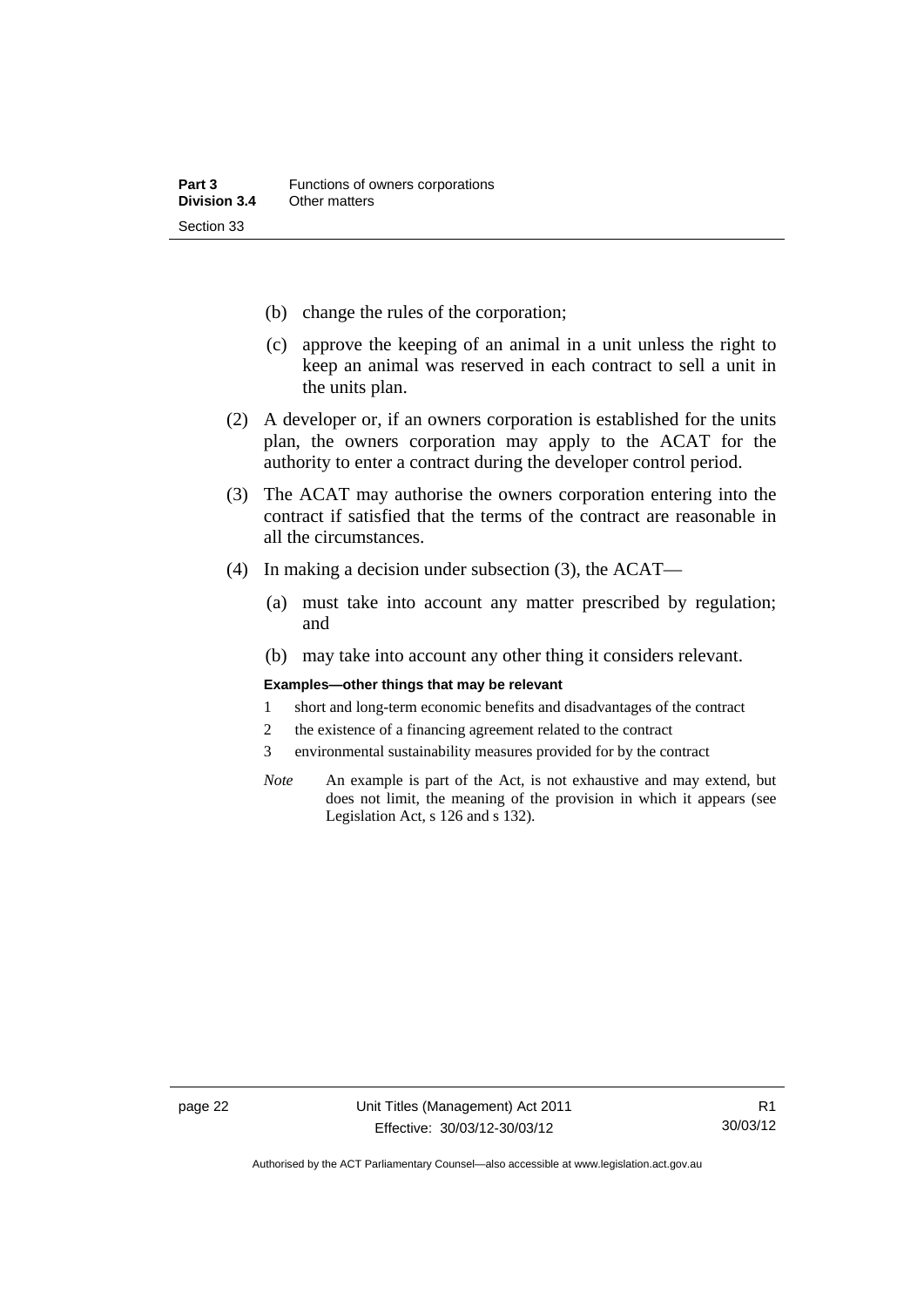(b) change the rules of the corporation;

(c) approve the keeping of an animal in a unit unless the right to keep an animal was reserved in each contract to sell a unit in the units plan.

(2) A developer or, if an owners corporation is established for the units plan, the owners corporation may apply to the ACAT for the authority to enter a contract during the developer control period.

(3) The ACAT may authorise the owners corporation entering into the contract if satisfied that the terms of the contract are reasonable in all the circumstances.

(4) In making a decision under subsection (3), the ACAT—

(a) must take into account any matter prescribed by regulation; and

(b) may take into account any other thing it considers relevant.

**Examples—other things that may be relevant**

1 short and long-term economic benefits and disadvantages of the contract

2 the existence of a financing agreement related to the contract

3 environmental sustainability measures provided for by the contract

*Note* An example is part of the Act, is not exhaustive and may extend, but does not limit, the meaning of the provision in which it appears (see Legislation Act, s 126 and s 132).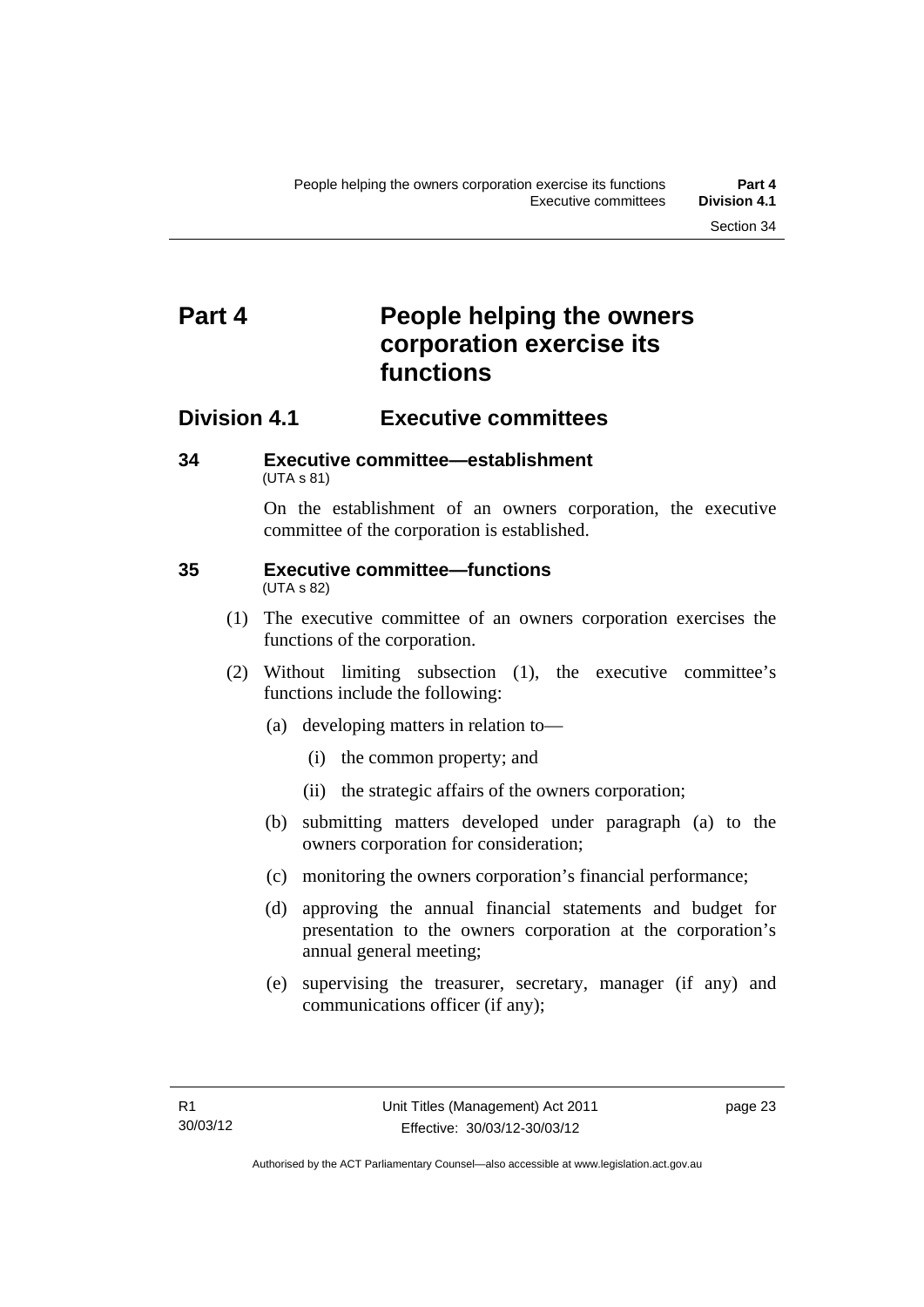# Part 4 People helping the owners corporation exercise its functions

## Division 4.1 Executive committees

### 34 Executive committee—establishment

(UTA s 81)

On the establishment of an owners corporation, the executive committee of the corporation is established.

### 35 Executive committee—functions

(UTA s 82)

(1) The executive committee of an owners corporation exercises the functions of the corporation.

(2) Without limiting subsection (1), the executive committee's functions include the following:

- (a) developing matters in relation to—
  - (i) the common property; and
  - (ii) the strategic affairs of the owners corporation;
- (b) submitting matters developed under paragraph (a) to the owners corporation for consideration;
- (c) monitoring the owners corporation's financial performance;
- (d) approving the annual financial statements and budget for presentation to the owners corporation at the corporation's annual general meeting;
- (e) supervising the treasurer, secretary, manager (if any) and communications officer (if any);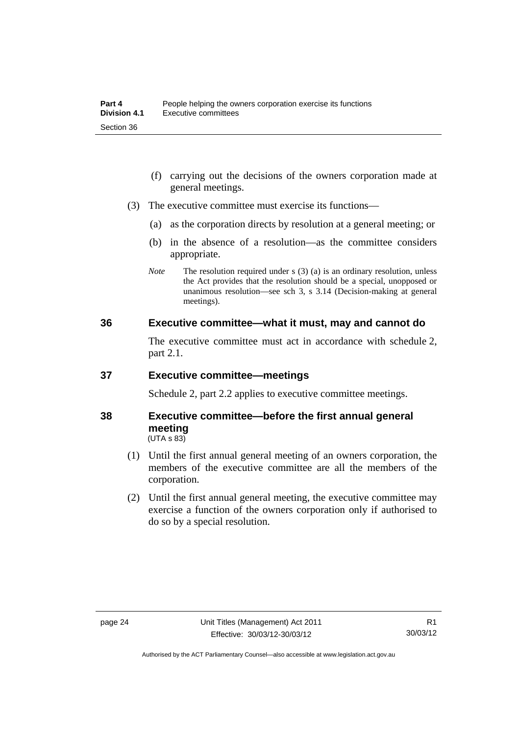(f) carrying out the decisions of the owners corporation made at general meetings.

(3) The executive committee must exercise its functions—

(a) as the corporation directs by resolution at a general meeting; or

(b) in the absence of a resolution—as the committee considers appropriate.

*Note* The resolution required under s (3) (a) is an ordinary resolution, unless the Act provides that the resolution should be a special, unopposed or unanimous resolution—see sch 3, s 3.14 (Decision-making at general meetings).

## 36 Executive committee—what it must, may and cannot do

The executive committee must act in accordance with schedule 2, part 2.1.

## 37 Executive committee—meetings

Schedule 2, part 2.2 applies to executive committee meetings.

## 38 Executive committee—before the first annual general meeting

(UTA s 83)

(1) Until the first annual general meeting of an owners corporation, the members of the executive committee are all the members of the corporation.

(2) Until the first annual general meeting, the executive committee may exercise a function of the owners corporation only if authorised to do so by a special resolution.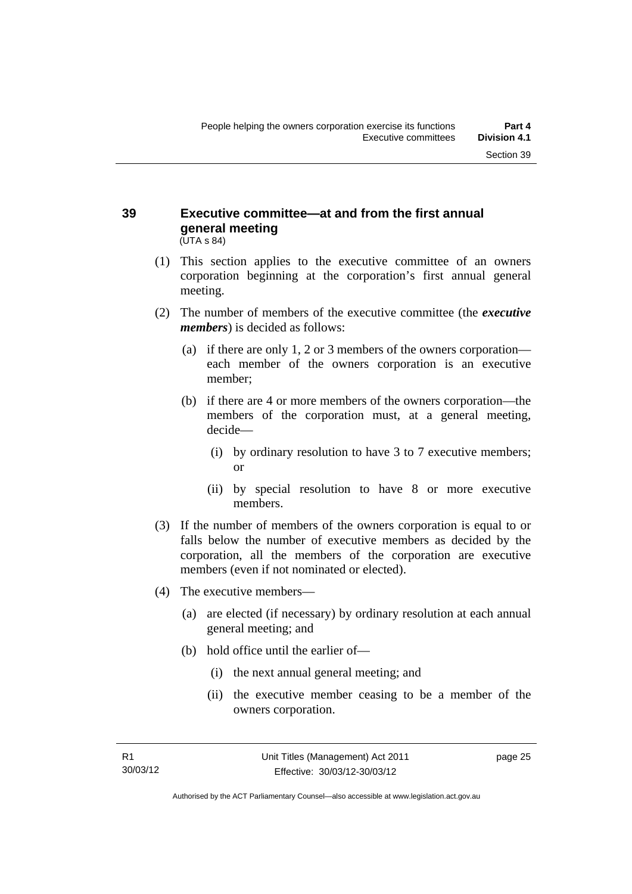## 39 Executive committee—at and from the first annual general meeting

(UTA s 84)

(1) This section applies to the executive committee of an owners corporation beginning at the corporation's first annual general meeting.

(2) The number of members of the executive committee (the ***executive members***) is decided as follows:

  (a) if there are only 1, 2 or 3 members of the owners corporation—each member of the owners corporation is an executive member;

  (b) if there are 4 or more members of the owners corporation—the members of the corporation must, at a general meeting, decide—

    (i) by ordinary resolution to have 3 to 7 executive members; or

    (ii) by special resolution to have 8 or more executive members.

(3) If the number of members of the owners corporation is equal to or falls below the number of executive members as decided by the corporation, all the members of the corporation are executive members (even if not nominated or elected).

(4) The executive members—

  (a) are elected (if necessary) by ordinary resolution at each annual general meeting; and

  (b) hold office until the earlier of—

    (i) the next annual general meeting; and

    (ii) the executive member ceasing to be a member of the owners corporation.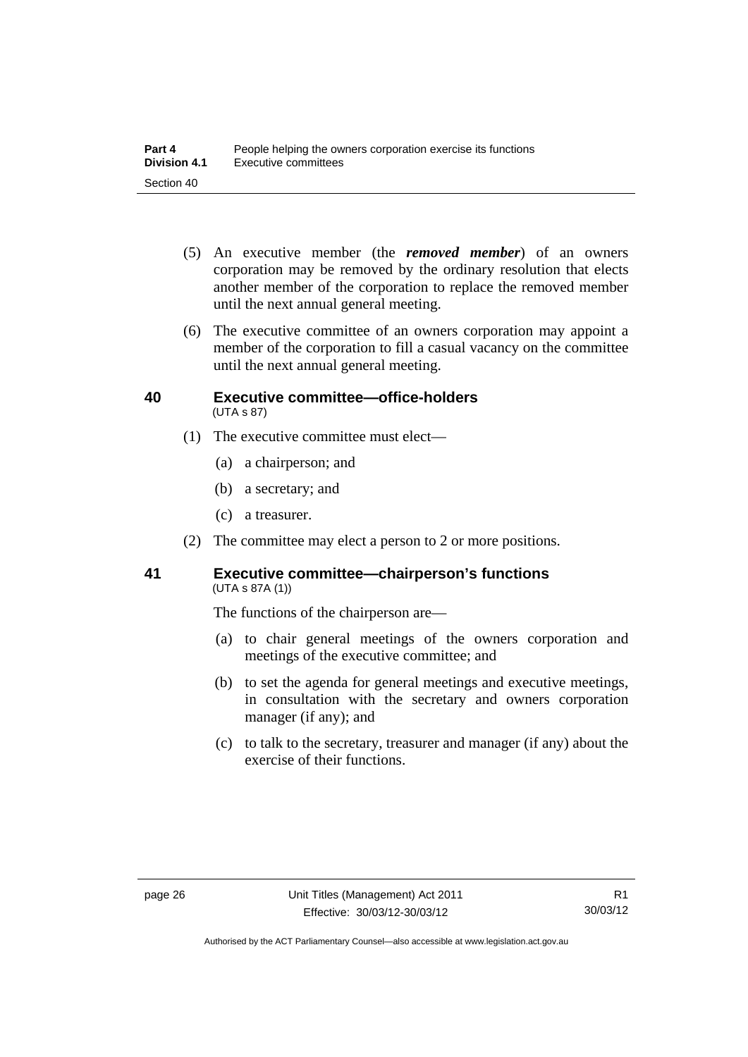(5) An executive member (the ***removed member***) of an owners corporation may be removed by the ordinary resolution that elects another member of the corporation to replace the removed member until the next annual general meeting.

(6) The executive committee of an owners corporation may appoint a member of the corporation to fill a casual vacancy on the committee until the next annual general meeting.

## 40 Executive committee—office-holders

(UTA s 87)

(1) The executive committee must elect—

(a) a chairperson; and

(b) a secretary; and

(c) a treasurer.

(2) The committee may elect a person to 2 or more positions.

## 41 Executive committee—chairperson's functions

(UTA s 87A (1))

The functions of the chairperson are—

(a) to chair general meetings of the owners corporation and meetings of the executive committee; and

(b) to set the agenda for general meetings and executive meetings, in consultation with the secretary and owners corporation manager (if any); and

(c) to talk to the secretary, treasurer and manager (if any) about the exercise of their functions.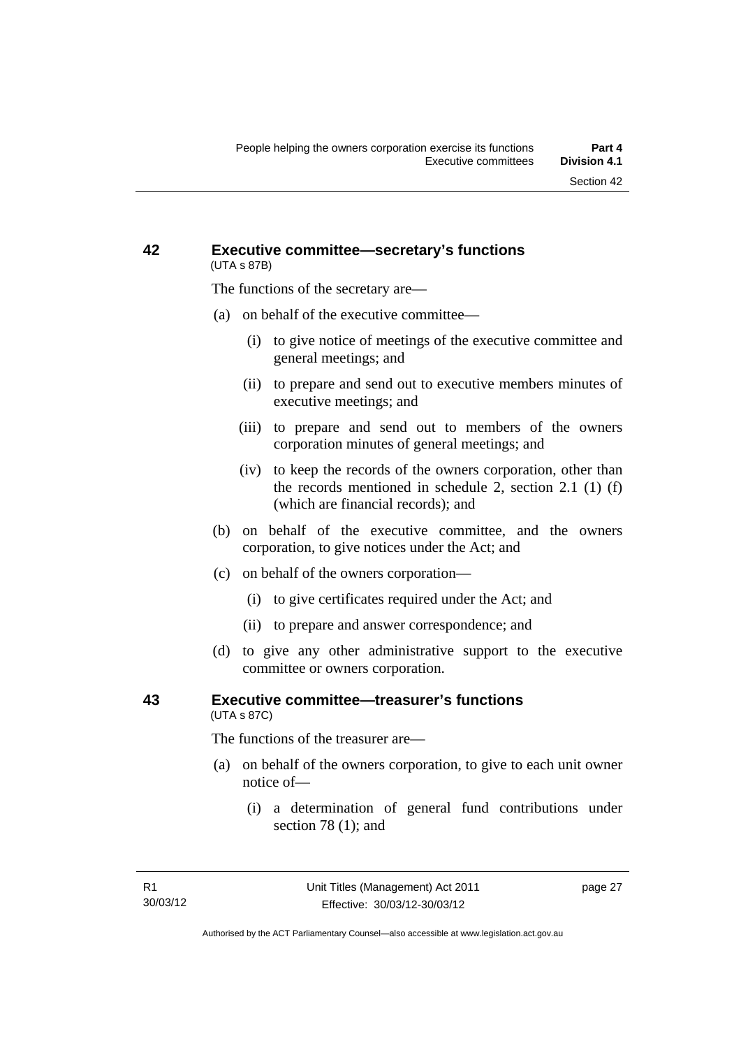## 42 Executive committee—secretary's functions

(UTA s 87B)

The functions of the secretary are—

(a) on behalf of the executive committee—

  (i) to give notice of meetings of the executive committee and general meetings; and

  (ii) to prepare and send out to executive members minutes of executive meetings; and

  (iii) to prepare and send out to members of the owners corporation minutes of general meetings; and

  (iv) to keep the records of the owners corporation, other than the records mentioned in schedule 2, section 2.1 (1) (f) (which are financial records); and

(b) on behalf of the executive committee, and the owners corporation, to give notices under the Act; and

(c) on behalf of the owners corporation—

  (i) to give certificates required under the Act; and

  (ii) to prepare and answer correspondence; and

(d) to give any other administrative support to the executive committee or owners corporation.

## 43 Executive committee—treasurer's functions

(UTA s 87C)

The functions of the treasurer are—

(a) on behalf of the owners corporation, to give to each unit owner notice of—

  (i) a determination of general fund contributions under section 78 (1); and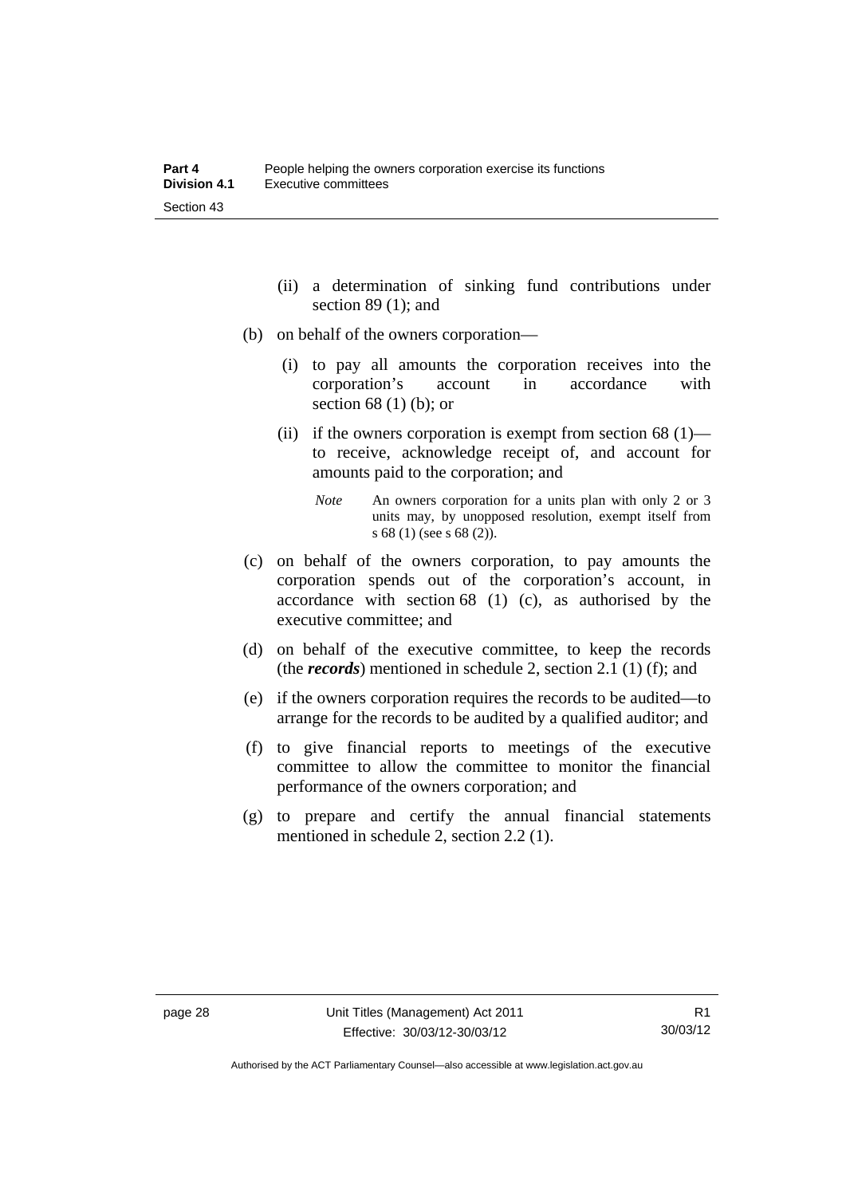(ii) a determination of sinking fund contributions under section 89 (1); and

(b) on behalf of the owners corporation—

(i) to pay all amounts the corporation receives into the corporation's account in accordance with section 68 (1) (b); or

(ii) if the owners corporation is exempt from section 68 (1)—to receive, acknowledge receipt of, and account for amounts paid to the corporation; and

*Note* An owners corporation for a units plan with only 2 or 3 units may, by unopposed resolution, exempt itself from s 68 (1) (see s 68 (2)).

(c) on behalf of the owners corporation, to pay amounts the corporation spends out of the corporation's account, in accordance with section 68 (1) (c), as authorised by the executive committee; and

(d) on behalf of the executive committee, to keep the records (the ***records***) mentioned in schedule 2, section 2.1 (1) (f); and

(e) if the owners corporation requires the records to be audited—to arrange for the records to be audited by a qualified auditor; and

(f) to give financial reports to meetings of the executive committee to allow the committee to monitor the financial performance of the owners corporation; and

(g) to prepare and certify the annual financial statements mentioned in schedule 2, section 2.2 (1).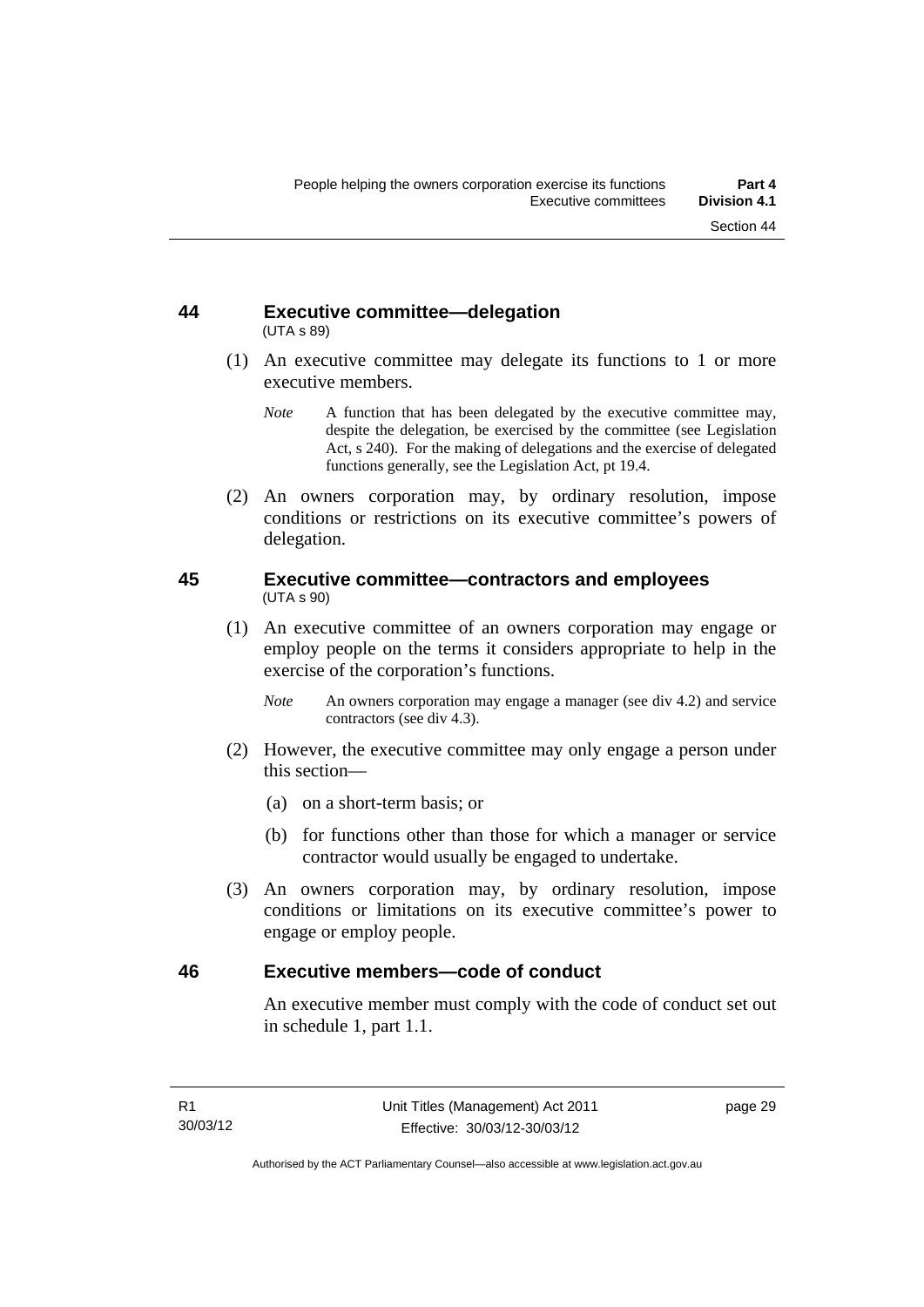## 44 Executive committee—delegation

(UTA s 89)

(1) An executive committee may delegate its functions to 1 or more executive members.

*Note* A function that has been delegated by the executive committee may, despite the delegation, be exercised by the committee (see Legislation Act, s 240). For the making of delegations and the exercise of delegated functions generally, see the Legislation Act, pt 19.4.

(2) An owners corporation may, by ordinary resolution, impose conditions or restrictions on its executive committee's powers of delegation.

## 45 Executive committee—contractors and employees

(UTA s 90)

(1) An executive committee of an owners corporation may engage or employ people on the terms it considers appropriate to help in the exercise of the corporation's functions.

*Note* An owners corporation may engage a manager (see div 4.2) and service contractors (see div 4.3).

(2) However, the executive committee may only engage a person under this section—

(a) on a short-term basis; or

(b) for functions other than those for which a manager or service contractor would usually be engaged to undertake.

(3) An owners corporation may, by ordinary resolution, impose conditions or limitations on its executive committee's power to engage or employ people.

## 46 Executive members—code of conduct

An executive member must comply with the code of conduct set out in schedule 1, part 1.1.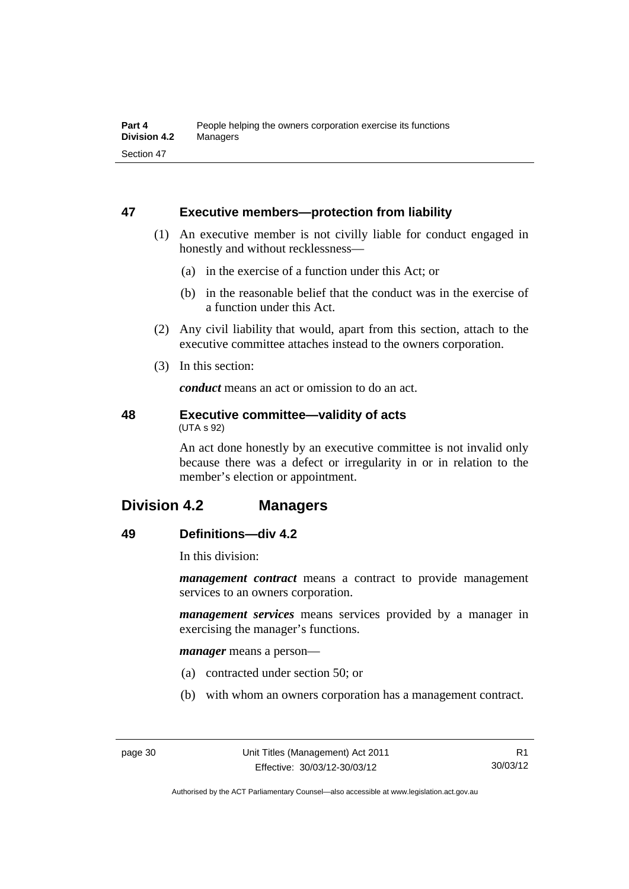### 47 Executive members—protection from liability

(1) An executive member is not civilly liable for conduct engaged in honestly and without recklessness—

(a) in the exercise of a function under this Act; or

(b) in the reasonable belief that the conduct was in the exercise of a function under this Act.

(2) Any civil liability that would, apart from this section, attach to the executive committee attaches instead to the owners corporation.

(3) In this section:

***conduct*** means an act or omission to do an act.

### 48 Executive committee—validity of acts

(UTA s 92)

An act done honestly by an executive committee is not invalid only because there was a defect or irregularity in or in relation to the member's election or appointment.

## Division 4.2 Managers

### 49 Definitions—div 4.2

In this division:

***management contract*** means a contract to provide management services to an owners corporation.

***management services*** means services provided by a manager in exercising the manager's functions.

***manager*** means a person—

(a) contracted under section 50; or

(b) with whom an owners corporation has a management contract.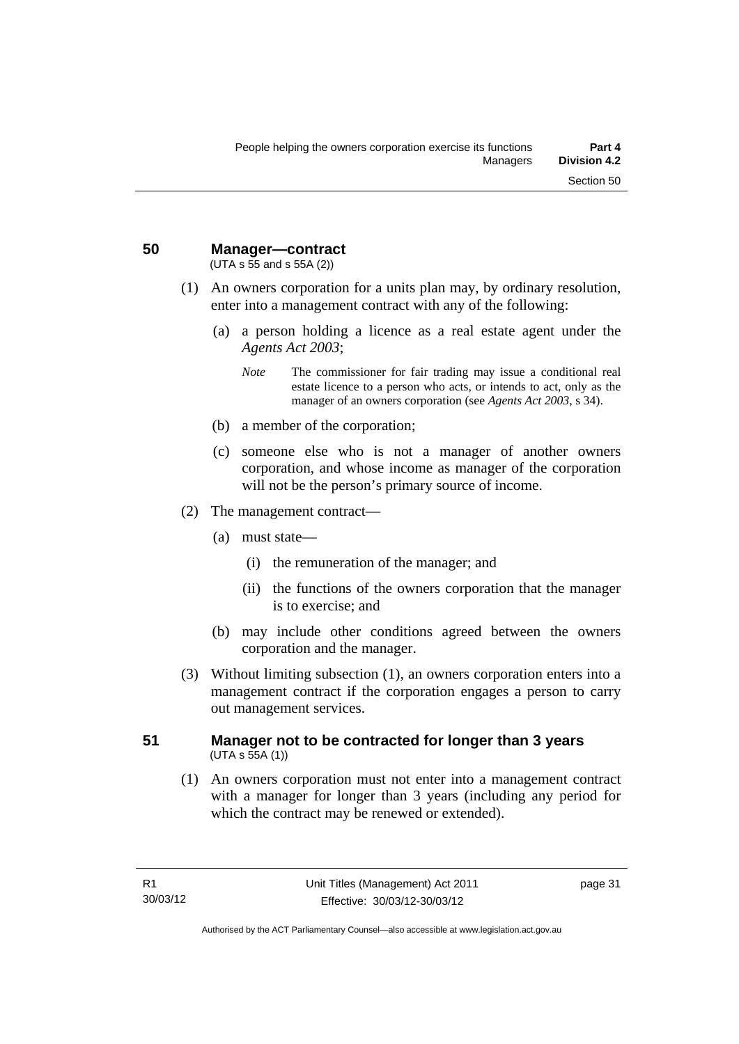## 50 Manager—contract

(UTA s 55 and s 55A (2))

(1) An owners corporation for a units plan may, by ordinary resolution, enter into a management contract with any of the following:

(a) a person holding a licence as a real estate agent under the *Agents Act 2003*;

*Note* The commissioner for fair trading may issue a conditional real estate licence to a person who acts, or intends to act, only as the manager of an owners corporation (see *Agents Act 2003*, s 34).

(b) a member of the corporation;

(c) someone else who is not a manager of another owners corporation, and whose income as manager of the corporation will not be the person's primary source of income.

(2) The management contract—

(a) must state—

(i) the remuneration of the manager; and

(ii) the functions of the owners corporation that the manager is to exercise; and

(b) may include other conditions agreed between the owners corporation and the manager.

(3) Without limiting subsection (1), an owners corporation enters into a management contract if the corporation engages a person to carry out management services.

## 51 Manager not to be contracted for longer than 3 years

(UTA s 55A (1))

(1) An owners corporation must not enter into a management contract with a manager for longer than 3 years (including any period for which the contract may be renewed or extended).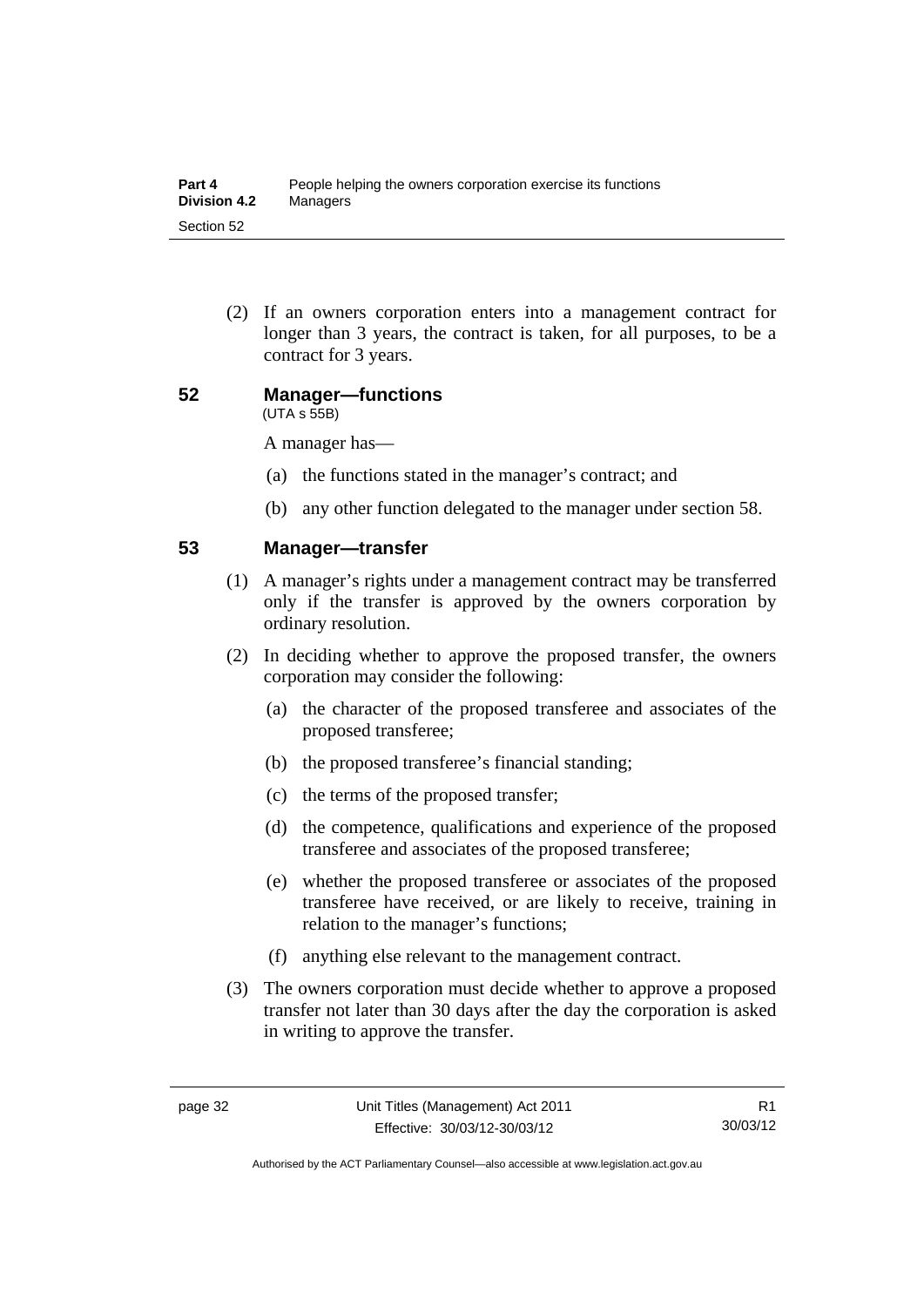(2) If an owners corporation enters into a management contract for longer than 3 years, the contract is taken, for all purposes, to be a contract for 3 years.

## 52 Manager—functions

(UTA s 55B)

A manager has—

(a) the functions stated in the manager's contract; and

(b) any other function delegated to the manager under section 58.

## 53 Manager—transfer

(1) A manager's rights under a management contract may be transferred only if the transfer is approved by the owners corporation by ordinary resolution.

(2) In deciding whether to approve the proposed transfer, the owners corporation may consider the following:

(a) the character of the proposed transferee and associates of the proposed transferee;

(b) the proposed transferee's financial standing;

(c) the terms of the proposed transfer;

(d) the competence, qualifications and experience of the proposed transferee and associates of the proposed transferee;

(e) whether the proposed transferee or associates of the proposed transferee have received, or are likely to receive, training in relation to the manager's functions;

(f) anything else relevant to the management contract.

(3) The owners corporation must decide whether to approve a proposed transfer not later than 30 days after the day the corporation is asked in writing to approve the transfer.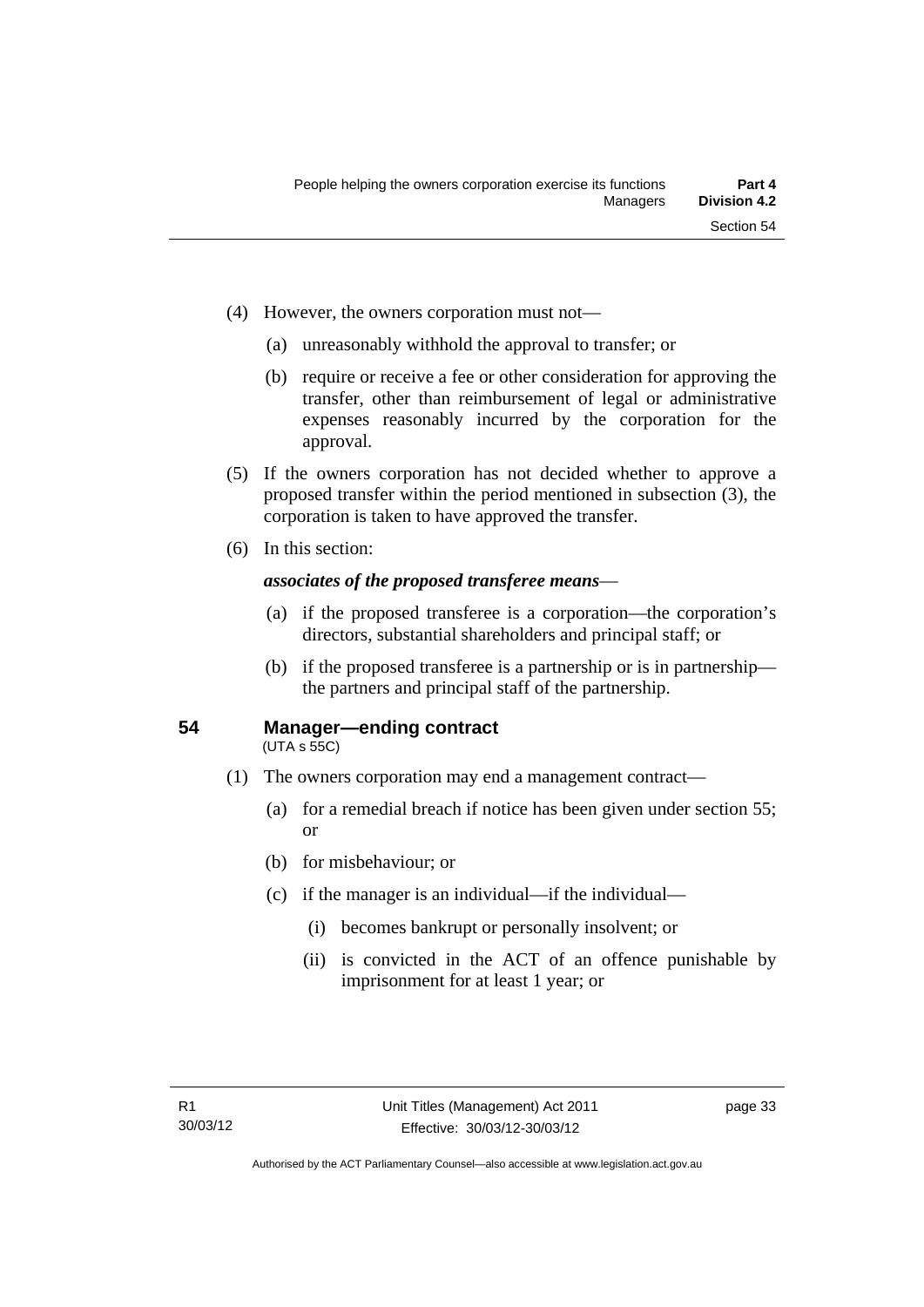(4) However, the owners corporation must not—

(a) unreasonably withhold the approval to transfer; or

(b) require or receive a fee or other consideration for approving the transfer, other than reimbursement of legal or administrative expenses reasonably incurred by the corporation for the approval.

(5) If the owners corporation has not decided whether to approve a proposed transfer within the period mentioned in subsection (3), the corporation is taken to have approved the transfer.

(6) In this section:

***associates of the proposed transferee means***—

(a) if the proposed transferee is a corporation—the corporation's directors, substantial shareholders and principal staff; or

(b) if the proposed transferee is a partnership or is in partnership—the partners and principal staff of the partnership.

## 54 Manager—ending contract

(UTA s 55C)

(1) The owners corporation may end a management contract—

(a) for a remedial breach if notice has been given under section 55; or

(b) for misbehaviour; or

(c) if the manager is an individual—if the individual—

(i) becomes bankrupt or personally insolvent; or

(ii) is convicted in the ACT of an offence punishable by imprisonment for at least 1 year; or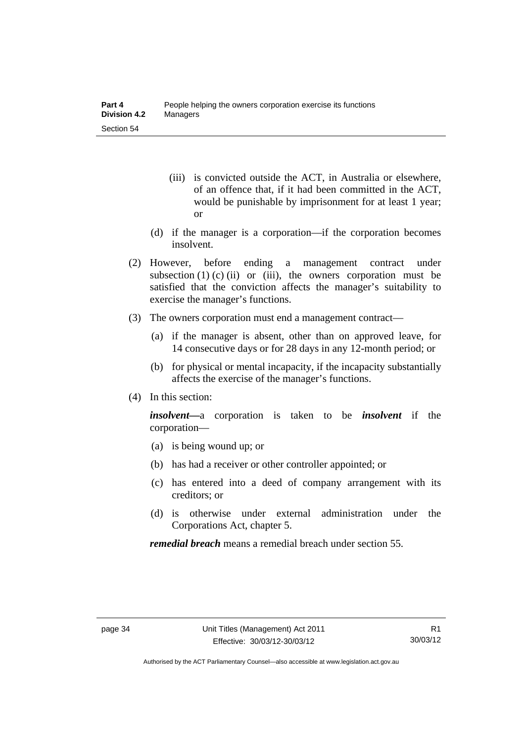(iii) is convicted outside the ACT, in Australia or elsewhere, of an offence that, if it had been committed in the ACT, would be punishable by imprisonment for at least 1 year; or

(d) if the manager is a corporation—if the corporation becomes insolvent.

(2) However, before ending a management contract under subsection (1) (c) (ii) or (iii), the owners corporation must be satisfied that the conviction affects the manager's suitability to exercise the manager's functions.

(3) The owners corporation must end a management contract—

(a) if the manager is absent, other than on approved leave, for 14 consecutive days or for 28 days in any 12-month period; or

(b) for physical or mental incapacity, if the incapacity substantially affects the exercise of the manager's functions.

(4) In this section:

***insolvent***—a corporation is taken to be ***insolvent*** if the corporation—

(a) is being wound up; or

(b) has had a receiver or other controller appointed; or

(c) has entered into a deed of company arrangement with its creditors; or

(d) is otherwise under external administration under the Corporations Act, chapter 5.

***remedial breach*** means a remedial breach under section 55.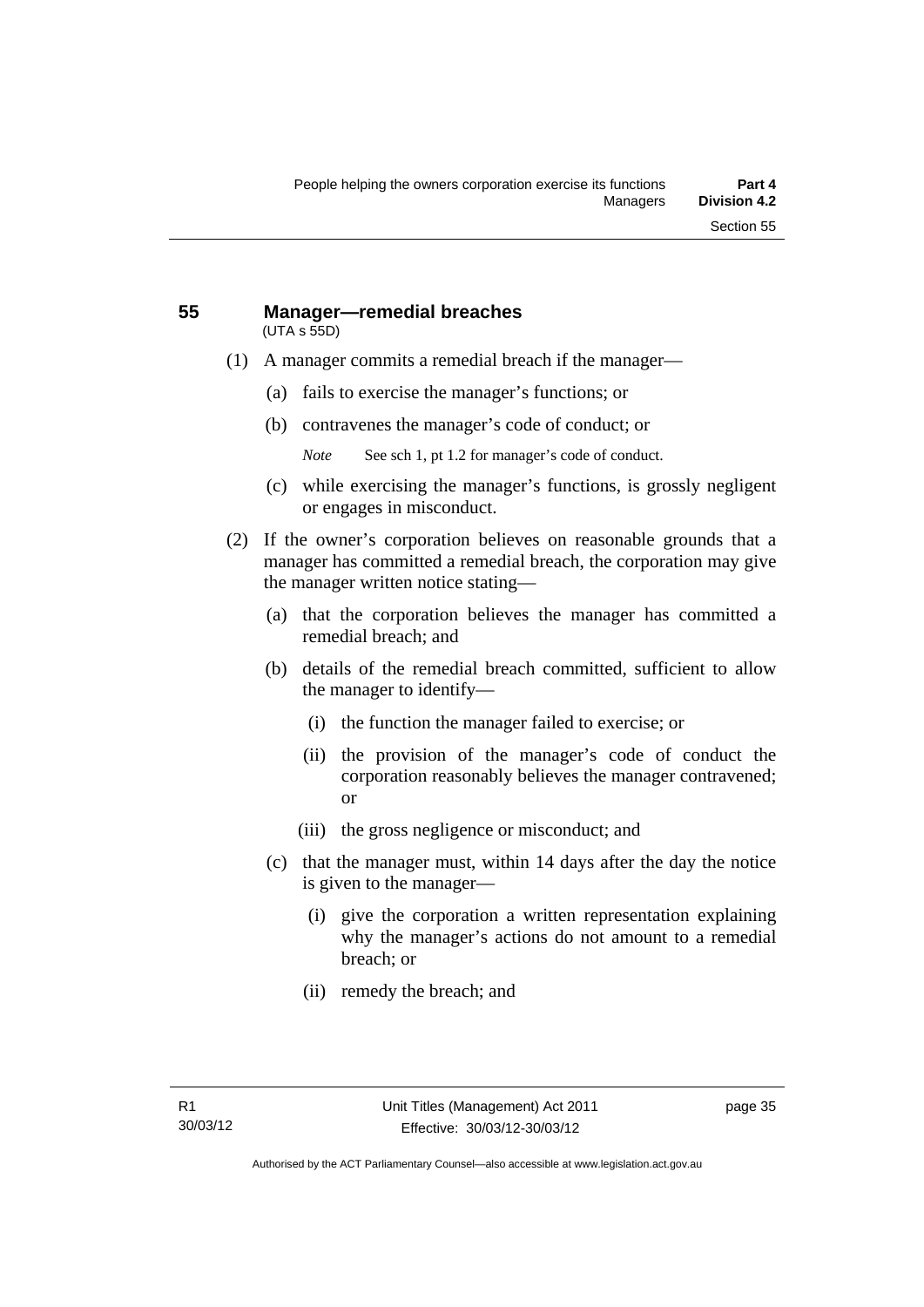## 55 Manager—remedial breaches

(UTA s 55D)

(1) A manager commits a remedial breach if the manager—

(a) fails to exercise the manager's functions; or

(b) contravenes the manager's code of conduct; or

*Note* See sch 1, pt 1.2 for manager's code of conduct.

(c) while exercising the manager's functions, is grossly negligent or engages in misconduct.

(2) If the owner's corporation believes on reasonable grounds that a manager has committed a remedial breach, the corporation may give the manager written notice stating—

(a) that the corporation believes the manager has committed a remedial breach; and

(b) details of the remedial breach committed, sufficient to allow the manager to identify—

(i) the function the manager failed to exercise; or

(ii) the provision of the manager's code of conduct the corporation reasonably believes the manager contravened; or

(iii) the gross negligence or misconduct; and

(c) that the manager must, within 14 days after the day the notice is given to the manager—

(i) give the corporation a written representation explaining why the manager's actions do not amount to a remedial breach; or

(ii) remedy the breach; and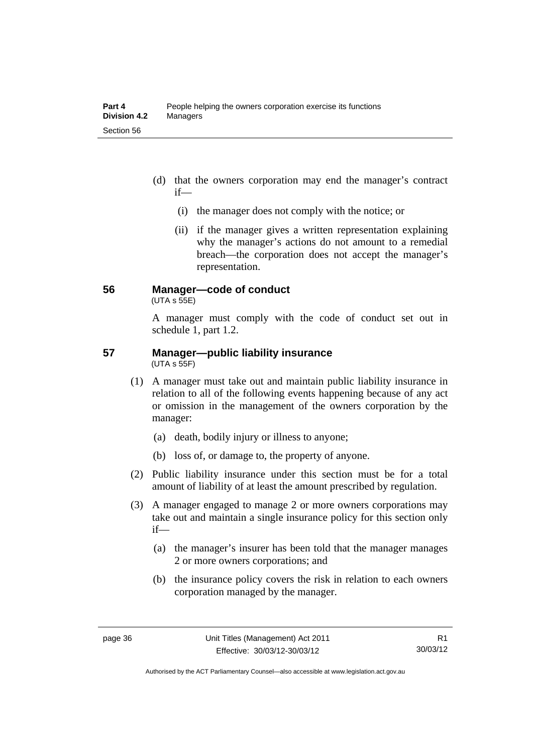(d) that the owners corporation may end the manager's contract if—

(i) the manager does not comply with the notice; or

(ii) if the manager gives a written representation explaining why the manager's actions do not amount to a remedial breach—the corporation does not accept the manager's representation.

## 56 Manager—code of conduct

(UTA s 55E)

A manager must comply with the code of conduct set out in schedule 1, part 1.2.

## 57 Manager—public liability insurance

(UTA s 55F)

(1) A manager must take out and maintain public liability insurance in relation to all of the following events happening because of any act or omission in the management of the owners corporation by the manager:

(a) death, bodily injury or illness to anyone;

(b) loss of, or damage to, the property of anyone.

(2) Public liability insurance under this section must be for a total amount of liability of at least the amount prescribed by regulation.

(3) A manager engaged to manage 2 or more owners corporations may take out and maintain a single insurance policy for this section only if—

(a) the manager's insurer has been told that the manager manages 2 or more owners corporations; and

(b) the insurance policy covers the risk in relation to each owners corporation managed by the manager.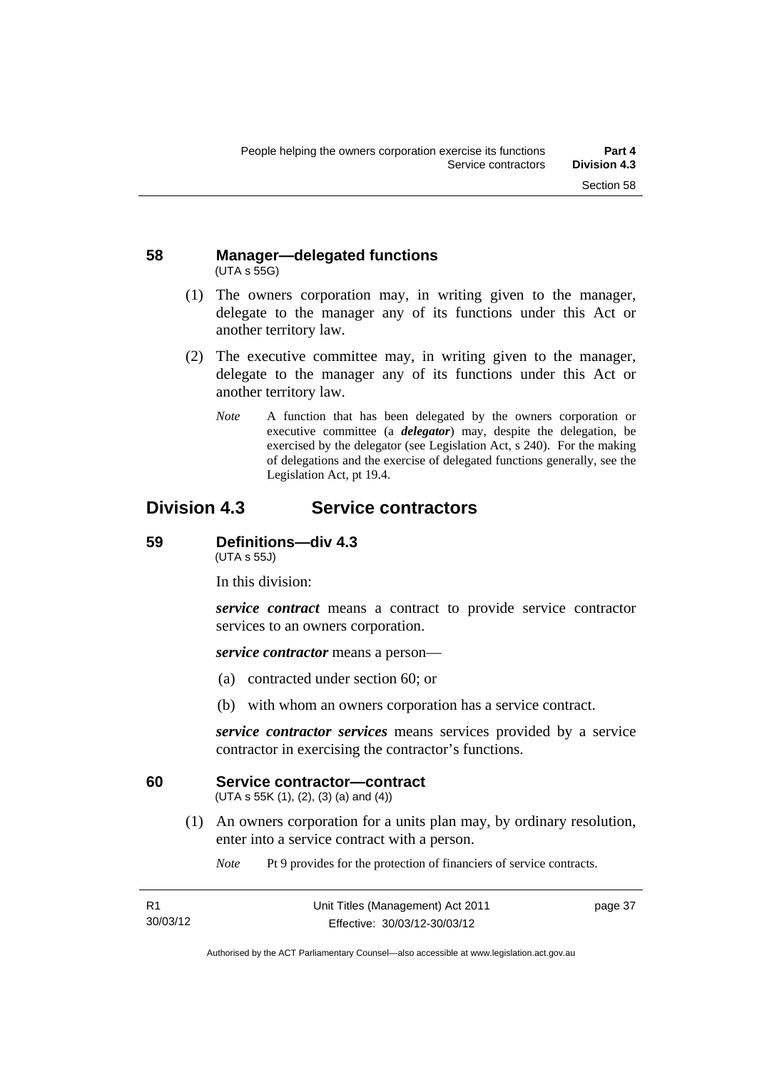### 58 Manager—delegated functions
(UTA s 55G)

(1) The owners corporation may, in writing given to the manager, delegate to the manager any of its functions under this Act or another territory law.

(2) The executive committee may, in writing given to the manager, delegate to the manager any of its functions under this Act or another territory law.

*Note* A function that has been delegated by the owners corporation or executive committee (a ***delegator***) may, despite the delegation, be exercised by the delegator (see Legislation Act, s 240). For the making of delegations and the exercise of delegated functions generally, see the Legislation Act, pt 19.4.

## Division 4.3 Service contractors

### 59 Definitions—div 4.3
(UTA s 55J)

In this division:

***service contract*** means a contract to provide service contractor services to an owners corporation.

***service contractor*** means a person—

(a) contracted under section 60; or

(b) with whom an owners corporation has a service contract.

***service contractor services*** means services provided by a service contractor in exercising the contractor's functions.

### 60 Service contractor—contract
(UTA s 55K (1), (2), (3) (a) and (4))

(1) An owners corporation for a units plan may, by ordinary resolution, enter into a service contract with a person.

*Note* Pt 9 provides for the protection of financiers of service contracts.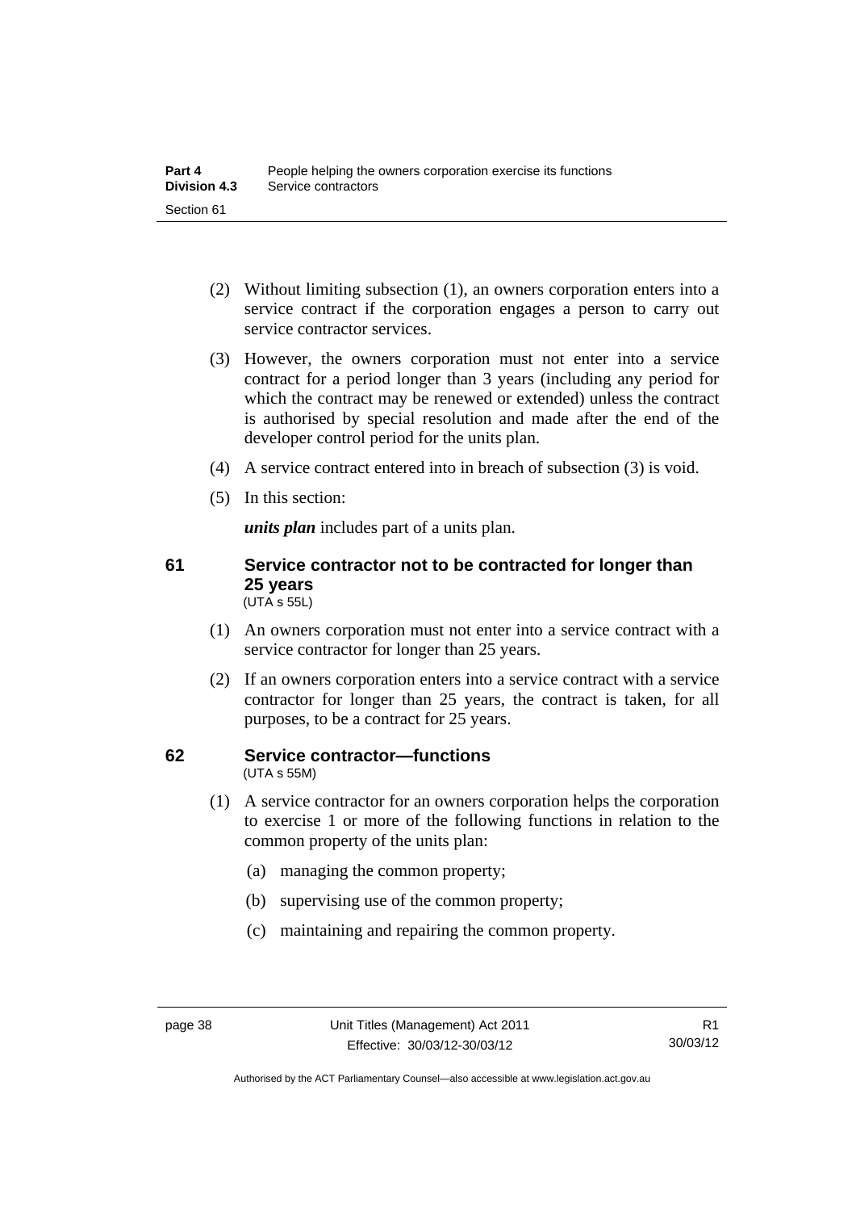(2) Without limiting subsection (1), an owners corporation enters into a service contract if the corporation engages a person to carry out service contractor services.

(3) However, the owners corporation must not enter into a service contract for a period longer than 3 years (including any period for which the contract may be renewed or extended) unless the contract is authorised by special resolution and made after the end of the developer control period for the units plan.

(4) A service contract entered into in breach of subsection (3) is void.

(5) In this section:

***units plan*** includes part of a units plan.

## 61 Service contractor not to be contracted for longer than 25 years

(UTA s 55L)

(1) An owners corporation must not enter into a service contract with a service contractor for longer than 25 years.

(2) If an owners corporation enters into a service contract with a service contractor for longer than 25 years, the contract is taken, for all purposes, to be a contract for 25 years.

## 62 Service contractor—functions

(UTA s 55M)

(1) A service contractor for an owners corporation helps the corporation to exercise 1 or more of the following functions in relation to the common property of the units plan:

(a) managing the common property;

(b) supervising use of the common property;

(c) maintaining and repairing the common property.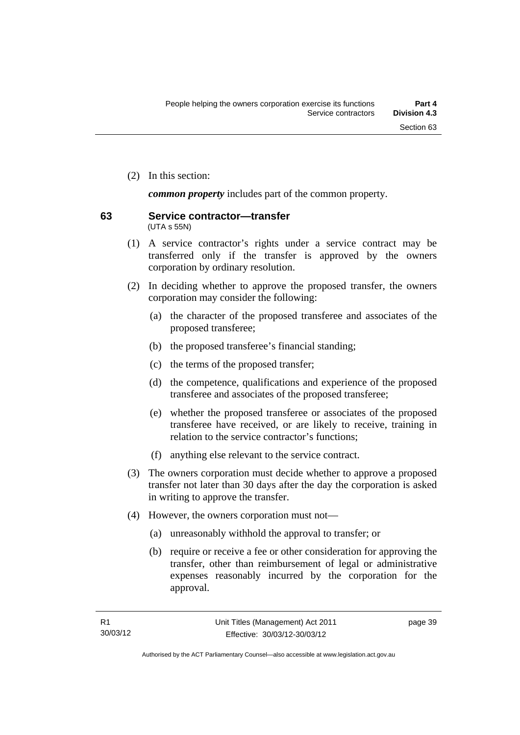(2) In this section:

***common property*** includes part of the common property.

## 63 Service contractor—transfer

(UTA s 55N)

(1) A service contractor's rights under a service contract may be transferred only if the transfer is approved by the owners corporation by ordinary resolution.

(2) In deciding whether to approve the proposed transfer, the owners corporation may consider the following:

(a) the character of the proposed transferee and associates of the proposed transferee;

(b) the proposed transferee's financial standing;

(c) the terms of the proposed transfer;

(d) the competence, qualifications and experience of the proposed transferee and associates of the proposed transferee;

(e) whether the proposed transferee or associates of the proposed transferee have received, or are likely to receive, training in relation to the service contractor's functions;

(f) anything else relevant to the service contract.

(3) The owners corporation must decide whether to approve a proposed transfer not later than 30 days after the day the corporation is asked in writing to approve the transfer.

(4) However, the owners corporation must not—

(a) unreasonably withhold the approval to transfer; or

(b) require or receive a fee or other consideration for approving the transfer, other than reimbursement of legal or administrative expenses reasonably incurred by the corporation for the approval.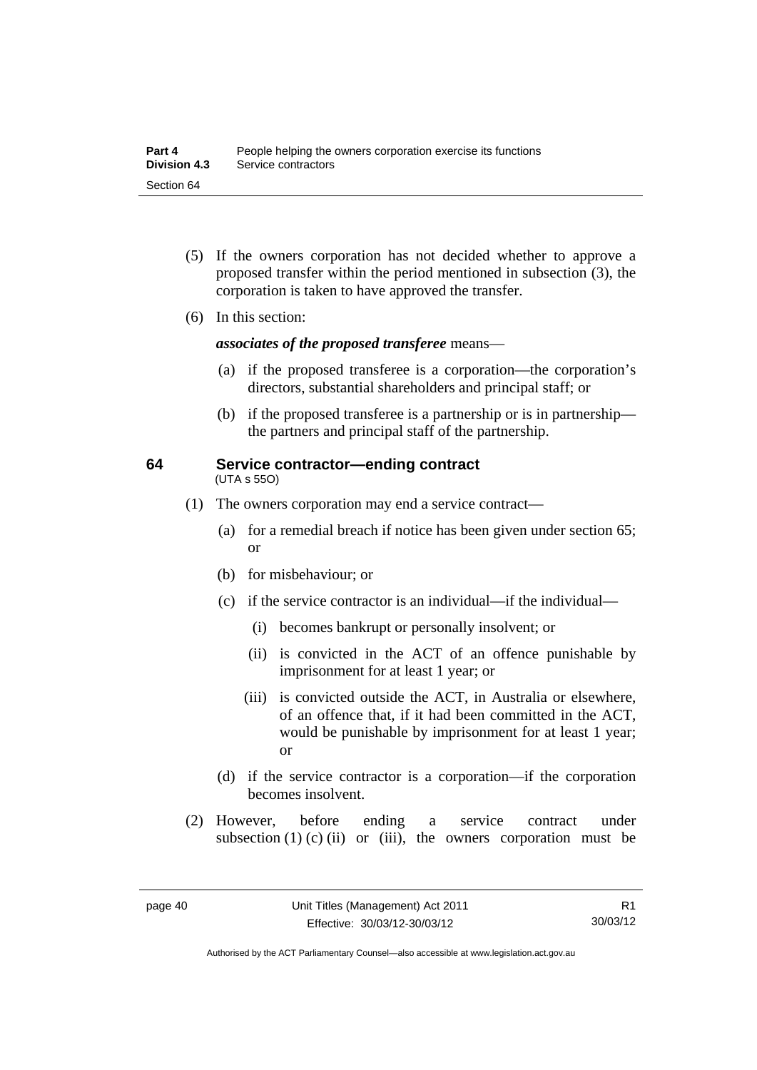(5) If the owners corporation has not decided whether to approve a proposed transfer within the period mentioned in subsection (3), the corporation is taken to have approved the transfer.

(6) In this section:

***associates of the proposed transferee*** means—

(a) if the proposed transferee is a corporation—the corporation's directors, substantial shareholders and principal staff; or

(b) if the proposed transferee is a partnership or is in partnership—the partners and principal staff of the partnership.

## 64 Service contractor—ending contract

(UTA s 55O)

(1) The owners corporation may end a service contract—

(a) for a remedial breach if notice has been given under section 65; or

(b) for misbehaviour; or

(c) if the service contractor is an individual—if the individual—

(i) becomes bankrupt or personally insolvent; or

(ii) is convicted in the ACT of an offence punishable by imprisonment for at least 1 year; or

(iii) is convicted outside the ACT, in Australia or elsewhere, of an offence that, if it had been committed in the ACT, would be punishable by imprisonment for at least 1 year; or

(d) if the service contractor is a corporation—if the corporation becomes insolvent.

(2) However, before ending a service contract under subsection (1) (c) (ii) or (iii), the owners corporation must be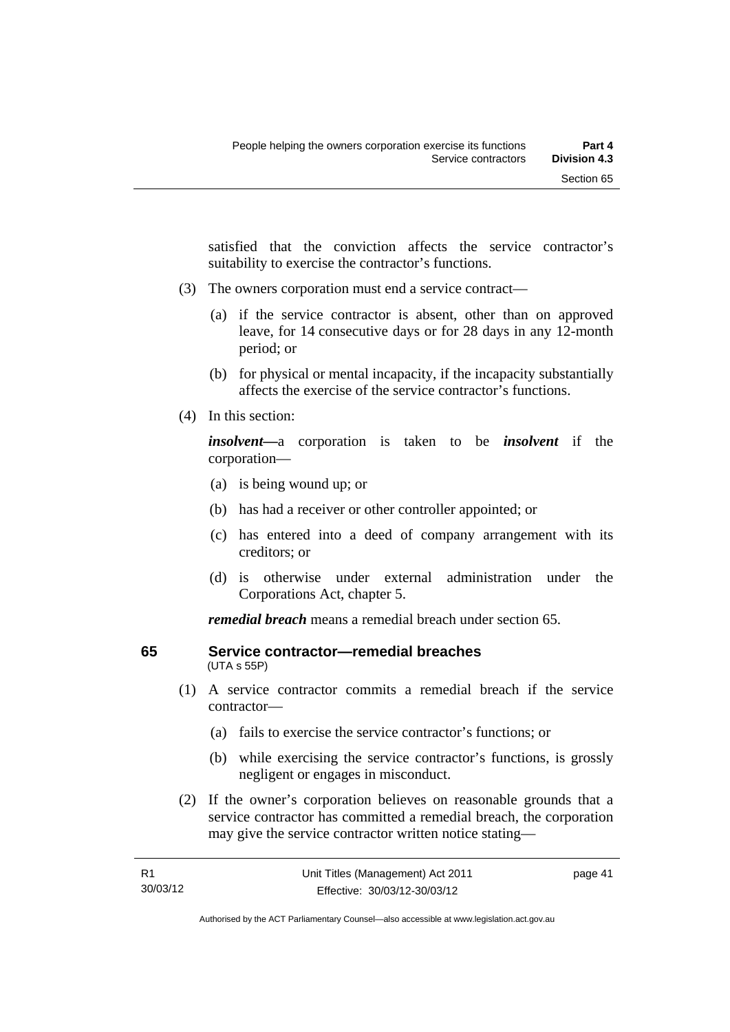satisfied that the conviction affects the service contractor's suitability to exercise the contractor's functions.

(3) The owners corporation must end a service contract—

(a) if the service contractor is absent, other than on approved leave, for 14 consecutive days or for 28 days in any 12-month period; or

(b) for physical or mental incapacity, if the incapacity substantially affects the exercise of the service contractor's functions.

(4) In this section:

***insolvent***—a corporation is taken to be ***insolvent*** if the corporation—

(a) is being wound up; or

(b) has had a receiver or other controller appointed; or

(c) has entered into a deed of company arrangement with its creditors; or

(d) is otherwise under external administration under the Corporations Act, chapter 5.

***remedial breach*** means a remedial breach under section 65.

## 65 Service contractor—remedial breaches

(UTA s 55P)

(1) A service contractor commits a remedial breach if the service contractor—

(a) fails to exercise the service contractor's functions; or

(b) while exercising the service contractor's functions, is grossly negligent or engages in misconduct.

(2) If the owner's corporation believes on reasonable grounds that a service contractor has committed a remedial breach, the corporation may give the service contractor written notice stating—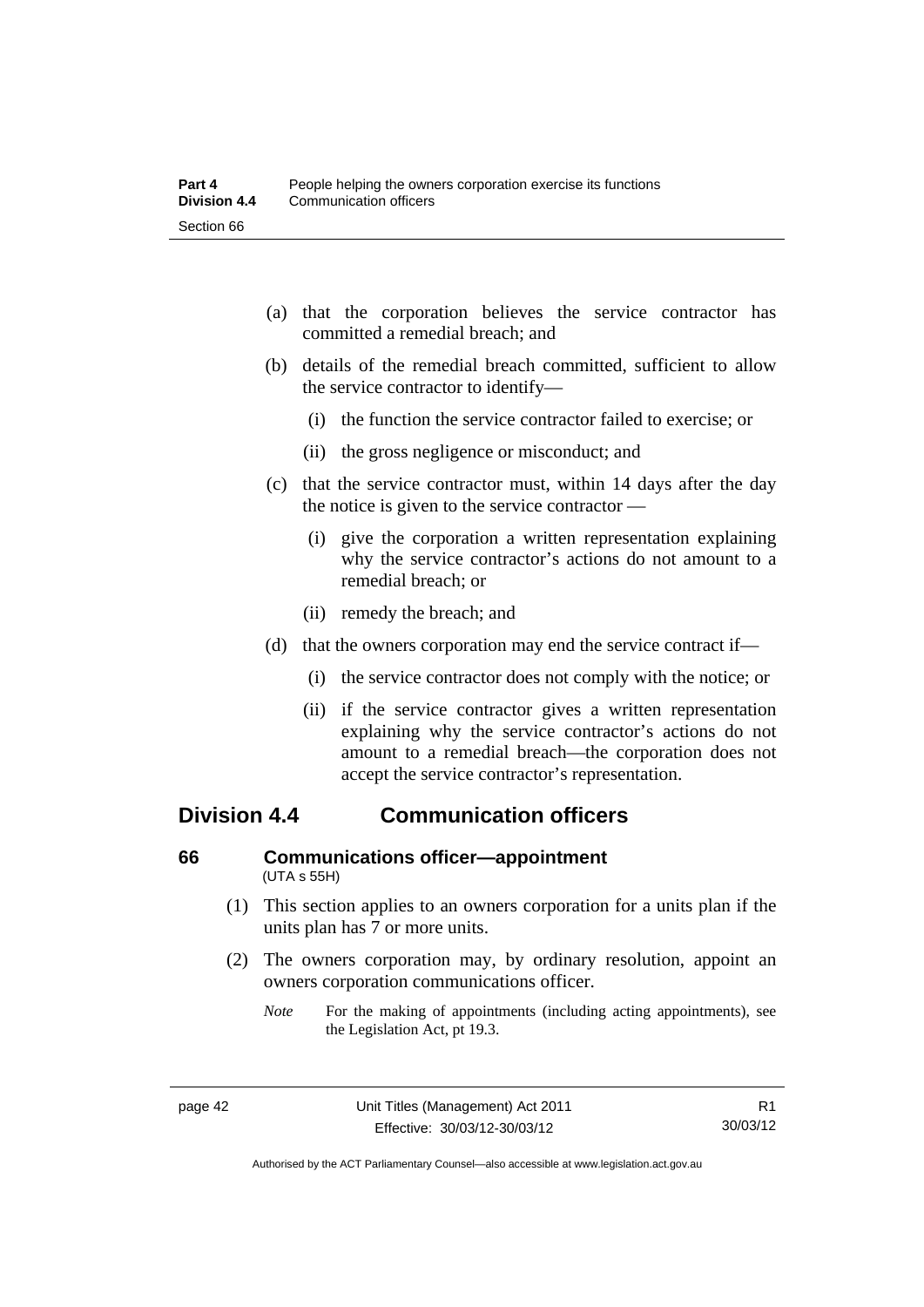(a) that the corporation believes the service contractor has committed a remedial breach; and

(b) details of the remedial breach committed, sufficient to allow the service contractor to identify—

  (i) the function the service contractor failed to exercise; or

  (ii) the gross negligence or misconduct; and

(c) that the service contractor must, within 14 days after the day the notice is given to the service contractor —

  (i) give the corporation a written representation explaining why the service contractor's actions do not amount to a remedial breach; or

  (ii) remedy the breach; and

(d) that the owners corporation may end the service contract if—

  (i) the service contractor does not comply with the notice; or

  (ii) if the service contractor gives a written representation explaining why the service contractor's actions do not amount to a remedial breach—the corporation does not accept the service contractor's representation.

## Division 4.4 Communication officers

### 66 Communications officer—appointment

(UTA s 55H)

(1) This section applies to an owners corporation for a units plan if the units plan has 7 or more units.

(2) The owners corporation may, by ordinary resolution, appoint an owners corporation communications officer.

*Note* For the making of appointments (including acting appointments), see the Legislation Act, pt 19.3.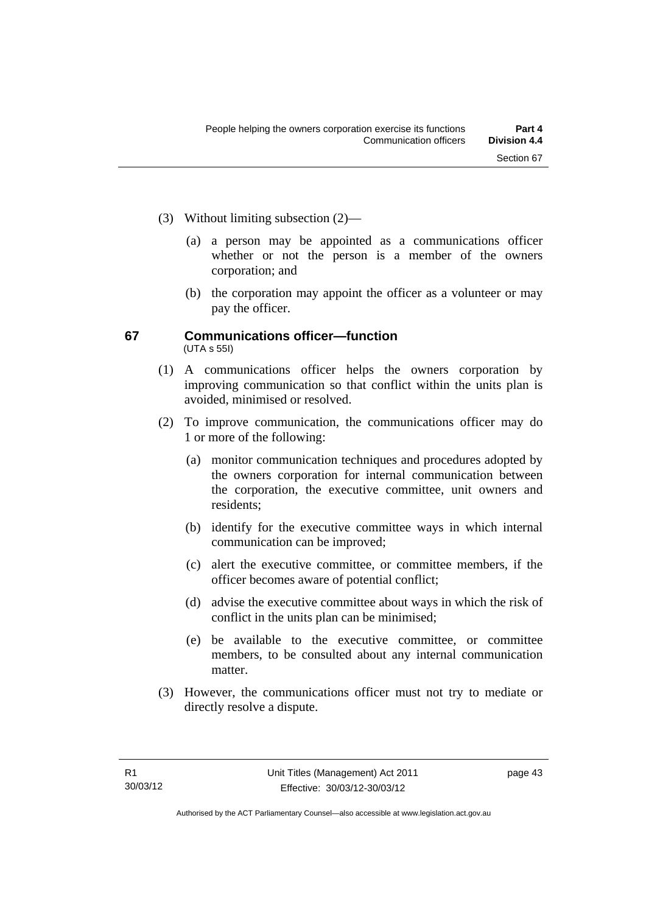(3) Without limiting subsection (2)—

(a) a person may be appointed as a communications officer whether or not the person is a member of the owners corporation; and

(b) the corporation may appoint the officer as a volunteer or may pay the officer.

### 67 Communications officer—function

(UTA s 55I)

(1) A communications officer helps the owners corporation by improving communication so that conflict within the units plan is avoided, minimised or resolved.

(2) To improve communication, the communications officer may do 1 or more of the following:

(a) monitor communication techniques and procedures adopted by the owners corporation for internal communication between the corporation, the executive committee, unit owners and residents;

(b) identify for the executive committee ways in which internal communication can be improved;

(c) alert the executive committee, or committee members, if the officer becomes aware of potential conflict;

(d) advise the executive committee about ways in which the risk of conflict in the units plan can be minimised;

(e) be available to the executive committee, or committee members, to be consulted about any internal communication matter.

(3) However, the communications officer must not try to mediate or directly resolve a dispute.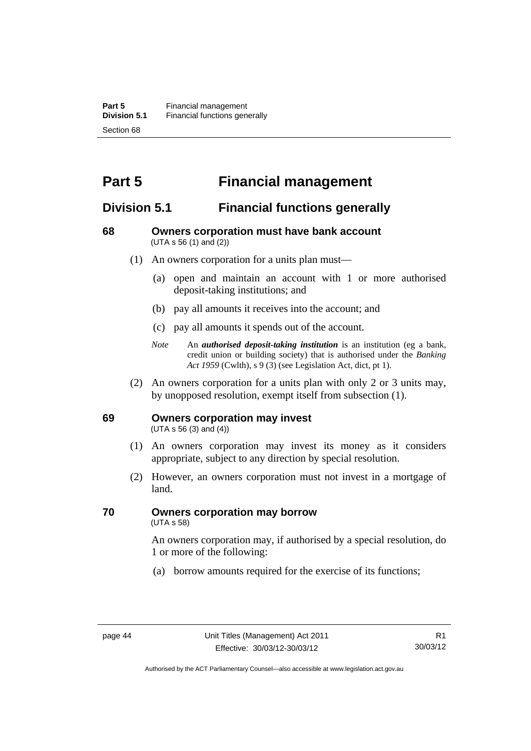# Part 5 Financial management

## Division 5.1 Financial functions generally

### 68 Owners corporation must have bank account

(UTA s 56 (1) and (2))

(1) An owners corporation for a units plan must—

(a) open and maintain an account with 1 or more authorised deposit-taking institutions; and

(b) pay all amounts it receives into the account; and

(c) pay all amounts it spends out of the account.

*Note* An ***authorised deposit-taking institution*** is an institution (eg a bank, credit union or building society) that is authorised under the *Banking Act 1959* (Cwlth), s 9 (3) (see Legislation Act, dict, pt 1).

(2) An owners corporation for a units plan with only 2 or 3 units may, by unopposed resolution, exempt itself from subsection (1).

### 69 Owners corporation may invest

(UTA s 56 (3) and (4))

(1) An owners corporation may invest its money as it considers appropriate, subject to any direction by special resolution.

(2) However, an owners corporation must not invest in a mortgage of land.

### 70 Owners corporation may borrow

(UTA s 58)

An owners corporation may, if authorised by a special resolution, do 1 or more of the following:

(a) borrow amounts required for the exercise of its functions;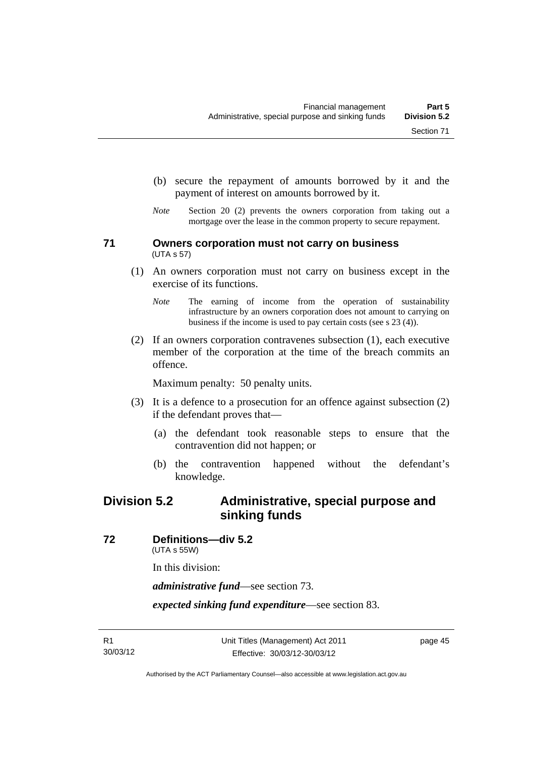(b) secure the repayment of amounts borrowed by it and the payment of interest on amounts borrowed by it.

*Note* Section 20 (2) prevents the owners corporation from taking out a mortgage over the lease in the common property to secure repayment.

### 71 Owners corporation must not carry on business
(UTA s 57)

(1) An owners corporation must not carry on business except in the exercise of its functions.

*Note* The earning of income from the operation of sustainability infrastructure by an owners corporation does not amount to carrying on business if the income is used to pay certain costs (see s 23 (4)).

(2) If an owners corporation contravenes subsection (1), each executive member of the corporation at the time of the breach commits an offence.

Maximum penalty: 50 penalty units.

(3) It is a defence to a prosecution for an offence against subsection (2) if the defendant proves that—

(a) the defendant took reasonable steps to ensure that the contravention did not happen; or

(b) the contravention happened without the defendant's knowledge.

## Division 5.2 Administrative, special purpose and sinking funds

### 72 Definitions—div 5.2
(UTA s 55W)

In this division:

***administrative fund***—see section 73.

***expected sinking fund expenditure***—see section 83.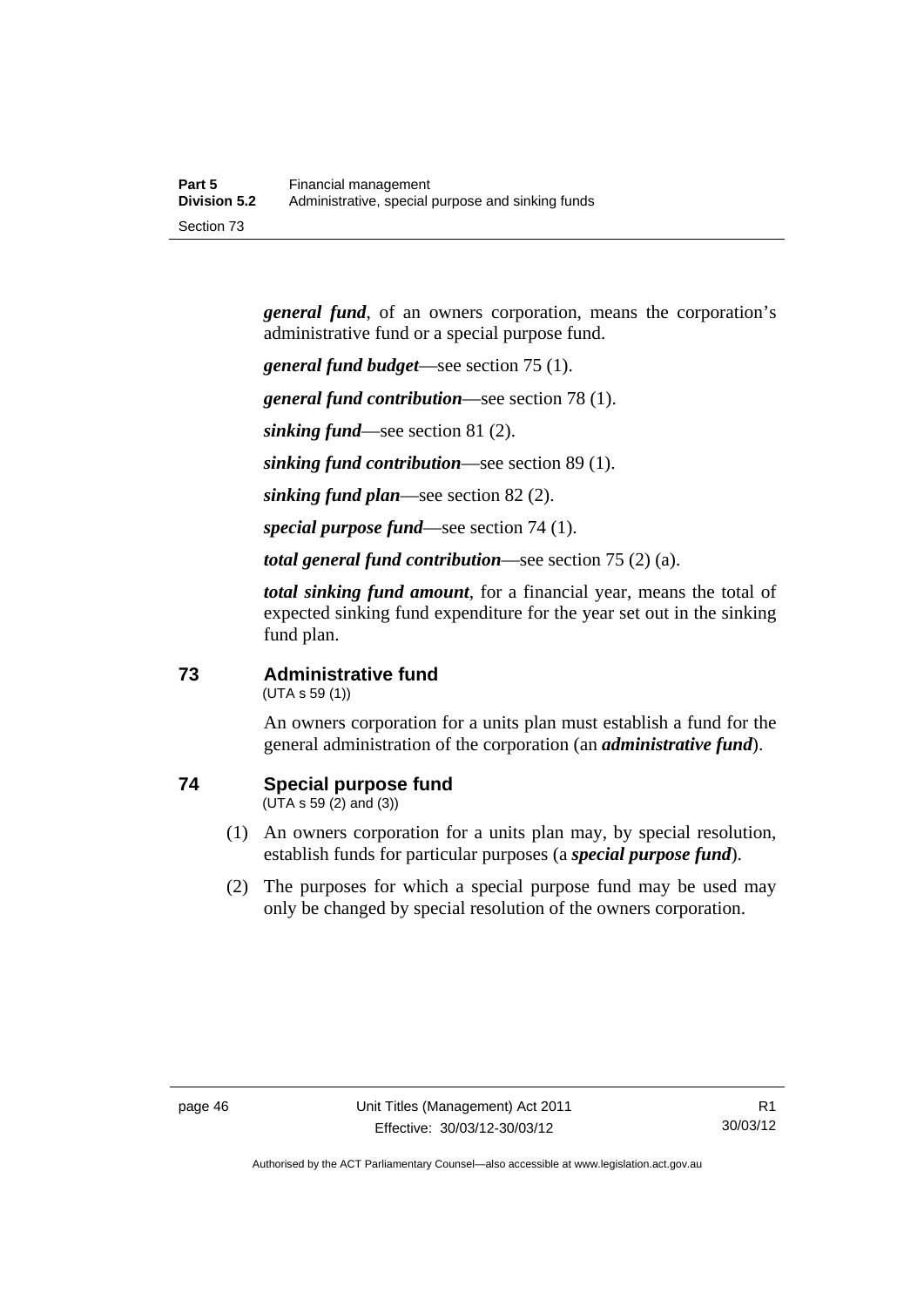***general fund***, of an owners corporation, means the corporation's administrative fund or a special purpose fund.

***general fund budget***—see section 75 (1).

***general fund contribution***—see section 78 (1).

***sinking fund***—see section 81 (2).

***sinking fund contribution***—see section 89 (1).

***sinking fund plan***—see section 82 (2).

***special purpose fund***—see section 74 (1).

***total general fund contribution***—see section 75 (2) (a).

***total sinking fund amount***, for a financial year, means the total of expected sinking fund expenditure for the year set out in the sinking fund plan.

## 73 Administrative fund

(UTA s 59 (1))

An owners corporation for a units plan must establish a fund for the general administration of the corporation (an ***administrative fund***).

## 74 Special purpose fund

(UTA s 59 (2) and (3))

(1) An owners corporation for a units plan may, by special resolution, establish funds for particular purposes (a ***special purpose fund***).

(2) The purposes for which a special purpose fund may be used may only be changed by special resolution of the owners corporation.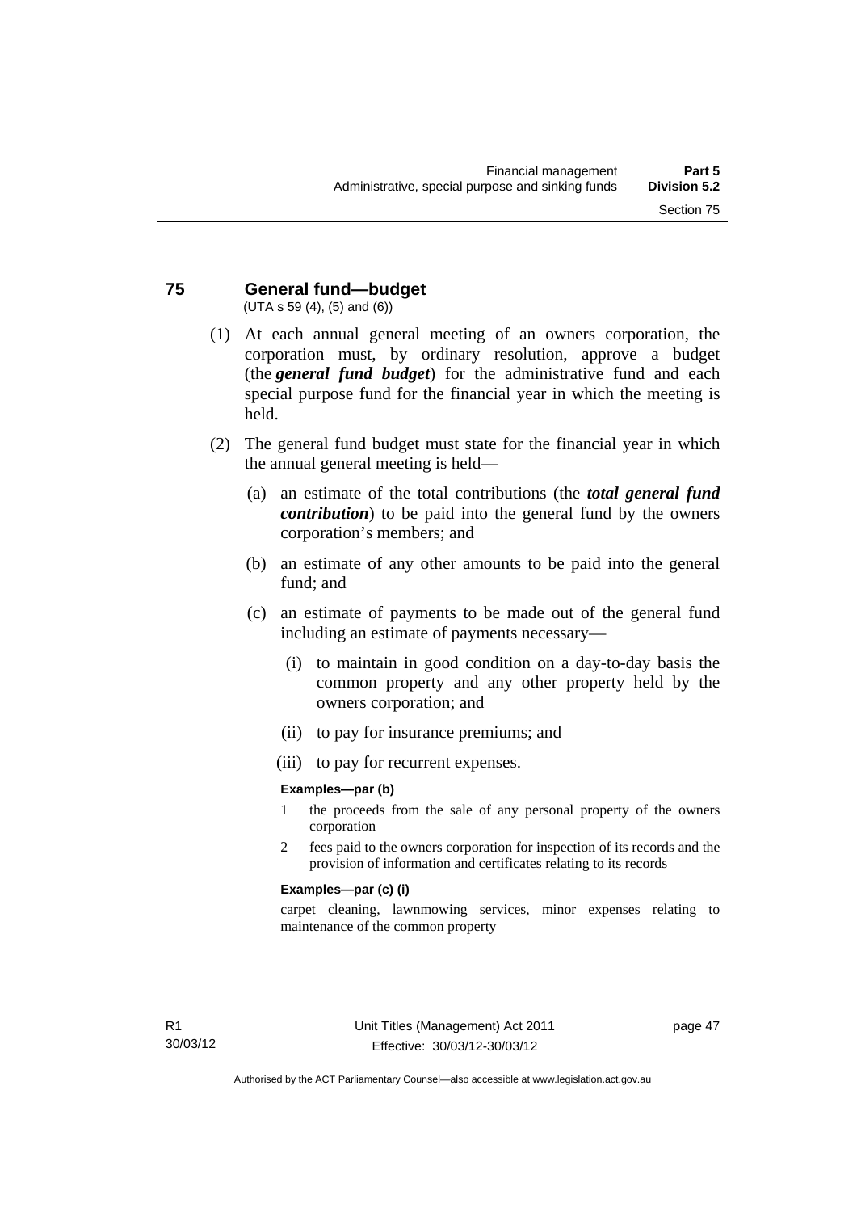## 75 General fund—budget

(UTA s 59 (4), (5) and (6))

(1) At each annual general meeting of an owners corporation, the corporation must, by ordinary resolution, approve a budget (the ***general fund budget***) for the administrative fund and each special purpose fund for the financial year in which the meeting is held.

(2) The general fund budget must state for the financial year in which the annual general meeting is held—

(a) an estimate of the total contributions (the ***total general fund contribution***) to be paid into the general fund by the owners corporation's members; and

(b) an estimate of any other amounts to be paid into the general fund; and

(c) an estimate of payments to be made out of the general fund including an estimate of payments necessary—

(i) to maintain in good condition on a day-to-day basis the common property and any other property held by the owners corporation; and

(ii) to pay for insurance premiums; and

(iii) to pay for recurrent expenses.

**Examples—par (b)**

1 the proceeds from the sale of any personal property of the owners corporation

2 fees paid to the owners corporation for inspection of its records and the provision of information and certificates relating to its records

**Examples—par (c) (i)**

carpet cleaning, lawnmowing services, minor expenses relating to maintenance of the common property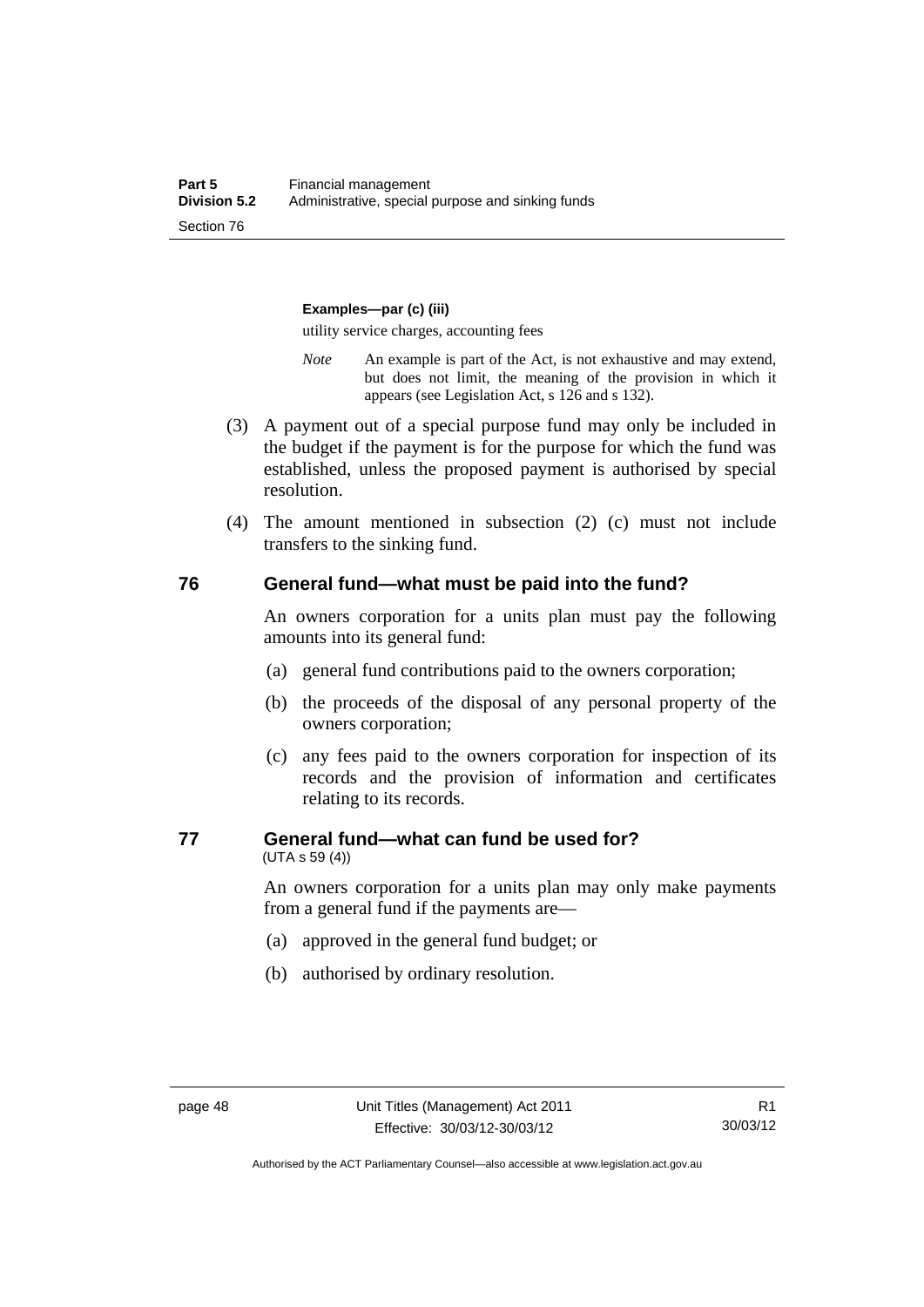**Examples—par (c) (iii)**

utility service charges, accounting fees

*Note* An example is part of the Act, is not exhaustive and may extend, but does not limit, the meaning of the provision in which it appears (see Legislation Act, s 126 and s 132).

(3) A payment out of a special purpose fund may only be included in the budget if the payment is for the purpose for which the fund was established, unless the proposed payment is authorised by special resolution.

(4) The amount mentioned in subsection (2) (c) must not include transfers to the sinking fund.

## 76 General fund—what must be paid into the fund?

An owners corporation for a units plan must pay the following amounts into its general fund:

(a) general fund contributions paid to the owners corporation;

(b) the proceeds of the disposal of any personal property of the owners corporation;

(c) any fees paid to the owners corporation for inspection of its records and the provision of information and certificates relating to its records.

## 77 General fund—what can fund be used for?

(UTA s 59 (4))

An owners corporation for a units plan may only make payments from a general fund if the payments are—

(a) approved in the general fund budget; or

(b) authorised by ordinary resolution.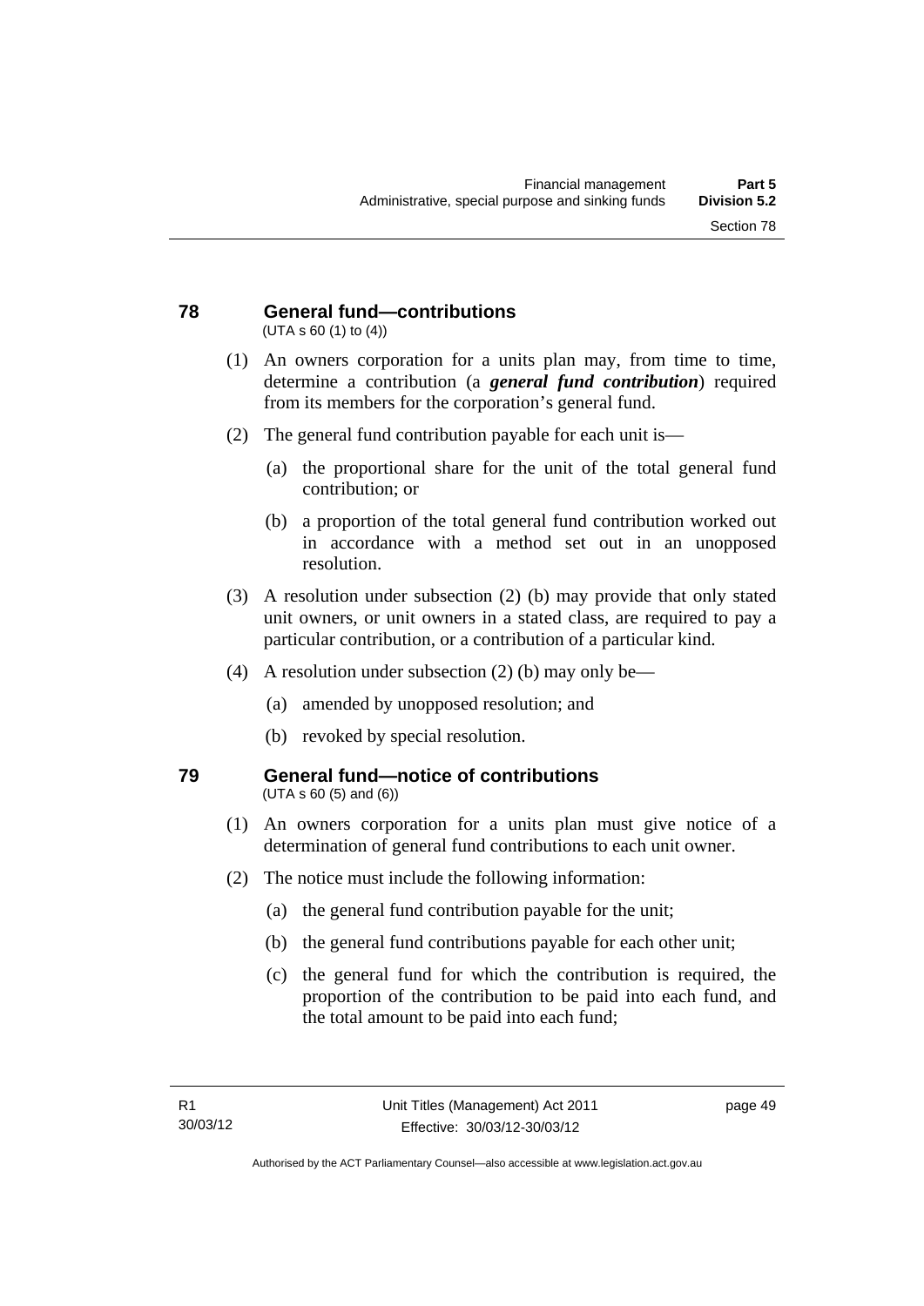## 78 General fund—contributions

(UTA s 60 (1) to (4))

(1) An owners corporation for a units plan may, from time to time, determine a contribution (a ***general fund contribution***) required from its members for the corporation's general fund.

(2) The general fund contribution payable for each unit is—

(a) the proportional share for the unit of the total general fund contribution; or

(b) a proportion of the total general fund contribution worked out in accordance with a method set out in an unopposed resolution.

(3) A resolution under subsection (2) (b) may provide that only stated unit owners, or unit owners in a stated class, are required to pay a particular contribution, or a contribution of a particular kind.

(4) A resolution under subsection (2) (b) may only be—

(a) amended by unopposed resolution; and

(b) revoked by special resolution.

## 79 General fund—notice of contributions

(UTA s 60 (5) and (6))

(1) An owners corporation for a units plan must give notice of a determination of general fund contributions to each unit owner.

(2) The notice must include the following information:

(a) the general fund contribution payable for the unit;

(b) the general fund contributions payable for each other unit;

(c) the general fund for which the contribution is required, the proportion of the contribution to be paid into each fund, and the total amount to be paid into each fund;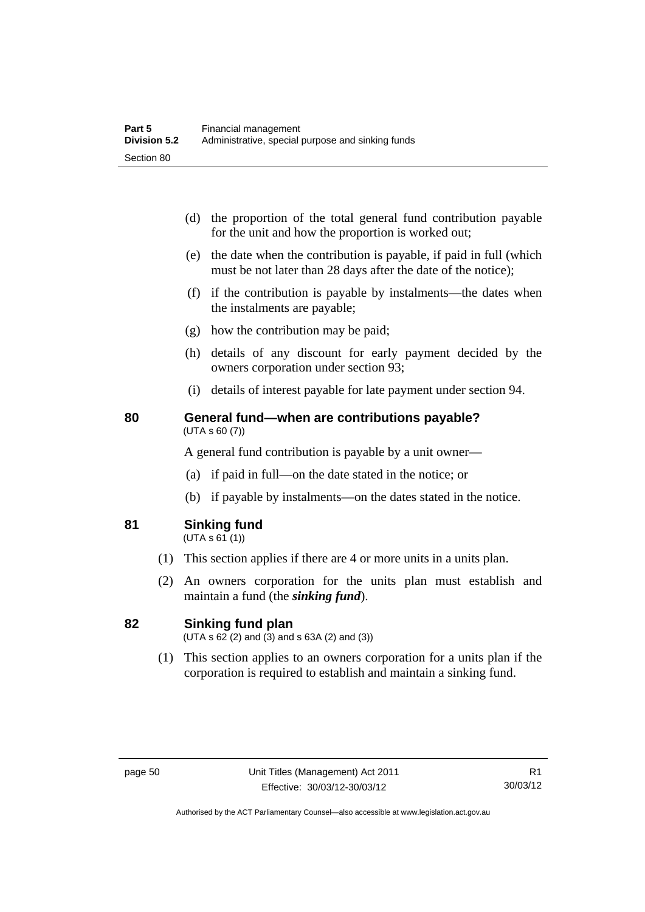(d) the proportion of the total general fund contribution payable for the unit and how the proportion is worked out;

(e) the date when the contribution is payable, if paid in full (which must be not later than 28 days after the date of the notice);

(f) if the contribution is payable by instalments—the dates when the instalments are payable;

(g) how the contribution may be paid;

(h) details of any discount for early payment decided by the owners corporation under section 93;

(i) details of interest payable for late payment under section 94.

## 80 General fund—when are contributions payable?

(UTA s 60 (7))

A general fund contribution is payable by a unit owner—

(a) if paid in full—on the date stated in the notice; or

(b) if payable by instalments—on the dates stated in the notice.

## 81 Sinking fund

(UTA s 61 (1))

(1) This section applies if there are 4 or more units in a units plan.

(2) An owners corporation for the units plan must establish and maintain a fund (the ***sinking fund***).

## 82 Sinking fund plan

(UTA s 62 (2) and (3) and s 63A (2) and (3))

(1) This section applies to an owners corporation for a units plan if the corporation is required to establish and maintain a sinking fund.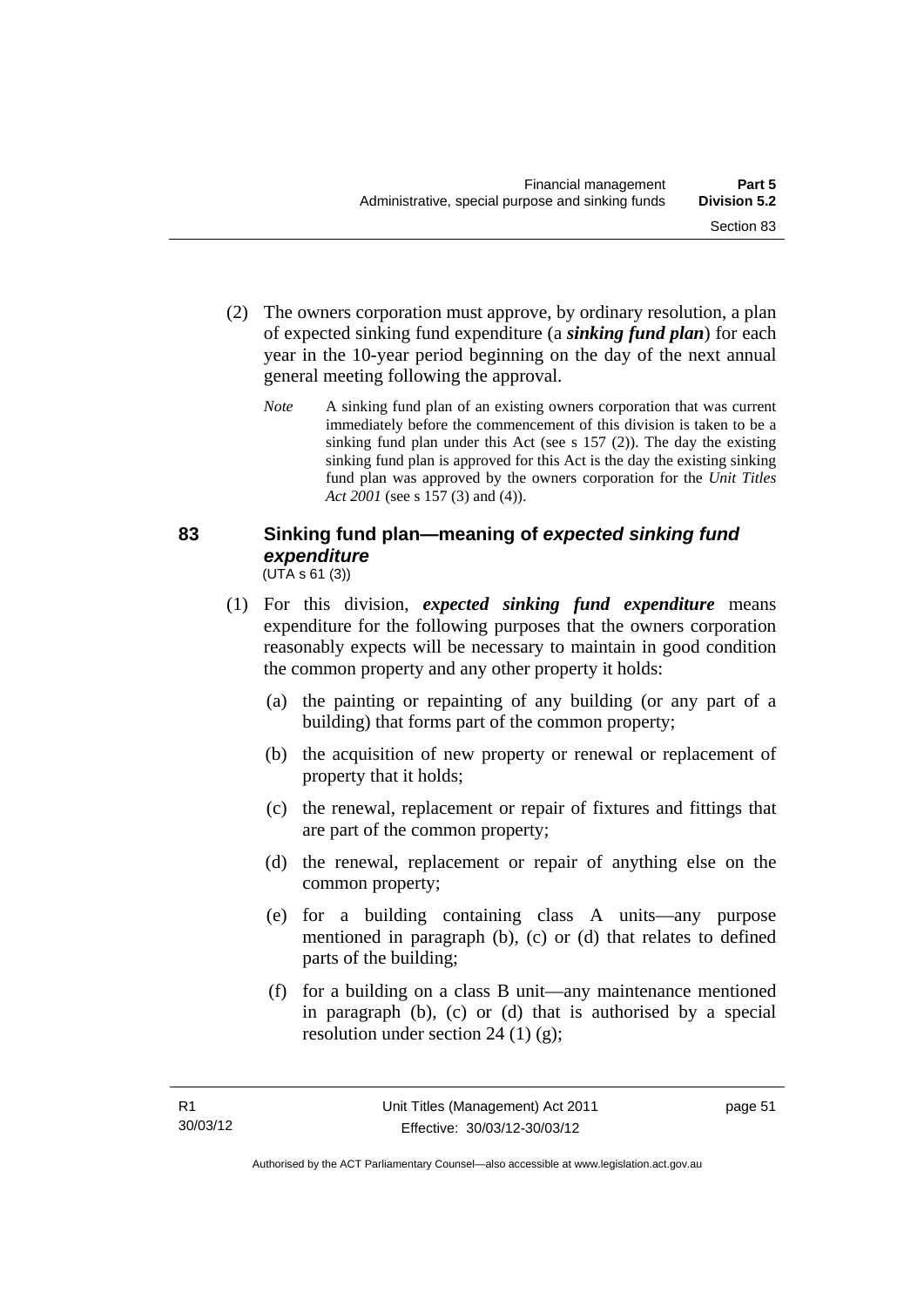(2) The owners corporation must approve, by ordinary resolution, a plan of expected sinking fund expenditure (a ***sinking fund plan***) for each year in the 10-year period beginning on the day of the next annual general meeting following the approval.

*Note* A sinking fund plan of an existing owners corporation that was current immediately before the commencement of this division is taken to be a sinking fund plan under this Act (see s 157 (2)). The day the existing sinking fund plan is approved for this Act is the day the existing sinking fund plan was approved by the owners corporation for the *Unit Titles Act 2001* (see s 157 (3) and (4)).

## 83 Sinking fund plan—meaning of *expected sinking fund expenditure*

(UTA s 61 (3))

(1) For this division, ***expected sinking fund expenditure*** means expenditure for the following purposes that the owners corporation reasonably expects will be necessary to maintain in good condition the common property and any other property it holds:

(a) the painting or repainting of any building (or any part of a building) that forms part of the common property;

(b) the acquisition of new property or renewal or replacement of property that it holds;

(c) the renewal, replacement or repair of fixtures and fittings that are part of the common property;

(d) the renewal, replacement or repair of anything else on the common property;

(e) for a building containing class A units—any purpose mentioned in paragraph (b), (c) or (d) that relates to defined parts of the building;

(f) for a building on a class B unit—any maintenance mentioned in paragraph (b), (c) or (d) that is authorised by a special resolution under section 24 (1) (g);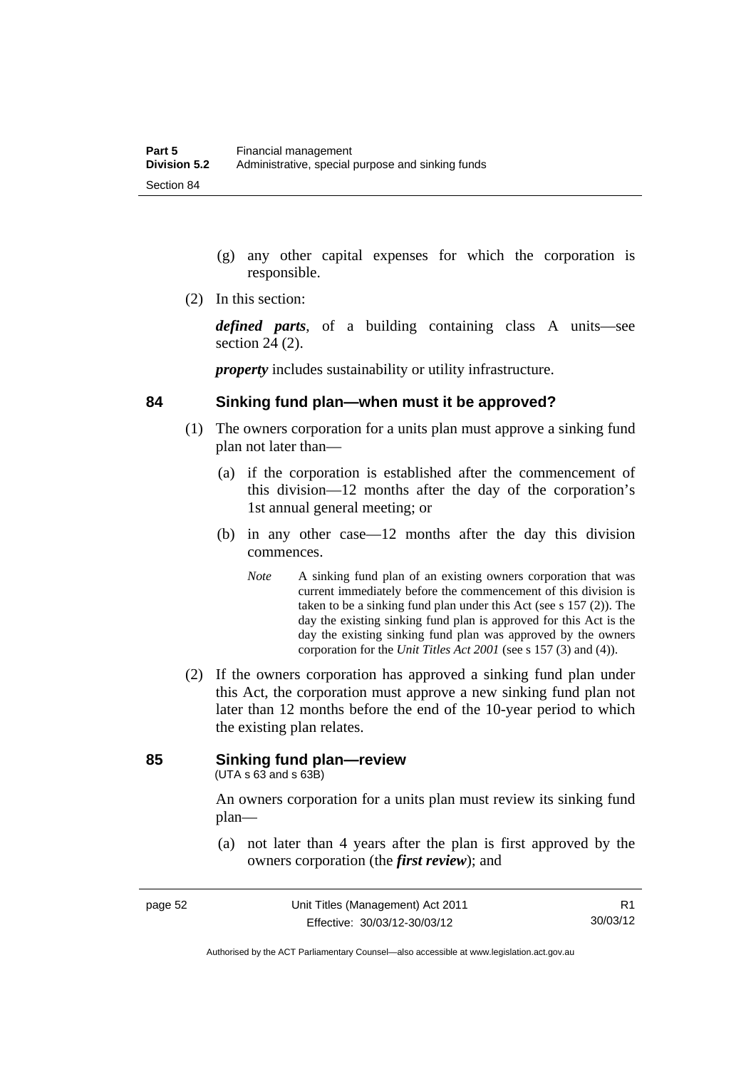(g) any other capital expenses for which the corporation is responsible.

(2) In this section:

***defined parts***, of a building containing class A units—see section 24 (2).

***property*** includes sustainability or utility infrastructure.

## 84 Sinking fund plan—when must it be approved?

(1) The owners corporation for a units plan must approve a sinking fund plan not later than—

(a) if the corporation is established after the commencement of this division—12 months after the day of the corporation's 1st annual general meeting; or

(b) in any other case—12 months after the day this division commences.

*Note* A sinking fund plan of an existing owners corporation that was current immediately before the commencement of this division is taken to be a sinking fund plan under this Act (see s 157 (2)). The day the existing sinking fund plan is approved for this Act is the day the existing sinking fund plan was approved by the owners corporation for the *Unit Titles Act 2001* (see s 157 (3) and (4)).

(2) If the owners corporation has approved a sinking fund plan under this Act, the corporation must approve a new sinking fund plan not later than 12 months before the end of the 10-year period to which the existing plan relates.

## 85 Sinking fund plan—review

(UTA s 63 and s 63B)

An owners corporation for a units plan must review its sinking fund plan—

(a) not later than 4 years after the plan is first approved by the owners corporation (the ***first review***); and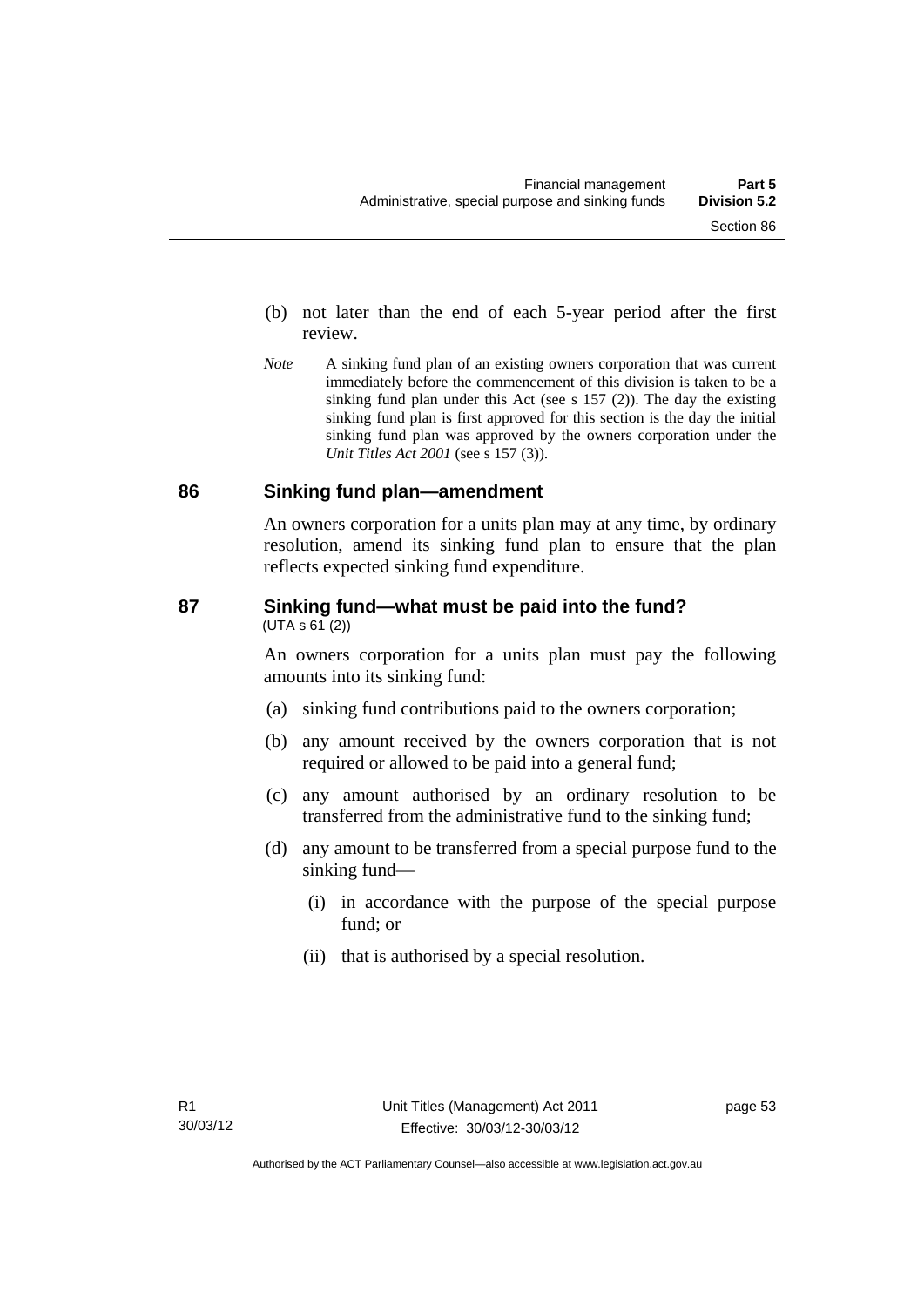(b) not later than the end of each 5-year period after the first review.

*Note* A sinking fund plan of an existing owners corporation that was current immediately before the commencement of this division is taken to be a sinking fund plan under this Act (see s 157 (2)). The day the existing sinking fund plan is first approved for this section is the day the initial sinking fund plan was approved by the owners corporation under the *Unit Titles Act 2001* (see s 157 (3)).

## 86 Sinking fund plan—amendment

An owners corporation for a units plan may at any time, by ordinary resolution, amend its sinking fund plan to ensure that the plan reflects expected sinking fund expenditure.

## 87 Sinking fund—what must be paid into the fund?

(UTA s 61 (2))

An owners corporation for a units plan must pay the following amounts into its sinking fund:

(a) sinking fund contributions paid to the owners corporation;

(b) any amount received by the owners corporation that is not required or allowed to be paid into a general fund;

(c) any amount authorised by an ordinary resolution to be transferred from the administrative fund to the sinking fund;

(d) any amount to be transferred from a special purpose fund to the sinking fund—

(i) in accordance with the purpose of the special purpose fund; or

(ii) that is authorised by a special resolution.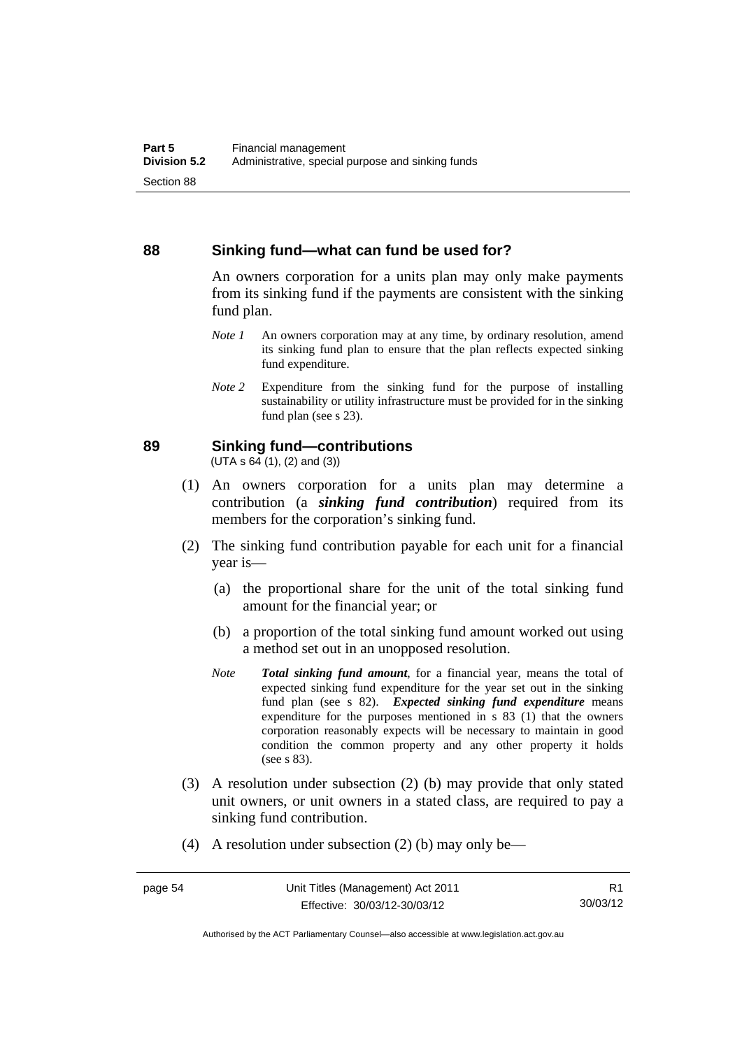## 88 Sinking fund—what can fund be used for?

An owners corporation for a units plan may only make payments from its sinking fund if the payments are consistent with the sinking fund plan.

*Note 1* An owners corporation may at any time, by ordinary resolution, amend its sinking fund plan to ensure that the plan reflects expected sinking fund expenditure.

*Note 2* Expenditure from the sinking fund for the purpose of installing sustainability or utility infrastructure must be provided for in the sinking fund plan (see s 23).

## 89 Sinking fund—contributions

(UTA s 64 (1), (2) and (3))

(1) An owners corporation for a units plan may determine a contribution (a ***sinking fund contribution***) required from its members for the corporation's sinking fund.

(2) The sinking fund contribution payable for each unit for a financial year is—

(a) the proportional share for the unit of the total sinking fund amount for the financial year; or

(b) a proportion of the total sinking fund amount worked out using a method set out in an unopposed resolution.

*Note* ***Total sinking fund amount***, for a financial year, means the total of expected sinking fund expenditure for the year set out in the sinking fund plan (see s 82). ***Expected sinking fund expenditure*** means expenditure for the purposes mentioned in s 83 (1) that the owners corporation reasonably expects will be necessary to maintain in good condition the common property and any other property it holds (see s 83).

(3) A resolution under subsection (2) (b) may provide that only stated unit owners, or unit owners in a stated class, are required to pay a sinking fund contribution.

(4) A resolution under subsection (2) (b) may only be—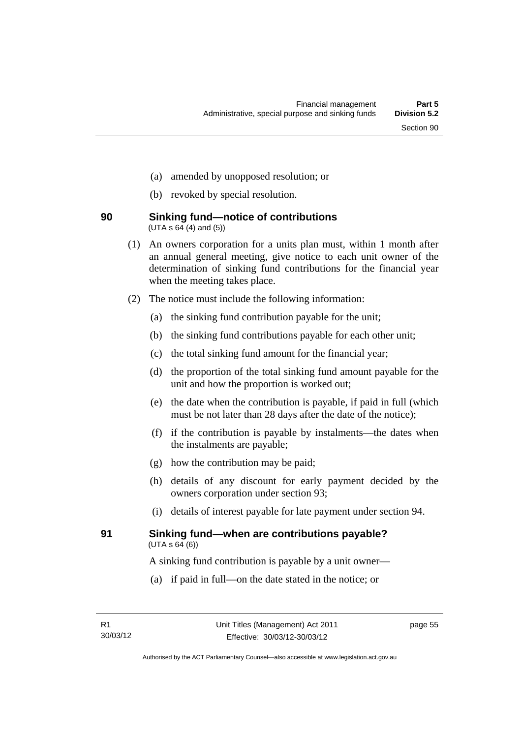(a) amended by unopposed resolution; or

(b) revoked by special resolution.

### 90 Sinking fund—notice of contributions

(UTA s 64 (4) and (5))

(1) An owners corporation for a units plan must, within 1 month after an annual general meeting, give notice to each unit owner of the determination of sinking fund contributions for the financial year when the meeting takes place.

(2) The notice must include the following information:

(a) the sinking fund contribution payable for the unit;

(b) the sinking fund contributions payable for each other unit;

(c) the total sinking fund amount for the financial year;

(d) the proportion of the total sinking fund amount payable for the unit and how the proportion is worked out;

(e) the date when the contribution is payable, if paid in full (which must be not later than 28 days after the date of the notice);

(f) if the contribution is payable by instalments—the dates when the instalments are payable;

(g) how the contribution may be paid;

(h) details of any discount for early payment decided by the owners corporation under section 93;

(i) details of interest payable for late payment under section 94.

### 91 Sinking fund—when are contributions payable?

(UTA s 64 (6))

A sinking fund contribution is payable by a unit owner—

(a) if paid in full—on the date stated in the notice; or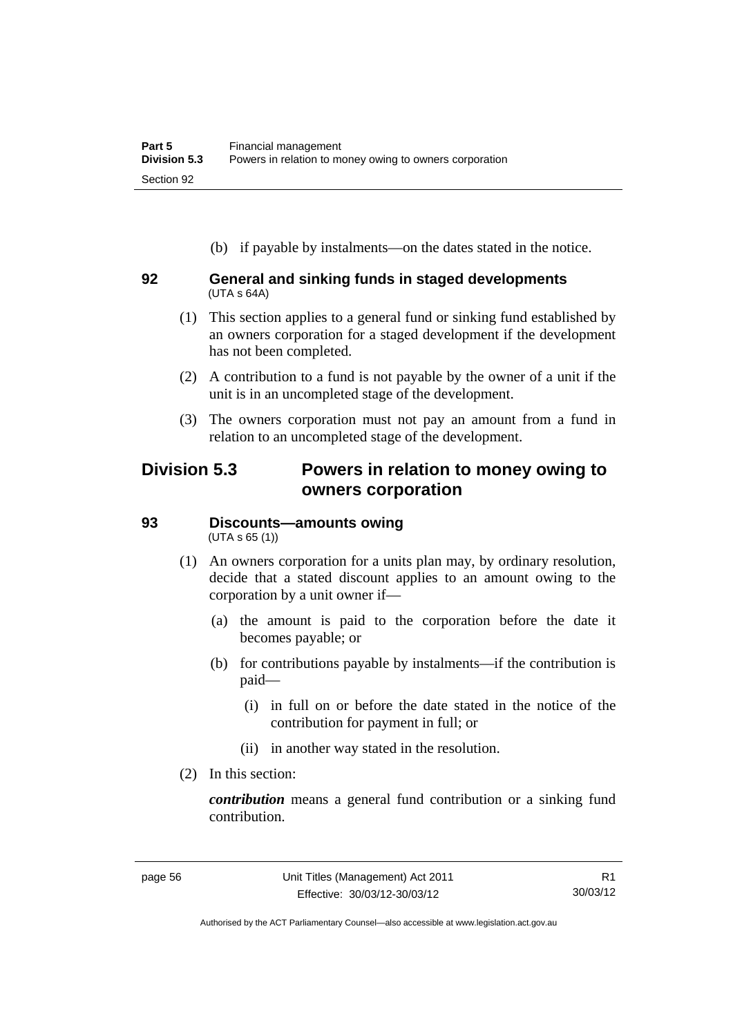(b) if payable by instalments—on the dates stated in the notice.

### 92 General and sinking funds in staged developments

(UTA s 64A)

(1) This section applies to a general fund or sinking fund established by an owners corporation for a staged development if the development has not been completed.

(2) A contribution to a fund is not payable by the owner of a unit if the unit is in an uncompleted stage of the development.

(3) The owners corporation must not pay an amount from a fund in relation to an uncompleted stage of the development.

## Division 5.3 Powers in relation to money owing to owners corporation

### 93 Discounts—amounts owing

(UTA s 65 (1))

(1) An owners corporation for a units plan may, by ordinary resolution, decide that a stated discount applies to an amount owing to the corporation by a unit owner if—

(a) the amount is paid to the corporation before the date it becomes payable; or

(b) for contributions payable by instalments—if the contribution is paid—

(i) in full on or before the date stated in the notice of the contribution for payment in full; or

(ii) in another way stated in the resolution.

(2) In this section:

***contribution*** means a general fund contribution or a sinking fund contribution.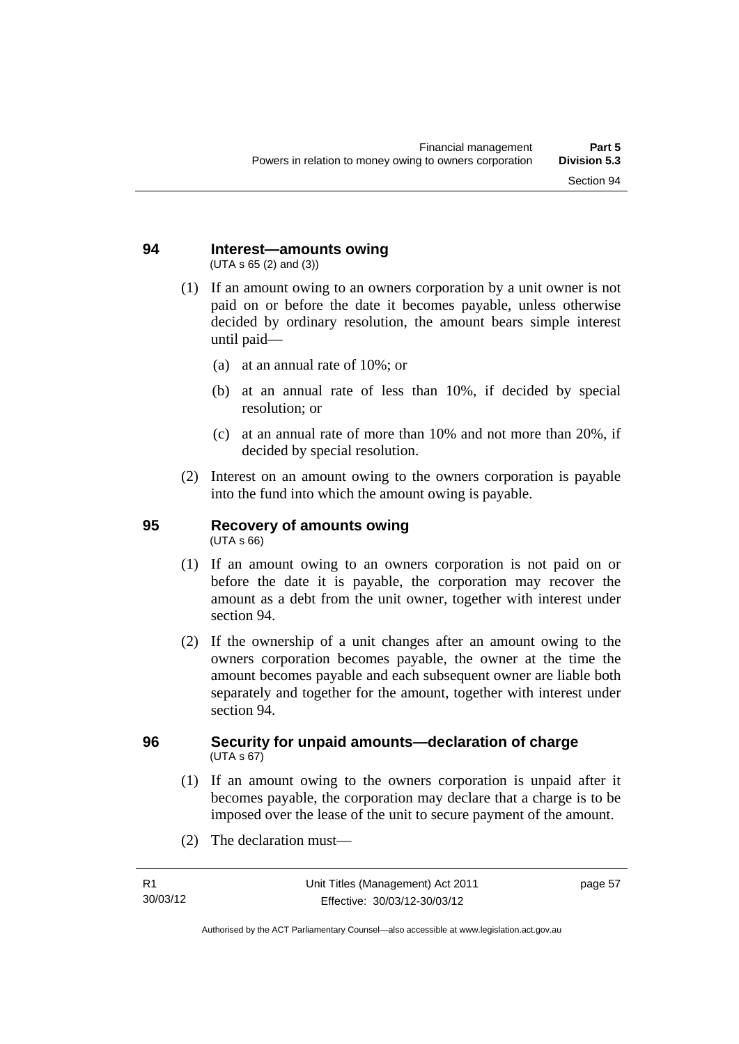## 94 Interest—amounts owing

(UTA s 65 (2) and (3))

(1) If an amount owing to an owners corporation by a unit owner is not paid on or before the date it becomes payable, unless otherwise decided by ordinary resolution, the amount bears simple interest until paid—

(a) at an annual rate of 10%; or

(b) at an annual rate of less than 10%, if decided by special resolution; or

(c) at an annual rate of more than 10% and not more than 20%, if decided by special resolution.

(2) Interest on an amount owing to the owners corporation is payable into the fund into which the amount owing is payable.

## 95 Recovery of amounts owing

(UTA s 66)

(1) If an amount owing to an owners corporation is not paid on or before the date it is payable, the corporation may recover the amount as a debt from the unit owner, together with interest under section 94.

(2) If the ownership of a unit changes after an amount owing to the owners corporation becomes payable, the owner at the time the amount becomes payable and each subsequent owner are liable both separately and together for the amount, together with interest under section 94.

## 96 Security for unpaid amounts—declaration of charge

(UTA s 67)

(1) If an amount owing to the owners corporation is unpaid after it becomes payable, the corporation may declare that a charge is to be imposed over the lease of the unit to secure payment of the amount.

(2) The declaration must—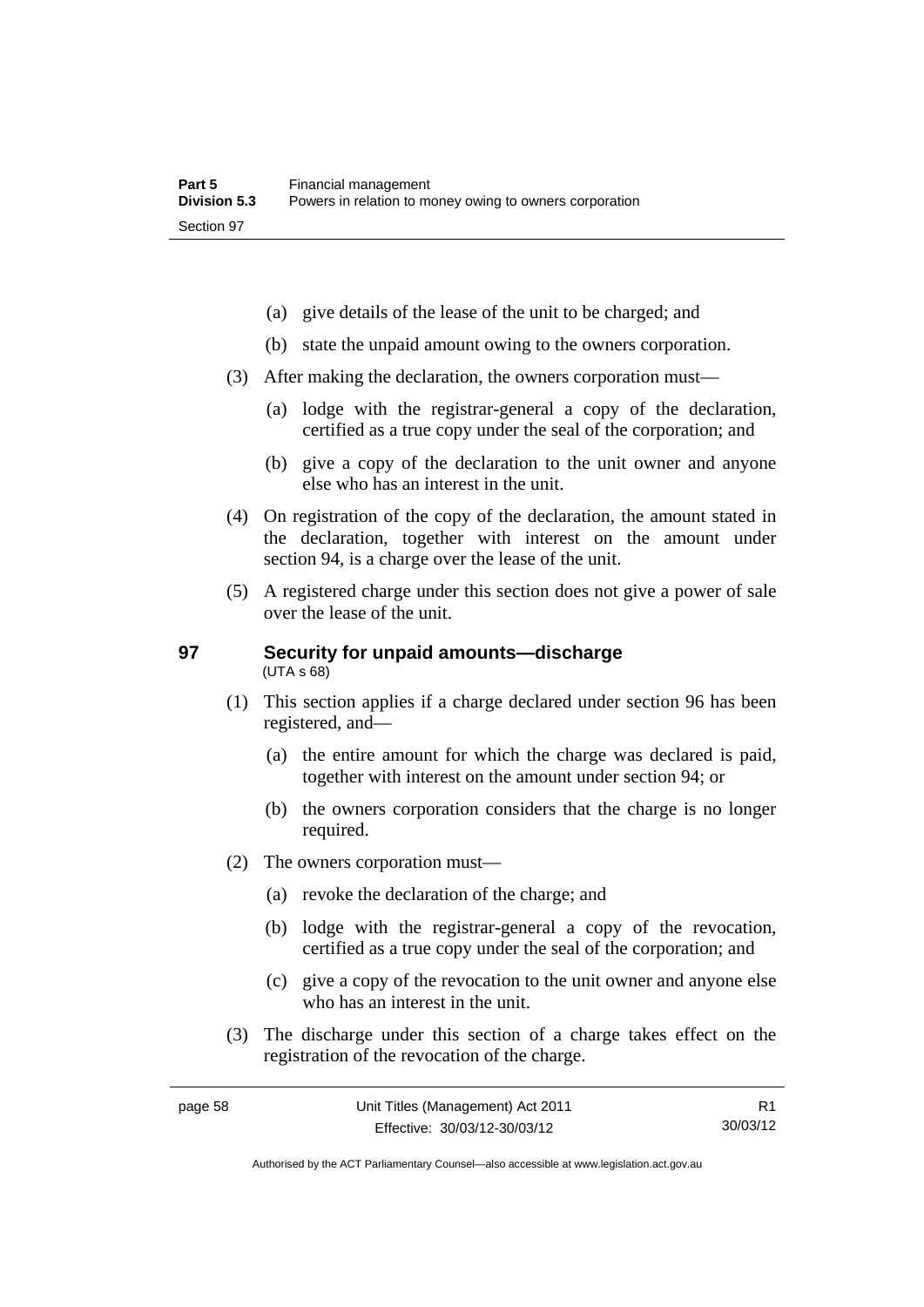(a) give details of the lease of the unit to be charged; and

(b) state the unpaid amount owing to the owners corporation.

(3) After making the declaration, the owners corporation must—

(a) lodge with the registrar-general a copy of the declaration, certified as a true copy under the seal of the corporation; and

(b) give a copy of the declaration to the unit owner and anyone else who has an interest in the unit.

(4) On registration of the copy of the declaration, the amount stated in the declaration, together with interest on the amount under section 94, is a charge over the lease of the unit.

(5) A registered charge under this section does not give a power of sale over the lease of the unit.

### 97 Security for unpaid amounts—discharge

(UTA s 68)

(1) This section applies if a charge declared under section 96 has been registered, and—

(a) the entire amount for which the charge was declared is paid, together with interest on the amount under section 94; or

(b) the owners corporation considers that the charge is no longer required.

(2) The owners corporation must—

(a) revoke the declaration of the charge; and

(b) lodge with the registrar-general a copy of the revocation, certified as a true copy under the seal of the corporation; and

(c) give a copy of the revocation to the unit owner and anyone else who has an interest in the unit.

(3) The discharge under this section of a charge takes effect on the registration of the revocation of the charge.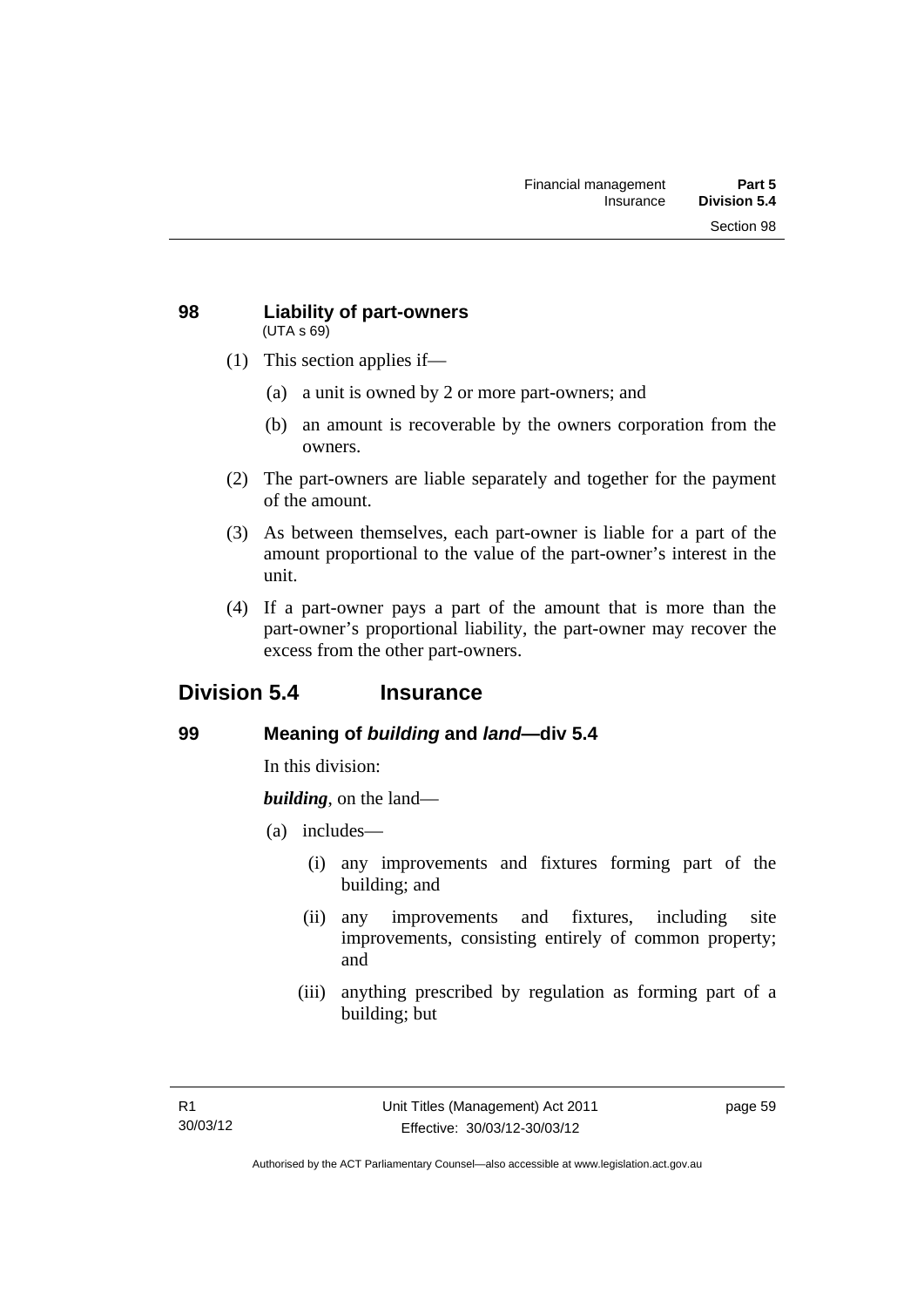### 98 Liability of part-owners

(UTA s 69)

(1) This section applies if—

(a) a unit is owned by 2 or more part-owners; and

(b) an amount is recoverable by the owners corporation from the owners.

(2) The part-owners are liable separately and together for the payment of the amount.

(3) As between themselves, each part-owner is liable for a part of the amount proportional to the value of the part-owner's interest in the unit.

(4) If a part-owner pays a part of the amount that is more than the part-owner's proportional liability, the part-owner may recover the excess from the other part-owners.

## Division 5.4 Insurance

### 99 Meaning of *building* and *land*—div 5.4

In this division:

***building***, on the land—

(a) includes—

(i) any improvements and fixtures forming part of the building; and

(ii) any improvements and fixtures, including site improvements, consisting entirely of common property; and

(iii) anything prescribed by regulation as forming part of a building; but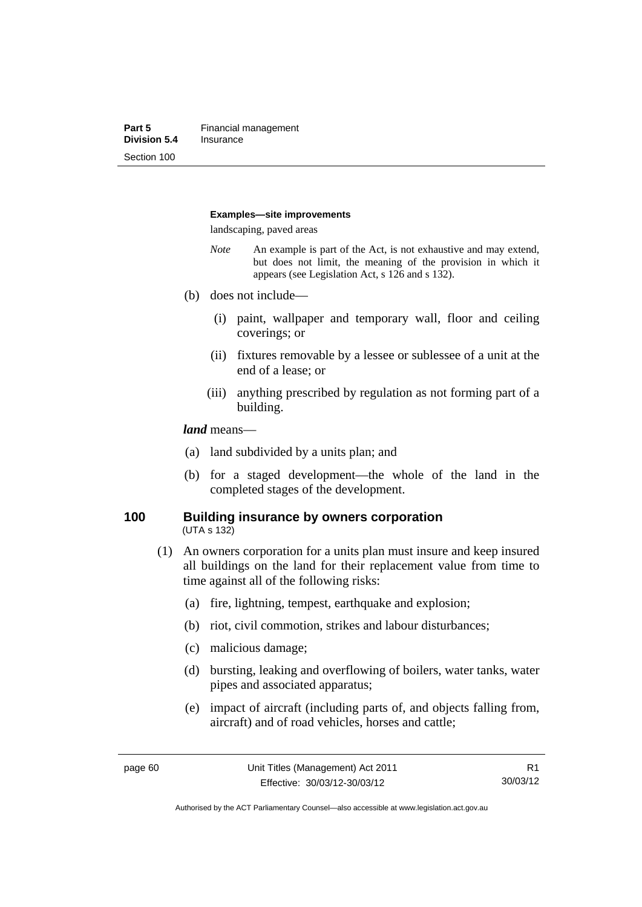**Examples—site improvements**

landscaping, paved areas

*Note* An example is part of the Act, is not exhaustive and may extend, but does not limit, the meaning of the provision in which it appears (see Legislation Act, s 126 and s 132).

(b) does not include—

(i) paint, wallpaper and temporary wall, floor and ceiling coverings; or

(ii) fixtures removable by a lessee or sublessee of a unit at the end of a lease; or

(iii) anything prescribed by regulation as not forming part of a building.

***land*** means—

(a) land subdivided by a units plan; and

(b) for a staged development—the whole of the land in the completed stages of the development.

## 100 Building insurance by owners corporation

(UTA s 132)

(1) An owners corporation for a units plan must insure and keep insured all buildings on the land for their replacement value from time to time against all of the following risks:

(a) fire, lightning, tempest, earthquake and explosion;

(b) riot, civil commotion, strikes and labour disturbances;

(c) malicious damage;

(d) bursting, leaking and overflowing of boilers, water tanks, water pipes and associated apparatus;

(e) impact of aircraft (including parts of, and objects falling from, aircraft) and of road vehicles, horses and cattle;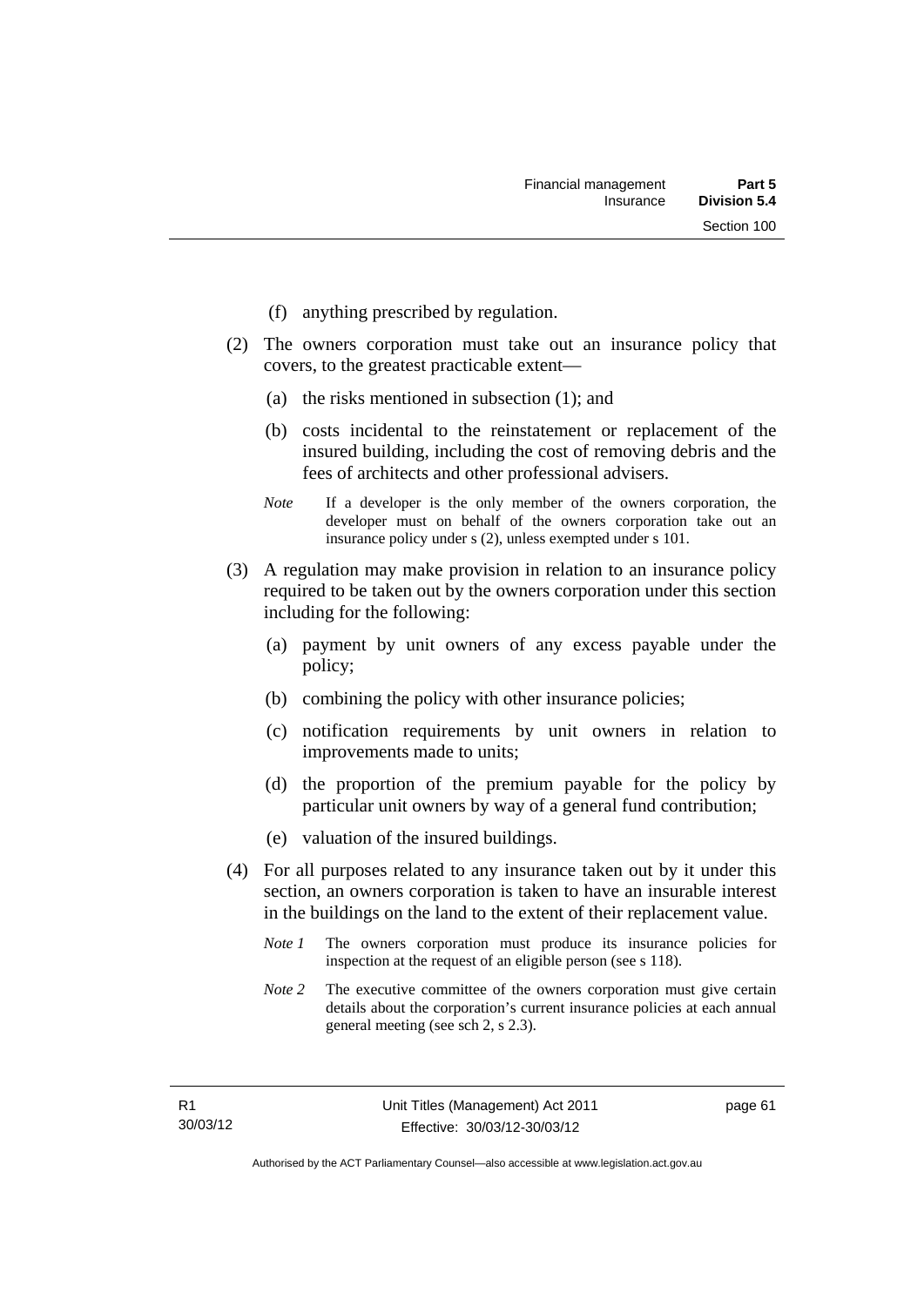(f) anything prescribed by regulation.

(2) The owners corporation must take out an insurance policy that covers, to the greatest practicable extent—

(a) the risks mentioned in subsection (1); and

(b) costs incidental to the reinstatement or replacement of the insured building, including the cost of removing debris and the fees of architects and other professional advisers.

*Note* If a developer is the only member of the owners corporation, the developer must on behalf of the owners corporation take out an insurance policy under s (2), unless exempted under s 101.

(3) A regulation may make provision in relation to an insurance policy required to be taken out by the owners corporation under this section including for the following:

(a) payment by unit owners of any excess payable under the policy;

(b) combining the policy with other insurance policies;

(c) notification requirements by unit owners in relation to improvements made to units;

(d) the proportion of the premium payable for the policy by particular unit owners by way of a general fund contribution;

(e) valuation of the insured buildings.

(4) For all purposes related to any insurance taken out by it under this section, an owners corporation is taken to have an insurable interest in the buildings on the land to the extent of their replacement value.

*Note 1* The owners corporation must produce its insurance policies for inspection at the request of an eligible person (see s 118).

*Note 2* The executive committee of the owners corporation must give certain details about the corporation's current insurance policies at each annual general meeting (see sch 2, s 2.3).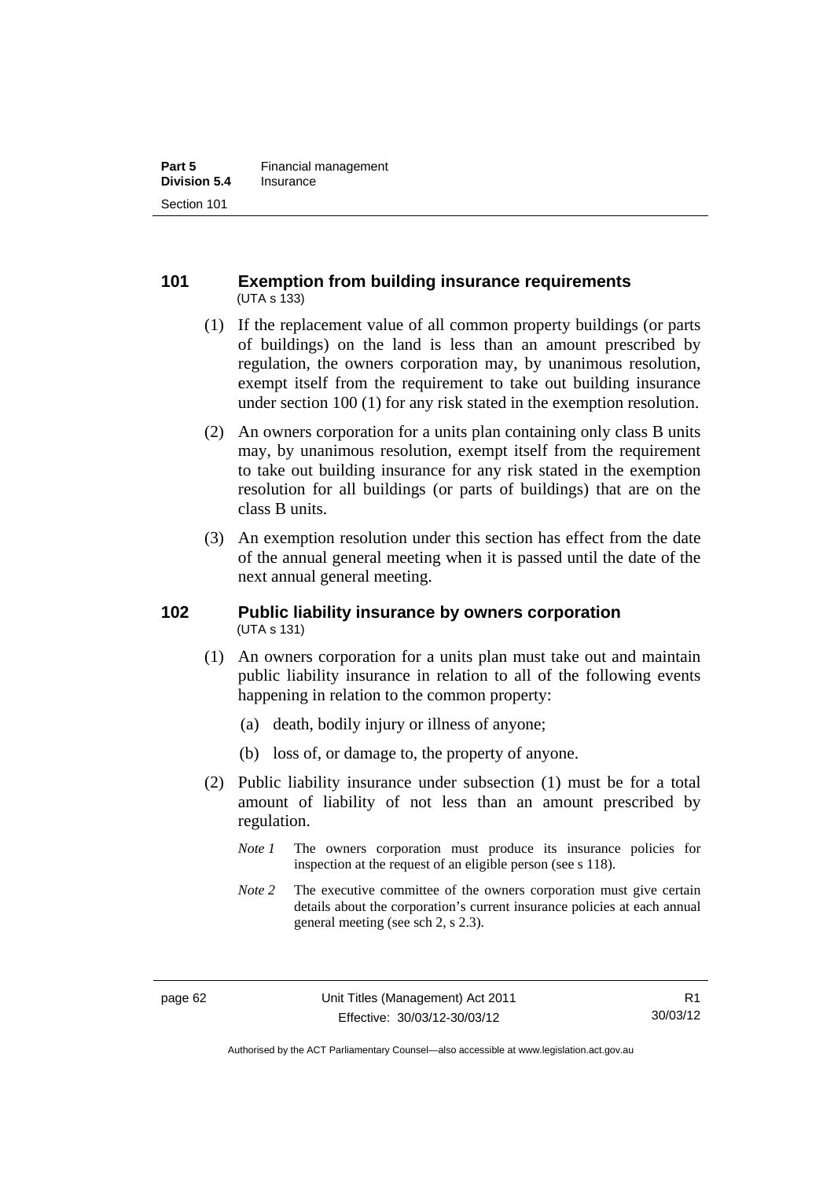## 101 Exemption from building insurance requirements

(UTA s 133)

(1) If the replacement value of all common property buildings (or parts of buildings) on the land is less than an amount prescribed by regulation, the owners corporation may, by unanimous resolution, exempt itself from the requirement to take out building insurance under section 100 (1) for any risk stated in the exemption resolution.

(2) An owners corporation for a units plan containing only class B units may, by unanimous resolution, exempt itself from the requirement to take out building insurance for any risk stated in the exemption resolution for all buildings (or parts of buildings) that are on the class B units.

(3) An exemption resolution under this section has effect from the date of the annual general meeting when it is passed until the date of the next annual general meeting.

## 102 Public liability insurance by owners corporation

(UTA s 131)

(1) An owners corporation for a units plan must take out and maintain public liability insurance in relation to all of the following events happening in relation to the common property:

(a) death, bodily injury or illness of anyone;

(b) loss of, or damage to, the property of anyone.

(2) Public liability insurance under subsection (1) must be for a total amount of liability of not less than an amount prescribed by regulation.

*Note 1* The owners corporation must produce its insurance policies for inspection at the request of an eligible person (see s 118).

*Note 2* The executive committee of the owners corporation must give certain details about the corporation's current insurance policies at each annual general meeting (see sch 2, s 2.3).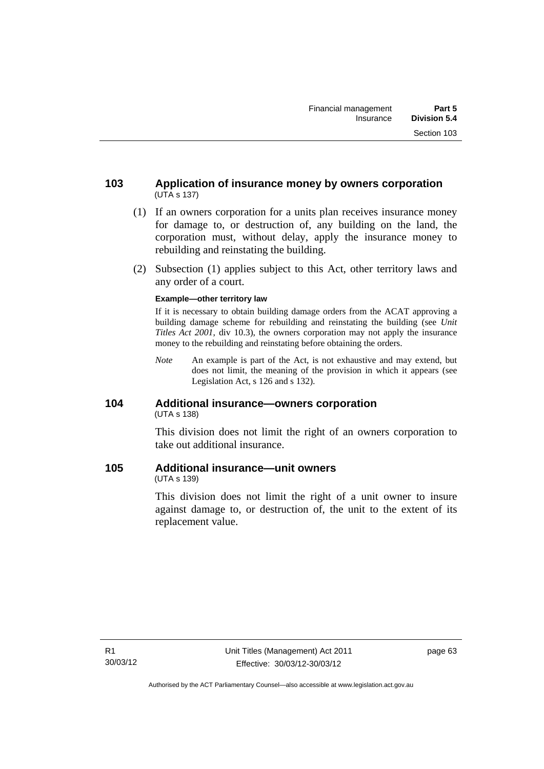## 103 Application of insurance money by owners corporation

(UTA s 137)

(1) If an owners corporation for a units plan receives insurance money for damage to, or destruction of, any building on the land, the corporation must, without delay, apply the insurance money to rebuilding and reinstating the building.

(2) Subsection (1) applies subject to this Act, other territory laws and any order of a court.

**Example—other territory law**

If it is necessary to obtain building damage orders from the ACAT approving a building damage scheme for rebuilding and reinstating the building (see *Unit Titles Act 2001*, div 10.3), the owners corporation may not apply the insurance money to the rebuilding and reinstating before obtaining the orders.

*Note* An example is part of the Act, is not exhaustive and may extend, but does not limit, the meaning of the provision in which it appears (see Legislation Act, s 126 and s 132).

## 104 Additional insurance—owners corporation

(UTA s 138)

This division does not limit the right of an owners corporation to take out additional insurance.

## 105 Additional insurance—unit owners

(UTA s 139)

This division does not limit the right of a unit owner to insure against damage to, or destruction of, the unit to the extent of its replacement value.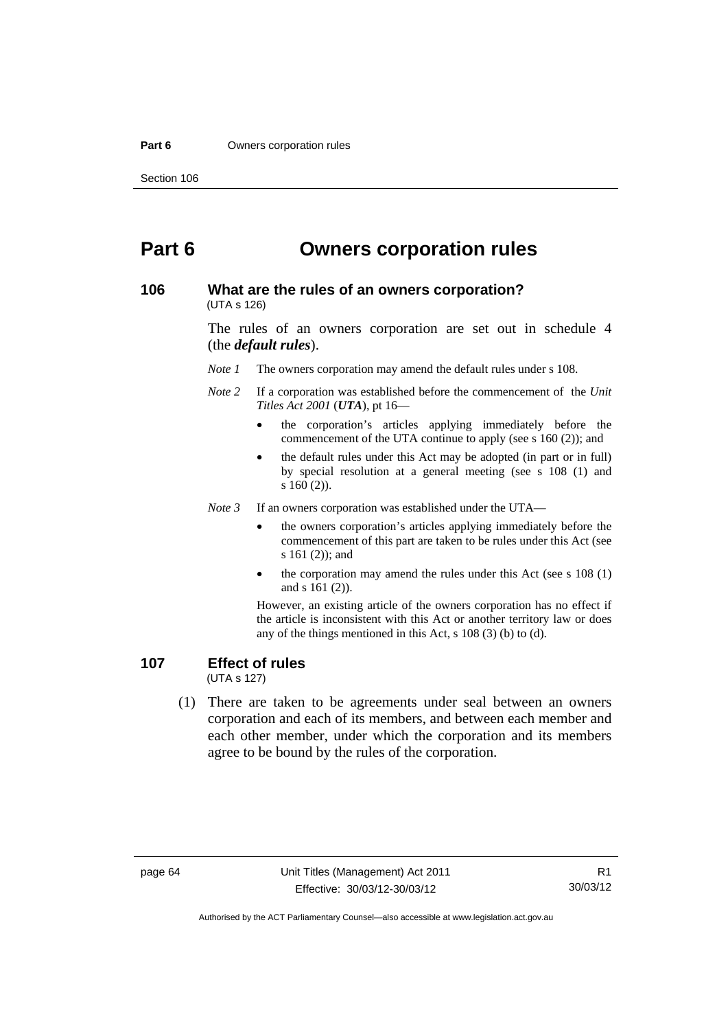# Part 6 Owners corporation rules

## 106 What are the rules of an owners corporation?

(UTA s 126)

The rules of an owners corporation are set out in schedule 4 (the ***default rules***).

*Note 1* The owners corporation may amend the default rules under s 108.

*Note 2* If a corporation was established before the commencement of the *Unit Titles Act 2001* (***UTA***), pt 16—

- the corporation's articles applying immediately before the commencement of the UTA continue to apply (see s 160 (2)); and
- the default rules under this Act may be adopted (in part or in full) by special resolution at a general meeting (see s 108 (1) and s 160 (2)).

*Note 3* If an owners corporation was established under the UTA—

- the owners corporation's articles applying immediately before the commencement of this part are taken to be rules under this Act (see s 161 (2)); and
- the corporation may amend the rules under this Act (see s 108 (1) and s 161 (2)).

However, an existing article of the owners corporation has no effect if the article is inconsistent with this Act or another territory law or does any of the things mentioned in this Act, s 108 (3) (b) to (d).

## 107 Effect of rules

(UTA s 127)

(1) There are taken to be agreements under seal between an owners corporation and each of its members, and between each member and each other member, under which the corporation and its members agree to be bound by the rules of the corporation.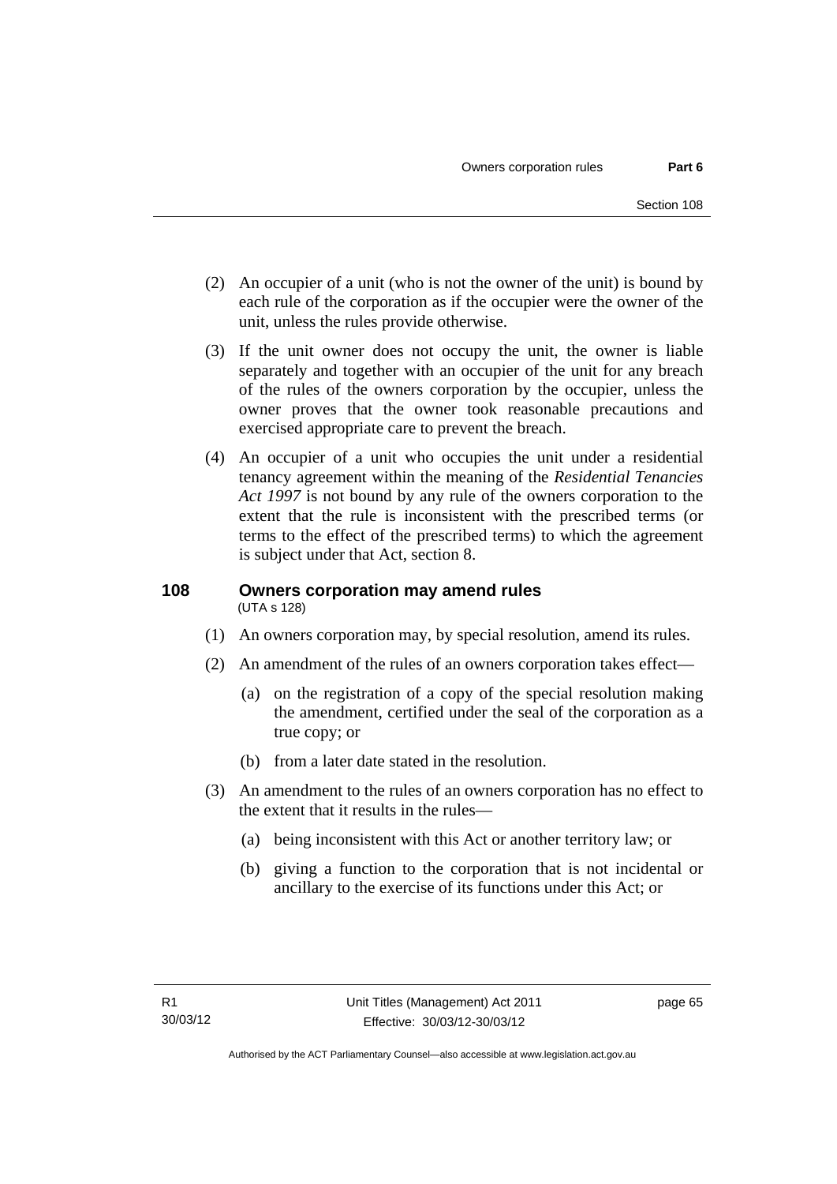(2) An occupier of a unit (who is not the owner of the unit) is bound by each rule of the corporation as if the occupier were the owner of the unit, unless the rules provide otherwise.

(3) If the unit owner does not occupy the unit, the owner is liable separately and together with an occupier of the unit for any breach of the rules of the owners corporation by the occupier, unless the owner proves that the owner took reasonable precautions and exercised appropriate care to prevent the breach.

(4) An occupier of a unit who occupies the unit under a residential tenancy agreement within the meaning of the *Residential Tenancies Act 1997* is not bound by any rule of the owners corporation to the extent that the rule is inconsistent with the prescribed terms (or terms to the effect of the prescribed terms) to which the agreement is subject under that Act, section 8.

### 108 Owners corporation may amend rules

(UTA s 128)

(1) An owners corporation may, by special resolution, amend its rules.

(2) An amendment of the rules of an owners corporation takes effect—

(a) on the registration of a copy of the special resolution making the amendment, certified under the seal of the corporation as a true copy; or

(b) from a later date stated in the resolution.

(3) An amendment to the rules of an owners corporation has no effect to the extent that it results in the rules—

(a) being inconsistent with this Act or another territory law; or

(b) giving a function to the corporation that is not incidental or ancillary to the exercise of its functions under this Act; or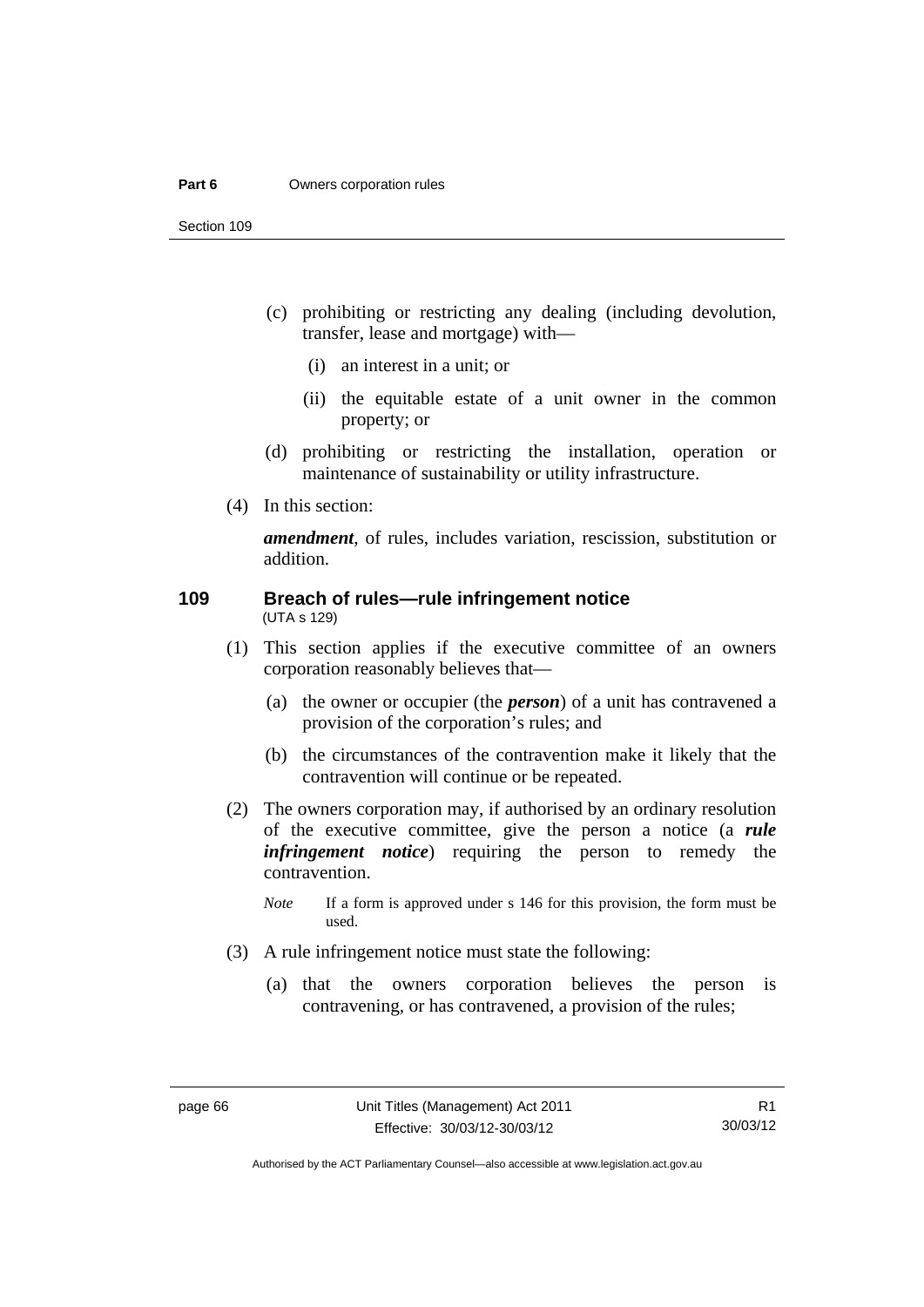(c) prohibiting or restricting any dealing (including devolution, transfer, lease and mortgage) with—

(i) an interest in a unit; or

(ii) the equitable estate of a unit owner in the common property; or

(d) prohibiting or restricting the installation, operation or maintenance of sustainability or utility infrastructure.

(4) In this section:

***amendment***, of rules, includes variation, rescission, substitution or addition.

## 109 Breach of rules—rule infringement notice

(UTA s 129)

(1) This section applies if the executive committee of an owners corporation reasonably believes that—

(a) the owner or occupier (the ***person***) of a unit has contravened a provision of the corporation's rules; and

(b) the circumstances of the contravention make it likely that the contravention will continue or be repeated.

(2) The owners corporation may, if authorised by an ordinary resolution of the executive committee, give the person a notice (a ***rule infringement notice***) requiring the person to remedy the contravention.

*Note* If a form is approved under s 146 for this provision, the form must be used.

(3) A rule infringement notice must state the following:

(a) that the owners corporation believes the person is contravening, or has contravened, a provision of the rules;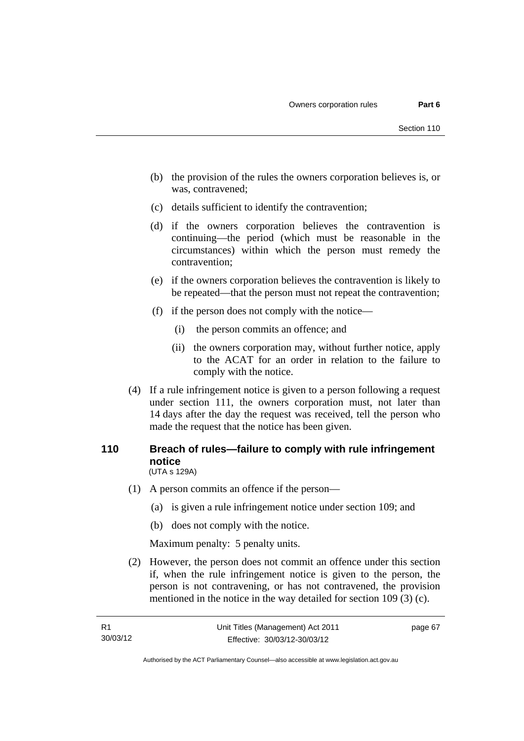(b) the provision of the rules the owners corporation believes is, or was, contravened;

(c) details sufficient to identify the contravention;

(d) if the owners corporation believes the contravention is continuing—the period (which must be reasonable in the circumstances) within which the person must remedy the contravention;

(e) if the owners corporation believes the contravention is likely to be repeated—that the person must not repeat the contravention;

(f) if the person does not comply with the notice—

(i) the person commits an offence; and

(ii) the owners corporation may, without further notice, apply to the ACAT for an order in relation to the failure to comply with the notice.

(4) If a rule infringement notice is given to a person following a request under section 111, the owners corporation must, not later than 14 days after the day the request was received, tell the person who made the request that the notice has been given.

## 110 Breach of rules—failure to comply with rule infringement notice

(UTA s 129A)

(1) A person commits an offence if the person—

(a) is given a rule infringement notice under section 109; and

(b) does not comply with the notice.

Maximum penalty: 5 penalty units.

(2) However, the person does not commit an offence under this section if, when the rule infringement notice is given to the person, the person is not contravening, or has not contravened, the provision mentioned in the notice in the way detailed for section 109 (3) (c).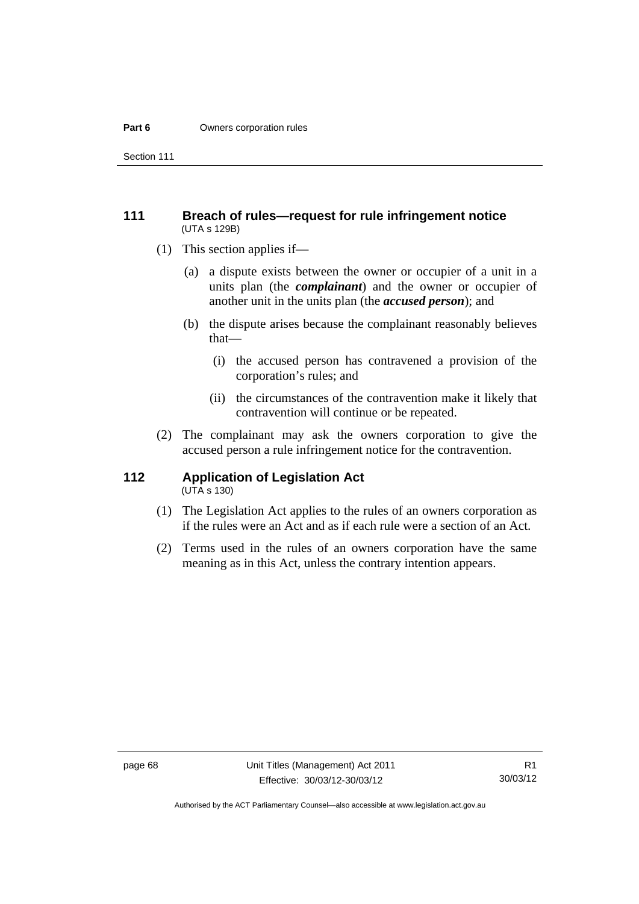### 111 Breach of rules—request for rule infringement notice

(UTA s 129B)

(1) This section applies if—

(a) a dispute exists between the owner or occupier of a unit in a units plan (the ***complainant***) and the owner or occupier of another unit in the units plan (the ***accused person***); and

(b) the dispute arises because the complainant reasonably believes that—

(i) the accused person has contravened a provision of the corporation's rules; and

(ii) the circumstances of the contravention make it likely that contravention will continue or be repeated.

(2) The complainant may ask the owners corporation to give the accused person a rule infringement notice for the contravention.

### 112 Application of Legislation Act

(UTA s 130)

(1) The Legislation Act applies to the rules of an owners corporation as if the rules were an Act and as if each rule were a section of an Act.

(2) Terms used in the rules of an owners corporation have the same meaning as in this Act, unless the contrary intention appears.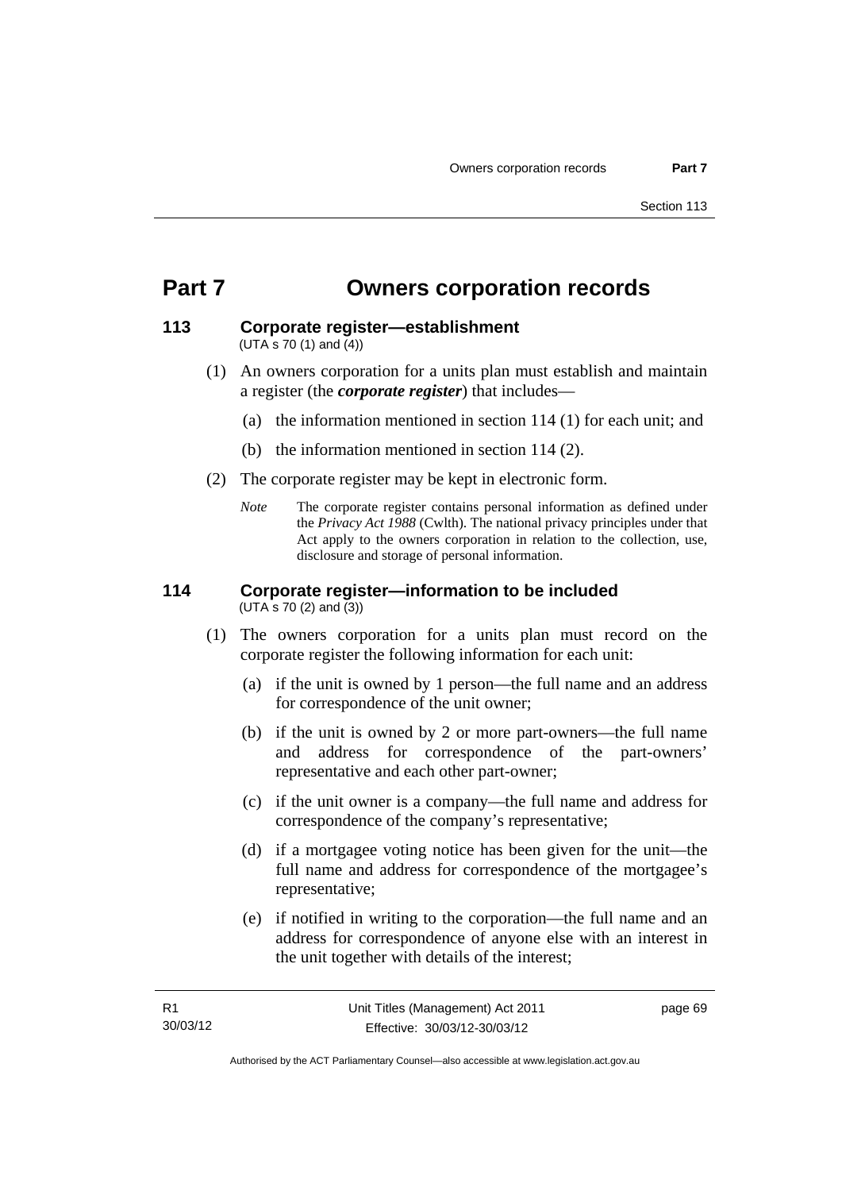# Part 7 Owners corporation records

## 113 Corporate register—establishment

(UTA s 70 (1) and (4))

(1) An owners corporation for a units plan must establish and maintain a register (the ***corporate register***) that includes—

(a) the information mentioned in section 114 (1) for each unit; and

(b) the information mentioned in section 114 (2).

(2) The corporate register may be kept in electronic form.

*Note* The corporate register contains personal information as defined under the *Privacy Act 1988* (Cwlth). The national privacy principles under that Act apply to the owners corporation in relation to the collection, use, disclosure and storage of personal information.

## 114 Corporate register—information to be included

(UTA s 70 (2) and (3))

(1) The owners corporation for a units plan must record on the corporate register the following information for each unit:

(a) if the unit is owned by 1 person—the full name and an address for correspondence of the unit owner;

(b) if the unit is owned by 2 or more part-owners—the full name and address for correspondence of the part-owners' representative and each other part-owner;

(c) if the unit owner is a company—the full name and address for correspondence of the company's representative;

(d) if a mortgagee voting notice has been given for the unit—the full name and address for correspondence of the mortgagee's representative;

(e) if notified in writing to the corporation—the full name and an address for correspondence of anyone else with an interest in the unit together with details of the interest;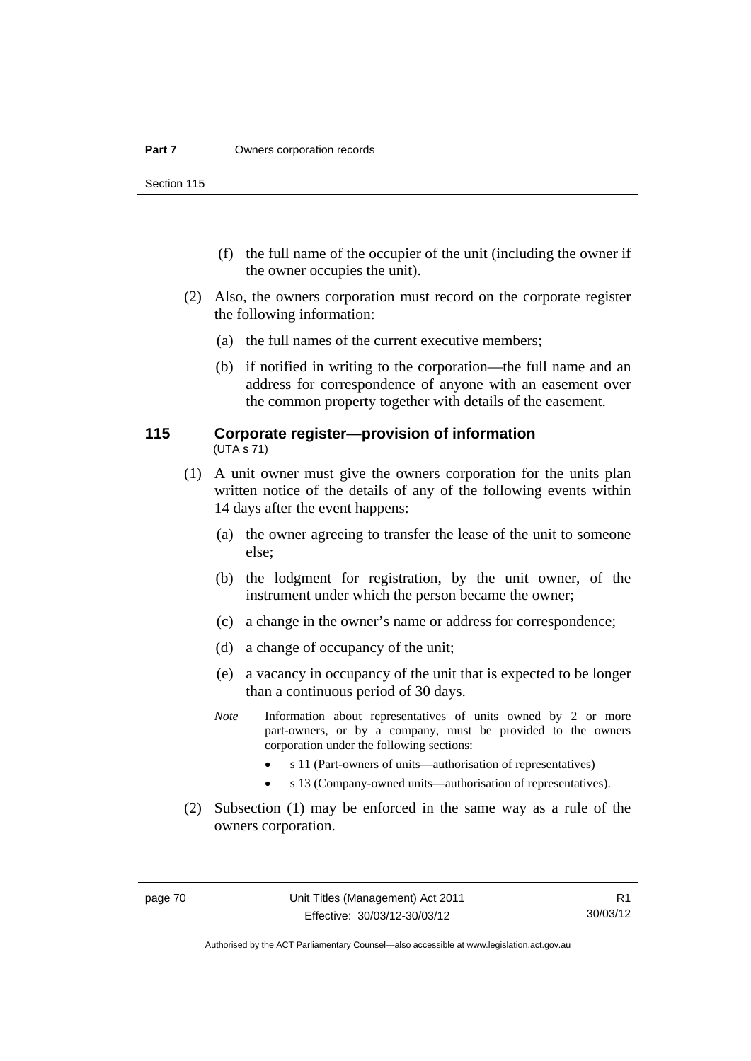(f) the full name of the occupier of the unit (including the owner if the owner occupies the unit).

(2) Also, the owners corporation must record on the corporate register the following information:

(a) the full names of the current executive members;

(b) if notified in writing to the corporation—the full name and an address for correspondence of anyone with an easement over the common property together with details of the easement.

## 115 Corporate register—provision of information

(UTA s 71)

(1) A unit owner must give the owners corporation for the units plan written notice of the details of any of the following events within 14 days after the event happens:

(a) the owner agreeing to transfer the lease of the unit to someone else;

(b) the lodgment for registration, by the unit owner, of the instrument under which the person became the owner;

(c) a change in the owner's name or address for correspondence;

(d) a change of occupancy of the unit;

(e) a vacancy in occupancy of the unit that is expected to be longer than a continuous period of 30 days.

*Note* Information about representatives of units owned by 2 or more part-owners, or by a company, must be provided to the owners corporation under the following sections:

- s 11 (Part-owners of units—authorisation of representatives)
- s 13 (Company-owned units—authorisation of representatives).

(2) Subsection (1) may be enforced in the same way as a rule of the owners corporation.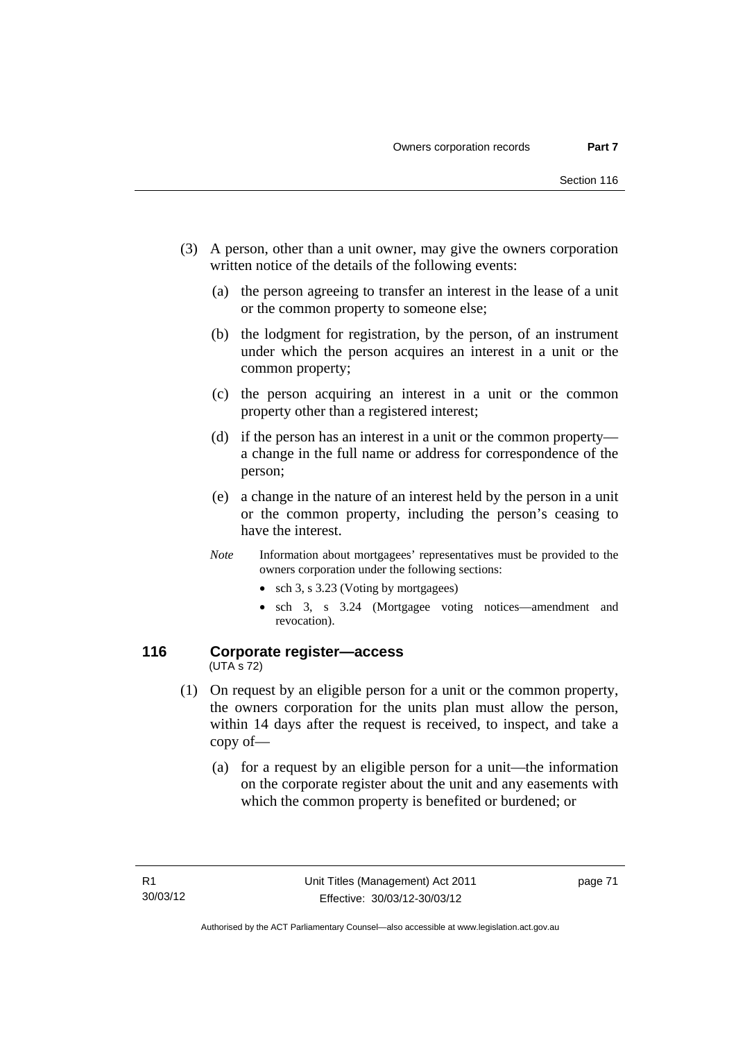(3) A person, other than a unit owner, may give the owners corporation written notice of the details of the following events:

(a) the person agreeing to transfer an interest in the lease of a unit or the common property to someone else;

(b) the lodgment for registration, by the person, of an instrument under which the person acquires an interest in a unit or the common property;

(c) the person acquiring an interest in a unit or the common property other than a registered interest;

(d) if the person has an interest in a unit or the common property—a change in the full name or address for correspondence of the person;

(e) a change in the nature of an interest held by the person in a unit or the common property, including the person's ceasing to have the interest.

*Note* Information about mortgagees' representatives must be provided to the owners corporation under the following sections:

- sch 3, s 3.23 (Voting by mortgagees)
- sch 3, s 3.24 (Mortgagee voting notices—amendment and revocation).

## 116 Corporate register—access

(UTA s 72)

(1) On request by an eligible person for a unit or the common property, the owners corporation for the units plan must allow the person, within 14 days after the request is received, to inspect, and take a copy of—

(a) for a request by an eligible person for a unit—the information on the corporate register about the unit and any easements with which the common property is benefited or burdened; or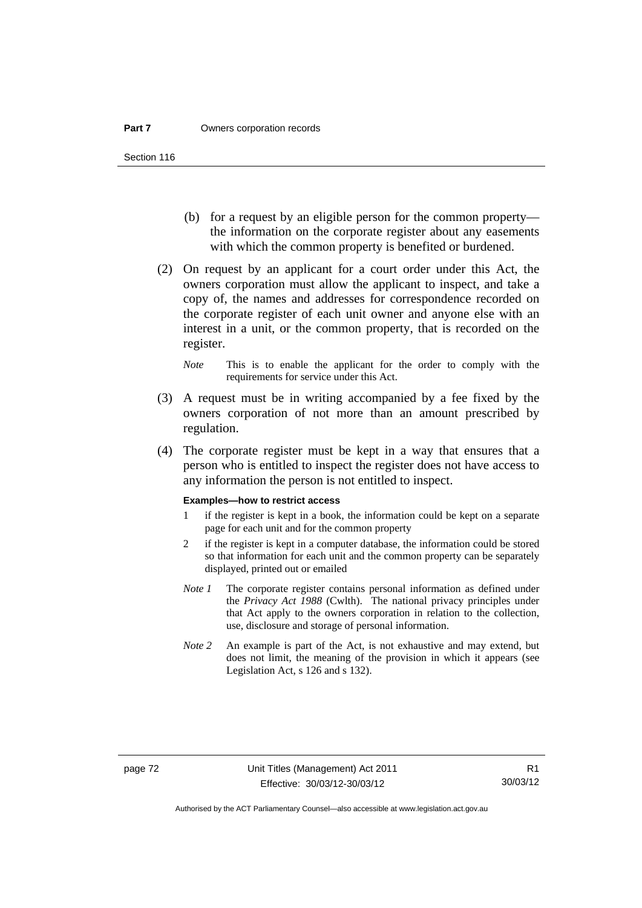(b) for a request by an eligible person for the common property—the information on the corporate register about any easements with which the common property is benefited or burdened.

(2) On request by an applicant for a court order under this Act, the owners corporation must allow the applicant to inspect, and take a copy of, the names and addresses for correspondence recorded on the corporate register of each unit owner and anyone else with an interest in a unit, or the common property, that is recorded on the register.

*Note* This is to enable the applicant for the order to comply with the requirements for service under this Act.

(3) A request must be in writing accompanied by a fee fixed by the owners corporation of not more than an amount prescribed by regulation.

(4) The corporate register must be kept in a way that ensures that a person who is entitled to inspect the register does not have access to any information the person is not entitled to inspect.

**Examples—how to restrict access**

1 if the register is kept in a book, the information could be kept on a separate page for each unit and for the common property

2 if the register is kept in a computer database, the information could be stored so that information for each unit and the common property can be separately displayed, printed out or emailed

*Note 1* The corporate register contains personal information as defined under the *Privacy Act 1988* (Cwlth). The national privacy principles under that Act apply to the owners corporation in relation to the collection, use, disclosure and storage of personal information.

*Note 2* An example is part of the Act, is not exhaustive and may extend, but does not limit, the meaning of the provision in which it appears (see Legislation Act, s 126 and s 132).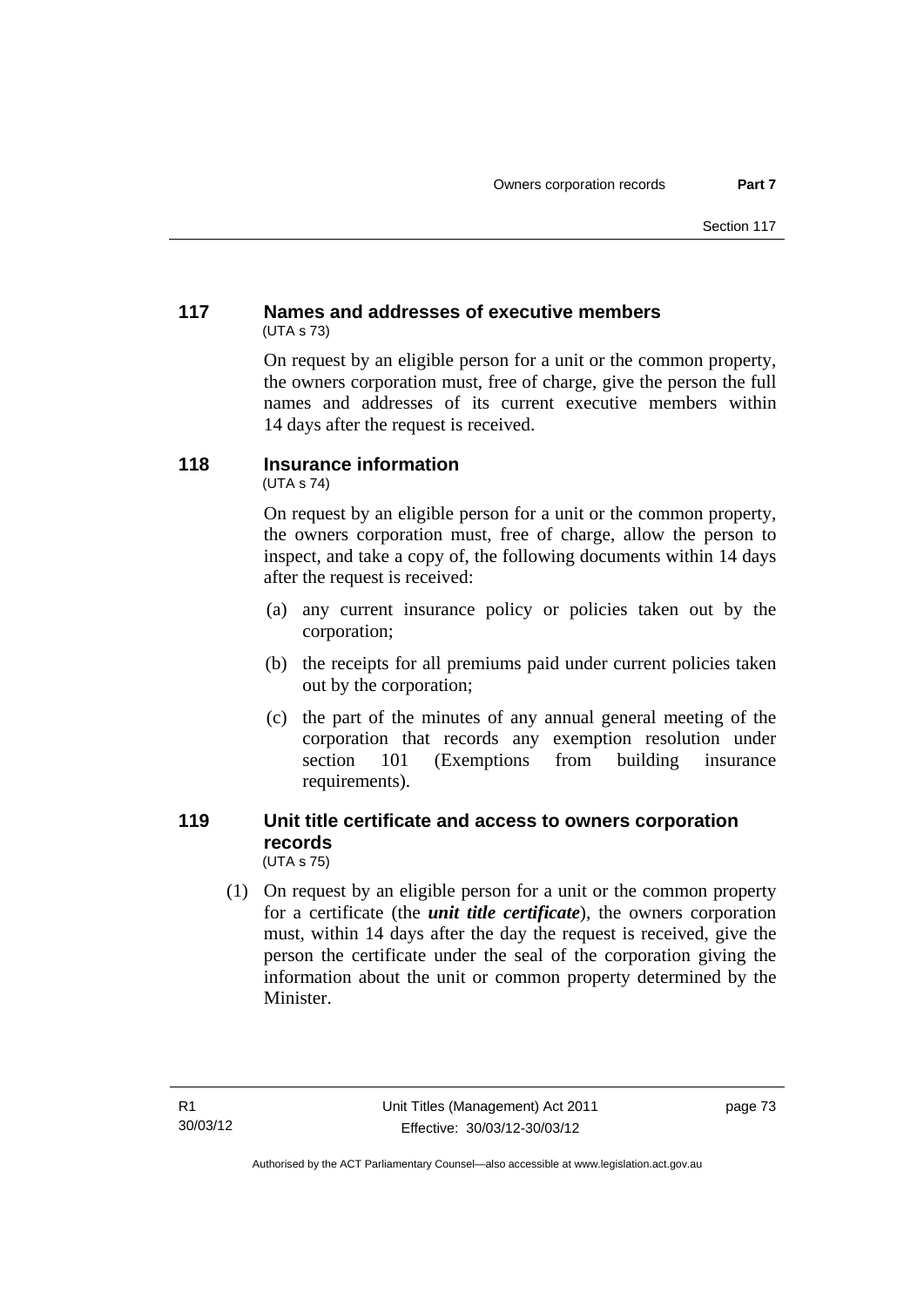## 117 Names and addresses of executive members

(UTA s 73)

On request by an eligible person for a unit or the common property, the owners corporation must, free of charge, give the person the full names and addresses of its current executive members within 14 days after the request is received.

## 118 Insurance information

(UTA s 74)

On request by an eligible person for a unit or the common property, the owners corporation must, free of charge, allow the person to inspect, and take a copy of, the following documents within 14 days after the request is received:

(a) any current insurance policy or policies taken out by the corporation;

(b) the receipts for all premiums paid under current policies taken out by the corporation;

(c) the part of the minutes of any annual general meeting of the corporation that records any exemption resolution under section 101 (Exemptions from building insurance requirements).

## 119 Unit title certificate and access to owners corporation records

(UTA s 75)

(1) On request by an eligible person for a unit or the common property for a certificate (the ***unit title certificate***), the owners corporation must, within 14 days after the day the request is received, give the person the certificate under the seal of the corporation giving the information about the unit or common property determined by the Minister.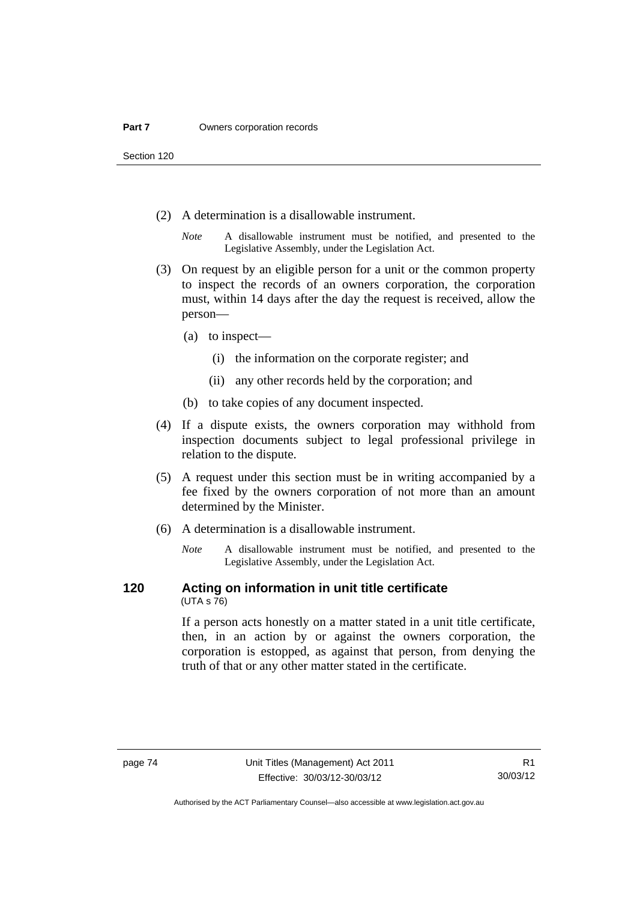(2) A determination is a disallowable instrument.

*Note* A disallowable instrument must be notified, and presented to the Legislative Assembly, under the Legislation Act.

(3) On request by an eligible person for a unit or the common property to inspect the records of an owners corporation, the corporation must, within 14 days after the day the request is received, allow the person—

(a) to inspect—

(i) the information on the corporate register; and

(ii) any other records held by the corporation; and

(b) to take copies of any document inspected.

(4) If a dispute exists, the owners corporation may withhold from inspection documents subject to legal professional privilege in relation to the dispute.

(5) A request under this section must be in writing accompanied by a fee fixed by the owners corporation of not more than an amount determined by the Minister.

(6) A determination is a disallowable instrument.

*Note* A disallowable instrument must be notified, and presented to the Legislative Assembly, under the Legislation Act.

### 120 Acting on information in unit title certificate

(UTA s 76)

If a person acts honestly on a matter stated in a unit title certificate, then, in an action by or against the owners corporation, the corporation is estopped, as against that person, from denying the truth of that or any other matter stated in the certificate.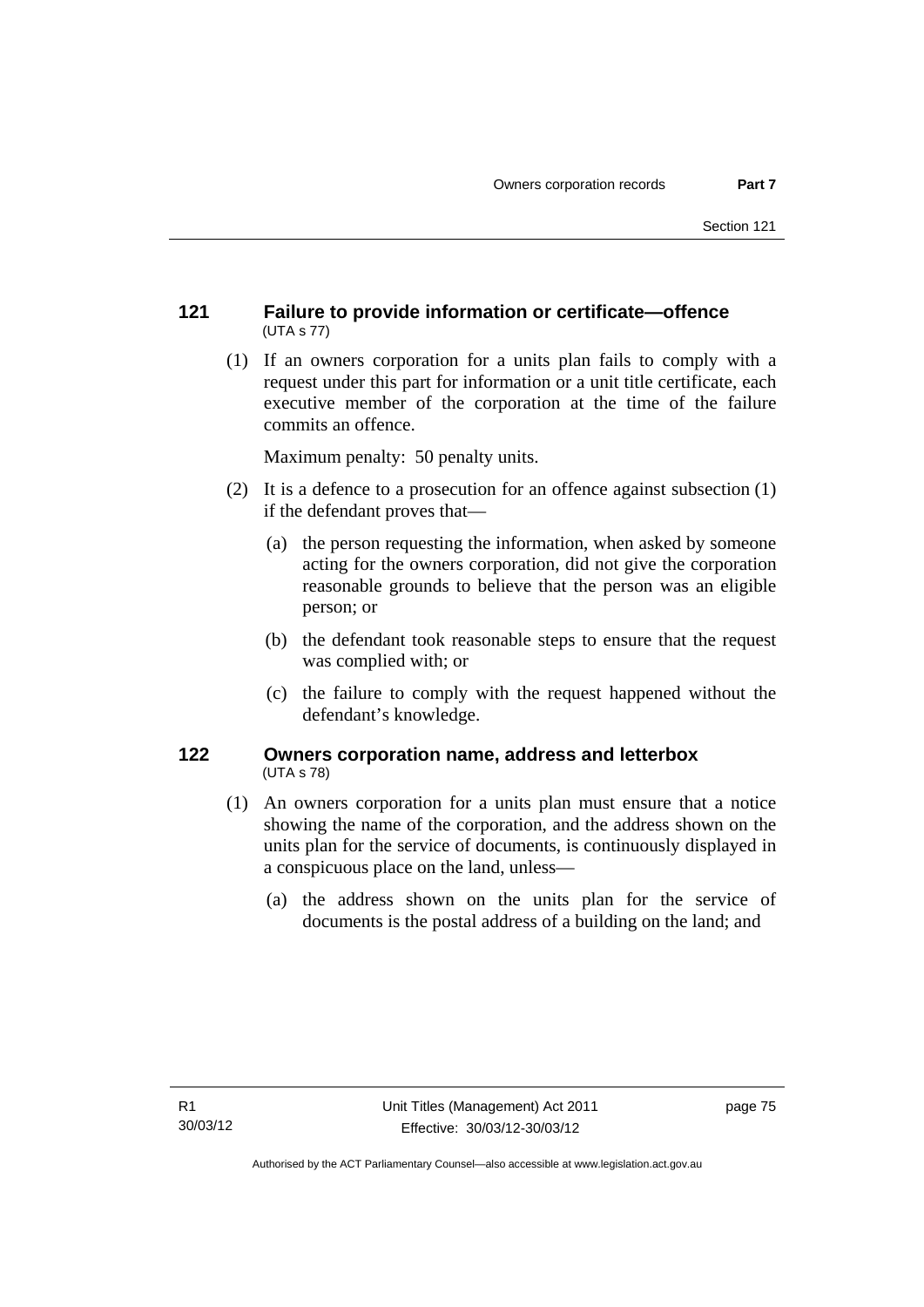## 121 Failure to provide information or certificate—offence

(UTA s 77)

(1) If an owners corporation for a units plan fails to comply with a request under this part for information or a unit title certificate, each executive member of the corporation at the time of the failure commits an offence.

Maximum penalty: 50 penalty units.

(2) It is a defence to a prosecution for an offence against subsection (1) if the defendant proves that—

(a) the person requesting the information, when asked by someone acting for the owners corporation, did not give the corporation reasonable grounds to believe that the person was an eligible person; or

(b) the defendant took reasonable steps to ensure that the request was complied with; or

(c) the failure to comply with the request happened without the defendant's knowledge.

## 122 Owners corporation name, address and letterbox

(UTA s 78)

(1) An owners corporation for a units plan must ensure that a notice showing the name of the corporation, and the address shown on the units plan for the service of documents, is continuously displayed in a conspicuous place on the land, unless—

(a) the address shown on the units plan for the service of documents is the postal address of a building on the land; and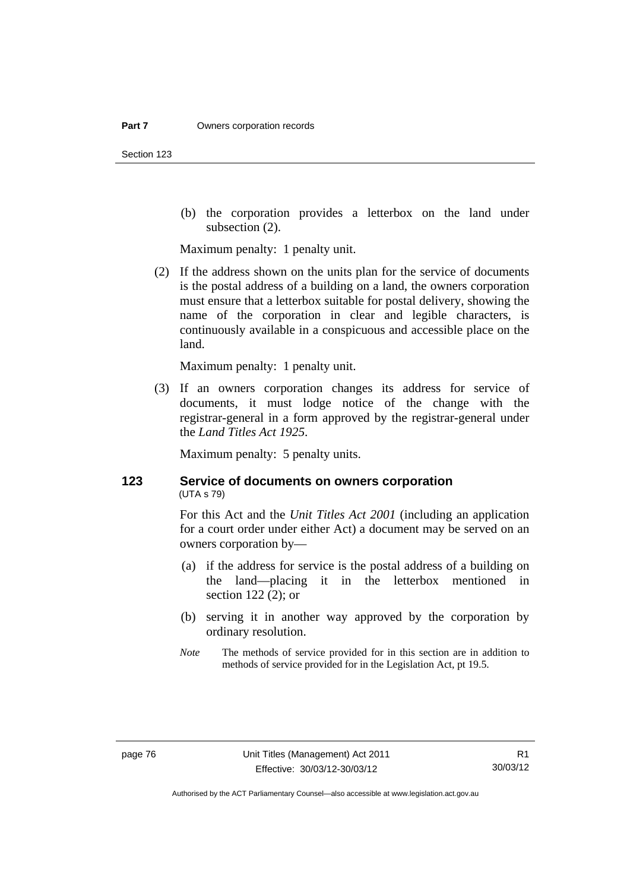(b) the corporation provides a letterbox on the land under subsection (2).

Maximum penalty: 1 penalty unit.

(2) If the address shown on the units plan for the service of documents is the postal address of a building on a land, the owners corporation must ensure that a letterbox suitable for postal delivery, showing the name of the corporation in clear and legible characters, is continuously available in a conspicuous and accessible place on the land.

Maximum penalty: 1 penalty unit.

(3) If an owners corporation changes its address for service of documents, it must lodge notice of the change with the registrar-general in a form approved by the registrar-general under the *Land Titles Act 1925*.

Maximum penalty: 5 penalty units.

### 123 Service of documents on owners corporation
(UTA s 79)

For this Act and the *Unit Titles Act 2001* (including an application for a court order under either Act) a document may be served on an owners corporation by—

(a) if the address for service is the postal address of a building on the land—placing it in the letterbox mentioned in section 122 (2); or

(b) serving it in another way approved by the corporation by ordinary resolution.

*Note* The methods of service provided for in this section are in addition to methods of service provided for in the Legislation Act, pt 19.5.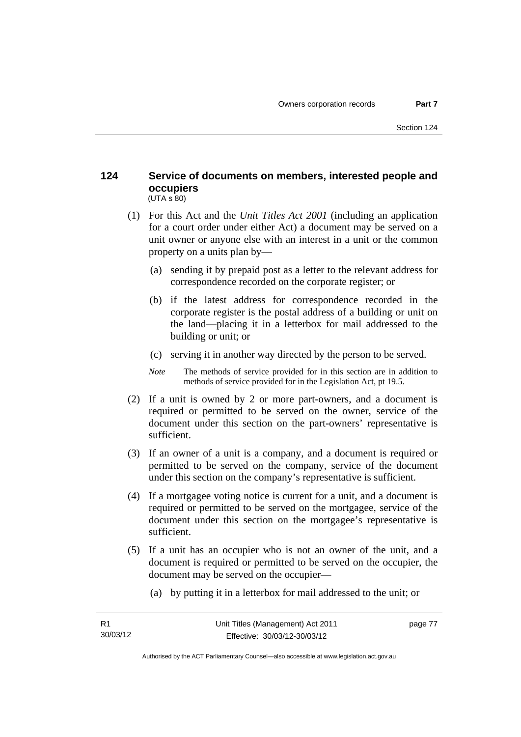## 124 Service of documents on members, interested people and occupiers

(UTA s 80)

(1) For this Act and the *Unit Titles Act 2001* (including an application for a court order under either Act) a document may be served on a unit owner or anyone else with an interest in a unit or the common property on a units plan by—

(a) sending it by prepaid post as a letter to the relevant address for correspondence recorded on the corporate register; or

(b) if the latest address for correspondence recorded in the corporate register is the postal address of a building or unit on the land—placing it in a letterbox for mail addressed to the building or unit; or

(c) serving it in another way directed by the person to be served.

*Note* The methods of service provided for in this section are in addition to methods of service provided for in the Legislation Act, pt 19.5.

(2) If a unit is owned by 2 or more part-owners, and a document is required or permitted to be served on the owner, service of the document under this section on the part-owners' representative is sufficient.

(3) If an owner of a unit is a company, and a document is required or permitted to be served on the company, service of the document under this section on the company's representative is sufficient.

(4) If a mortgagee voting notice is current for a unit, and a document is required or permitted to be served on the mortgagee, service of the document under this section on the mortgagee's representative is sufficient.

(5) If a unit has an occupier who is not an owner of the unit, and a document is required or permitted to be served on the occupier, the document may be served on the occupier—

(a) by putting it in a letterbox for mail addressed to the unit; or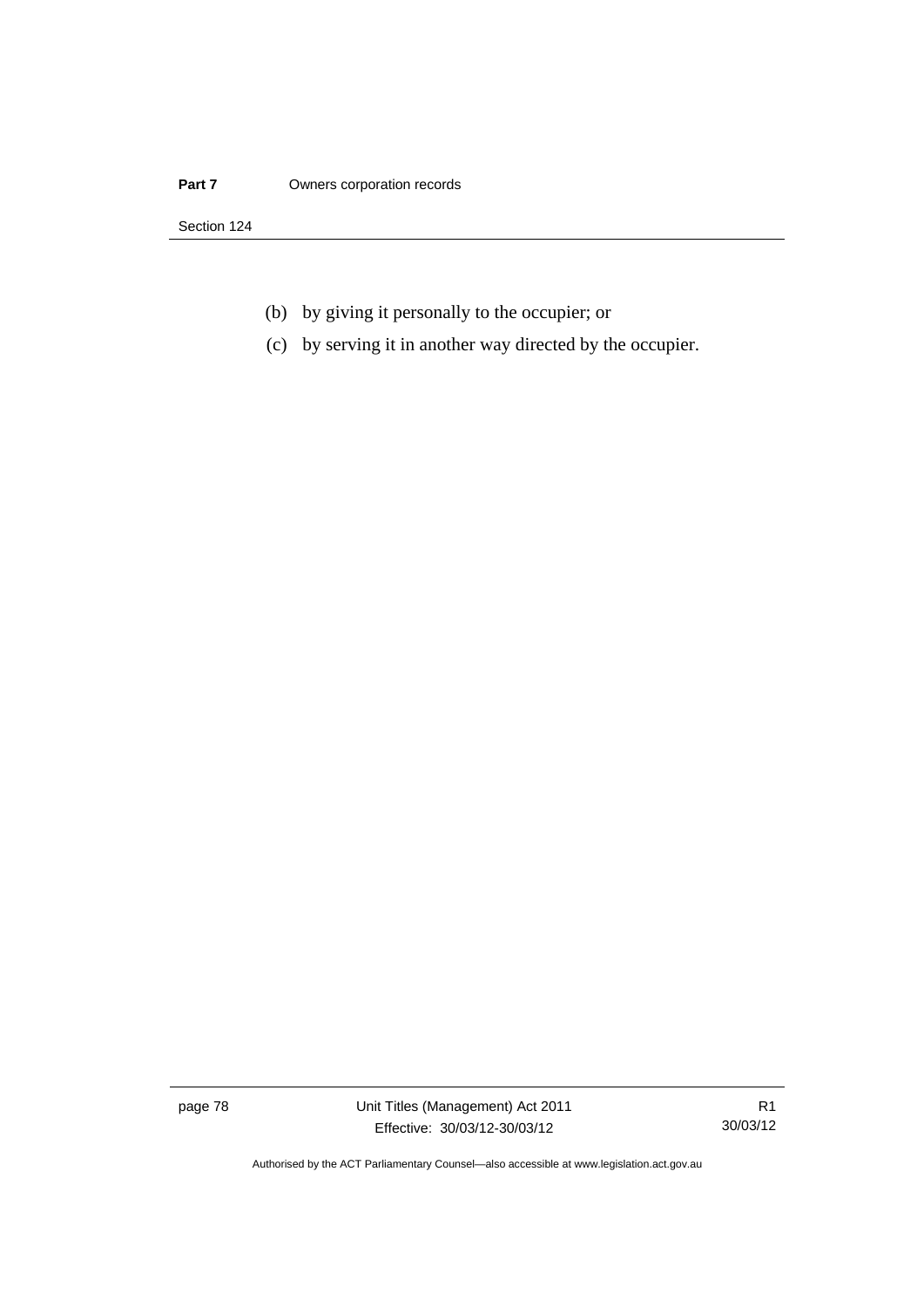(b) by giving it personally to the occupier; or

(c) by serving it in another way directed by the occupier.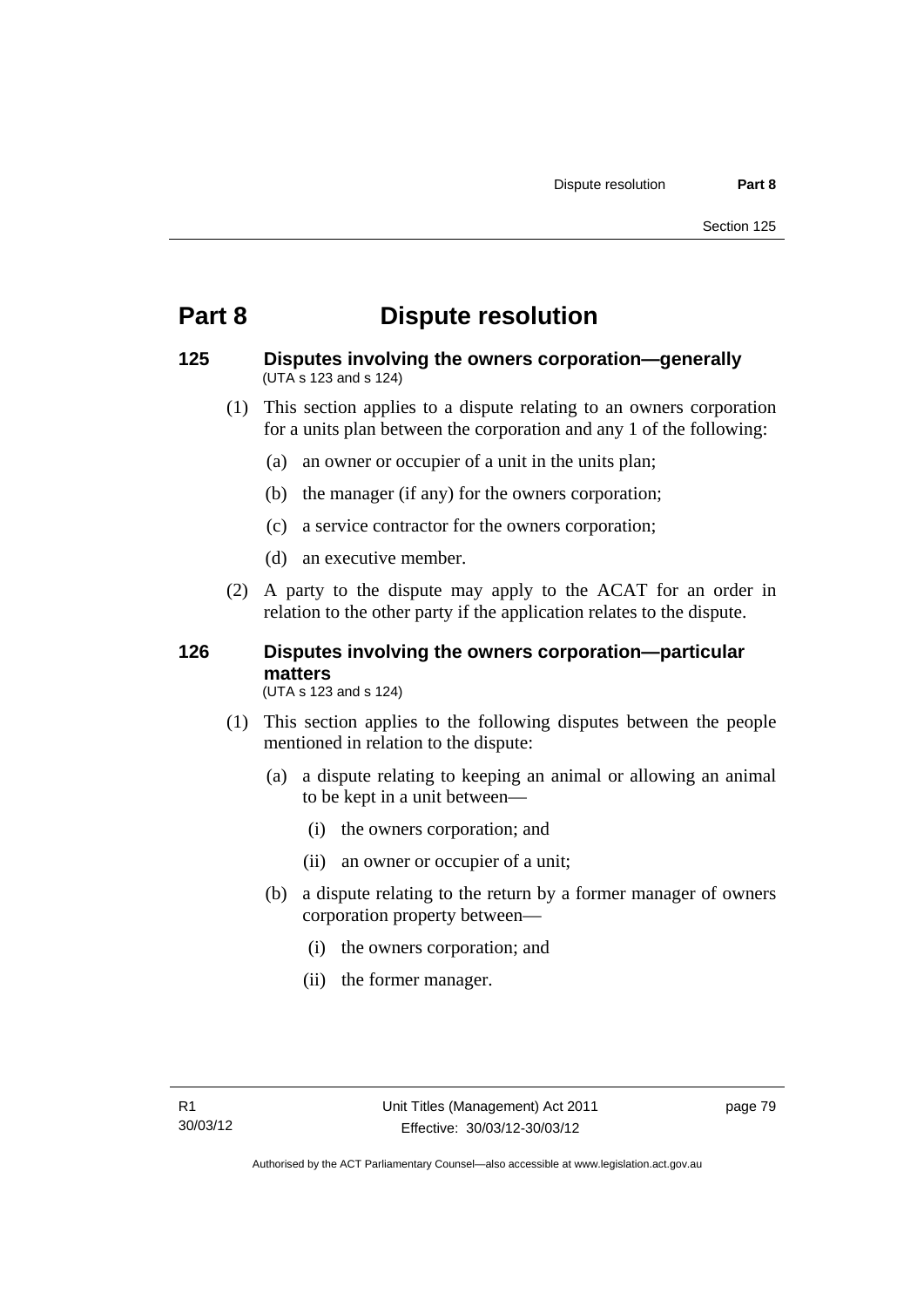# Part 8 Dispute resolution

## 125 Disputes involving the owners corporation—generally

(UTA s 123 and s 124)

(1) This section applies to a dispute relating to an owners corporation for a units plan between the corporation and any 1 of the following:

   (a) an owner or occupier of a unit in the units plan;

   (b) the manager (if any) for the owners corporation;

   (c) a service contractor for the owners corporation;

   (d) an executive member.

(2) A party to the dispute may apply to the ACAT for an order in relation to the other party if the application relates to the dispute.

## 126 Disputes involving the owners corporation—particular matters

(UTA s 123 and s 124)

(1) This section applies to the following disputes between the people mentioned in relation to the dispute:

   (a) a dispute relating to keeping an animal or allowing an animal to be kept in a unit between—

      (i) the owners corporation; and

      (ii) an owner or occupier of a unit;

   (b) a dispute relating to the return by a former manager of owners corporation property between—

      (i) the owners corporation; and

      (ii) the former manager.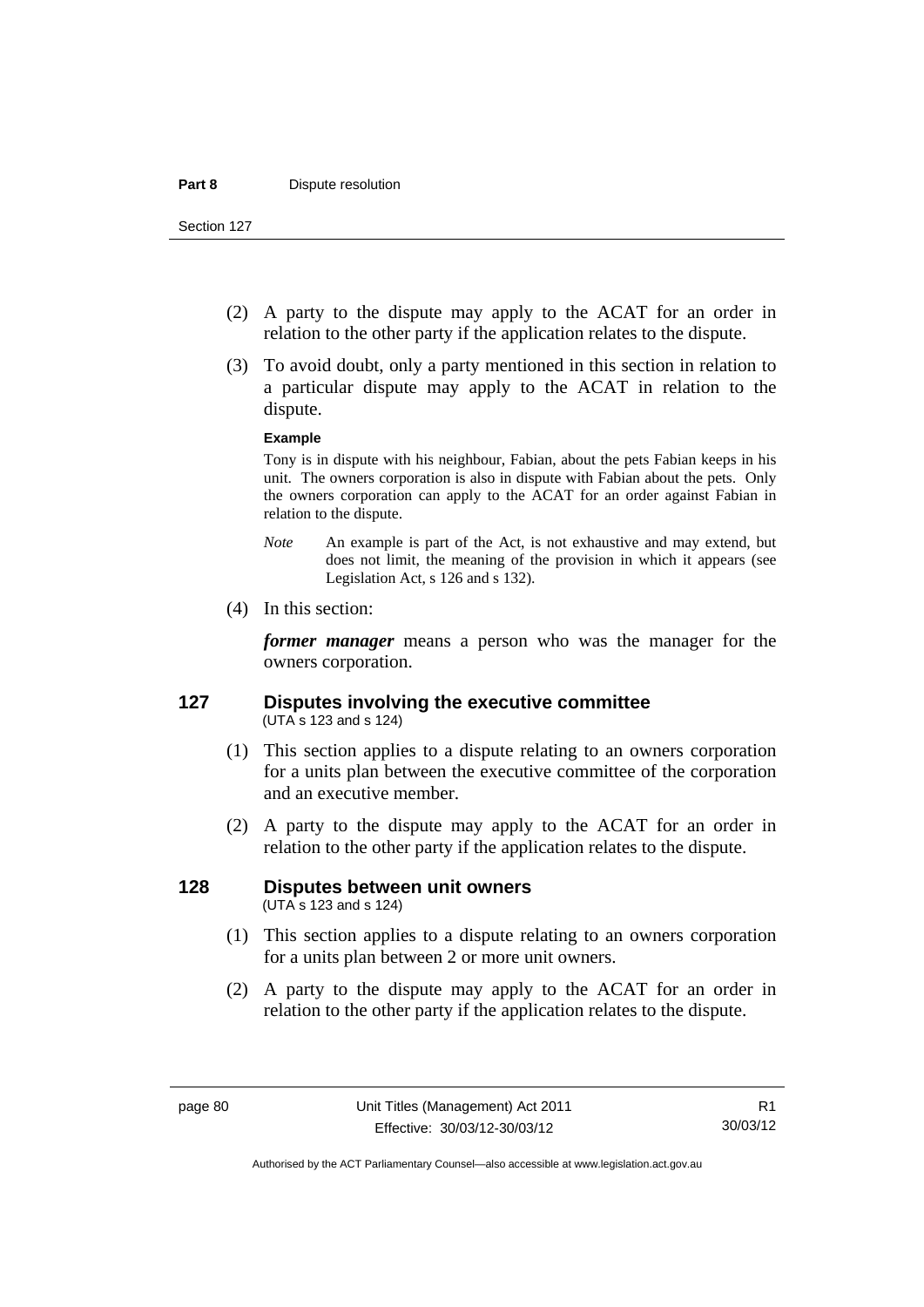(2) A party to the dispute may apply to the ACAT for an order in relation to the other party if the application relates to the dispute.

(3) To avoid doubt, only a party mentioned in this section in relation to a particular dispute may apply to the ACAT in relation to the dispute.

**Example**

Tony is in dispute with his neighbour, Fabian, about the pets Fabian keeps in his unit. The owners corporation is also in dispute with Fabian about the pets. Only the owners corporation can apply to the ACAT for an order against Fabian in relation to the dispute.

*Note* An example is part of the Act, is not exhaustive and may extend, but does not limit, the meaning of the provision in which it appears (see Legislation Act, s 126 and s 132).

(4) In this section:

***former manager*** means a person who was the manager for the owners corporation.

## 127 Disputes involving the executive committee

(UTA s 123 and s 124)

(1) This section applies to a dispute relating to an owners corporation for a units plan between the executive committee of the corporation and an executive member.

(2) A party to the dispute may apply to the ACAT for an order in relation to the other party if the application relates to the dispute.

## 128 Disputes between unit owners

(UTA s 123 and s 124)

(1) This section applies to a dispute relating to an owners corporation for a units plan between 2 or more unit owners.

(2) A party to the dispute may apply to the ACAT for an order in relation to the other party if the application relates to the dispute.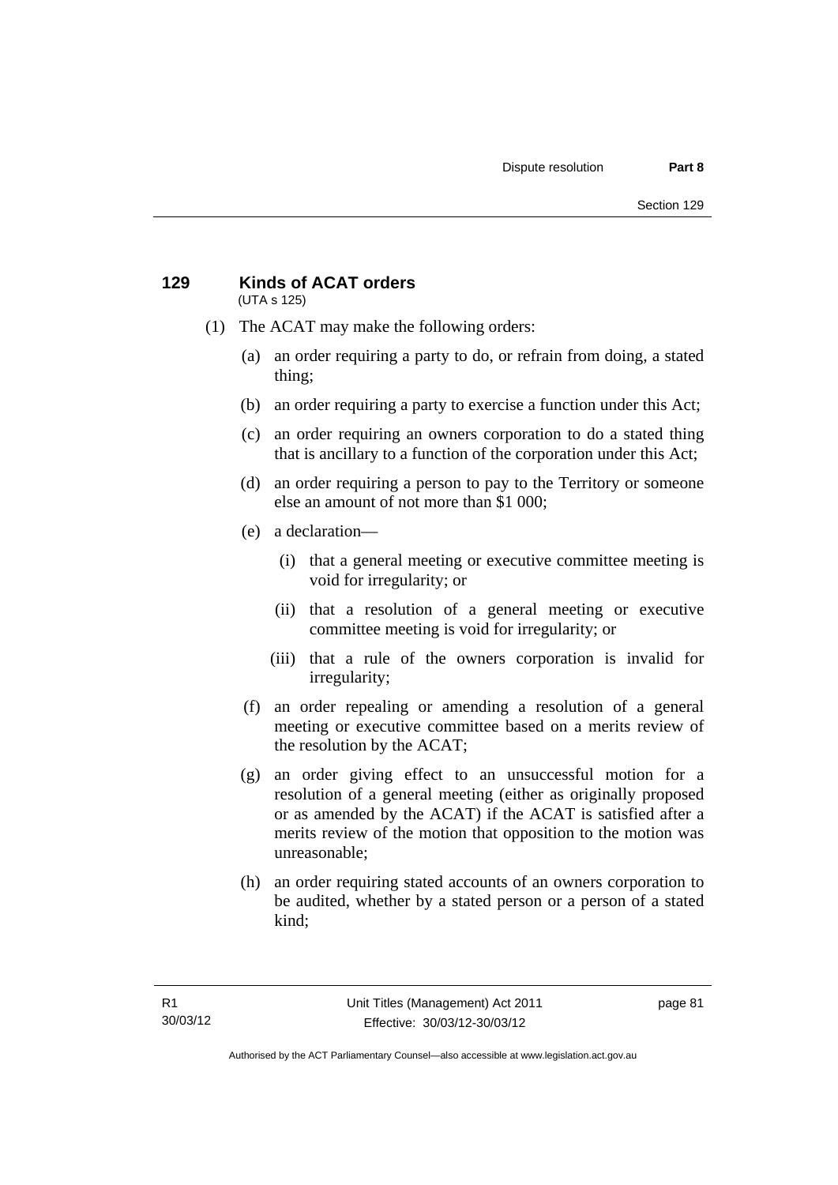## 129 Kinds of ACAT orders

(UTA s 125)

(1) The ACAT may make the following orders:

(a) an order requiring a party to do, or refrain from doing, a stated thing;

(b) an order requiring a party to exercise a function under this Act;

(c) an order requiring an owners corporation to do a stated thing that is ancillary to a function of the corporation under this Act;

(d) an order requiring a person to pay to the Territory or someone else an amount of not more than $1 000;

(e) a declaration—

(i) that a general meeting or executive committee meeting is void for irregularity; or

(ii) that a resolution of a general meeting or executive committee meeting is void for irregularity; or

(iii) that a rule of the owners corporation is invalid for irregularity;

(f) an order repealing or amending a resolution of a general meeting or executive committee based on a merits review of the resolution by the ACAT;

(g) an order giving effect to an unsuccessful motion for a resolution of a general meeting (either as originally proposed or as amended by the ACAT) if the ACAT is satisfied after a merits review of the motion that opposition to the motion was unreasonable;

(h) an order requiring stated accounts of an owners corporation to be audited, whether by a stated person or a person of a stated kind;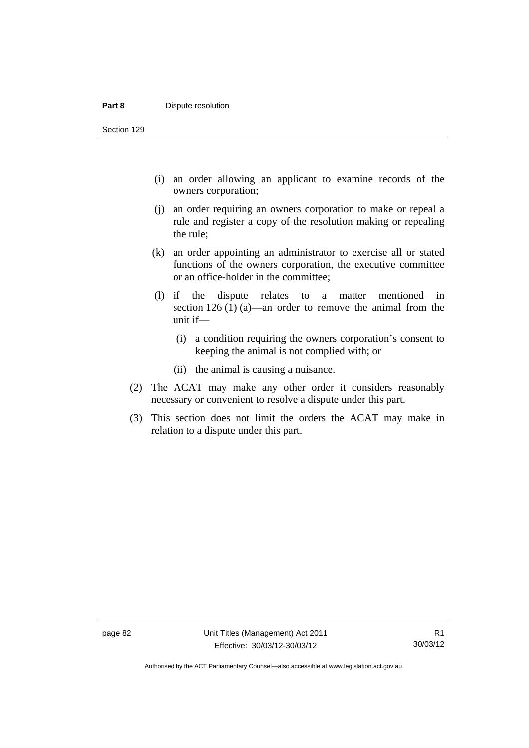(i) an order allowing an applicant to examine records of the owners corporation;

(j) an order requiring an owners corporation to make or repeal a rule and register a copy of the resolution making or repealing the rule;

(k) an order appointing an administrator to exercise all or stated functions of the owners corporation, the executive committee or an office-holder in the committee;

(l) if the dispute relates to a matter mentioned in section 126 (1) (a)—an order to remove the animal from the unit if—

   (i) a condition requiring the owners corporation's consent to keeping the animal is not complied with; or

   (ii) the animal is causing a nuisance.

(2) The ACAT may make any other order it considers reasonably necessary or convenient to resolve a dispute under this part.

(3) This section does not limit the orders the ACAT may make in relation to a dispute under this part.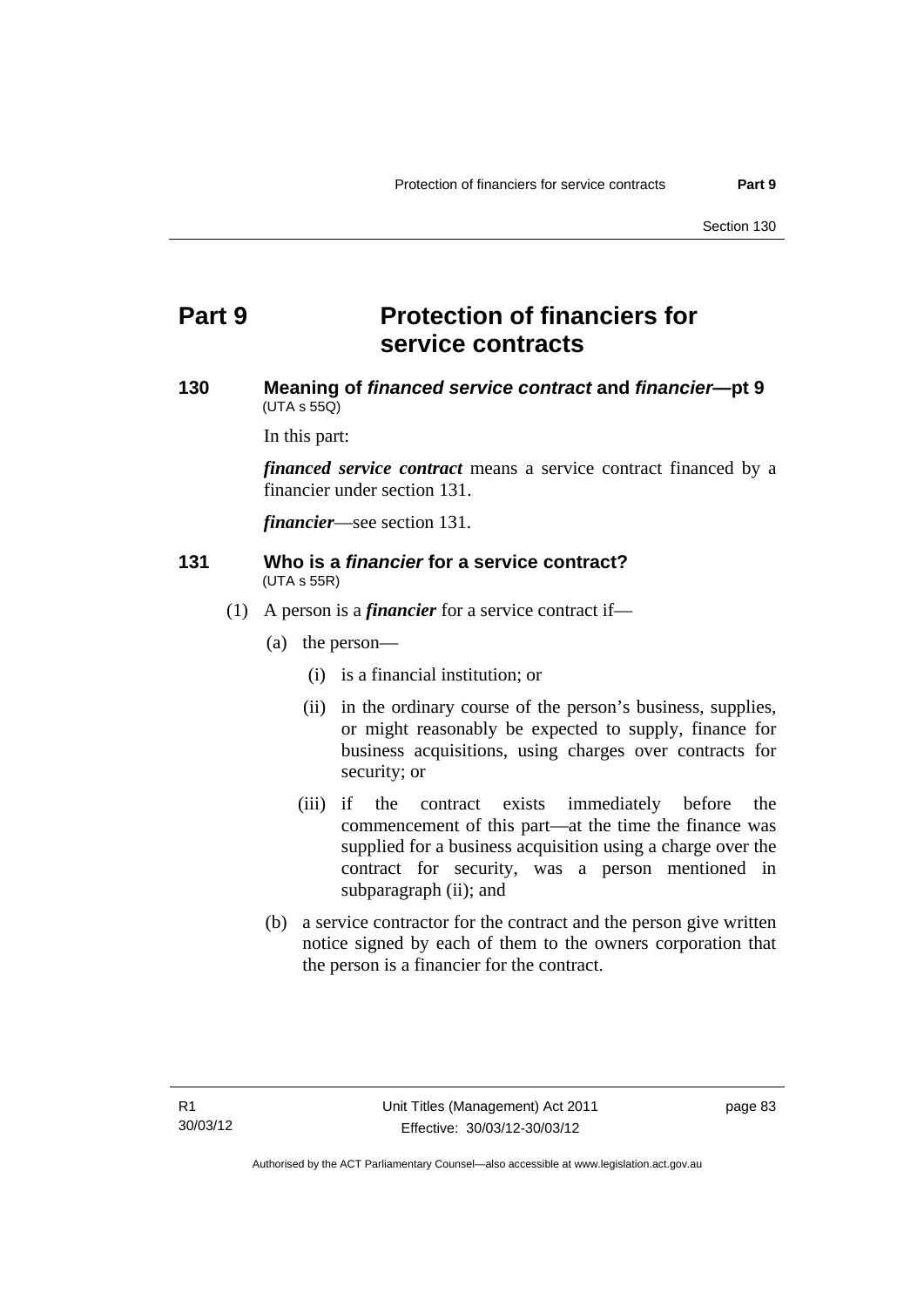# Part 9 Protection of financiers for service contracts

### 130 Meaning of *financed service contract* and *financier*—pt 9

(UTA s 55Q)

In this part:

***financed service contract*** means a service contract financed by a financier under section 131.

***financier***—see section 131.

### 131 Who is a *financier* for a service contract?

(UTA s 55R)

(1) A person is a ***financier*** for a service contract if—

(a) the person—

(i) is a financial institution; or

(ii) in the ordinary course of the person's business, supplies, or might reasonably be expected to supply, finance for business acquisitions, using charges over contracts for security; or

(iii) if the contract exists immediately before the commencement of this part—at the time the finance was supplied for a business acquisition using a charge over the contract for security, was a person mentioned in subparagraph (ii); and

(b) a service contractor for the contract and the person give written notice signed by each of them to the owners corporation that the person is a financier for the contract.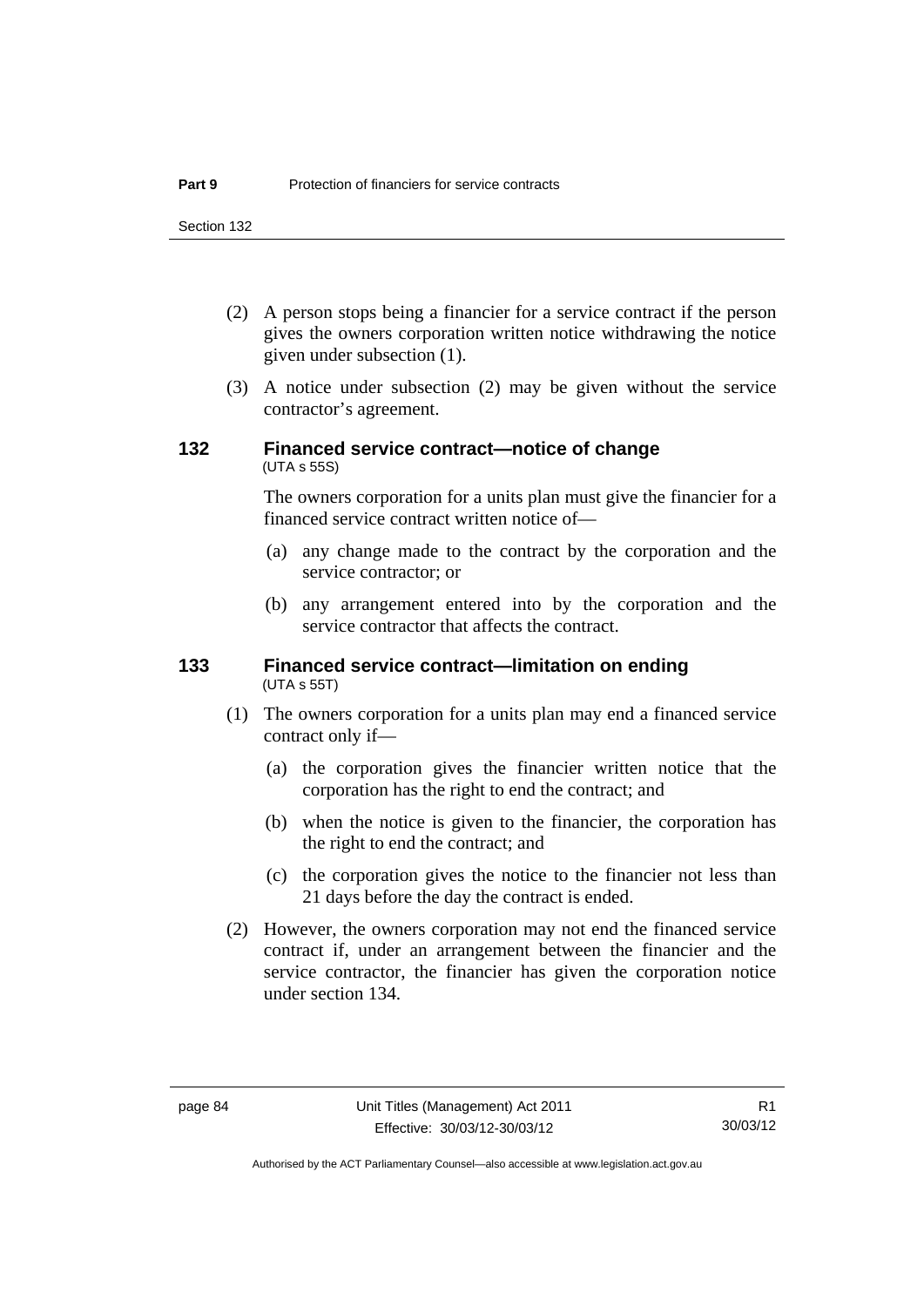(2) A person stops being a financier for a service contract if the person gives the owners corporation written notice withdrawing the notice given under subsection (1).

(3) A notice under subsection (2) may be given without the service contractor's agreement.

### 132 Financed service contract—notice of change
(UTA s 55S)

The owners corporation for a units plan must give the financier for a financed service contract written notice of—

(a) any change made to the contract by the corporation and the service contractor; or

(b) any arrangement entered into by the corporation and the service contractor that affects the contract.

### 133 Financed service contract—limitation on ending
(UTA s 55T)

(1) The owners corporation for a units plan may end a financed service contract only if—

(a) the corporation gives the financier written notice that the corporation has the right to end the contract; and

(b) when the notice is given to the financier, the corporation has the right to end the contract; and

(c) the corporation gives the notice to the financier not less than 21 days before the day the contract is ended.

(2) However, the owners corporation may not end the financed service contract if, under an arrangement between the financier and the service contractor, the financier has given the corporation notice under section 134.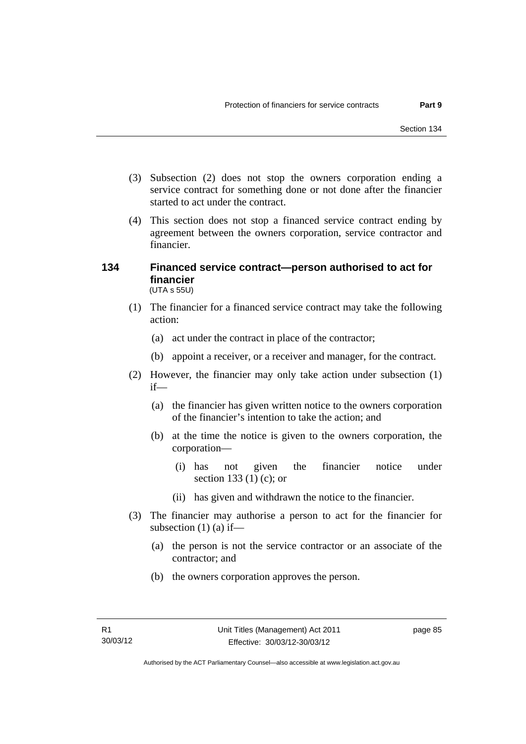(3) Subsection (2) does not stop the owners corporation ending a service contract for something done or not done after the financier started to act under the contract.

(4) This section does not stop a financed service contract ending by agreement between the owners corporation, service contractor and financier.

### 134 Financed service contract—person authorised to act for financier

(UTA s 55U)

(1) The financier for a financed service contract may take the following action:

(a) act under the contract in place of the contractor;

(b) appoint a receiver, or a receiver and manager, for the contract.

(2) However, the financier may only take action under subsection (1) if—

(a) the financier has given written notice to the owners corporation of the financier's intention to take the action; and

(b) at the time the notice is given to the owners corporation, the corporation—

(i) has not given the financier notice under section 133 (1) (c); or

(ii) has given and withdrawn the notice to the financier.

(3) The financier may authorise a person to act for the financier for subsection (1) (a) if—

(a) the person is not the service contractor or an associate of the contractor; and

(b) the owners corporation approves the person.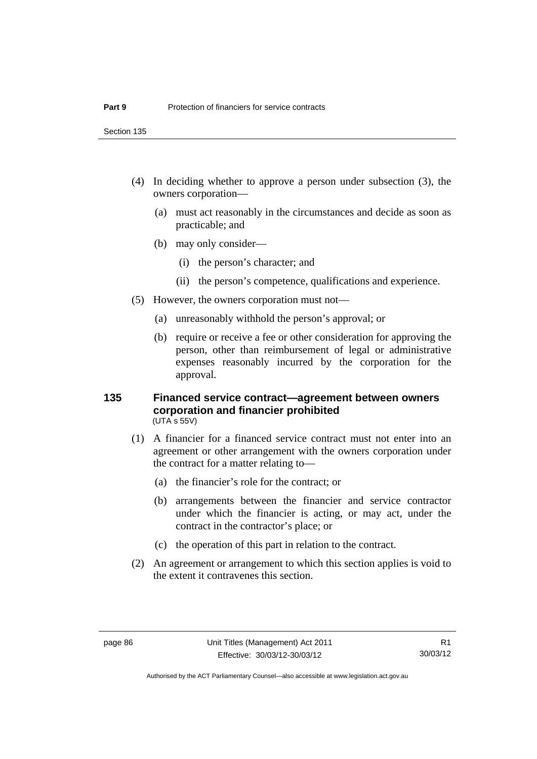(4) In deciding whether to approve a person under subsection (3), the owners corporation—

(a) must act reasonably in the circumstances and decide as soon as practicable; and

(b) may only consider—

(i) the person's character; and

(ii) the person's competence, qualifications and experience.

(5) However, the owners corporation must not—

(a) unreasonably withhold the person's approval; or

(b) require or receive a fee or other consideration for approving the person, other than reimbursement of legal or administrative expenses reasonably incurred by the corporation for the approval.

### 135 Financed service contract—agreement between owners corporation and financier prohibited

(UTA s 55V)

(1) A financier for a financed service contract must not enter into an agreement or other arrangement with the owners corporation under the contract for a matter relating to—

(a) the financier's role for the contract; or

(b) arrangements between the financier and service contractor under which the financier is acting, or may act, under the contract in the contractor's place; or

(c) the operation of this part in relation to the contract.

(2) An agreement or arrangement to which this section applies is void to the extent it contravenes this section.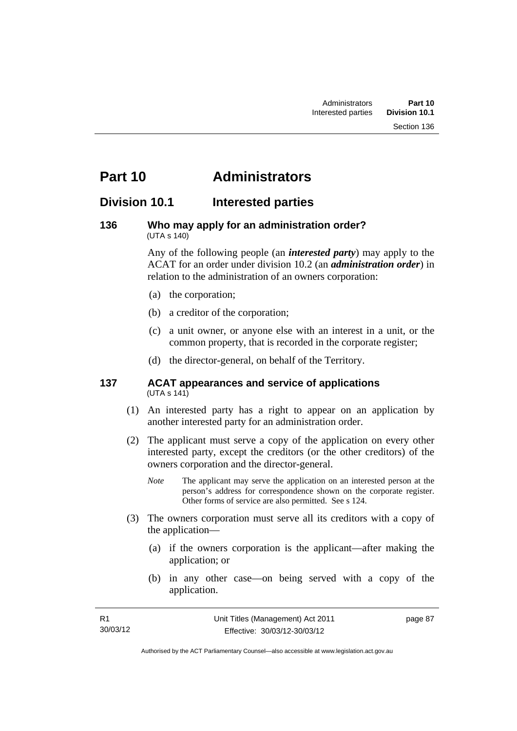# Part 10 Administrators

## Division 10.1 Interested parties

### 136 Who may apply for an administration order?

(UTA s 140)

Any of the following people (an ***interested party***) may apply to the ACAT for an order under division 10.2 (an ***administration order***) in relation to the administration of an owners corporation:

(a) the corporation;

(b) a creditor of the corporation;

(c) a unit owner, or anyone else with an interest in a unit, or the common property, that is recorded in the corporate register;

(d) the director-general, on behalf of the Territory.

### 137 ACAT appearances and service of applications

(UTA s 141)

(1) An interested party has a right to appear on an application by another interested party for an administration order.

(2) The applicant must serve a copy of the application on every other interested party, except the creditors (or the other creditors) of the owners corporation and the director-general.

*Note* The applicant may serve the application on an interested person at the person's address for correspondence shown on the corporate register. Other forms of service are also permitted. See s 124.

(3) The owners corporation must serve all its creditors with a copy of the application—

(a) if the owners corporation is the applicant—after making the application; or

(b) in any other case—on being served with a copy of the application.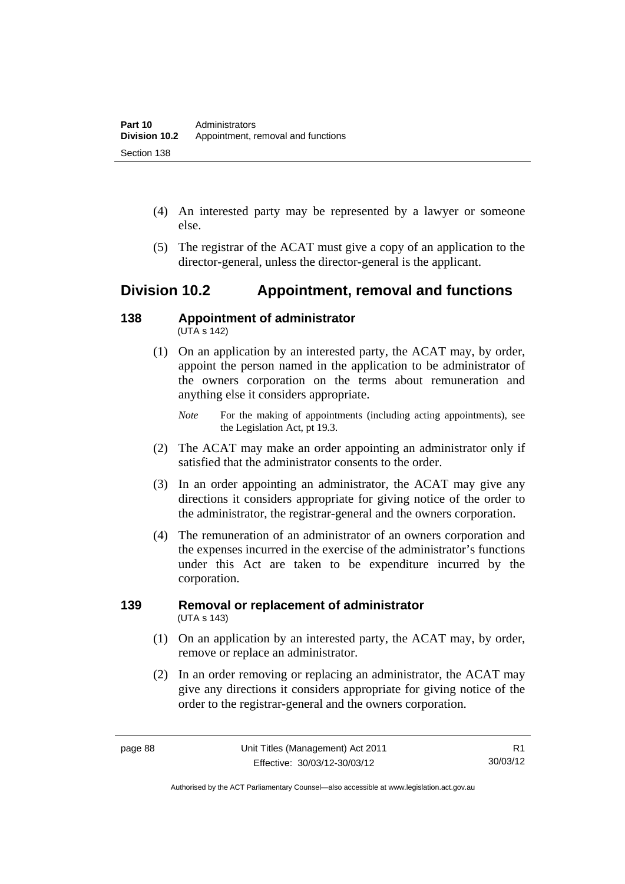(4) An interested party may be represented by a lawyer or someone else.

(5) The registrar of the ACAT must give a copy of an application to the director-general, unless the director-general is the applicant.

## Division 10.2 Appointment, removal and functions

### 138 Appointment of administrator

(UTA s 142)

(1) On an application by an interested party, the ACAT may, by order, appoint the person named in the application to be administrator of the owners corporation on the terms about remuneration and anything else it considers appropriate.

*Note* For the making of appointments (including acting appointments), see the Legislation Act, pt 19.3.

(2) The ACAT may make an order appointing an administrator only if satisfied that the administrator consents to the order.

(3) In an order appointing an administrator, the ACAT may give any directions it considers appropriate for giving notice of the order to the administrator, the registrar-general and the owners corporation.

(4) The remuneration of an administrator of an owners corporation and the expenses incurred in the exercise of the administrator's functions under this Act are taken to be expenditure incurred by the corporation.

### 139 Removal or replacement of administrator

(UTA s 143)

(1) On an application by an interested party, the ACAT may, by order, remove or replace an administrator.

(2) In an order removing or replacing an administrator, the ACAT may give any directions it considers appropriate for giving notice of the order to the registrar-general and the owners corporation.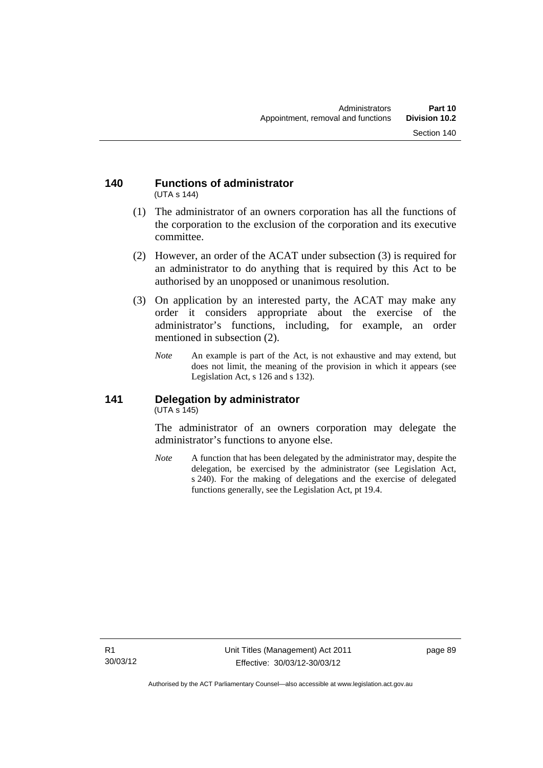## 140 Functions of administrator

(UTA s 144)

(1) The administrator of an owners corporation has all the functions of the corporation to the exclusion of the corporation and its executive committee.

(2) However, an order of the ACAT under subsection (3) is required for an administrator to do anything that is required by this Act to be authorised by an unopposed or unanimous resolution.

(3) On application by an interested party, the ACAT may make any order it considers appropriate about the exercise of the administrator's functions, including, for example, an order mentioned in subsection (2).

*Note* An example is part of the Act, is not exhaustive and may extend, but does not limit, the meaning of the provision in which it appears (see Legislation Act, s 126 and s 132).

## 141 Delegation by administrator

(UTA s 145)

The administrator of an owners corporation may delegate the administrator's functions to anyone else.

*Note* A function that has been delegated by the administrator may, despite the delegation, be exercised by the administrator (see Legislation Act, s 240). For the making of delegations and the exercise of delegated functions generally, see the Legislation Act, pt 19.4.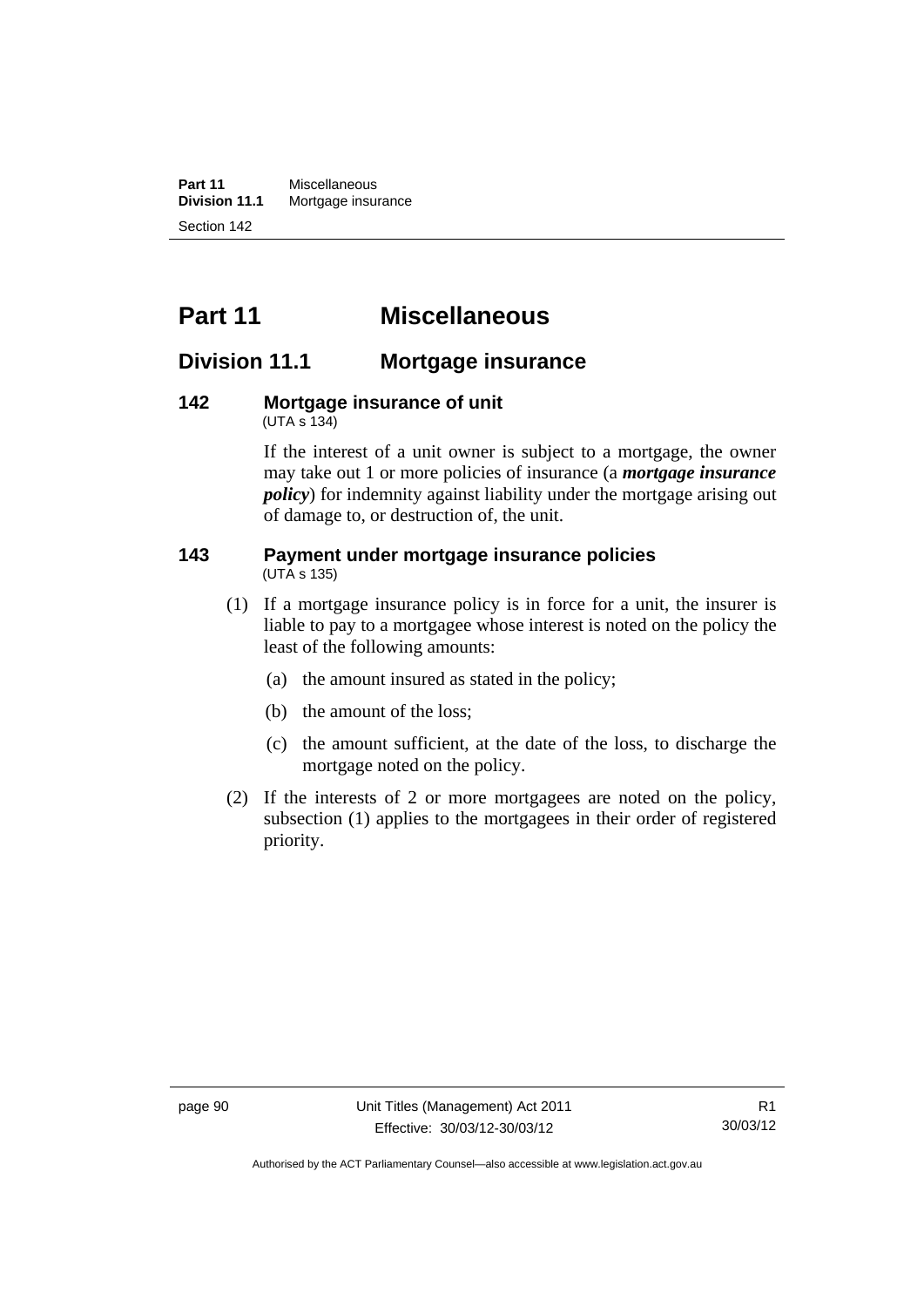# Part 11 Miscellaneous

## Division 11.1 Mortgage insurance

### 142 Mortgage insurance of unit

(UTA s 134)

If the interest of a unit owner is subject to a mortgage, the owner may take out 1 or more policies of insurance (a ***mortgage insurance policy***) for indemnity against liability under the mortgage arising out of damage to, or destruction of, the unit.

### 143 Payment under mortgage insurance policies

(UTA s 135)

(1) If a mortgage insurance policy is in force for a unit, the insurer is liable to pay to a mortgagee whose interest is noted on the policy the least of the following amounts:

(a) the amount insured as stated in the policy;

(b) the amount of the loss;

(c) the amount sufficient, at the date of the loss, to discharge the mortgage noted on the policy.

(2) If the interests of 2 or more mortgagees are noted on the policy, subsection (1) applies to the mortgagees in their order of registered priority.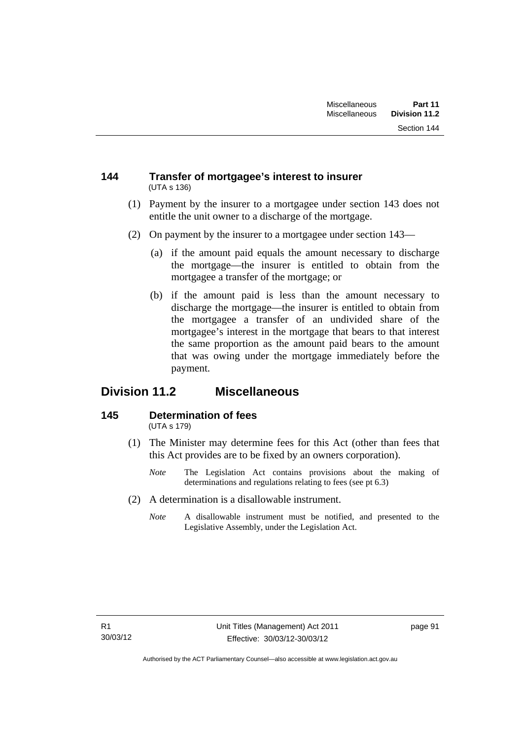### 144 Transfer of mortgagee's interest to insurer

(UTA s 136)

(1) Payment by the insurer to a mortgagee under section 143 does not entitle the unit owner to a discharge of the mortgage.

(2) On payment by the insurer to a mortgagee under section 143—

(a) if the amount paid equals the amount necessary to discharge the mortgage—the insurer is entitled to obtain from the mortgagee a transfer of the mortgage; or

(b) if the amount paid is less than the amount necessary to discharge the mortgage—the insurer is entitled to obtain from the mortgagee a transfer of an undivided share of the mortgagee's interest in the mortgage that bears to that interest the same proportion as the amount paid bears to the amount that was owing under the mortgage immediately before the payment.

## Division 11.2 Miscellaneous

### 145 Determination of fees

(UTA s 179)

(1) The Minister may determine fees for this Act (other than fees that this Act provides are to be fixed by an owners corporation).

*Note* The Legislation Act contains provisions about the making of determinations and regulations relating to fees (see pt 6.3)

(2) A determination is a disallowable instrument.

*Note* A disallowable instrument must be notified, and presented to the Legislative Assembly, under the Legislation Act.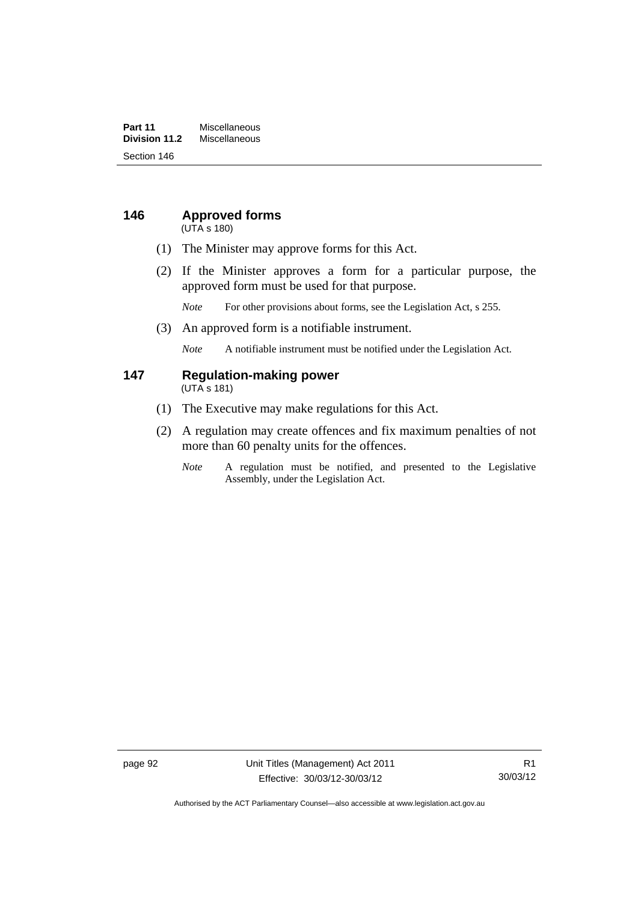## 146 Approved forms

(UTA s 180)

(1) The Minister may approve forms for this Act.

(2) If the Minister approves a form for a particular purpose, the approved form must be used for that purpose.

*Note* For other provisions about forms, see the Legislation Act, s 255.

(3) An approved form is a notifiable instrument.

*Note* A notifiable instrument must be notified under the Legislation Act.

## 147 Regulation-making power

(UTA s 181)

(1) The Executive may make regulations for this Act.

(2) A regulation may create offences and fix maximum penalties of not more than 60 penalty units for the offences.

*Note* A regulation must be notified, and presented to the Legislative Assembly, under the Legislation Act.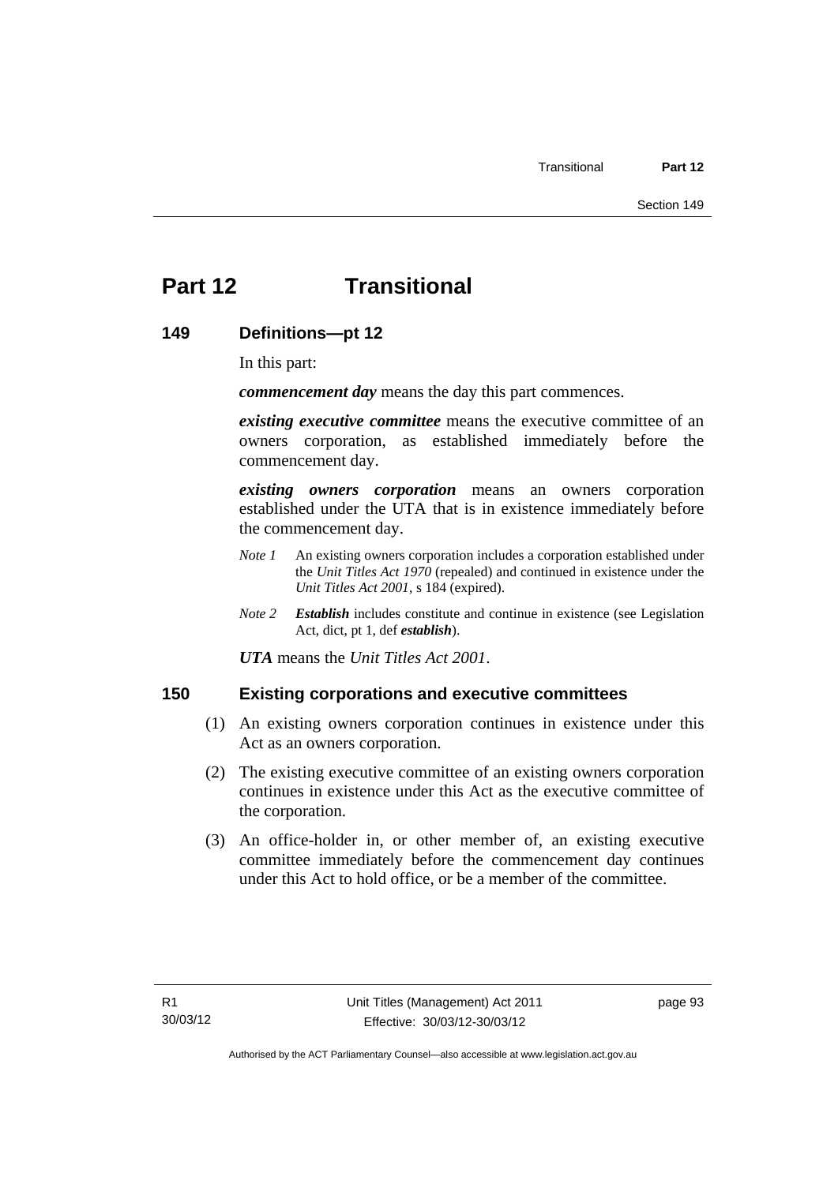# Part 12 Transitional

## 149 Definitions—pt 12

In this part:

***commencement day*** means the day this part commences.

***existing executive committee*** means the executive committee of an owners corporation, as established immediately before the commencement day.

***existing owners corporation*** means an owners corporation established under the UTA that is in existence immediately before the commencement day.

*Note 1* An existing owners corporation includes a corporation established under the *Unit Titles Act 1970* (repealed) and continued in existence under the *Unit Titles Act 2001*, s 184 (expired).

*Note 2* ***Establish*** includes constitute and continue in existence (see Legislation Act, dict, pt 1, def ***establish***).

***UTA*** means the *Unit Titles Act 2001*.

## 150 Existing corporations and executive committees

(1) An existing owners corporation continues in existence under this Act as an owners corporation.

(2) The existing executive committee of an existing owners corporation continues in existence under this Act as the executive committee of the corporation.

(3) An office-holder in, or other member of, an existing executive committee immediately before the commencement day continues under this Act to hold office, or be a member of the committee.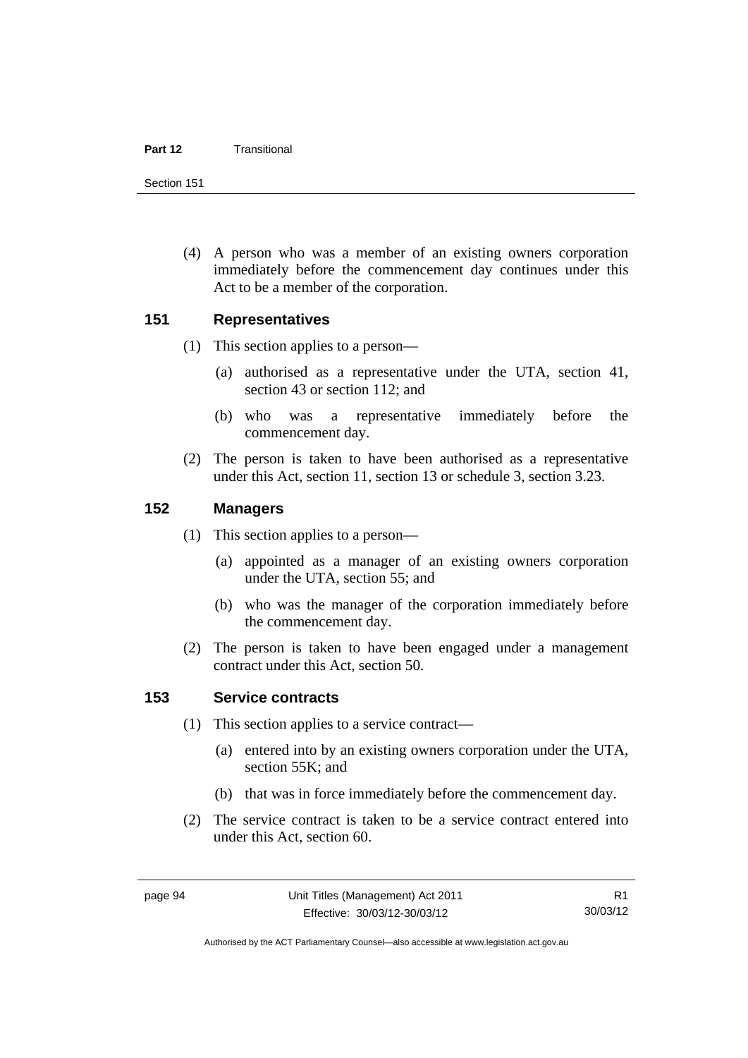(4) A person who was a member of an existing owners corporation immediately before the commencement day continues under this Act to be a member of the corporation.

## 151 Representatives

(1) This section applies to a person—

(a) authorised as a representative under the UTA, section 41, section 43 or section 112; and

(b) who was a representative immediately before the commencement day.

(2) The person is taken to have been authorised as a representative under this Act, section 11, section 13 or schedule 3, section 3.23.

## 152 Managers

(1) This section applies to a person—

(a) appointed as a manager of an existing owners corporation under the UTA, section 55; and

(b) who was the manager of the corporation immediately before the commencement day.

(2) The person is taken to have been engaged under a management contract under this Act, section 50.

## 153 Service contracts

(1) This section applies to a service contract—

(a) entered into by an existing owners corporation under the UTA, section 55K; and

(b) that was in force immediately before the commencement day.

(2) The service contract is taken to be a service contract entered into under this Act, section 60.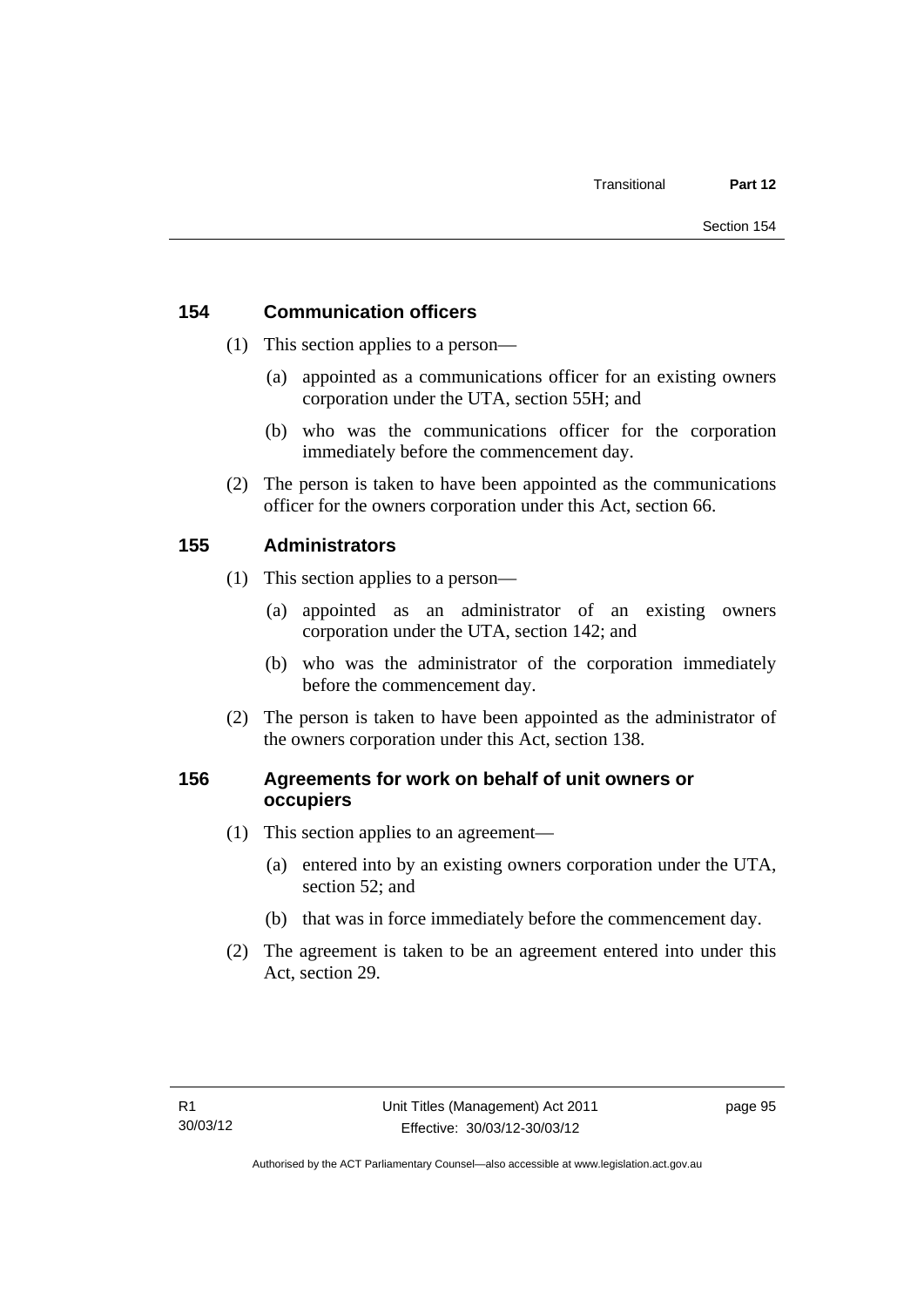## 154 Communication officers

(1) This section applies to a person—

(a) appointed as a communications officer for an existing owners corporation under the UTA, section 55H; and

(b) who was the communications officer for the corporation immediately before the commencement day.

(2) The person is taken to have been appointed as the communications officer for the owners corporation under this Act, section 66.

## 155 Administrators

(1) This section applies to a person—

(a) appointed as an administrator of an existing owners corporation under the UTA, section 142; and

(b) who was the administrator of the corporation immediately before the commencement day.

(2) The person is taken to have been appointed as the administrator of the owners corporation under this Act, section 138.

## 156 Agreements for work on behalf of unit owners or occupiers

(1) This section applies to an agreement—

(a) entered into by an existing owners corporation under the UTA, section 52; and

(b) that was in force immediately before the commencement day.

(2) The agreement is taken to be an agreement entered into under this Act, section 29.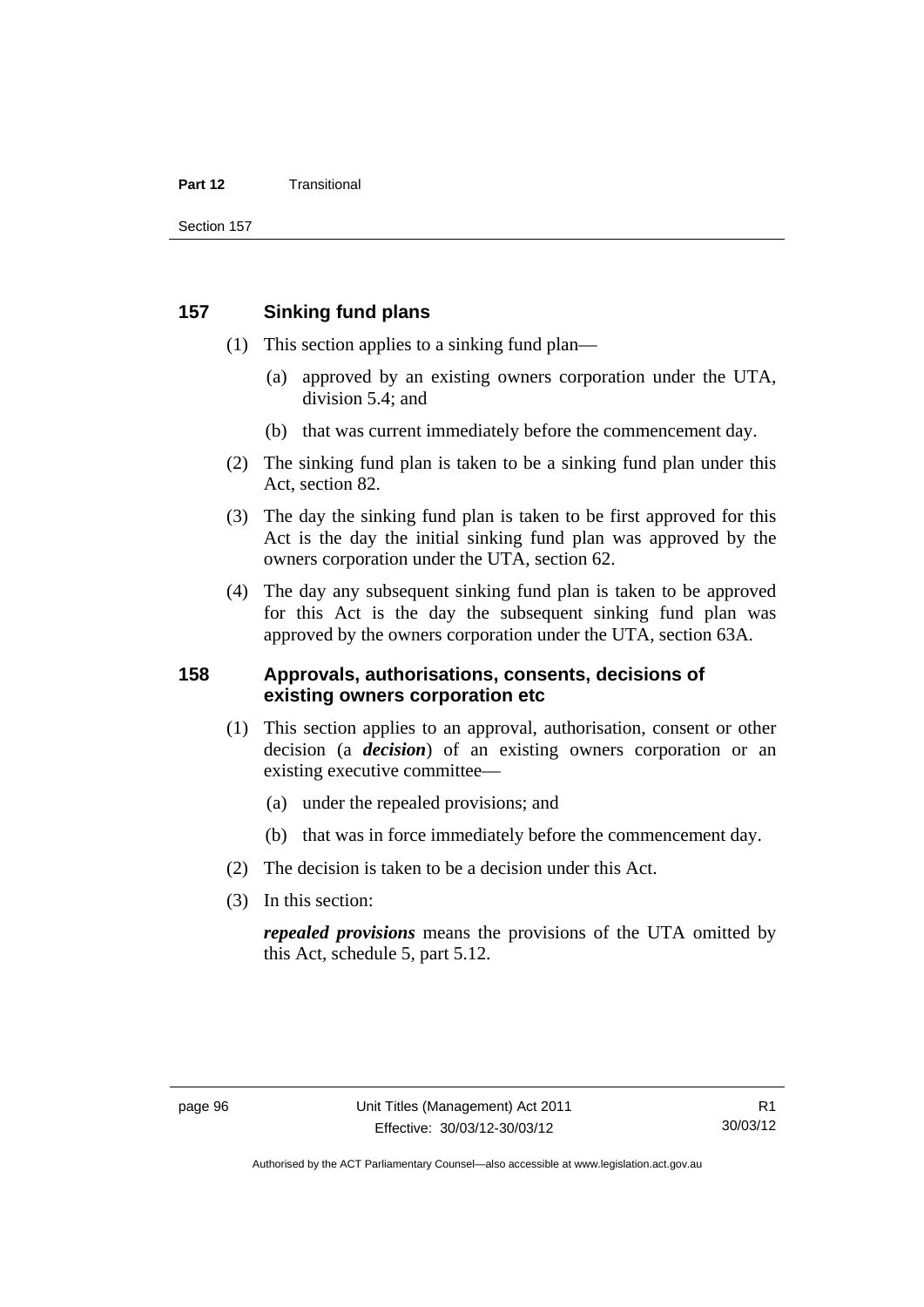## 157 Sinking fund plans

(1) This section applies to a sinking fund plan—

(a) approved by an existing owners corporation under the UTA, division 5.4; and

(b) that was current immediately before the commencement day.

(2) The sinking fund plan is taken to be a sinking fund plan under this Act, section 82.

(3) The day the sinking fund plan is taken to be first approved for this Act is the day the initial sinking fund plan was approved by the owners corporation under the UTA, section 62.

(4) The day any subsequent sinking fund plan is taken to be approved for this Act is the day the subsequent sinking fund plan was approved by the owners corporation under the UTA, section 63A.

## 158 Approvals, authorisations, consents, decisions of existing owners corporation etc

(1) This section applies to an approval, authorisation, consent or other decision (a ***decision***) of an existing owners corporation or an existing executive committee—

(a) under the repealed provisions; and

(b) that was in force immediately before the commencement day.

(2) The decision is taken to be a decision under this Act.

(3) In this section:

***repealed provisions*** means the provisions of the UTA omitted by this Act, schedule 5, part 5.12.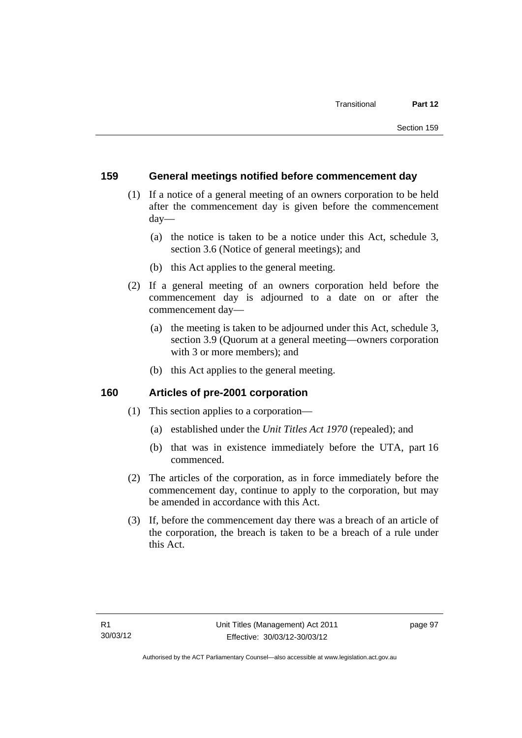## 159 General meetings notified before commencement day

(1) If a notice of a general meeting of an owners corporation to be held after the commencement day is given before the commencement day—

(a) the notice is taken to be a notice under this Act, schedule 3, section 3.6 (Notice of general meetings); and

(b) this Act applies to the general meeting.

(2) If a general meeting of an owners corporation held before the commencement day is adjourned to a date on or after the commencement day—

(a) the meeting is taken to be adjourned under this Act, schedule 3, section 3.9 (Quorum at a general meeting—owners corporation with 3 or more members); and

(b) this Act applies to the general meeting.

## 160 Articles of pre-2001 corporation

(1) This section applies to a corporation—

(a) established under the *Unit Titles Act 1970* (repealed); and

(b) that was in existence immediately before the UTA, part 16 commenced.

(2) The articles of the corporation, as in force immediately before the commencement day, continue to apply to the corporation, but may be amended in accordance with this Act.

(3) If, before the commencement day there was a breach of an article of the corporation, the breach is taken to be a breach of a rule under this Act.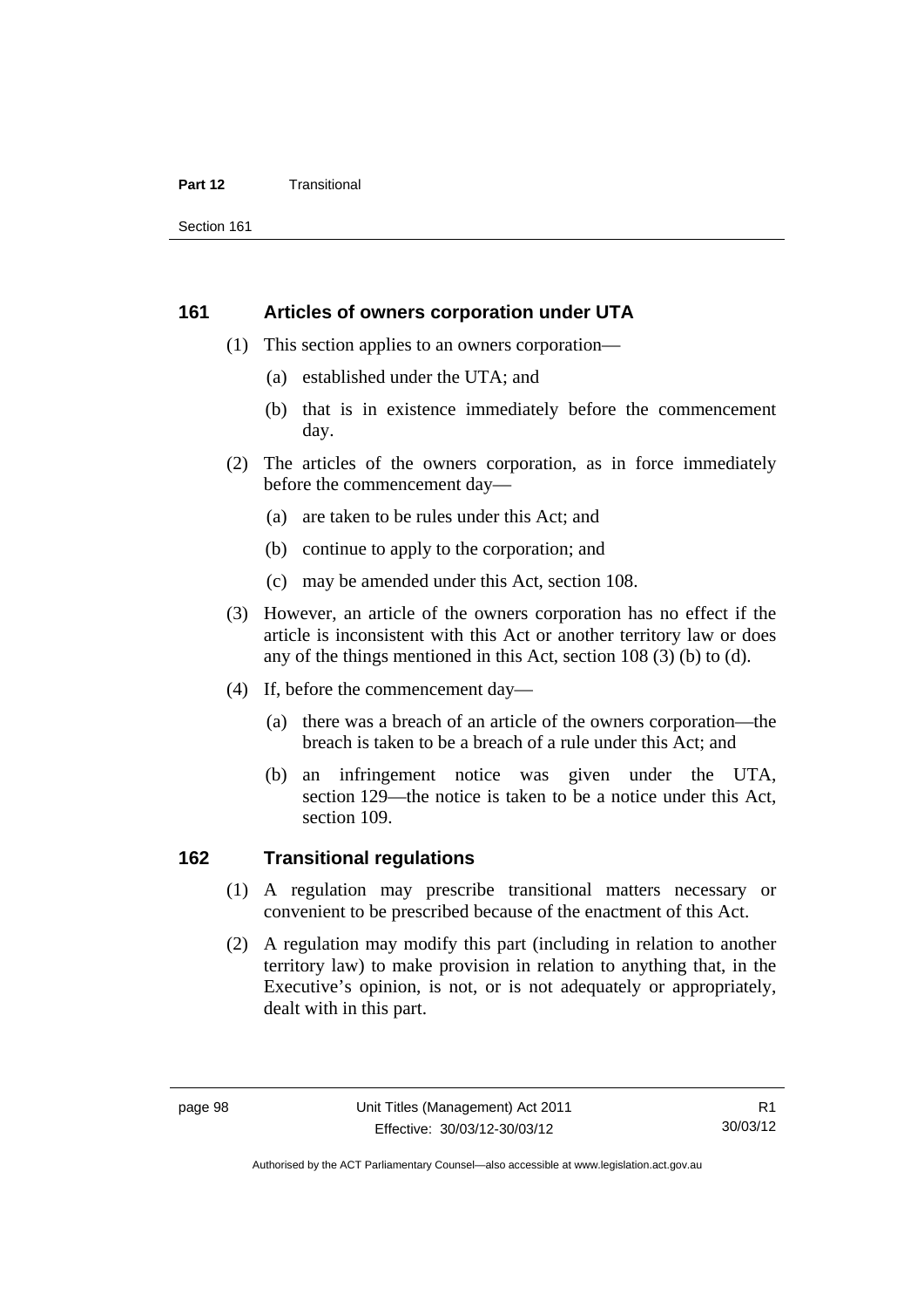## 161 Articles of owners corporation under UTA

(1) This section applies to an owners corporation—

(a) established under the UTA; and

(b) that is in existence immediately before the commencement day.

(2) The articles of the owners corporation, as in force immediately before the commencement day—

(a) are taken to be rules under this Act; and

(b) continue to apply to the corporation; and

(c) may be amended under this Act, section 108.

(3) However, an article of the owners corporation has no effect if the article is inconsistent with this Act or another territory law or does any of the things mentioned in this Act, section 108 (3) (b) to (d).

(4) If, before the commencement day—

(a) there was a breach of an article of the owners corporation—the breach is taken to be a breach of a rule under this Act; and

(b) an infringement notice was given under the UTA, section 129—the notice is taken to be a notice under this Act, section 109.

## 162 Transitional regulations

(1) A regulation may prescribe transitional matters necessary or convenient to be prescribed because of the enactment of this Act.

(2) A regulation may modify this part (including in relation to another territory law) to make provision in relation to anything that, in the Executive's opinion, is not, or is not adequately or appropriately, dealt with in this part.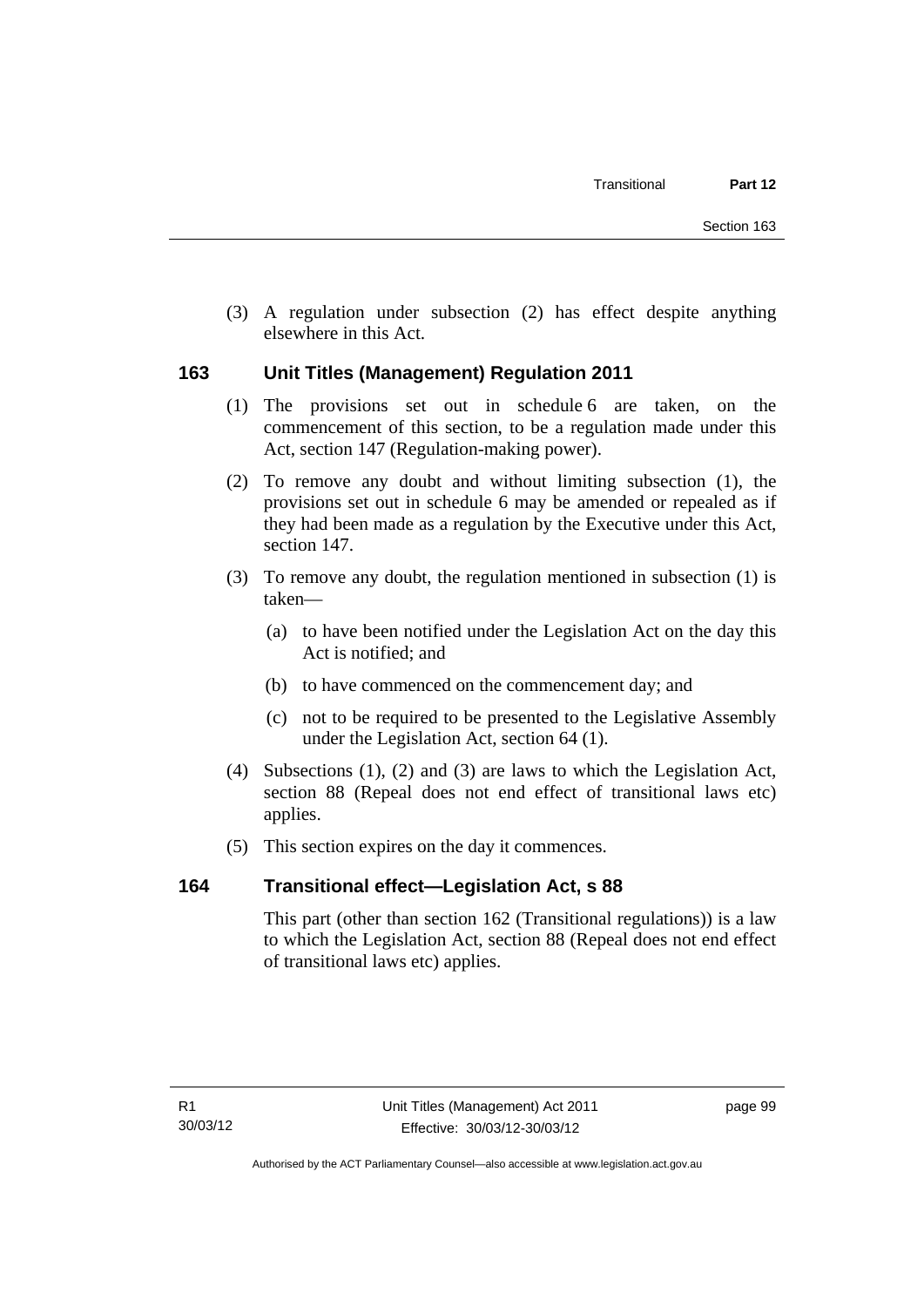(3) A regulation under subsection (2) has effect despite anything elsewhere in this Act.

## 163 Unit Titles (Management) Regulation 2011

(1) The provisions set out in schedule 6 are taken, on the commencement of this section, to be a regulation made under this Act, section 147 (Regulation-making power).

(2) To remove any doubt and without limiting subsection (1), the provisions set out in schedule 6 may be amended or repealed as if they had been made as a regulation by the Executive under this Act, section 147.

(3) To remove any doubt, the regulation mentioned in subsection (1) is taken—

(a) to have been notified under the Legislation Act on the day this Act is notified; and

(b) to have commenced on the commencement day; and

(c) not to be required to be presented to the Legislative Assembly under the Legislation Act, section 64 (1).

(4) Subsections (1), (2) and (3) are laws to which the Legislation Act, section 88 (Repeal does not end effect of transitional laws etc) applies.

(5) This section expires on the day it commences.

## 164 Transitional effect—Legislation Act, s 88

This part (other than section 162 (Transitional regulations)) is a law to which the Legislation Act, section 88 (Repeal does not end effect of transitional laws etc) applies.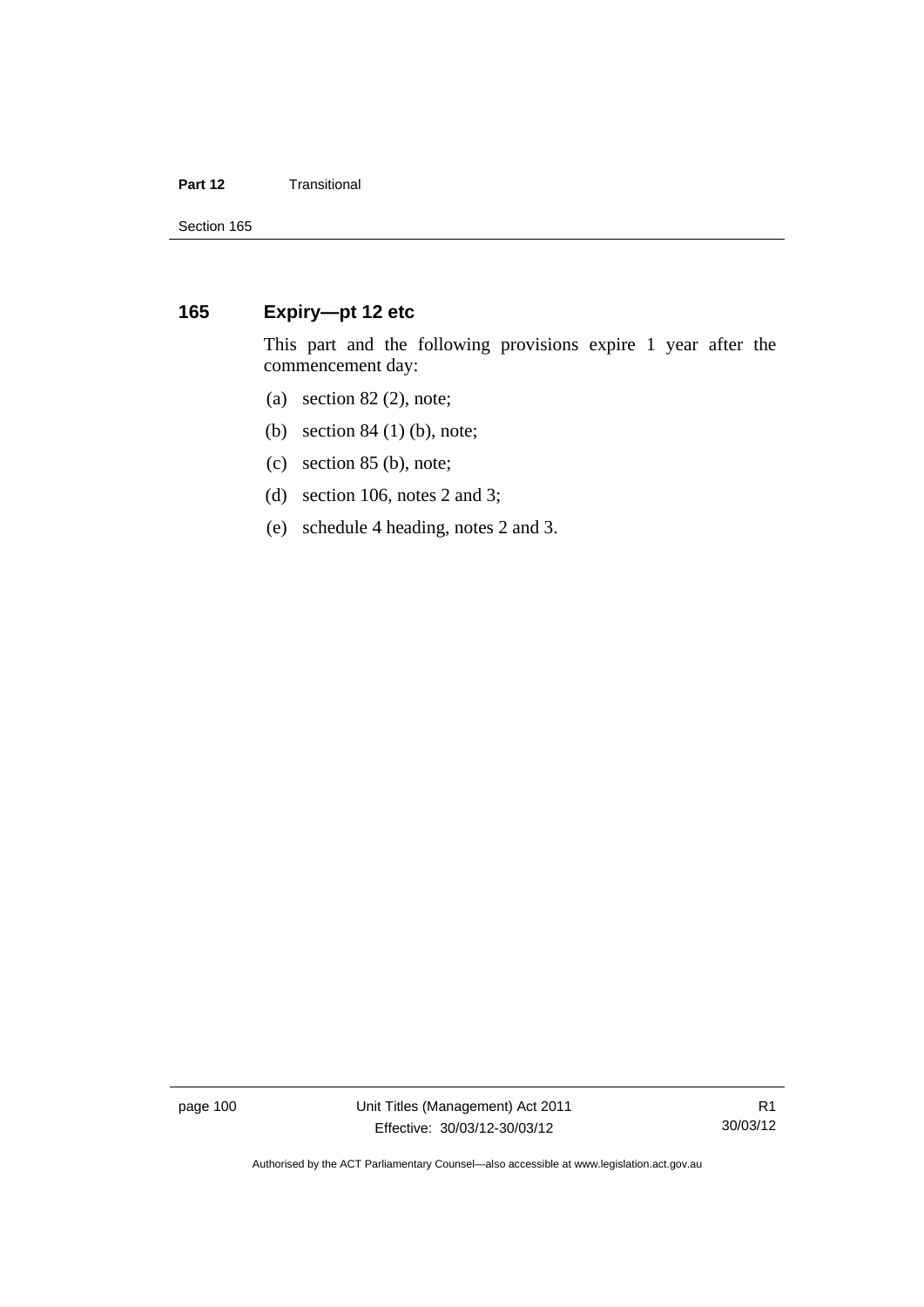## 165 Expiry—pt 12 etc

This part and the following provisions expire 1 year after the commencement day:

(a) section 82 (2), note;

(b) section 84 (1) (b), note;

(c) section 85 (b), note;

(d) section 106, notes 2 and 3;

(e) schedule 4 heading, notes 2 and 3.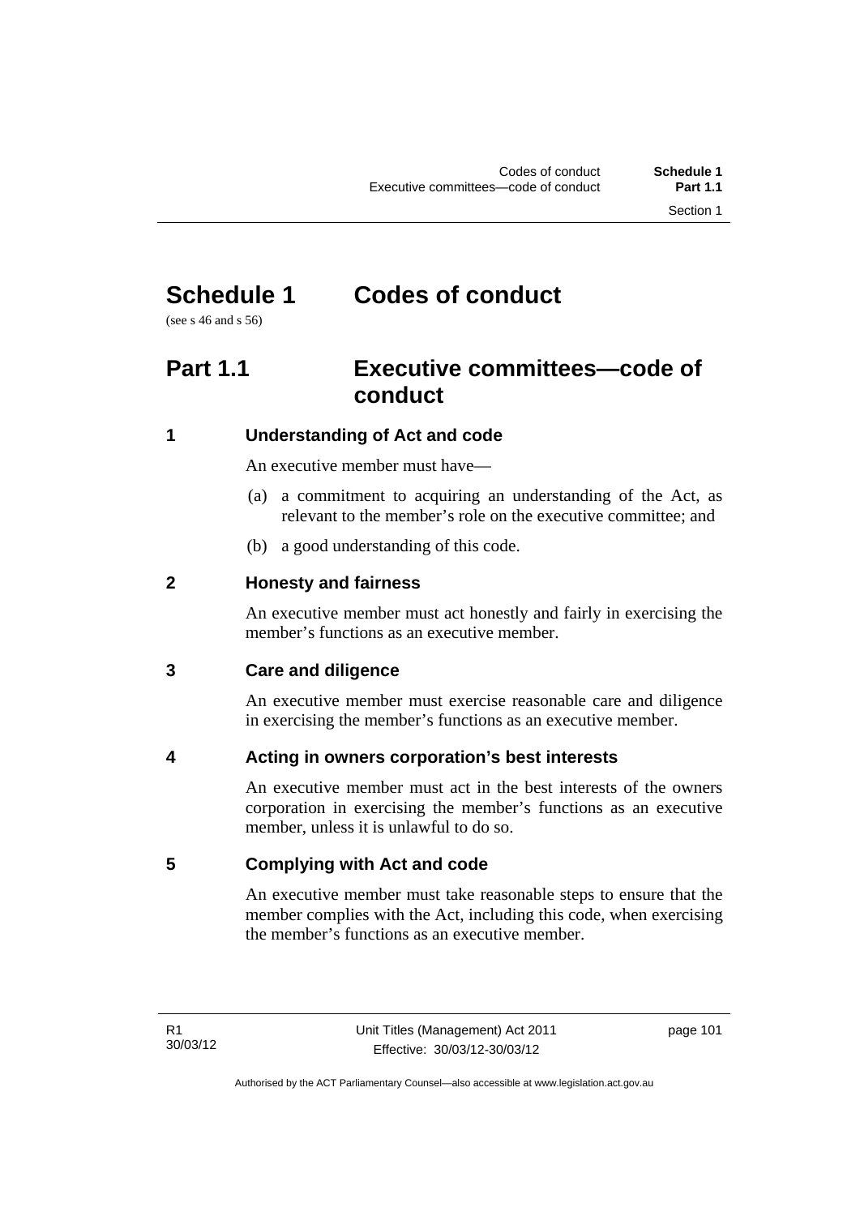# Schedule 1 Codes of conduct

(see s 46 and s 56)

## Part 1.1 Executive committees—code of conduct

### 1 Understanding of Act and code

An executive member must have—

(a) a commitment to acquiring an understanding of the Act, as relevant to the member's role on the executive committee; and

(b) a good understanding of this code.

### 2 Honesty and fairness

An executive member must act honestly and fairly in exercising the member's functions as an executive member.

### 3 Care and diligence

An executive member must exercise reasonable care and diligence in exercising the member's functions as an executive member.

### 4 Acting in owners corporation's best interests

An executive member must act in the best interests of the owners corporation in exercising the member's functions as an executive member, unless it is unlawful to do so.

### 5 Complying with Act and code

An executive member must take reasonable steps to ensure that the member complies with the Act, including this code, when exercising the member's functions as an executive member.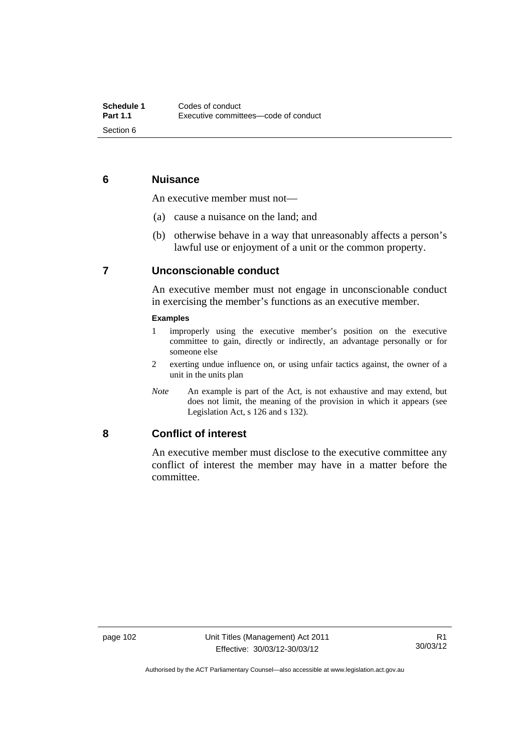## 6 Nuisance

An executive member must not—

(a) cause a nuisance on the land; and

(b) otherwise behave in a way that unreasonably affects a person's lawful use or enjoyment of a unit or the common property.

## 7 Unconscionable conduct

An executive member must not engage in unconscionable conduct in exercising the member's functions as an executive member.

**Examples**

1 improperly using the executive member's position on the executive committee to gain, directly or indirectly, an advantage personally or for someone else

2 exerting undue influence on, or using unfair tactics against, the owner of a unit in the units plan

*Note* An example is part of the Act, is not exhaustive and may extend, but does not limit, the meaning of the provision in which it appears (see Legislation Act, s 126 and s 132).

## 8 Conflict of interest

An executive member must disclose to the executive committee any conflict of interest the member may have in a matter before the committee.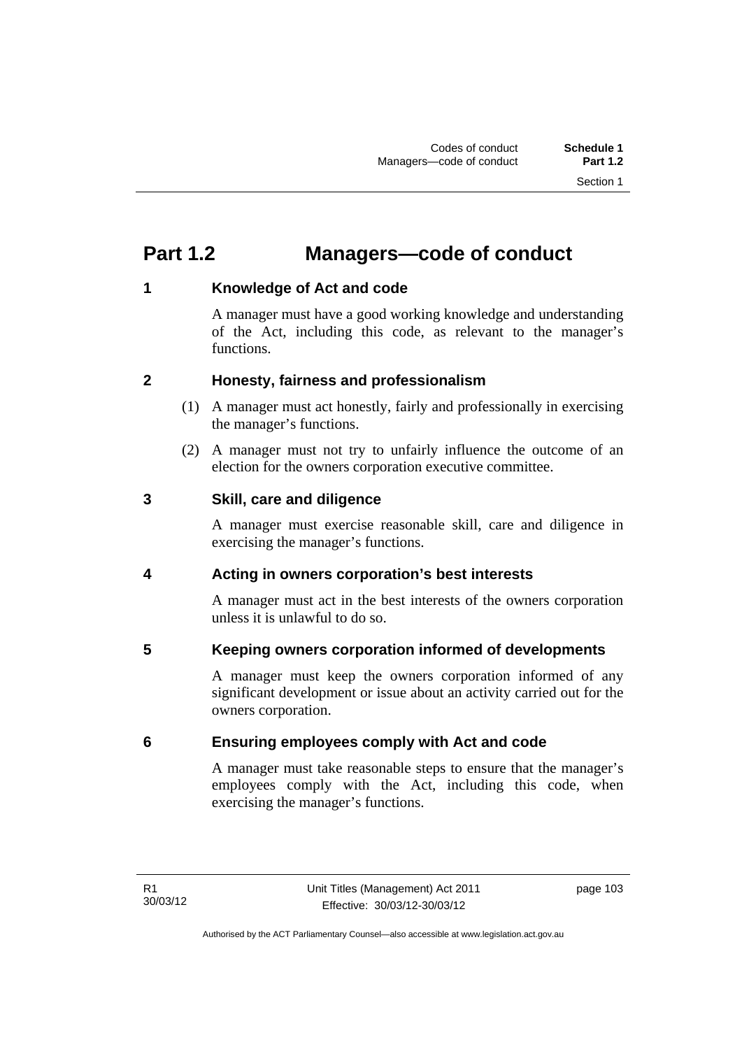# Part 1.2 Managers—code of conduct

## 1 Knowledge of Act and code

A manager must have a good working knowledge and understanding of the Act, including this code, as relevant to the manager's functions.

## 2 Honesty, fairness and professionalism

(1) A manager must act honestly, fairly and professionally in exercising the manager's functions.

(2) A manager must not try to unfairly influence the outcome of an election for the owners corporation executive committee.

## 3 Skill, care and diligence

A manager must exercise reasonable skill, care and diligence in exercising the manager's functions.

## 4 Acting in owners corporation's best interests

A manager must act in the best interests of the owners corporation unless it is unlawful to do so.

## 5 Keeping owners corporation informed of developments

A manager must keep the owners corporation informed of any significant development or issue about an activity carried out for the owners corporation.

## 6 Ensuring employees comply with Act and code

A manager must take reasonable steps to ensure that the manager's employees comply with the Act, including this code, when exercising the manager's functions.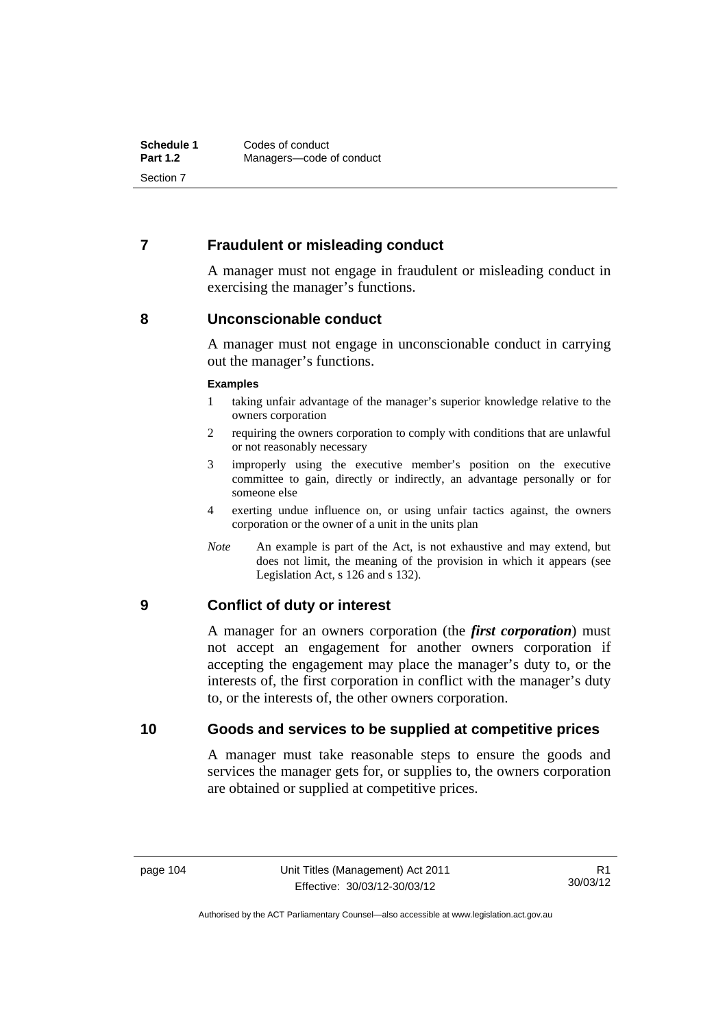## 7 Fraudulent or misleading conduct

A manager must not engage in fraudulent or misleading conduct in exercising the manager's functions.

## 8 Unconscionable conduct

A manager must not engage in unconscionable conduct in carrying out the manager's functions.

**Examples**

1. taking unfair advantage of the manager's superior knowledge relative to the owners corporation
2. requiring the owners corporation to comply with conditions that are unlawful or not reasonably necessary
3. improperly using the executive member's position on the executive committee to gain, directly or indirectly, an advantage personally or for someone else
4. exerting undue influence on, or using unfair tactics against, the owners corporation or the owner of a unit in the units plan

*Note* An example is part of the Act, is not exhaustive and may extend, but does not limit, the meaning of the provision in which it appears (see Legislation Act, s 126 and s 132).

## 9 Conflict of duty or interest

A manager for an owners corporation (the ***first corporation***) must not accept an engagement for another owners corporation if accepting the engagement may place the manager's duty to, or the interests of, the first corporation in conflict with the manager's duty to, or the interests of, the other owners corporation.

## 10 Goods and services to be supplied at competitive prices

A manager must take reasonable steps to ensure the goods and services the manager gets for, or supplies to, the owners corporation are obtained or supplied at competitive prices.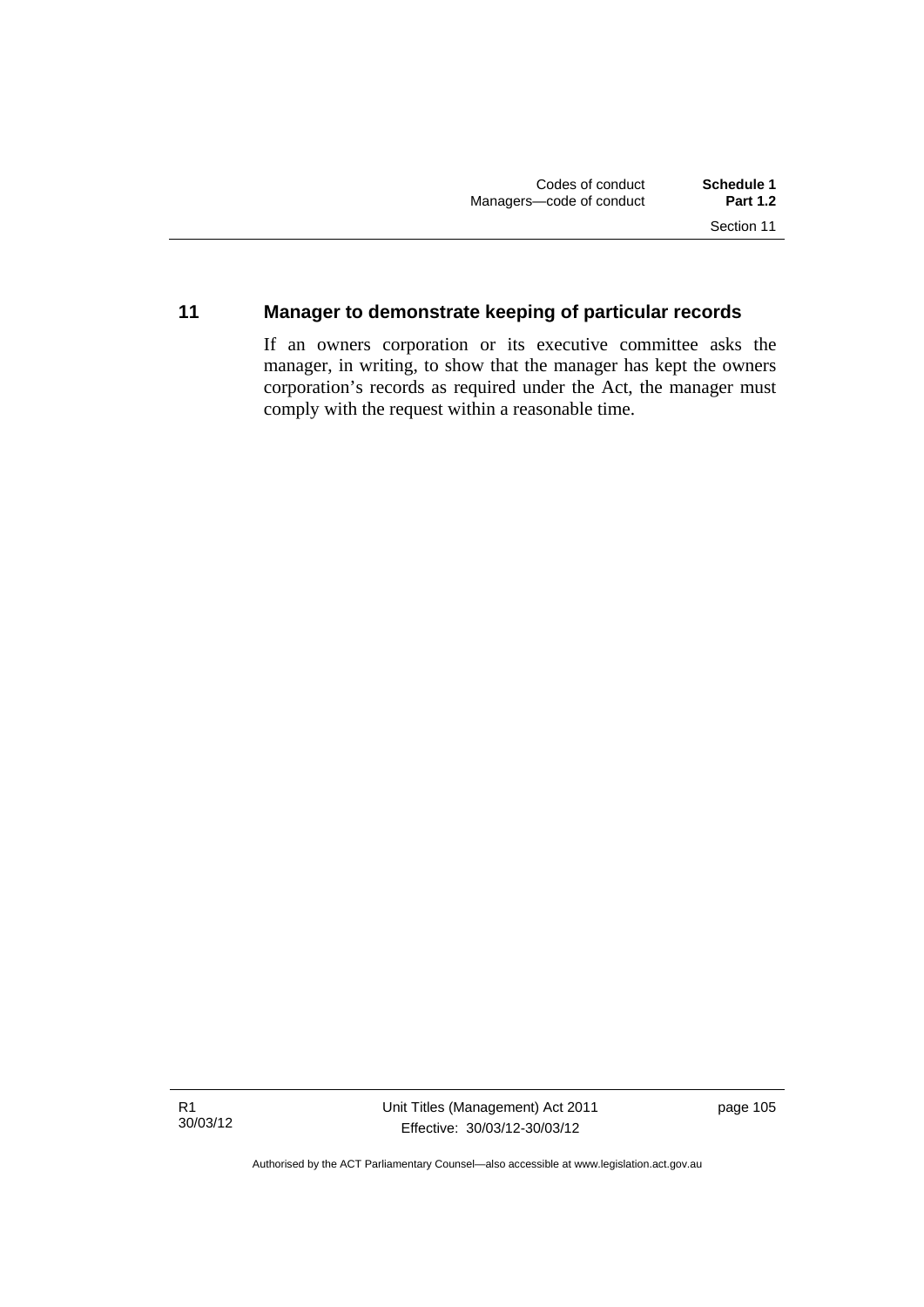## 11 Manager to demonstrate keeping of particular records

If an owners corporation or its executive committee asks the manager, in writing, to show that the manager has kept the owners corporation's records as required under the Act, the manager must comply with the request within a reasonable time.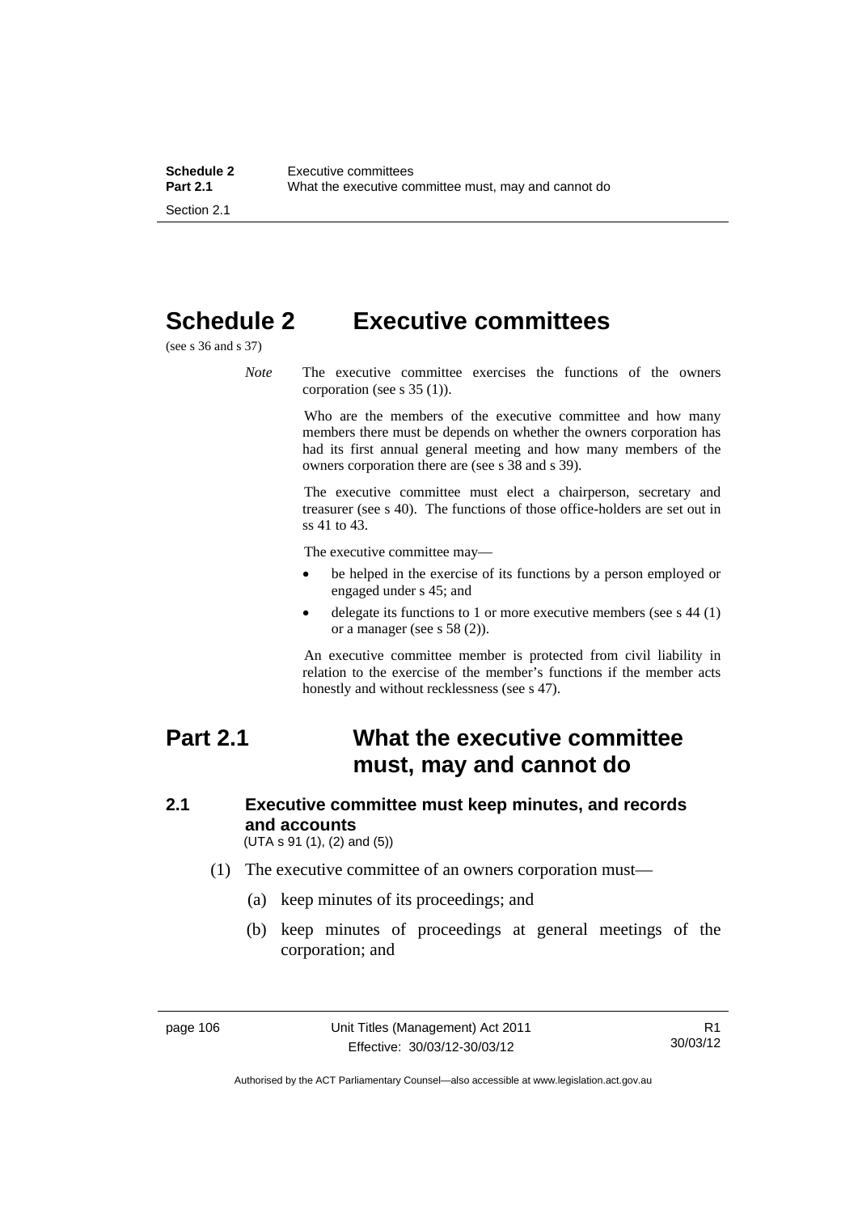# Schedule 2 Executive committees

(see s 36 and s 37)

*Note* The executive committee exercises the functions of the owners corporation (see s 35 (1)).

Who are the members of the executive committee and how many members there must be depends on whether the owners corporation has had its first annual general meeting and how many members of the owners corporation there are (see s 38 and s 39).

The executive committee must elect a chairperson, secretary and treasurer (see s 40). The functions of those office-holders are set out in ss 41 to 43.

The executive committee may—

- be helped in the exercise of its functions by a person employed or engaged under s 45; and
- delegate its functions to 1 or more executive members (see s 44 (1) or a manager (see s 58 (2)).

An executive committee member is protected from civil liability in relation to the exercise of the member's functions if the member acts honestly and without recklessness (see s 47).

## Part 2.1 What the executive committee must, may and cannot do

### 2.1 Executive committee must keep minutes, and records and accounts

(UTA s 91 (1), (2) and (5))

(1) The executive committee of an owners corporation must—

(a) keep minutes of its proceedings; and

(b) keep minutes of proceedings at general meetings of the corporation; and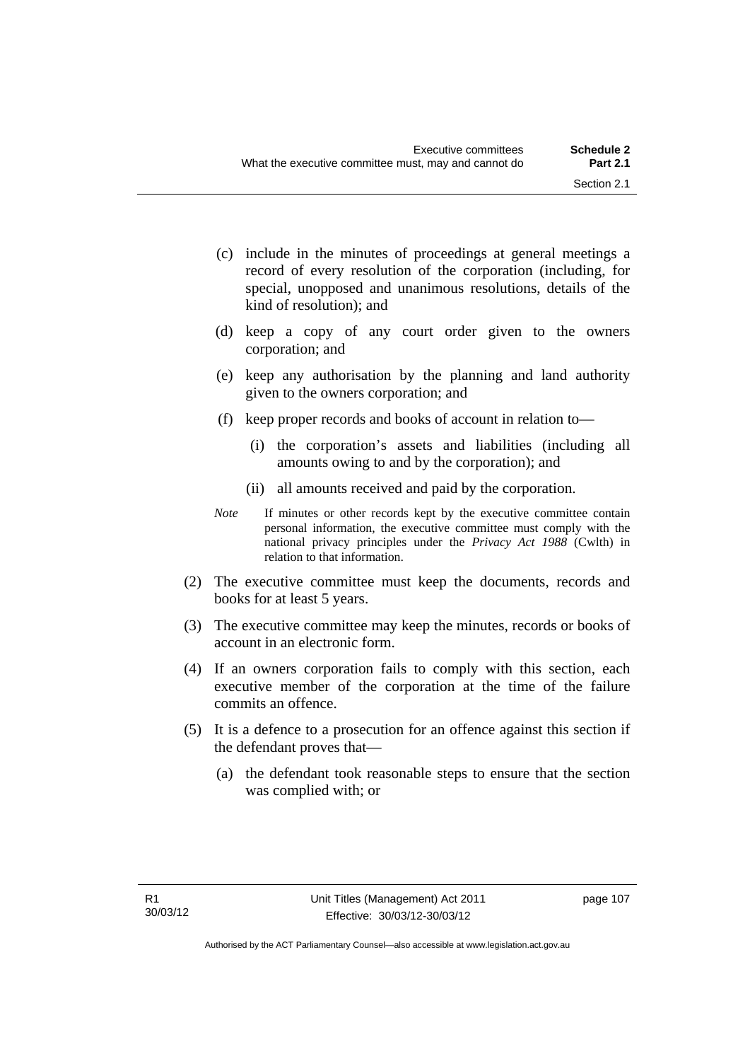(c) include in the minutes of proceedings at general meetings a record of every resolution of the corporation (including, for special, unopposed and unanimous resolutions, details of the kind of resolution); and

(d) keep a copy of any court order given to the owners corporation; and

(e) keep any authorisation by the planning and land authority given to the owners corporation; and

(f) keep proper records and books of account in relation to—

(i) the corporation's assets and liabilities (including all amounts owing to and by the corporation); and

(ii) all amounts received and paid by the corporation.

*Note* If minutes or other records kept by the executive committee contain personal information, the executive committee must comply with the national privacy principles under the *Privacy Act 1988* (Cwlth) in relation to that information.

(2) The executive committee must keep the documents, records and books for at least 5 years.

(3) The executive committee may keep the minutes, records or books of account in an electronic form.

(4) If an owners corporation fails to comply with this section, each executive member of the corporation at the time of the failure commits an offence.

(5) It is a defence to a prosecution for an offence against this section if the defendant proves that—

(a) the defendant took reasonable steps to ensure that the section was complied with; or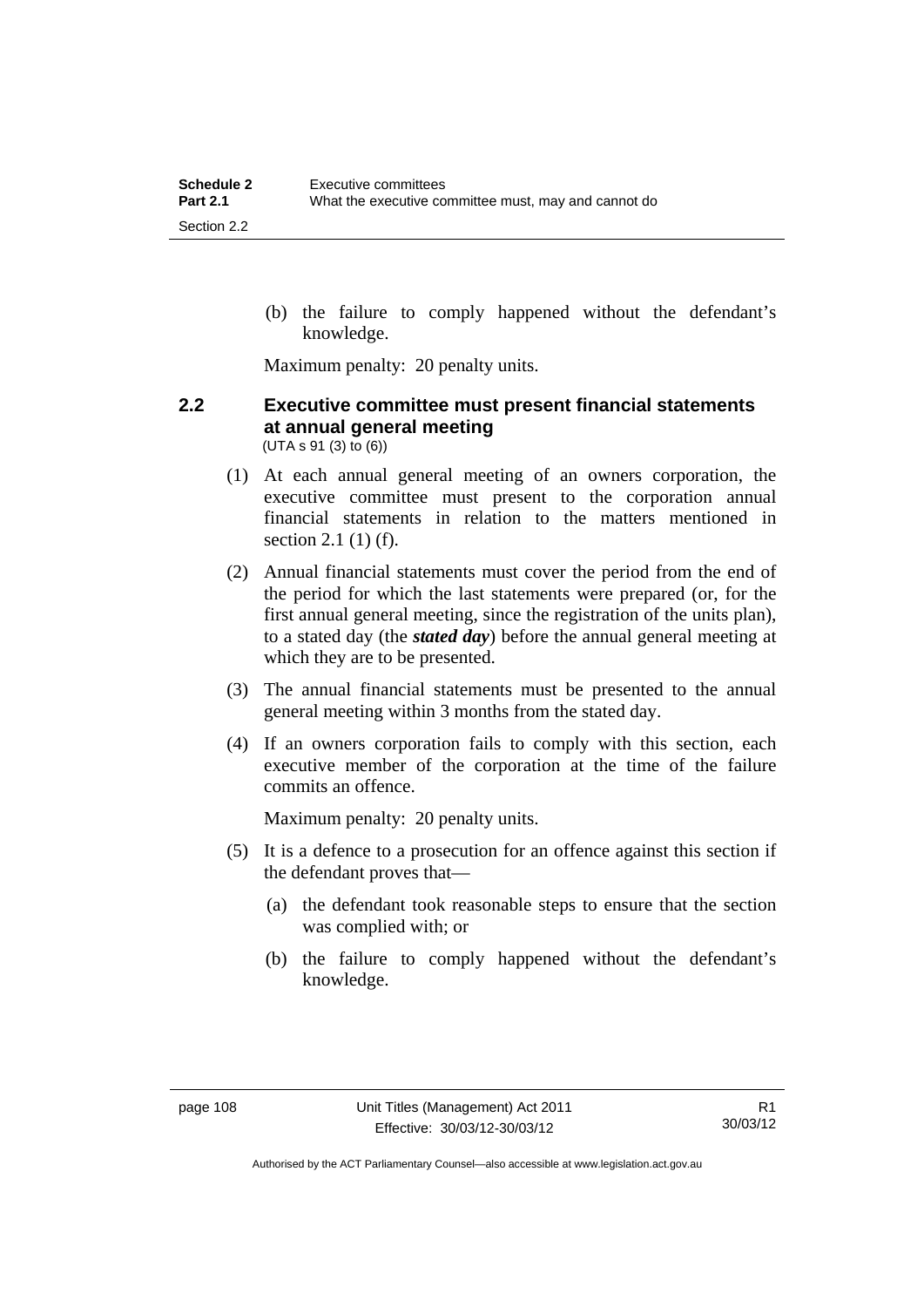(b) the failure to comply happened without the defendant's knowledge.

Maximum penalty: 20 penalty units.

## 2.2 Executive committee must present financial statements at annual general meeting

(UTA s 91 (3) to (6))

(1) At each annual general meeting of an owners corporation, the executive committee must present to the corporation annual financial statements in relation to the matters mentioned in section 2.1 (1) (f).

(2) Annual financial statements must cover the period from the end of the period for which the last statements were prepared (or, for the first annual general meeting, since the registration of the units plan), to a stated day (the ***stated day***) before the annual general meeting at which they are to be presented.

(3) The annual financial statements must be presented to the annual general meeting within 3 months from the stated day.

(4) If an owners corporation fails to comply with this section, each executive member of the corporation at the time of the failure commits an offence.

Maximum penalty: 20 penalty units.

(5) It is a defence to a prosecution for an offence against this section if the defendant proves that—

(a) the defendant took reasonable steps to ensure that the section was complied with; or

(b) the failure to comply happened without the defendant's knowledge.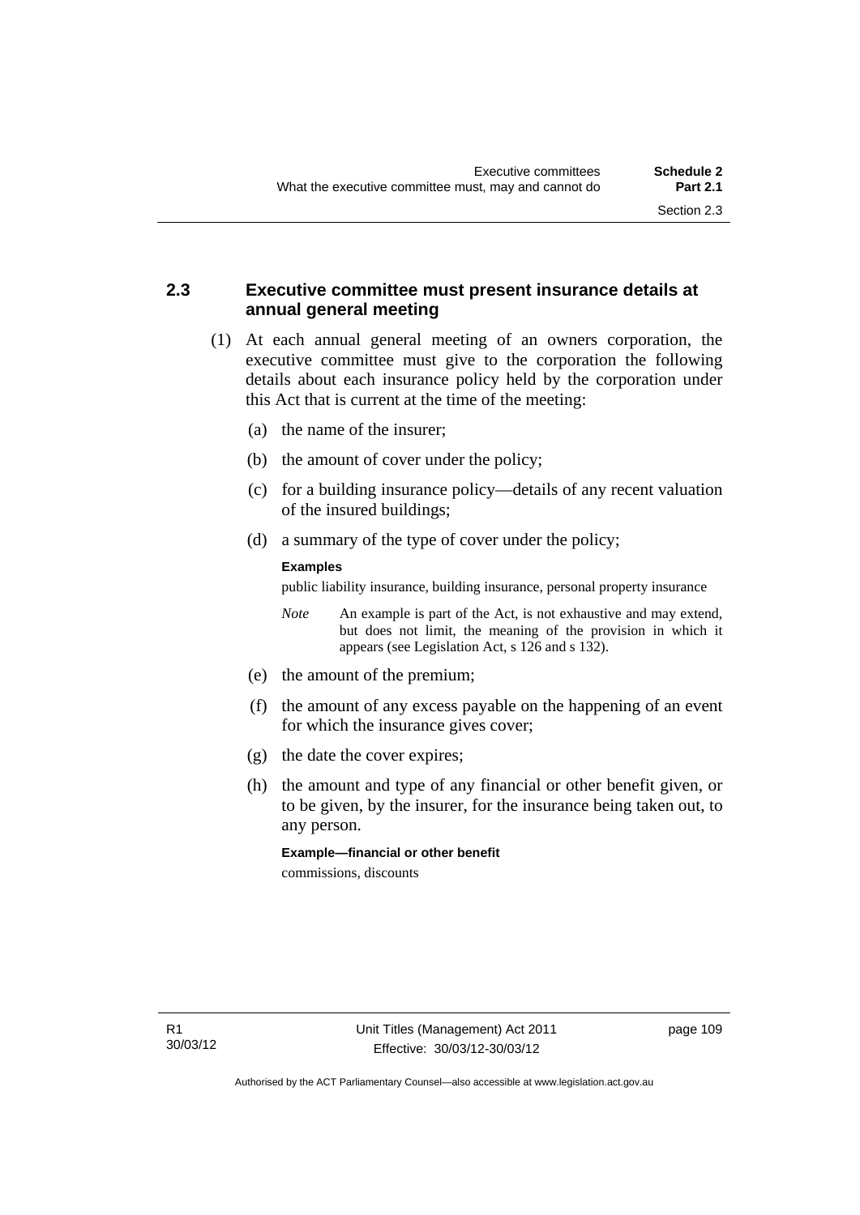## 2.3 Executive committee must present insurance details at annual general meeting

(1) At each annual general meeting of an owners corporation, the executive committee must give to the corporation the following details about each insurance policy held by the corporation under this Act that is current at the time of the meeting:

(a) the name of the insurer;

(b) the amount of cover under the policy;

(c) for a building insurance policy—details of any recent valuation of the insured buildings;

(d) a summary of the type of cover under the policy;

**Examples**

public liability insurance, building insurance, personal property insurance

*Note* An example is part of the Act, is not exhaustive and may extend, but does not limit, the meaning of the provision in which it appears (see Legislation Act, s 126 and s 132).

(e) the amount of the premium;

(f) the amount of any excess payable on the happening of an event for which the insurance gives cover;

(g) the date the cover expires;

(h) the amount and type of any financial or other benefit given, or to be given, by the insurer, for the insurance being taken out, to any person.

**Example—financial or other benefit**

commissions, discounts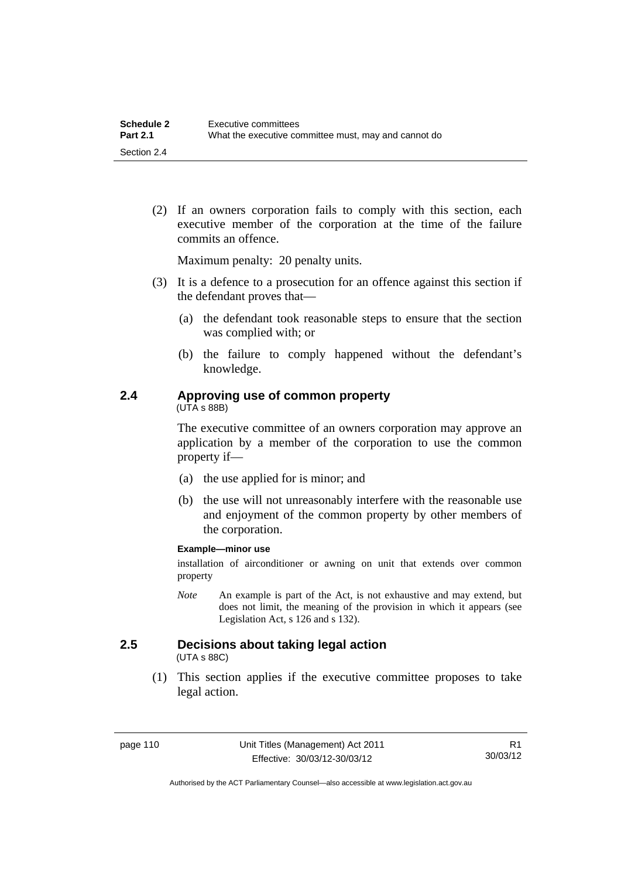(2) If an owners corporation fails to comply with this section, each executive member of the corporation at the time of the failure commits an offence.

Maximum penalty: 20 penalty units.

(3) It is a defence to a prosecution for an offence against this section if the defendant proves that—

(a) the defendant took reasonable steps to ensure that the section was complied with; or

(b) the failure to comply happened without the defendant's knowledge.

### 2.4 Approving use of common property

(UTA s 88B)

The executive committee of an owners corporation may approve an application by a member of the corporation to use the common property if—

(a) the use applied for is minor; and

(b) the use will not unreasonably interfere with the reasonable use and enjoyment of the common property by other members of the corporation.

**Example—minor use**

installation of airconditioner or awning on unit that extends over common property

*Note* An example is part of the Act, is not exhaustive and may extend, but does not limit, the meaning of the provision in which it appears (see Legislation Act, s 126 and s 132).

### 2.5 Decisions about taking legal action

(UTA s 88C)

(1) This section applies if the executive committee proposes to take legal action.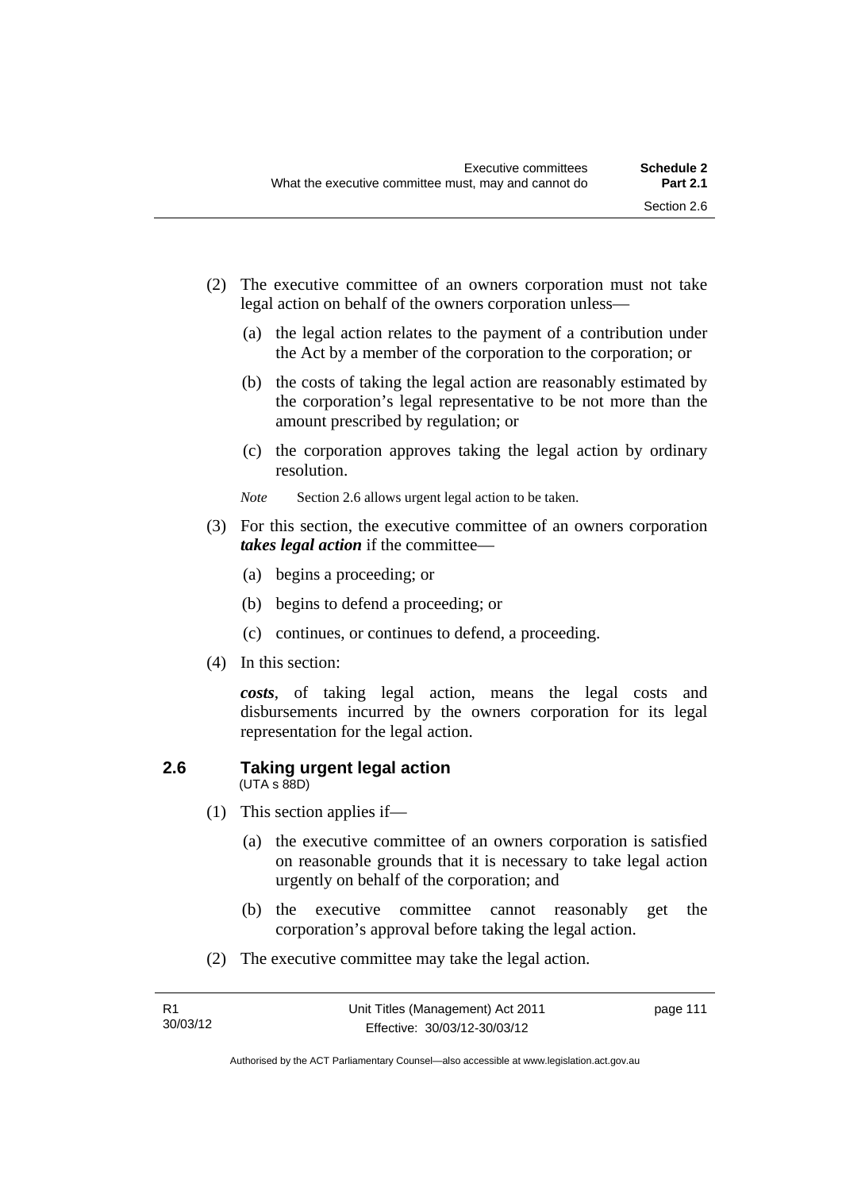(2) The executive committee of an owners corporation must not take legal action on behalf of the owners corporation unless—

   (a) the legal action relates to the payment of a contribution under the Act by a member of the corporation to the corporation; or

   (b) the costs of taking the legal action are reasonably estimated by the corporation's legal representative to be not more than the amount prescribed by regulation; or

   (c) the corporation approves taking the legal action by ordinary resolution.

   *Note* Section 2.6 allows urgent legal action to be taken.

(3) For this section, the executive committee of an owners corporation ***takes legal action*** if the committee—

   (a) begins a proceeding; or

   (b) begins to defend a proceeding; or

   (c) continues, or continues to defend, a proceeding.

(4) In this section:

   ***costs***, of taking legal action, means the legal costs and disbursements incurred by the owners corporation for its legal representation for the legal action.

## 2.6 Taking urgent legal action

(UTA s 88D)

(1) This section applies if—

   (a) the executive committee of an owners corporation is satisfied on reasonable grounds that it is necessary to take legal action urgently on behalf of the corporation; and

   (b) the executive committee cannot reasonably get the corporation's approval before taking the legal action.

(2) The executive committee may take the legal action.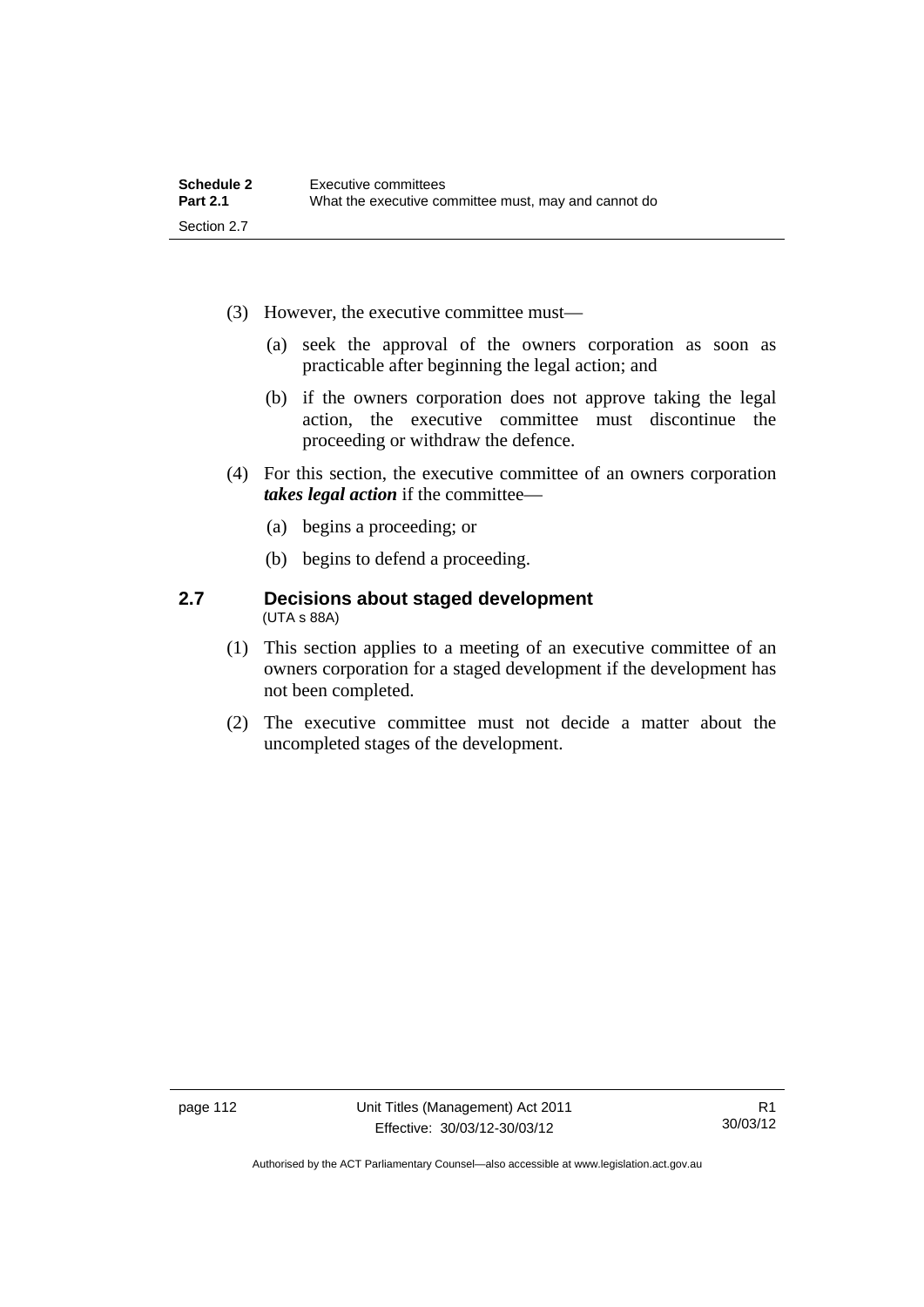(3) However, the executive committee must—

(a) seek the approval of the owners corporation as soon as practicable after beginning the legal action; and

(b) if the owners corporation does not approve taking the legal action, the executive committee must discontinue the proceeding or withdraw the defence.

(4) For this section, the executive committee of an owners corporation ***takes legal action*** if the committee—

(a) begins a proceeding; or

(b) begins to defend a proceeding.

### 2.7 Decisions about staged development

(UTA s 88A)

(1) This section applies to a meeting of an executive committee of an owners corporation for a staged development if the development has not been completed.

(2) The executive committee must not decide a matter about the uncompleted stages of the development.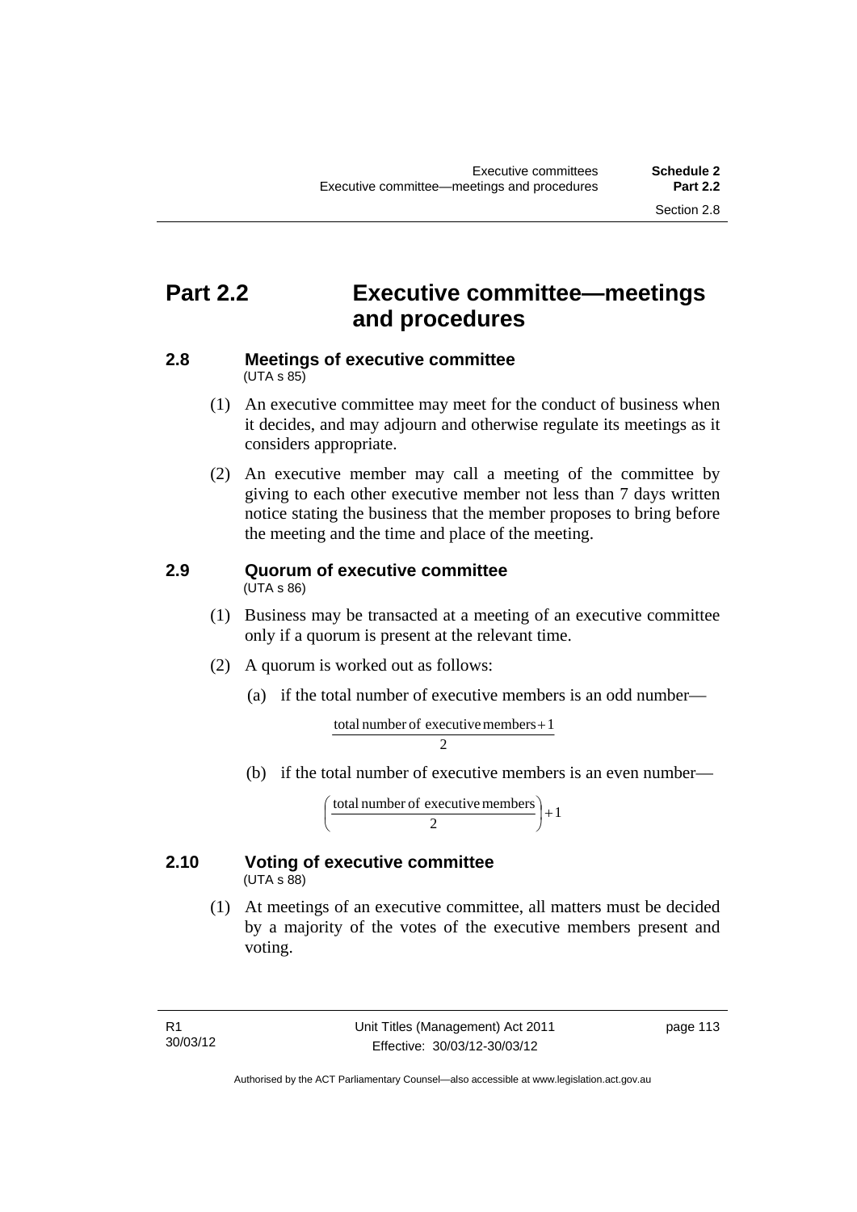# Part 2.2 Executive committee—meetings and procedures

### 2.8 Meetings of executive committee

(UTA s 85)

(1) An executive committee may meet for the conduct of business when it decides, and may adjourn and otherwise regulate its meetings as it considers appropriate.

(2) An executive member may call a meeting of the committee by giving to each other executive member not less than 7 days written notice stating the business that the member proposes to bring before the meeting and the time and place of the meeting.

### 2.9 Quorum of executive committee

(UTA s 86)

(1) Business may be transacted at a meeting of an executive committee only if a quorum is present at the relevant time.

(2) A quorum is worked out as follows:

(a) if the total number of executive members is an odd number—

$$\frac{\text{total number of executive members} + 1}{2}$$

(b) if the total number of executive members is an even number—

$$\left(\frac{\text{total number of executive members}}{2}\right) + 1$$

### 2.10 Voting of executive committee

(UTA s 88)

(1) At meetings of an executive committee, all matters must be decided by a majority of the votes of the executive members present and voting.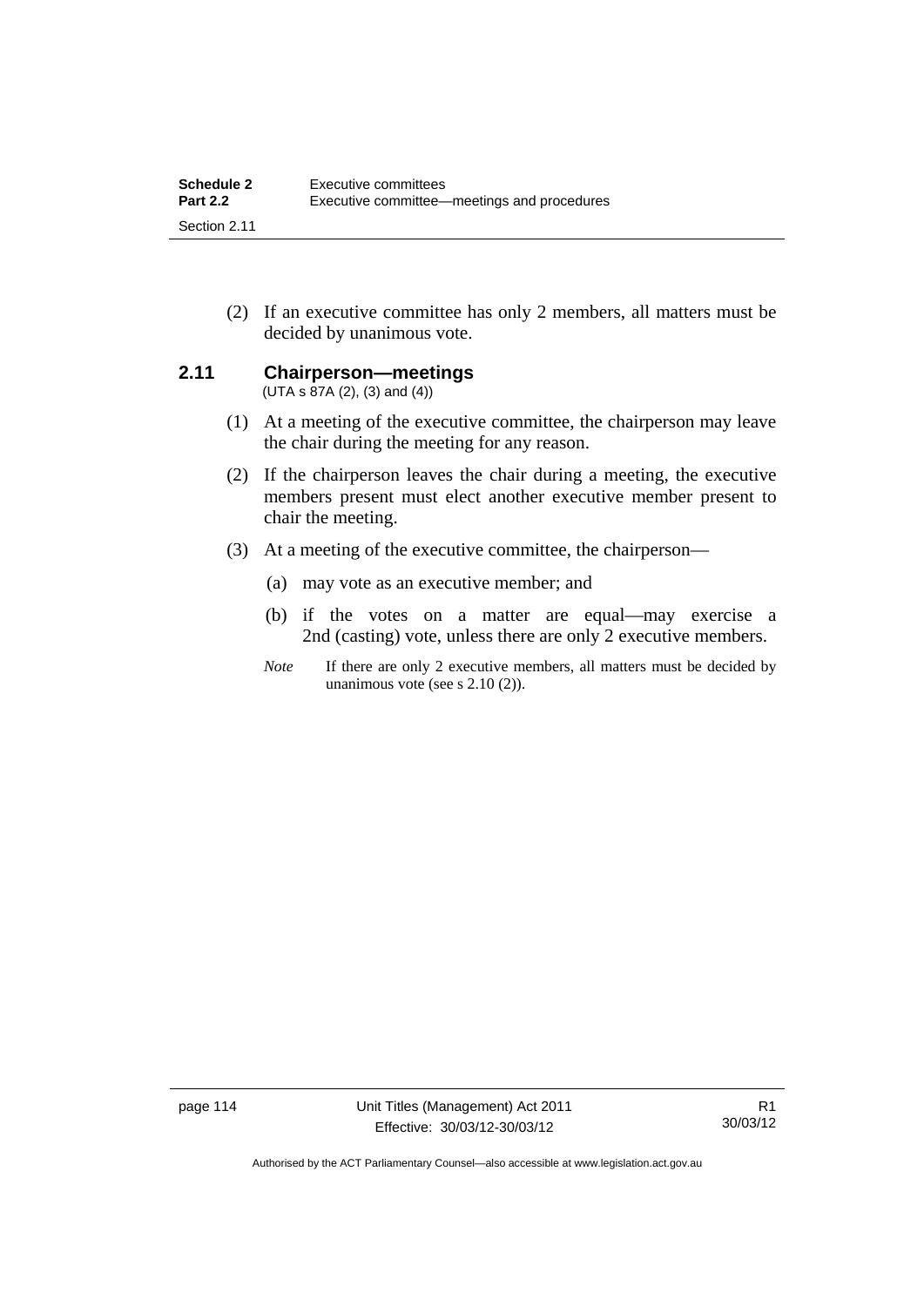(2) If an executive committee has only 2 members, all matters must be decided by unanimous vote.

### 2.11 Chairperson—meetings

(UTA s 87A (2), (3) and (4))

(1) At a meeting of the executive committee, the chairperson may leave the chair during the meeting for any reason.

(2) If the chairperson leaves the chair during a meeting, the executive members present must elect another executive member present to chair the meeting.

(3) At a meeting of the executive committee, the chairperson—

(a) may vote as an executive member; and

(b) if the votes on a matter are equal—may exercise a 2nd (casting) vote, unless there are only 2 executive members.

*Note* If there are only 2 executive members, all matters must be decided by unanimous vote (see s 2.10 (2)).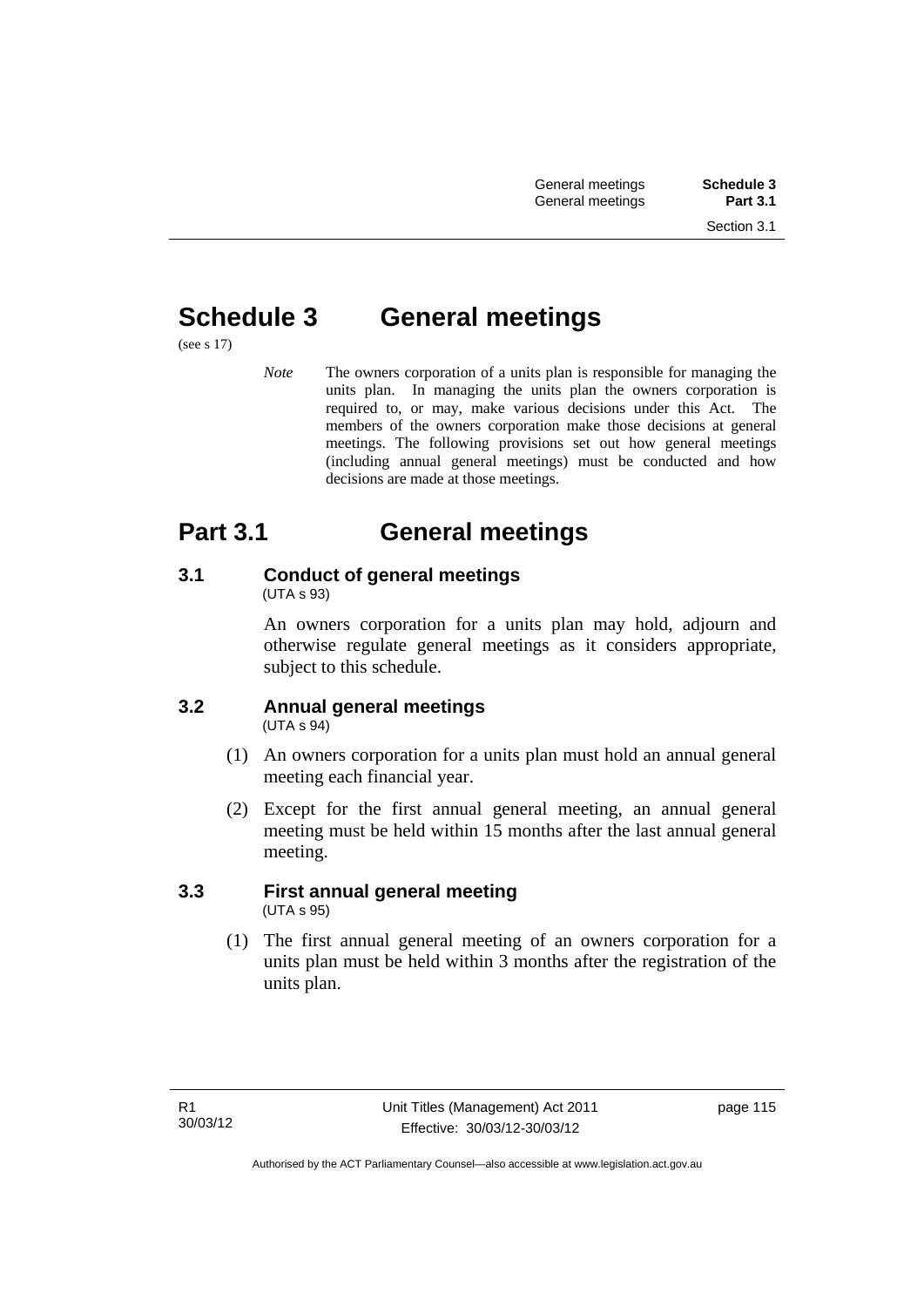# Schedule 3 General meetings

(see s 17)

*Note* The owners corporation of a units plan is responsible for managing the units plan. In managing the units plan the owners corporation is required to, or may, make various decisions under this Act. The members of the owners corporation make those decisions at general meetings. The following provisions set out how general meetings (including annual general meetings) must be conducted and how decisions are made at those meetings.

# Part 3.1 General meetings

### 3.1 Conduct of general meetings

(UTA s 93)

An owners corporation for a units plan may hold, adjourn and otherwise regulate general meetings as it considers appropriate, subject to this schedule.

### 3.2 Annual general meetings

(UTA s 94)

(1) An owners corporation for a units plan must hold an annual general meeting each financial year.

(2) Except for the first annual general meeting, an annual general meeting must be held within 15 months after the last annual general meeting.

### 3.3 First annual general meeting

(UTA s 95)

(1) The first annual general meeting of an owners corporation for a units plan must be held within 3 months after the registration of the units plan.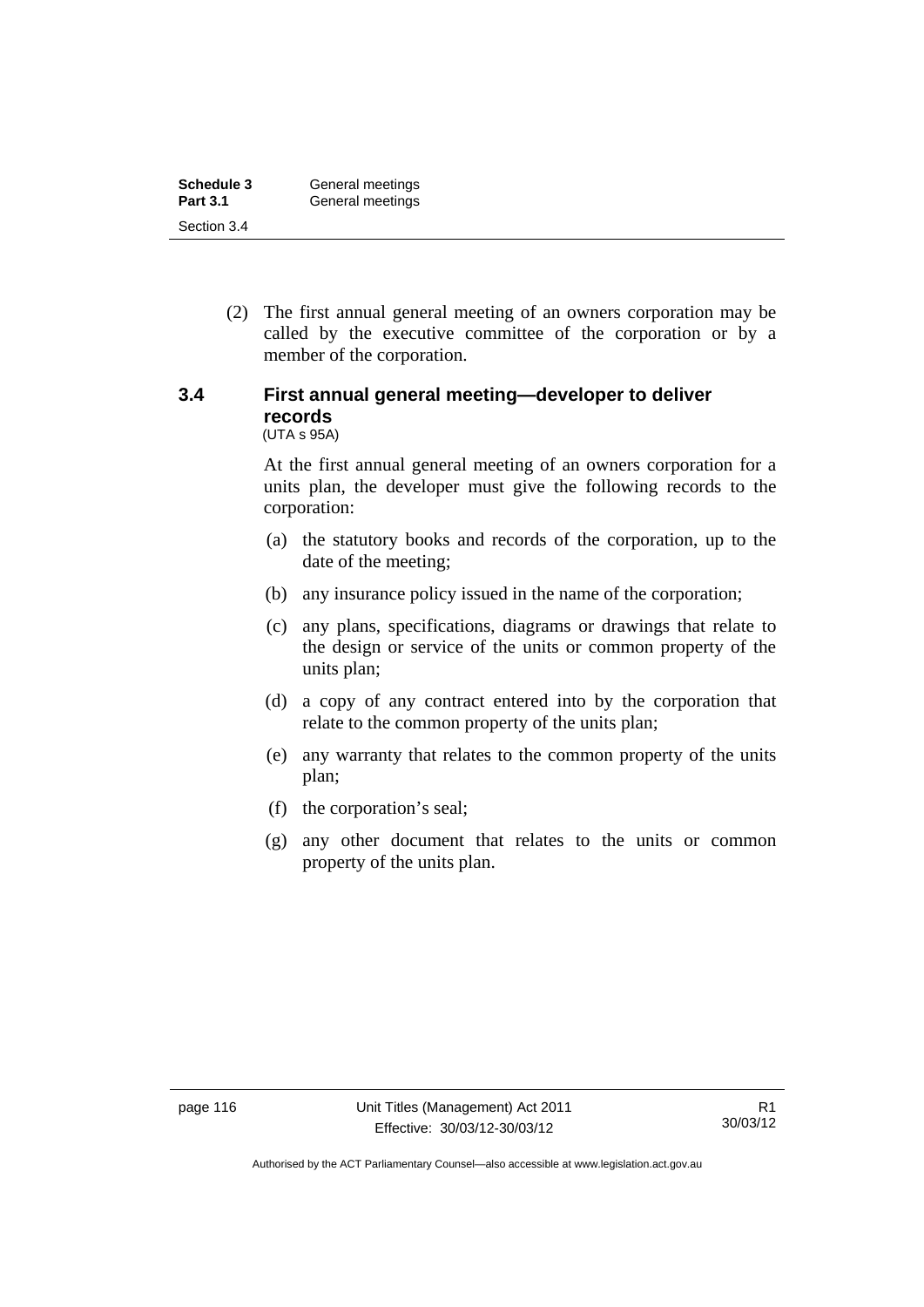(2) The first annual general meeting of an owners corporation may be called by the executive committee of the corporation or by a member of the corporation.

### 3.4 First annual general meeting—developer to deliver records

(UTA s 95A)

At the first annual general meeting of an owners corporation for a units plan, the developer must give the following records to the corporation:

(a) the statutory books and records of the corporation, up to the date of the meeting;

(b) any insurance policy issued in the name of the corporation;

(c) any plans, specifications, diagrams or drawings that relate to the design or service of the units or common property of the units plan;

(d) a copy of any contract entered into by the corporation that relate to the common property of the units plan;

(e) any warranty that relates to the common property of the units plan;

(f) the corporation's seal;

(g) any other document that relates to the units or common property of the units plan.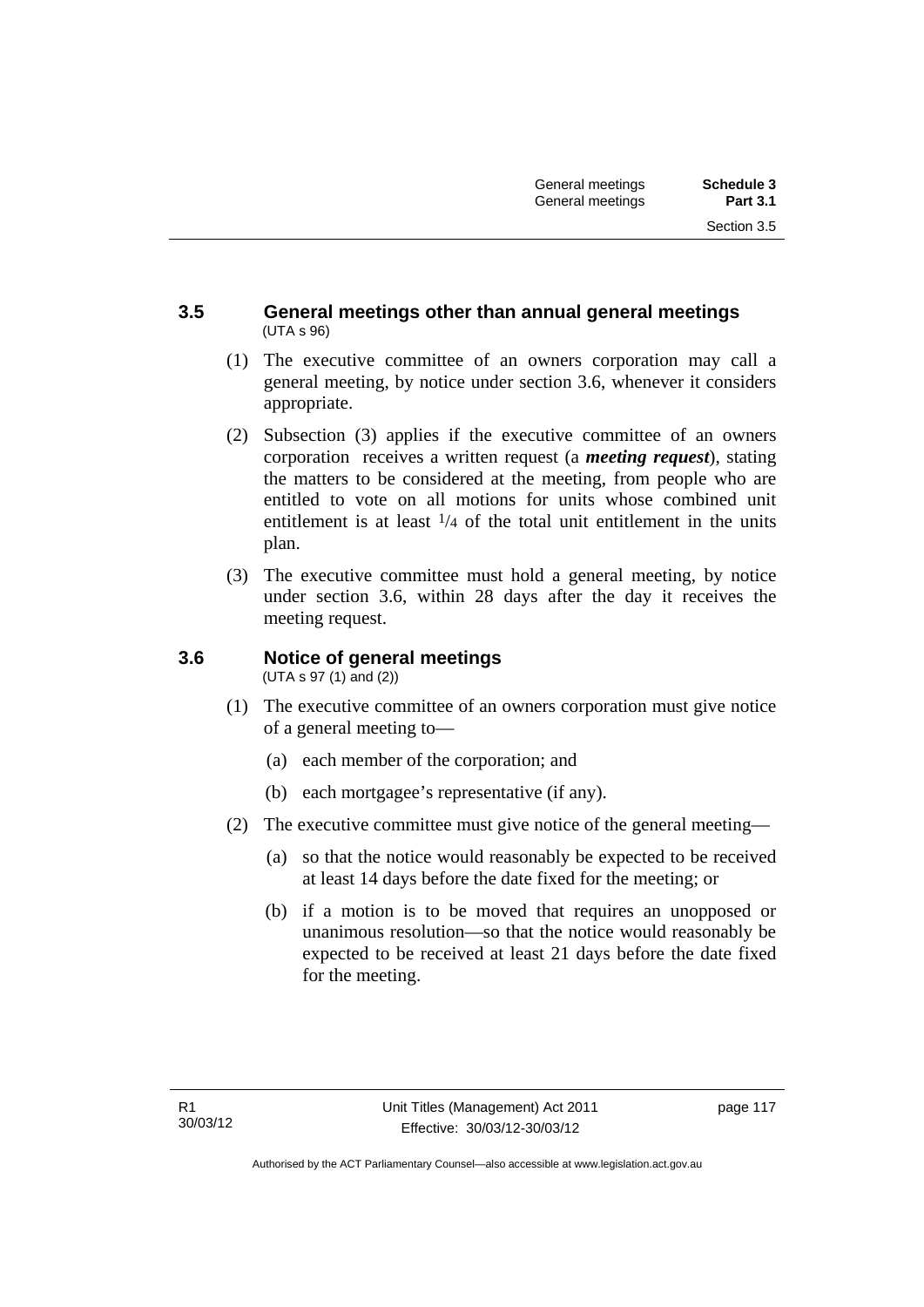### 3.5 General meetings other than annual general meetings

(UTA s 96)

(1) The executive committee of an owners corporation may call a general meeting, by notice under section 3.6, whenever it considers appropriate.

(2) Subsection (3) applies if the executive committee of an owners corporation receives a written request (a ***meeting request***), stating the matters to be considered at the meeting, from people who are entitled to vote on all motions for units whose combined unit entitlement is at least $^1/_4$ of the total unit entitlement in the units plan.

(3) The executive committee must hold a general meeting, by notice under section 3.6, within 28 days after the day it receives the meeting request.

### 3.6 Notice of general meetings

(UTA s 97 (1) and (2))

(1) The executive committee of an owners corporation must give notice of a general meeting to—

- (a) each member of the corporation; and
- (b) each mortgagee's representative (if any).

(2) The executive committee must give notice of the general meeting—

- (a) so that the notice would reasonably be expected to be received at least 14 days before the date fixed for the meeting; or
- (b) if a motion is to be moved that requires an unopposed or unanimous resolution—so that the notice would reasonably be expected to be received at least 21 days before the date fixed for the meeting.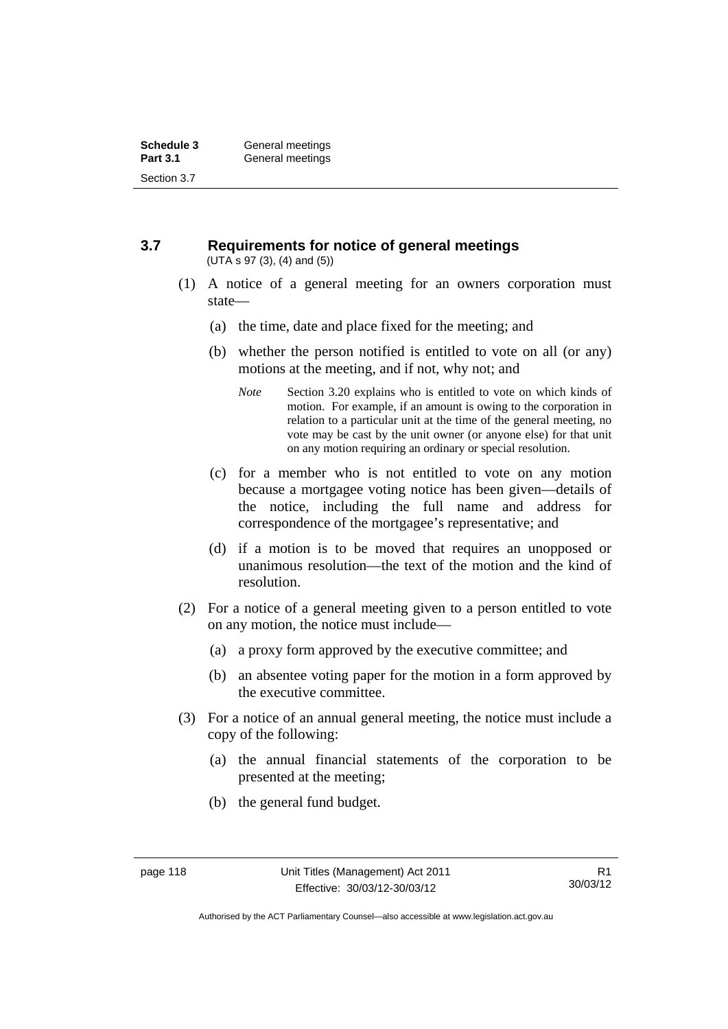### 3.7 Requirements for notice of general meetings

(UTA s 97 (3), (4) and (5))

(1) A notice of a general meeting for an owners corporation must state—

(a) the time, date and place fixed for the meeting; and

(b) whether the person notified is entitled to vote on all (or any) motions at the meeting, and if not, why not; and

*Note* Section 3.20 explains who is entitled to vote on which kinds of motion. For example, if an amount is owing to the corporation in relation to a particular unit at the time of the general meeting, no vote may be cast by the unit owner (or anyone else) for that unit on any motion requiring an ordinary or special resolution.

(c) for a member who is not entitled to vote on any motion because a mortgagee voting notice has been given—details of the notice, including the full name and address for correspondence of the mortgagee's representative; and

(d) if a motion is to be moved that requires an unopposed or unanimous resolution—the text of the motion and the kind of resolution.

(2) For a notice of a general meeting given to a person entitled to vote on any motion, the notice must include—

(a) a proxy form approved by the executive committee; and

(b) an absentee voting paper for the motion in a form approved by the executive committee.

(3) For a notice of an annual general meeting, the notice must include a copy of the following:

(a) the annual financial statements of the corporation to be presented at the meeting;

(b) the general fund budget.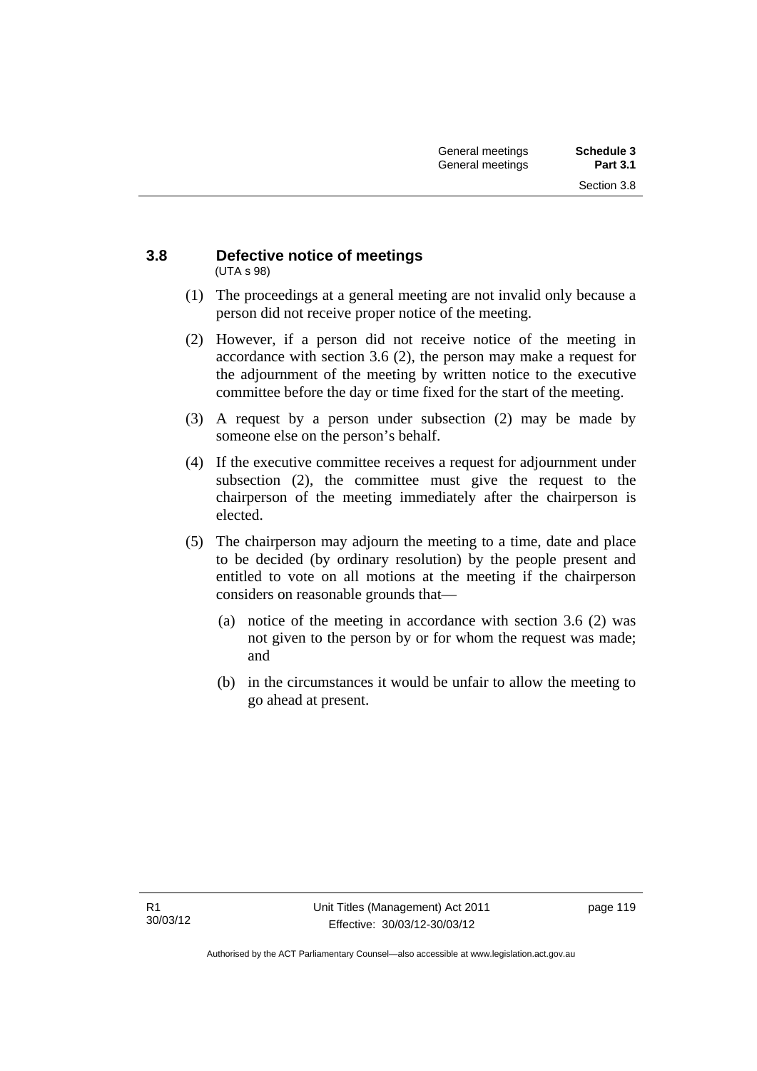### 3.8 Defective notice of meetings

(UTA s 98)

(1) The proceedings at a general meeting are not invalid only because a person did not receive proper notice of the meeting.

(2) However, if a person did not receive notice of the meeting in accordance with section 3.6 (2), the person may make a request for the adjournment of the meeting by written notice to the executive committee before the day or time fixed for the start of the meeting.

(3) A request by a person under subsection (2) may be made by someone else on the person's behalf.

(4) If the executive committee receives a request for adjournment under subsection (2), the committee must give the request to the chairperson of the meeting immediately after the chairperson is elected.

(5) The chairperson may adjourn the meeting to a time, date and place to be decided (by ordinary resolution) by the people present and entitled to vote on all motions at the meeting if the chairperson considers on reasonable grounds that—

(a) notice of the meeting in accordance with section 3.6 (2) was not given to the person by or for whom the request was made; and

(b) in the circumstances it would be unfair to allow the meeting to go ahead at present.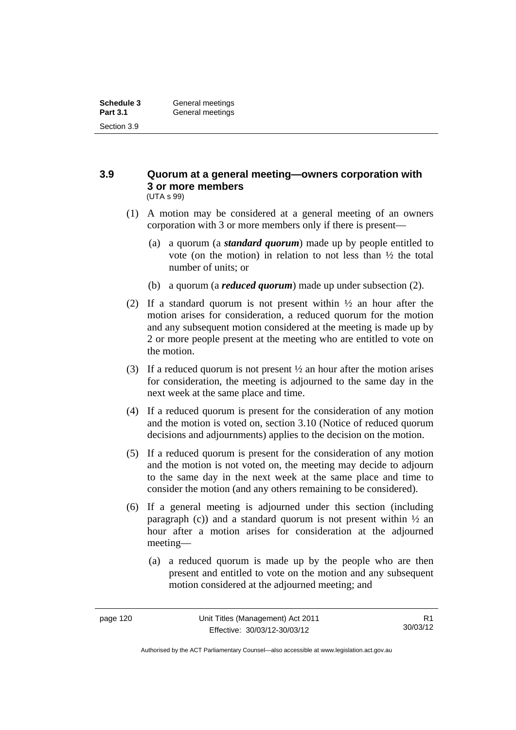## 3.9 Quorum at a general meeting—owners corporation with 3 or more members

(UTA s 99)

(1) A motion may be considered at a general meeting of an owners corporation with 3 or more members only if there is present—

(a) a quorum (a ***standard quorum***) made up by people entitled to vote (on the motion) in relation to not less than ½ the total number of units; or

(b) a quorum (a ***reduced quorum***) made up under subsection (2).

(2) If a standard quorum is not present within ½ an hour after the motion arises for consideration, a reduced quorum for the motion and any subsequent motion considered at the meeting is made up by 2 or more people present at the meeting who are entitled to vote on the motion.

(3) If a reduced quorum is not present ½ an hour after the motion arises for consideration, the meeting is adjourned to the same day in the next week at the same place and time.

(4) If a reduced quorum is present for the consideration of any motion and the motion is voted on, section 3.10 (Notice of reduced quorum decisions and adjournments) applies to the decision on the motion.

(5) If a reduced quorum is present for the consideration of any motion and the motion is not voted on, the meeting may decide to adjourn to the same day in the next week at the same place and time to consider the motion (and any others remaining to be considered).

(6) If a general meeting is adjourned under this section (including paragraph (c)) and a standard quorum is not present within ½ an hour after a motion arises for consideration at the adjourned meeting—

(a) a reduced quorum is made up by the people who are then present and entitled to vote on the motion and any subsequent motion considered at the adjourned meeting; and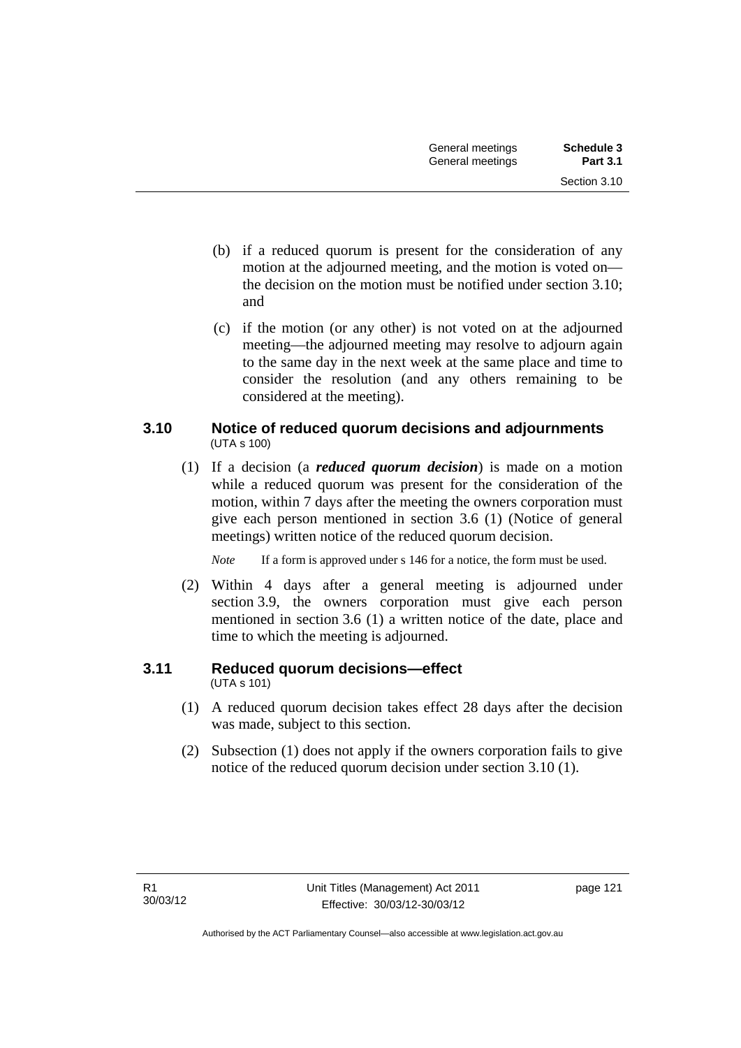(b) if a reduced quorum is present for the consideration of any motion at the adjourned meeting, and the motion is voted on—the decision on the motion must be notified under section 3.10; and

(c) if the motion (or any other) is not voted on at the adjourned meeting—the adjourned meeting may resolve to adjourn again to the same day in the next week at the same place and time to consider the resolution (and any others remaining to be considered at the meeting).

### 3.10 Notice of reduced quorum decisions and adjournments

(UTA s 100)

(1) If a decision (a ***reduced quorum decision***) is made on a motion while a reduced quorum was present for the consideration of the motion, within 7 days after the meeting the owners corporation must give each person mentioned in section 3.6 (1) (Notice of general meetings) written notice of the reduced quorum decision.

*Note* If a form is approved under s 146 for a notice, the form must be used.

(2) Within 4 days after a general meeting is adjourned under section 3.9, the owners corporation must give each person mentioned in section 3.6 (1) a written notice of the date, place and time to which the meeting is adjourned.

### 3.11 Reduced quorum decisions—effect

(UTA s 101)

(1) A reduced quorum decision takes effect 28 days after the decision was made, subject to this section.

(2) Subsection (1) does not apply if the owners corporation fails to give notice of the reduced quorum decision under section 3.10 (1).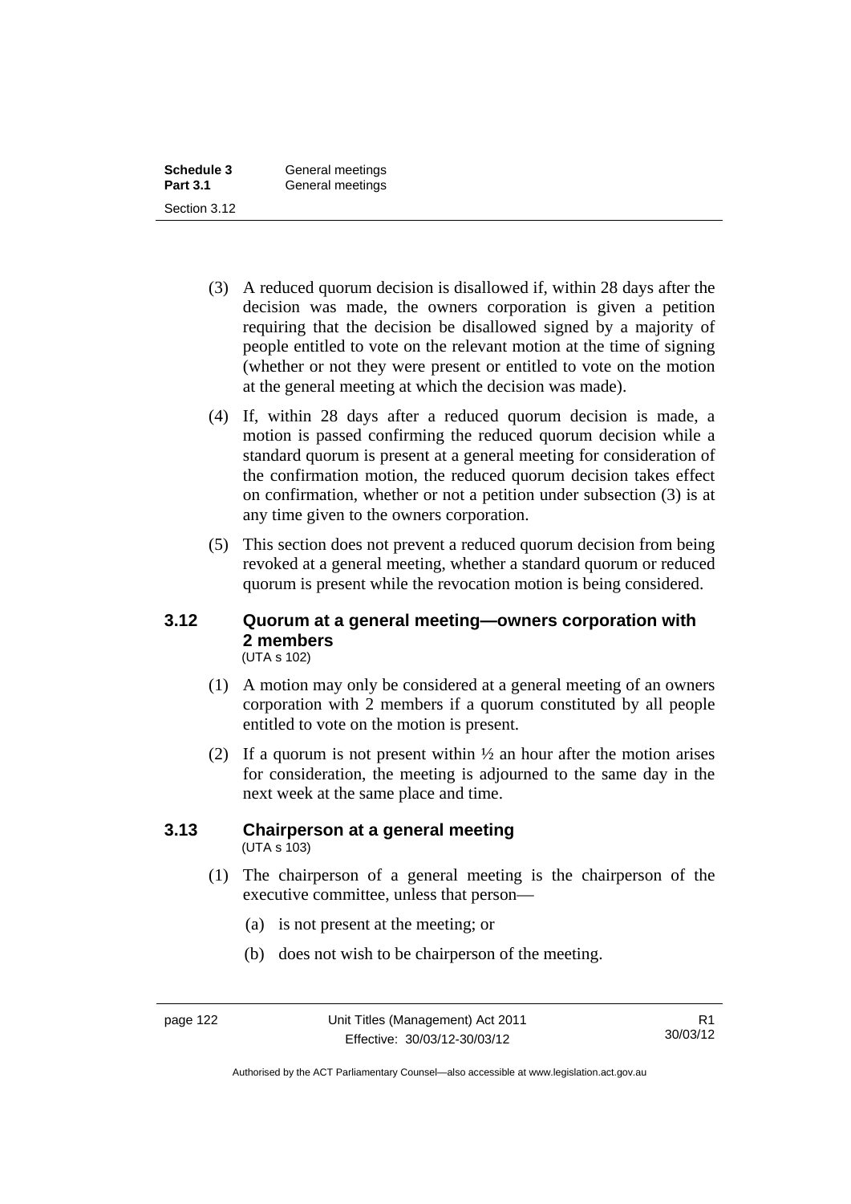(3) A reduced quorum decision is disallowed if, within 28 days after the decision was made, the owners corporation is given a petition requiring that the decision be disallowed signed by a majority of people entitled to vote on the relevant motion at the time of signing (whether or not they were present or entitled to vote on the motion at the general meeting at which the decision was made).

(4) If, within 28 days after a reduced quorum decision is made, a motion is passed confirming the reduced quorum decision while a standard quorum is present at a general meeting for consideration of the confirmation motion, the reduced quorum decision takes effect on confirmation, whether or not a petition under subsection (3) is at any time given to the owners corporation.

(5) This section does not prevent a reduced quorum decision from being revoked at a general meeting, whether a standard quorum or reduced quorum is present while the revocation motion is being considered.

### 3.12 Quorum at a general meeting—owners corporation with 2 members

(UTA s 102)

(1) A motion may only be considered at a general meeting of an owners corporation with 2 members if a quorum constituted by all people entitled to vote on the motion is present.

(2) If a quorum is not present within ½ an hour after the motion arises for consideration, the meeting is adjourned to the same day in the next week at the same place and time.

### 3.13 Chairperson at a general meeting

(UTA s 103)

(1) The chairperson of a general meeting is the chairperson of the executive committee, unless that person—

(a) is not present at the meeting; or

(b) does not wish to be chairperson of the meeting.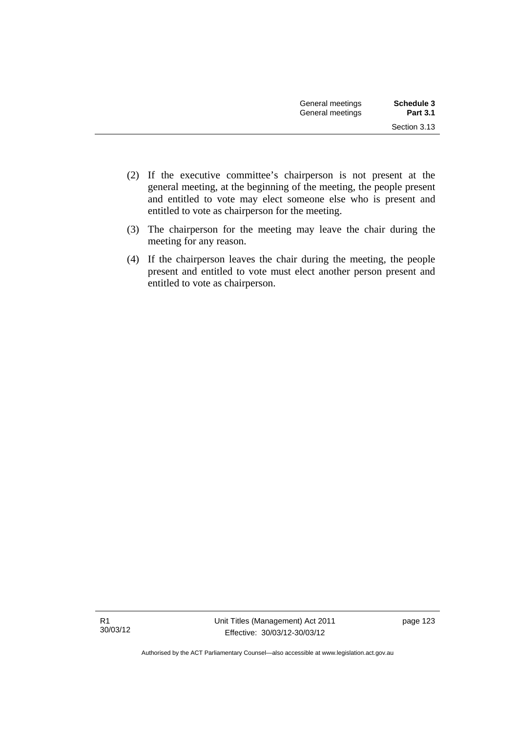(2) If the executive committee's chairperson is not present at the general meeting, at the beginning of the meeting, the people present and entitled to vote may elect someone else who is present and entitled to vote as chairperson for the meeting.

(3) The chairperson for the meeting may leave the chair during the meeting for any reason.

(4) If the chairperson leaves the chair during the meeting, the people present and entitled to vote must elect another person present and entitled to vote as chairperson.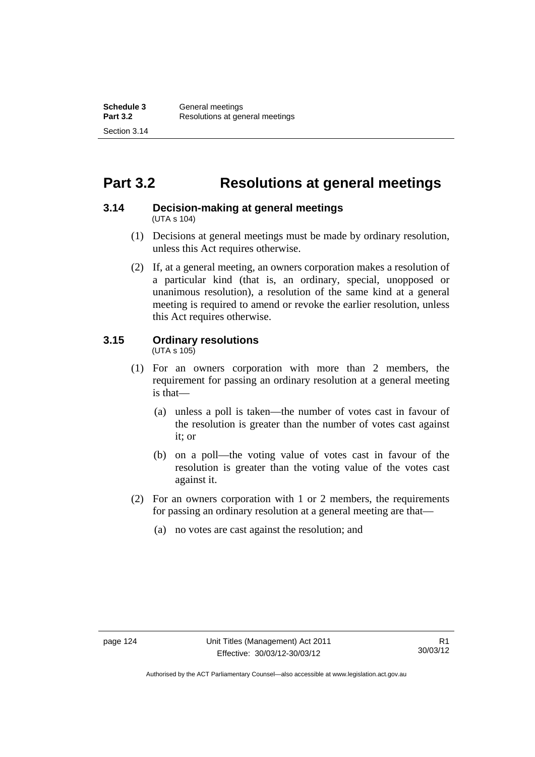# Part 3.2 Resolutions at general meetings

## 3.14 Decision-making at general meetings

(UTA s 104)

(1) Decisions at general meetings must be made by ordinary resolution, unless this Act requires otherwise.

(2) If, at a general meeting, an owners corporation makes a resolution of a particular kind (that is, an ordinary, special, unopposed or unanimous resolution), a resolution of the same kind at a general meeting is required to amend or revoke the earlier resolution, unless this Act requires otherwise.

## 3.15 Ordinary resolutions

(UTA s 105)

(1) For an owners corporation with more than 2 members, the requirement for passing an ordinary resolution at a general meeting is that—

(a) unless a poll is taken—the number of votes cast in favour of the resolution is greater than the number of votes cast against it; or

(b) on a poll—the voting value of votes cast in favour of the resolution is greater than the voting value of the votes cast against it.

(2) For an owners corporation with 1 or 2 members, the requirements for passing an ordinary resolution at a general meeting are that—

(a) no votes are cast against the resolution; and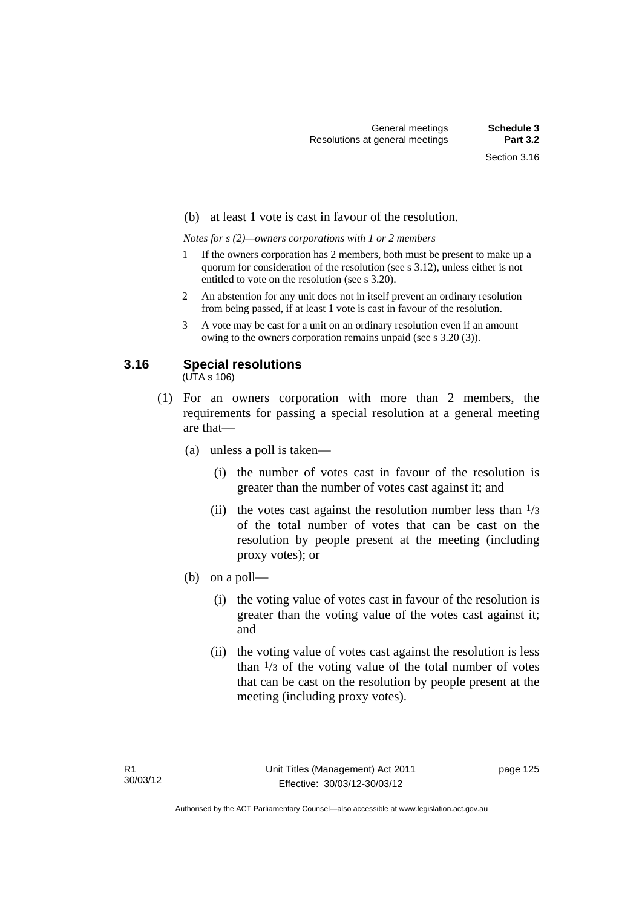(b) at least 1 vote is cast in favour of the resolution.

*Notes for s (2)—owners corporations with 1 or 2 members*

1 If the owners corporation has 2 members, both must be present to make up a quorum for consideration of the resolution (see s 3.12), unless either is not entitled to vote on the resolution (see s 3.20).

2 An abstention for any unit does not in itself prevent an ordinary resolution from being passed, if at least 1 vote is cast in favour of the resolution.

3 A vote may be cast for a unit on an ordinary resolution even if an amount owing to the owners corporation remains unpaid (see s 3.20 (3)).

### 3.16 Special resolutions

(UTA s 106)

(1) For an owners corporation with more than 2 members, the requirements for passing a special resolution at a general meeting are that—

(a) unless a poll is taken—

(i) the number of votes cast in favour of the resolution is greater than the number of votes cast against it; and

(ii) the votes cast against the resolution number less than $1/3$ of the total number of votes that can be cast on the resolution by people present at the meeting (including proxy votes); or

(b) on a poll—

(i) the voting value of votes cast in favour of the resolution is greater than the voting value of the votes cast against it; and

(ii) the voting value of votes cast against the resolution is less than $1/3$ of the voting value of the total number of votes that can be cast on the resolution by people present at the meeting (including proxy votes).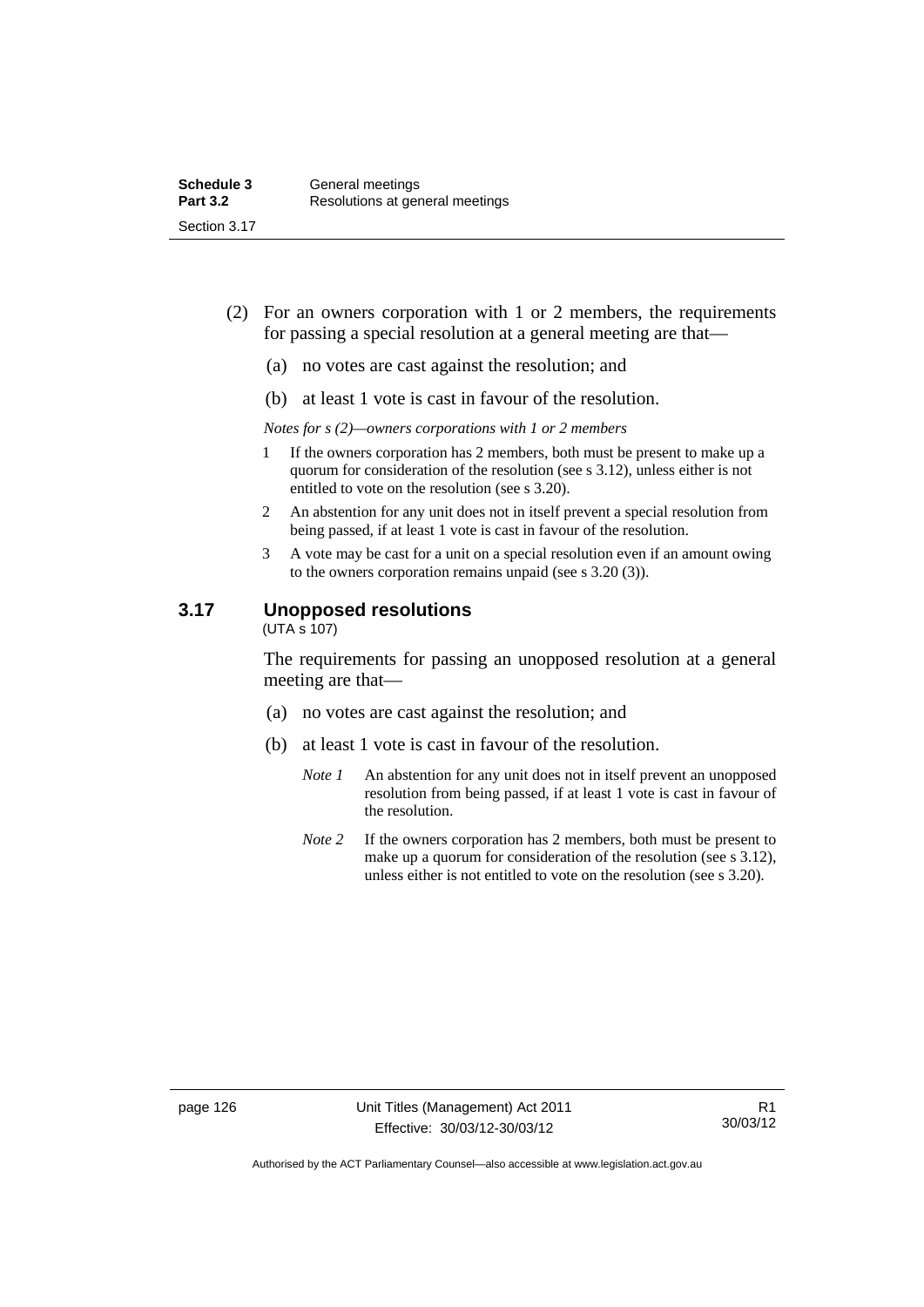(2) For an owners corporation with 1 or 2 members, the requirements for passing a special resolution at a general meeting are that—

(a) no votes are cast against the resolution; and

(b) at least 1 vote is cast in favour of the resolution.

*Notes for s (2)—owners corporations with 1 or 2 members*

1 If the owners corporation has 2 members, both must be present to make up a quorum for consideration of the resolution (see s 3.12), unless either is not entitled to vote on the resolution (see s 3.20).

2 An abstention for any unit does not in itself prevent a special resolution from being passed, if at least 1 vote is cast in favour of the resolution.

3 A vote may be cast for a unit on a special resolution even if an amount owing to the owners corporation remains unpaid (see s 3.20 (3)).

### 3.17 Unopposed resolutions

(UTA s 107)

The requirements for passing an unopposed resolution at a general meeting are that—

(a) no votes are cast against the resolution; and

(b) at least 1 vote is cast in favour of the resolution.

*Note 1* An abstention for any unit does not in itself prevent an unopposed resolution from being passed, if at least 1 vote is cast in favour of the resolution.

*Note 2* If the owners corporation has 2 members, both must be present to make up a quorum for consideration of the resolution (see s 3.12), unless either is not entitled to vote on the resolution (see s 3.20).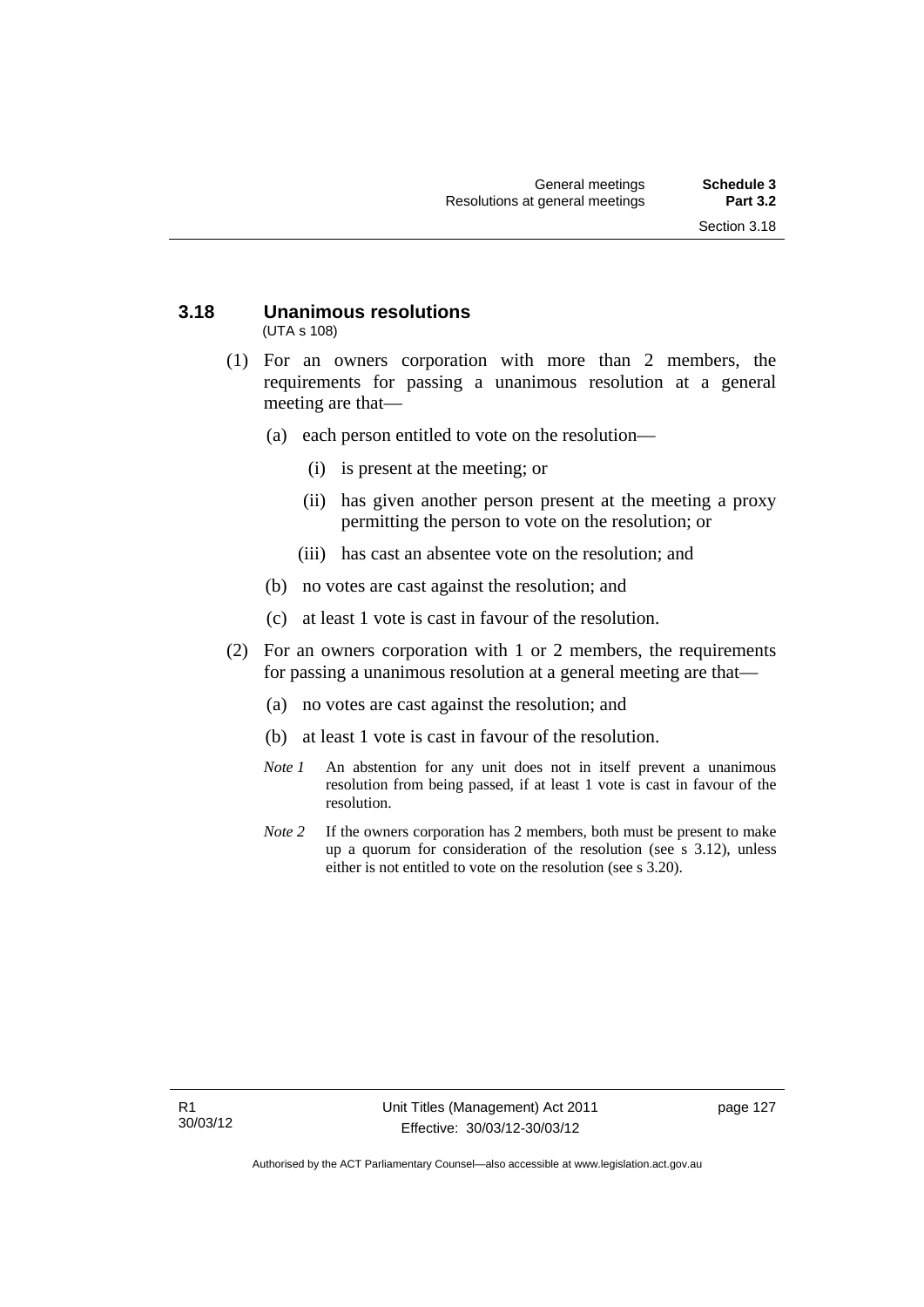### 3.18 Unanimous resolutions

(UTA s 108)

(1) For an owners corporation with more than 2 members, the requirements for passing a unanimous resolution at a general meeting are that—

(a) each person entitled to vote on the resolution—

(i) is present at the meeting; or

(ii) has given another person present at the meeting a proxy permitting the person to vote on the resolution; or

(iii) has cast an absentee vote on the resolution; and

(b) no votes are cast against the resolution; and

(c) at least 1 vote is cast in favour of the resolution.

(2) For an owners corporation with 1 or 2 members, the requirements for passing a unanimous resolution at a general meeting are that—

(a) no votes are cast against the resolution; and

(b) at least 1 vote is cast in favour of the resolution.

*Note 1* An abstention for any unit does not in itself prevent a unanimous resolution from being passed, if at least 1 vote is cast in favour of the resolution.

*Note 2* If the owners corporation has 2 members, both must be present to make up a quorum for consideration of the resolution (see s 3.12), unless either is not entitled to vote on the resolution (see s 3.20).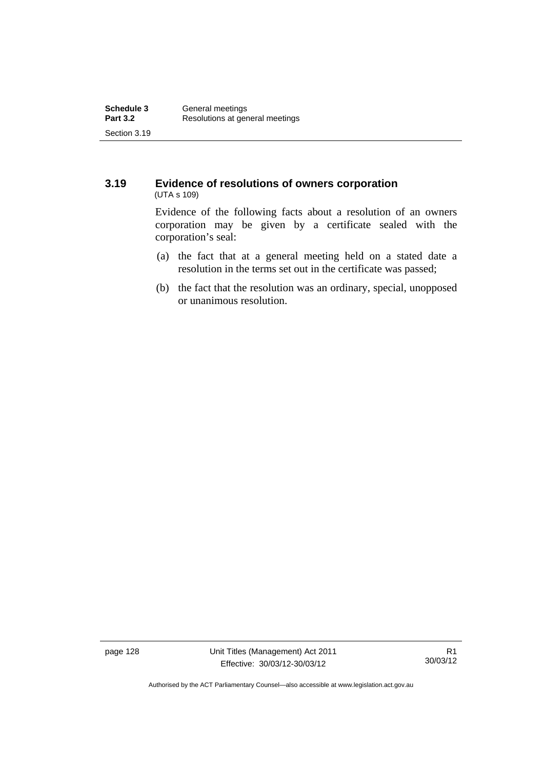### 3.19 Evidence of resolutions of owners corporation

(UTA s 109)

Evidence of the following facts about a resolution of an owners corporation may be given by a certificate sealed with the corporation's seal:

(a) the fact that at a general meeting held on a stated date a resolution in the terms set out in the certificate was passed;

(b) the fact that the resolution was an ordinary, special, unopposed or unanimous resolution.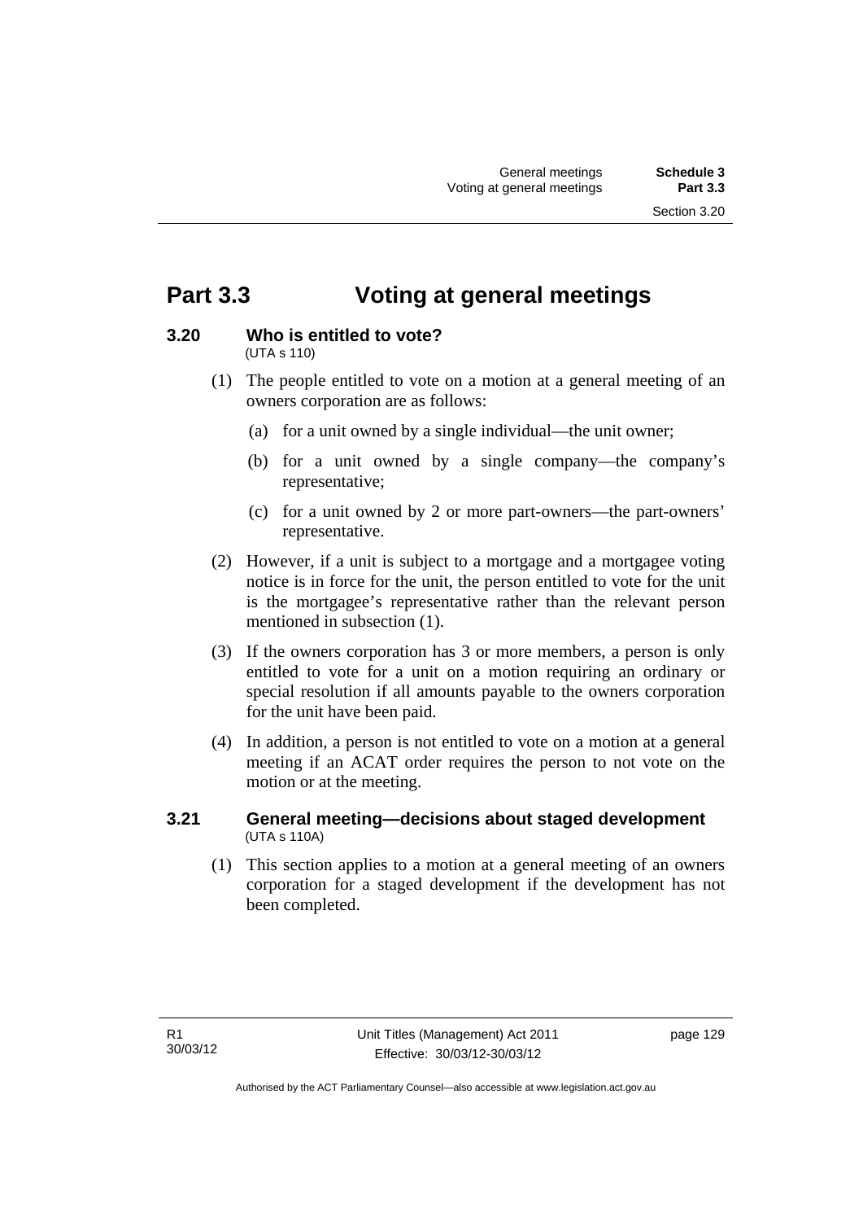# Part 3.3 Voting at general meetings

### 3.20 Who is entitled to vote?

(UTA s 110)

(1) The people entitled to vote on a motion at a general meeting of an owners corporation are as follows:

- (a) for a unit owned by a single individual—the unit owner;
- (b) for a unit owned by a single company—the company's representative;
- (c) for a unit owned by 2 or more part-owners—the part-owners' representative.

(2) However, if a unit is subject to a mortgage and a mortgagee voting notice is in force for the unit, the person entitled to vote for the unit is the mortgagee's representative rather than the relevant person mentioned in subsection (1).

(3) If the owners corporation has 3 or more members, a person is only entitled to vote for a unit on a motion requiring an ordinary or special resolution if all amounts payable to the owners corporation for the unit have been paid.

(4) In addition, a person is not entitled to vote on a motion at a general meeting if an ACAT order requires the person to not vote on the motion or at the meeting.

### 3.21 General meeting—decisions about staged development

(UTA s 110A)

(1) This section applies to a motion at a general meeting of an owners corporation for a staged development if the development has not been completed.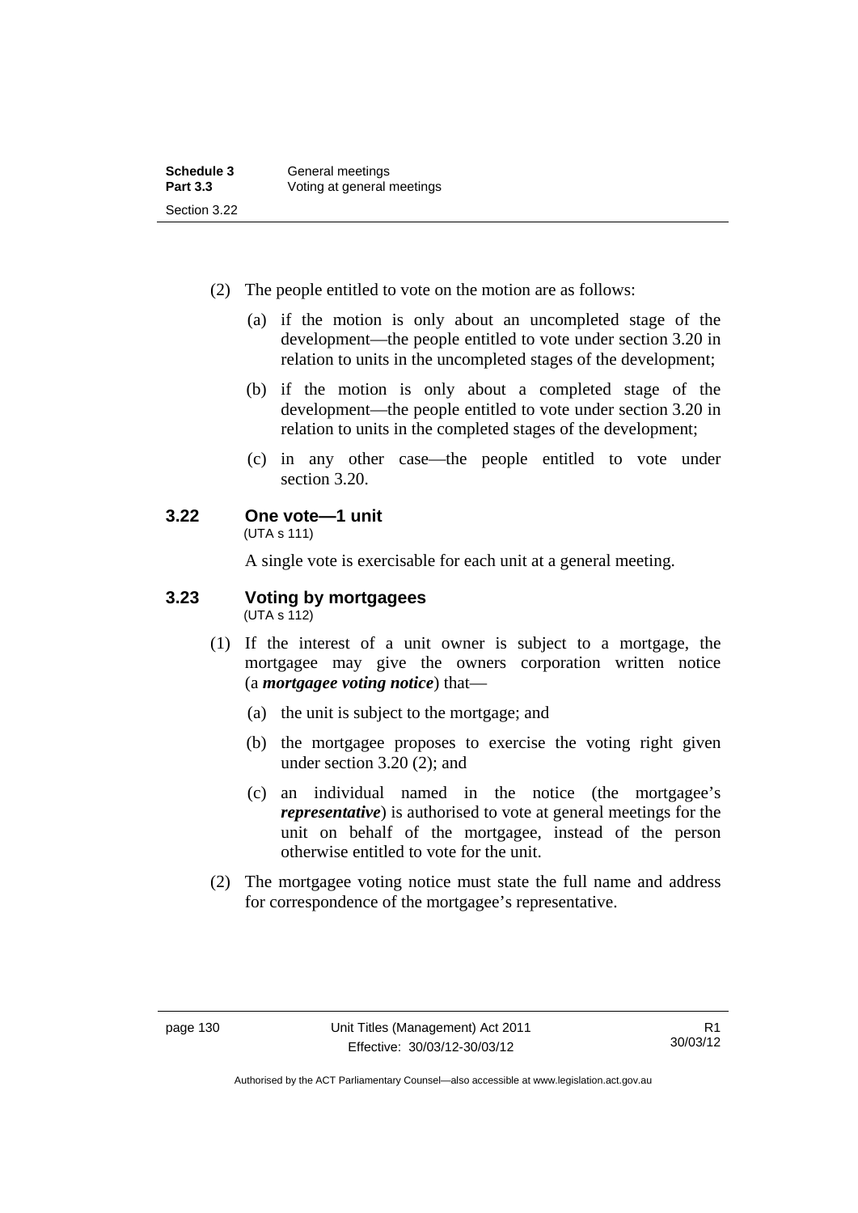(2) The people entitled to vote on the motion are as follows:

(a) if the motion is only about an uncompleted stage of the development—the people entitled to vote under section 3.20 in relation to units in the uncompleted stages of the development;

(b) if the motion is only about a completed stage of the development—the people entitled to vote under section 3.20 in relation to units in the completed stages of the development;

(c) in any other case—the people entitled to vote under section 3.20.

### 3.22 One vote—1 unit

(UTA s 111)

A single vote is exercisable for each unit at a general meeting.

### 3.23 Voting by mortgagees

(UTA s 112)

(1) If the interest of a unit owner is subject to a mortgage, the mortgagee may give the owners corporation written notice (a ***mortgagee voting notice***) that—

(a) the unit is subject to the mortgage; and

(b) the mortgagee proposes to exercise the voting right given under section 3.20 (2); and

(c) an individual named in the notice (the mortgagee's ***representative***) is authorised to vote at general meetings for the unit on behalf of the mortgagee, instead of the person otherwise entitled to vote for the unit.

(2) The mortgagee voting notice must state the full name and address for correspondence of the mortgagee's representative.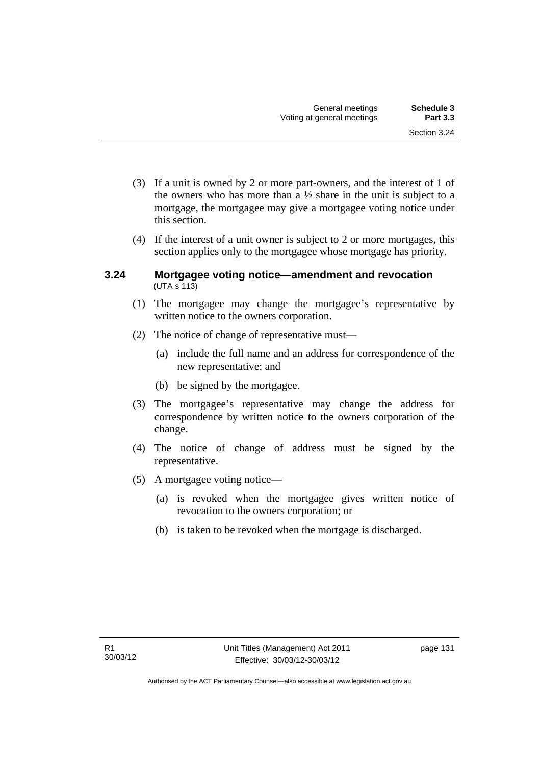(3) If a unit is owned by 2 or more part-owners, and the interest of 1 of the owners who has more than a ½ share in the unit is subject to a mortgage, the mortgagee may give a mortgagee voting notice under this section.

(4) If the interest of a unit owner is subject to 2 or more mortgages, this section applies only to the mortgagee whose mortgage has priority.

### 3.24 Mortgagee voting notice—amendment and revocation

(UTA s 113)

(1) The mortgagee may change the mortgagee's representative by written notice to the owners corporation.

(2) The notice of change of representative must—

(a) include the full name and an address for correspondence of the new representative; and

(b) be signed by the mortgagee.

(3) The mortgagee's representative may change the address for correspondence by written notice to the owners corporation of the change.

(4) The notice of change of address must be signed by the representative.

(5) A mortgagee voting notice—

(a) is revoked when the mortgagee gives written notice of revocation to the owners corporation; or

(b) is taken to be revoked when the mortgage is discharged.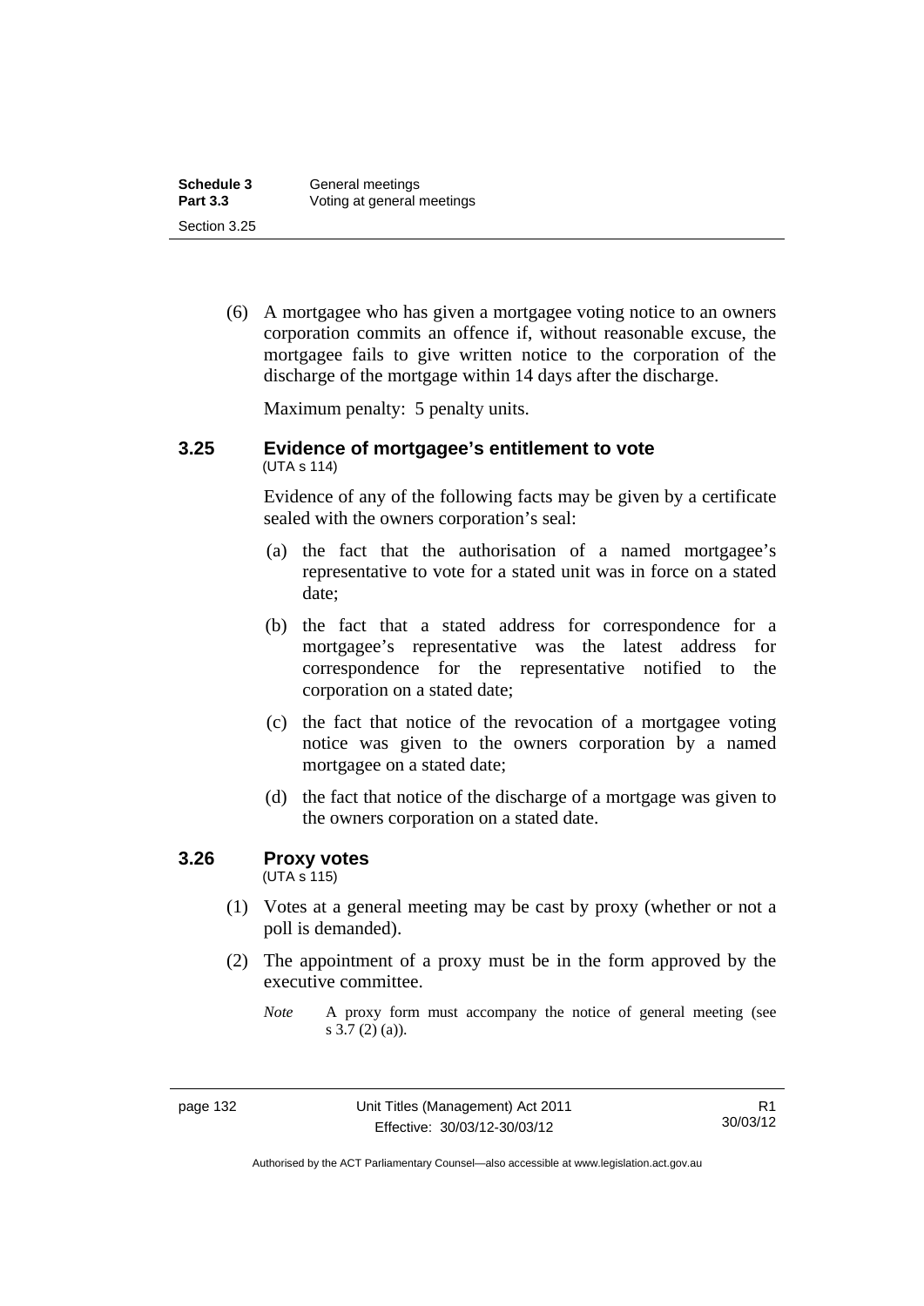(6) A mortgagee who has given a mortgagee voting notice to an owners corporation commits an offence if, without reasonable excuse, the mortgagee fails to give written notice to the corporation of the discharge of the mortgage within 14 days after the discharge.

Maximum penalty: 5 penalty units.

### 3.25 Evidence of mortgagee's entitlement to vote

(UTA s 114)

Evidence of any of the following facts may be given by a certificate sealed with the owners corporation's seal:

(a) the fact that the authorisation of a named mortgagee's representative to vote for a stated unit was in force on a stated date;

(b) the fact that a stated address for correspondence for a mortgagee's representative was the latest address for correspondence for the representative notified to the corporation on a stated date;

(c) the fact that notice of the revocation of a mortgagee voting notice was given to the owners corporation by a named mortgagee on a stated date;

(d) the fact that notice of the discharge of a mortgage was given to the owners corporation on a stated date.

### 3.26 Proxy votes

(UTA s 115)

(1) Votes at a general meeting may be cast by proxy (whether or not a poll is demanded).

(2) The appointment of a proxy must be in the form approved by the executive committee.

*Note* A proxy form must accompany the notice of general meeting (see s 3.7 (2) (a)).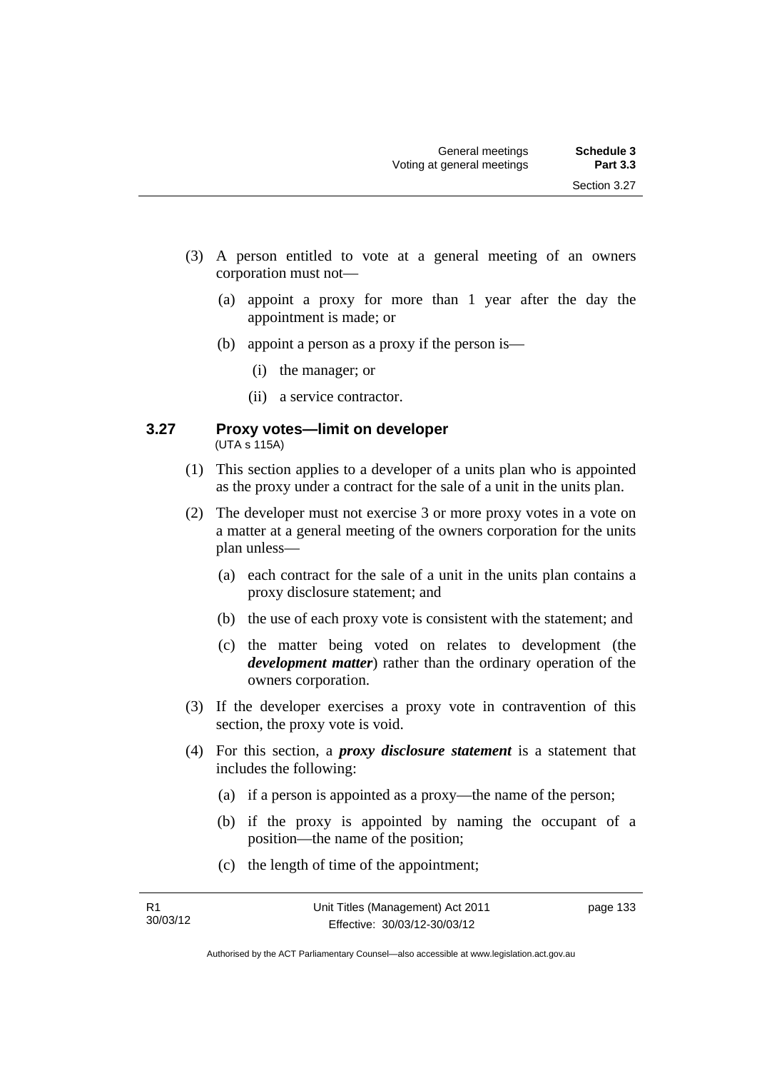(3) A person entitled to vote at a general meeting of an owners corporation must not—

  (a) appoint a proxy for more than 1 year after the day the appointment is made; or

  (b) appoint a person as a proxy if the person is—

    (i) the manager; or

    (ii) a service contractor.

### 3.27 Proxy votes—limit on developer

(UTA s 115A)

(1) This section applies to a developer of a units plan who is appointed as the proxy under a contract for the sale of a unit in the units plan.

(2) The developer must not exercise 3 or more proxy votes in a vote on a matter at a general meeting of the owners corporation for the units plan unless—

  (a) each contract for the sale of a unit in the units plan contains a proxy disclosure statement; and

  (b) the use of each proxy vote is consistent with the statement; and

  (c) the matter being voted on relates to development (the ***development matter***) rather than the ordinary operation of the owners corporation.

(3) If the developer exercises a proxy vote in contravention of this section, the proxy vote is void.

(4) For this section, a ***proxy disclosure statement*** is a statement that includes the following:

  (a) if a person is appointed as a proxy—the name of the person;

  (b) if the proxy is appointed by naming the occupant of a position—the name of the position;

  (c) the length of time of the appointment;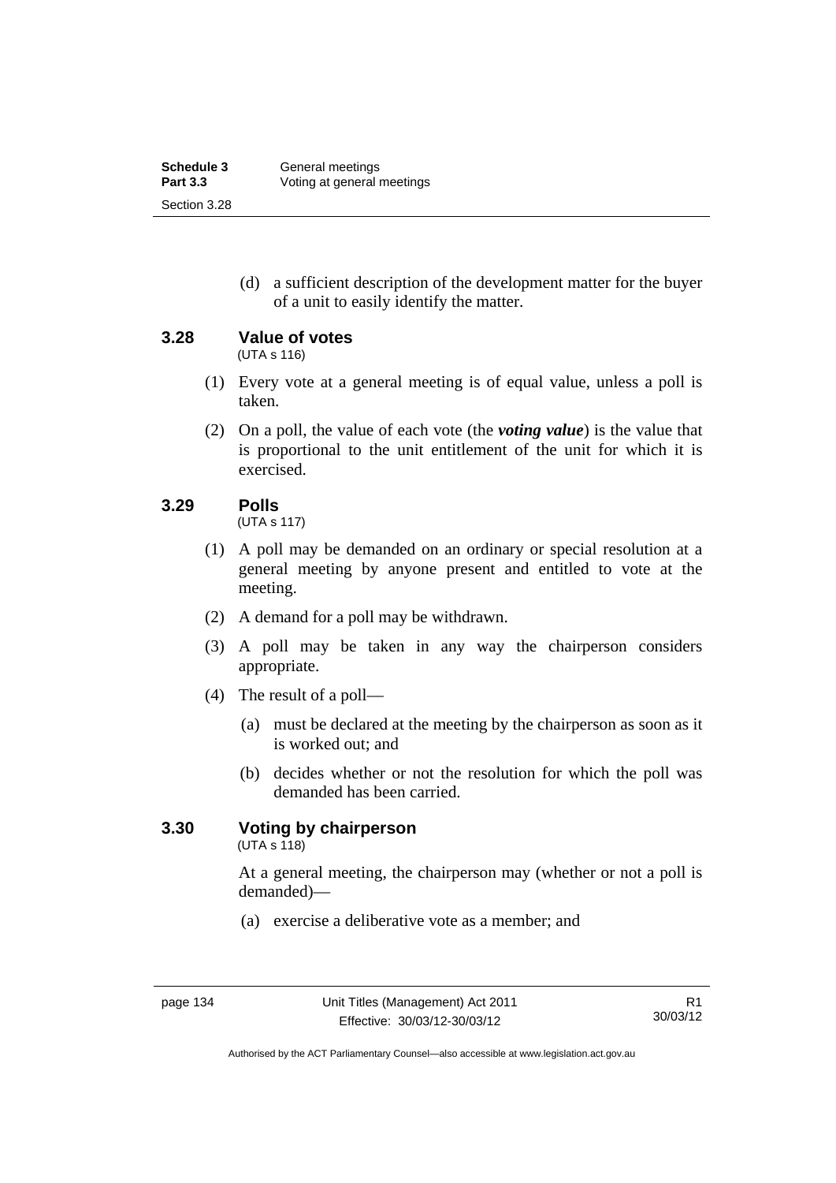(d) a sufficient description of the development matter for the buyer of a unit to easily identify the matter.

### 3.28 Value of votes

(UTA s 116)

(1) Every vote at a general meeting is of equal value, unless a poll is taken.

(2) On a poll, the value of each vote (the ***voting value***) is the value that is proportional to the unit entitlement of the unit for which it is exercised.

### 3.29 Polls

(UTA s 117)

(1) A poll may be demanded on an ordinary or special resolution at a general meeting by anyone present and entitled to vote at the meeting.

(2) A demand for a poll may be withdrawn.

(3) A poll may be taken in any way the chairperson considers appropriate.

(4) The result of a poll—

(a) must be declared at the meeting by the chairperson as soon as it is worked out; and

(b) decides whether or not the resolution for which the poll was demanded has been carried.

### 3.30 Voting by chairperson

(UTA s 118)

At a general meeting, the chairperson may (whether or not a poll is demanded)—

(a) exercise a deliberative vote as a member; and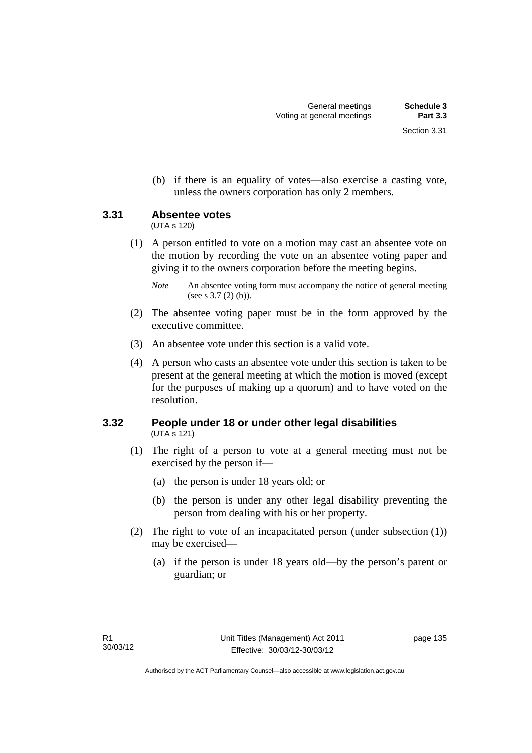(b) if there is an equality of votes—also exercise a casting vote, unless the owners corporation has only 2 members.

### 3.31 Absentee votes

(UTA s 120)

(1) A person entitled to vote on a motion may cast an absentee vote on the motion by recording the vote on an absentee voting paper and giving it to the owners corporation before the meeting begins.

*Note* An absentee voting form must accompany the notice of general meeting (see s 3.7 (2) (b)).

(2) The absentee voting paper must be in the form approved by the executive committee.

(3) An absentee vote under this section is a valid vote.

(4) A person who casts an absentee vote under this section is taken to be present at the general meeting at which the motion is moved (except for the purposes of making up a quorum) and to have voted on the resolution.

### 3.32 People under 18 or under other legal disabilities

(UTA s 121)

(1) The right of a person to vote at a general meeting must not be exercised by the person if—

(a) the person is under 18 years old; or

(b) the person is under any other legal disability preventing the person from dealing with his or her property.

(2) The right to vote of an incapacitated person (under subsection (1)) may be exercised—

(a) if the person is under 18 years old—by the person's parent or guardian; or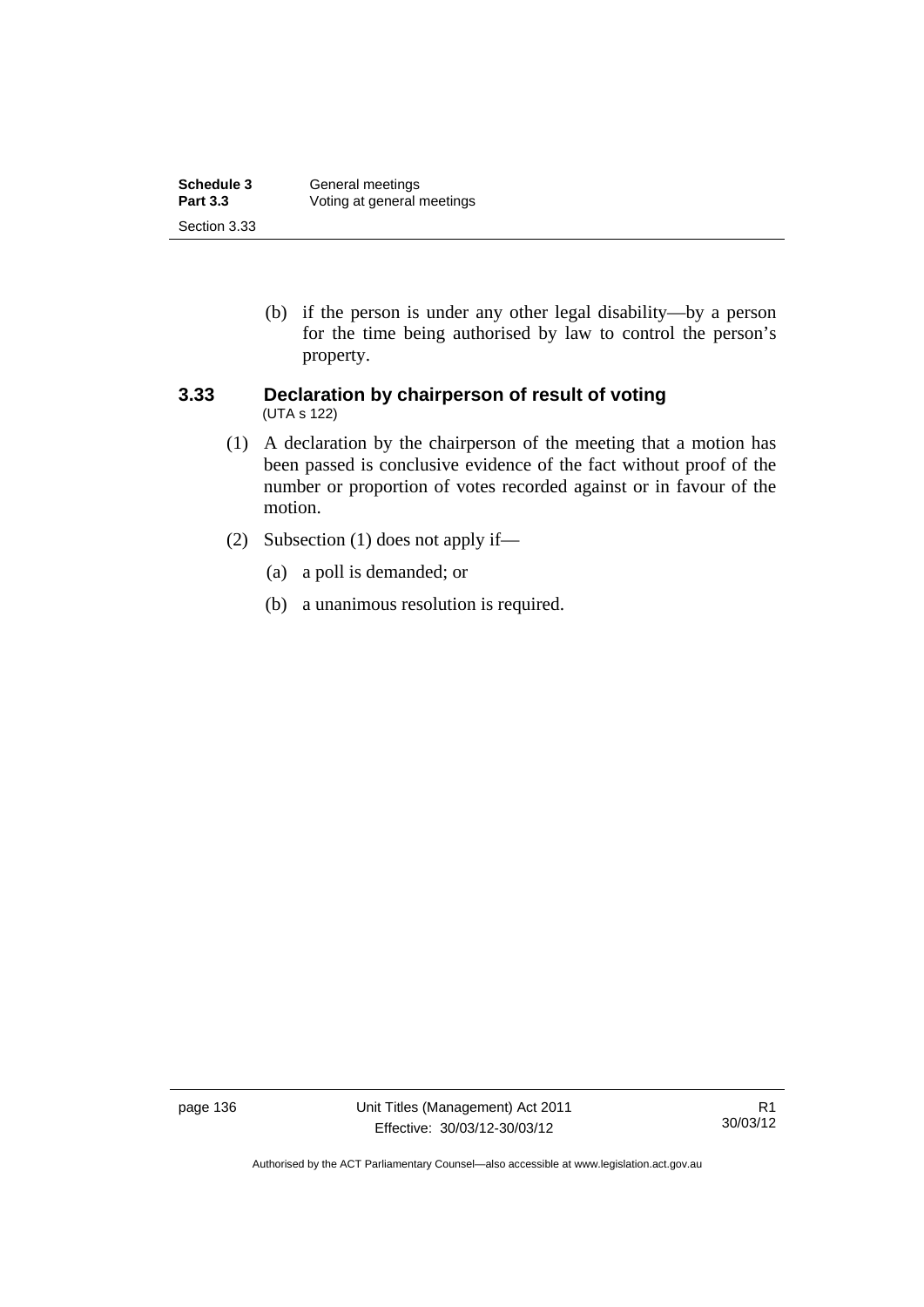(b) if the person is under any other legal disability—by a person for the time being authorised by law to control the person's property.

### 3.33 Declaration by chairperson of result of voting

(UTA s 122)

(1) A declaration by the chairperson of the meeting that a motion has been passed is conclusive evidence of the fact without proof of the number or proportion of votes recorded against or in favour of the motion.

(2) Subsection (1) does not apply if—

(a) a poll is demanded; or

(b) a unanimous resolution is required.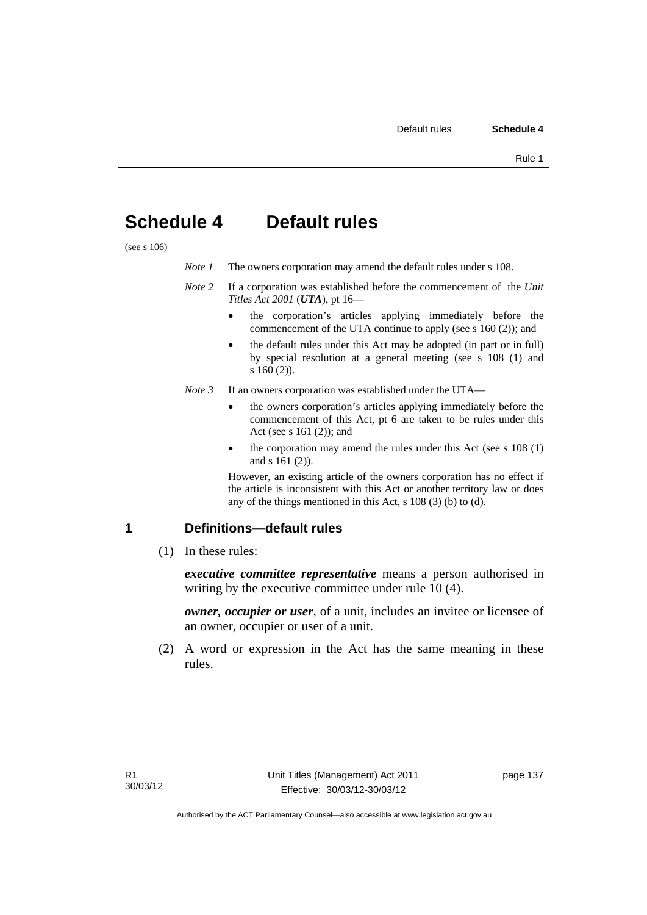# Schedule 4 Default rules

(see s 106)

*Note 1* The owners corporation may amend the default rules under s 108.

*Note 2* If a corporation was established before the commencement of the *Unit Titles Act 2001* (***UTA***), pt 16—

- the corporation's articles applying immediately before the commencement of the UTA continue to apply (see s 160 (2)); and
- the default rules under this Act may be adopted (in part or in full) by special resolution at a general meeting (see s 108 (1) and s 160 (2)).

*Note 3* If an owners corporation was established under the UTA—

- the owners corporation's articles applying immediately before the commencement of this Act, pt 6 are taken to be rules under this Act (see s 161 (2)); and
- the corporation may amend the rules under this Act (see s 108 (1) and s 161 (2)).

However, an existing article of the owners corporation has no effect if the article is inconsistent with this Act or another territory law or does any of the things mentioned in this Act, s 108 (3) (b) to (d).

## 1 Definitions—default rules

(1) In these rules:

***executive committee representative*** means a person authorised in writing by the executive committee under rule 10 (4).

***owner, occupier or user***, of a unit, includes an invitee or licensee of an owner, occupier or user of a unit.

(2) A word or expression in the Act has the same meaning in these rules.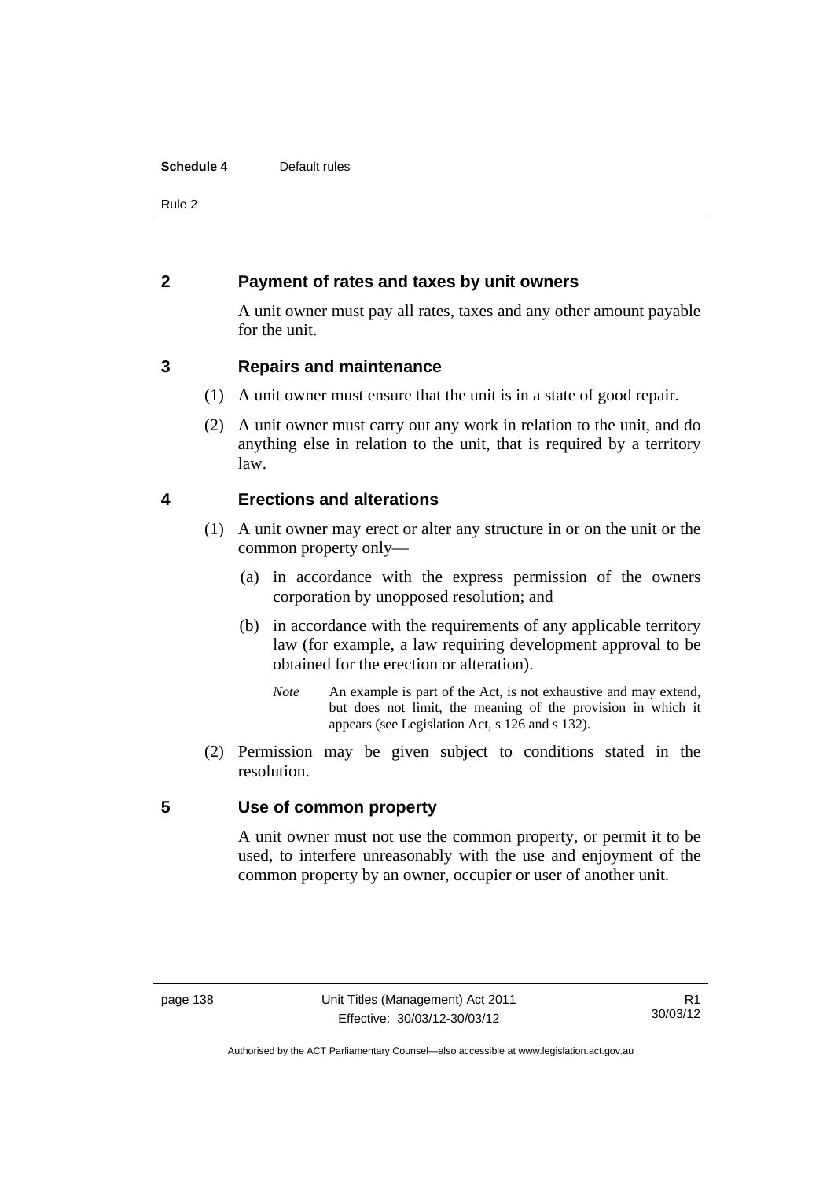## 2 Payment of rates and taxes by unit owners

A unit owner must pay all rates, taxes and any other amount payable for the unit.

## 3 Repairs and maintenance

(1) A unit owner must ensure that the unit is in a state of good repair.

(2) A unit owner must carry out any work in relation to the unit, and do anything else in relation to the unit, that is required by a territory law.

## 4 Erections and alterations

(1) A unit owner may erect or alter any structure in or on the unit or the common property only—

(a) in accordance with the express permission of the owners corporation by unopposed resolution; and

(b) in accordance with the requirements of any applicable territory law (for example, a law requiring development approval to be obtained for the erection or alteration).

*Note* An example is part of the Act, is not exhaustive and may extend, but does not limit, the meaning of the provision in which it appears (see Legislation Act, s 126 and s 132).

(2) Permission may be given subject to conditions stated in the resolution.

## 5 Use of common property

A unit owner must not use the common property, or permit it to be used, to interfere unreasonably with the use and enjoyment of the common property by an owner, occupier or user of another unit.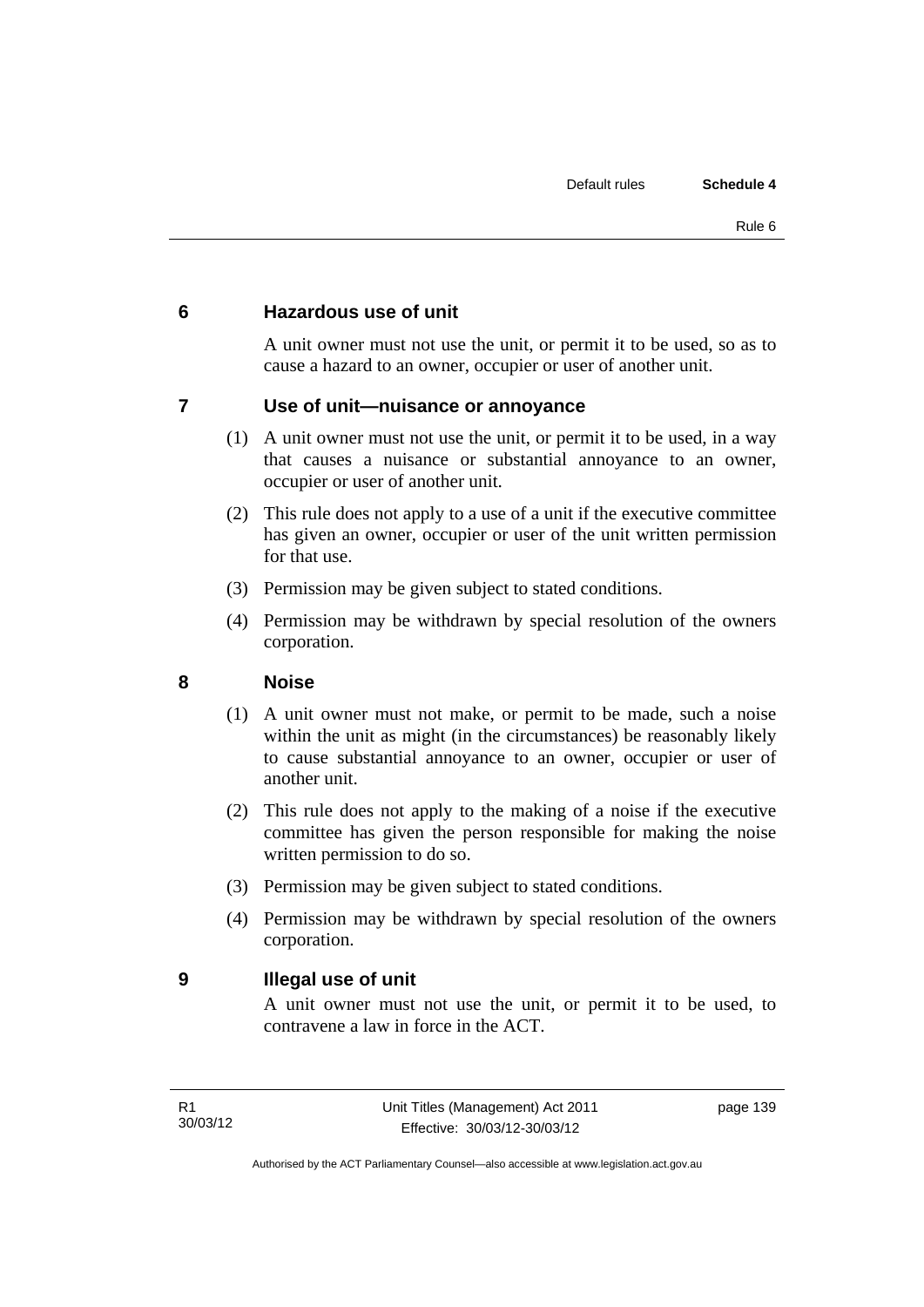## 6 Hazardous use of unit

A unit owner must not use the unit, or permit it to be used, so as to cause a hazard to an owner, occupier or user of another unit.

## 7 Use of unit—nuisance or annoyance

(1) A unit owner must not use the unit, or permit it to be used, in a way that causes a nuisance or substantial annoyance to an owner, occupier or user of another unit.

(2) This rule does not apply to a use of a unit if the executive committee has given an owner, occupier or user of the unit written permission for that use.

(3) Permission may be given subject to stated conditions.

(4) Permission may be withdrawn by special resolution of the owners corporation.

## 8 Noise

(1) A unit owner must not make, or permit to be made, such a noise within the unit as might (in the circumstances) be reasonably likely to cause substantial annoyance to an owner, occupier or user of another unit.

(2) This rule does not apply to the making of a noise if the executive committee has given the person responsible for making the noise written permission to do so.

(3) Permission may be given subject to stated conditions.

(4) Permission may be withdrawn by special resolution of the owners corporation.

## 9 Illegal use of unit

A unit owner must not use the unit, or permit it to be used, to contravene a law in force in the ACT.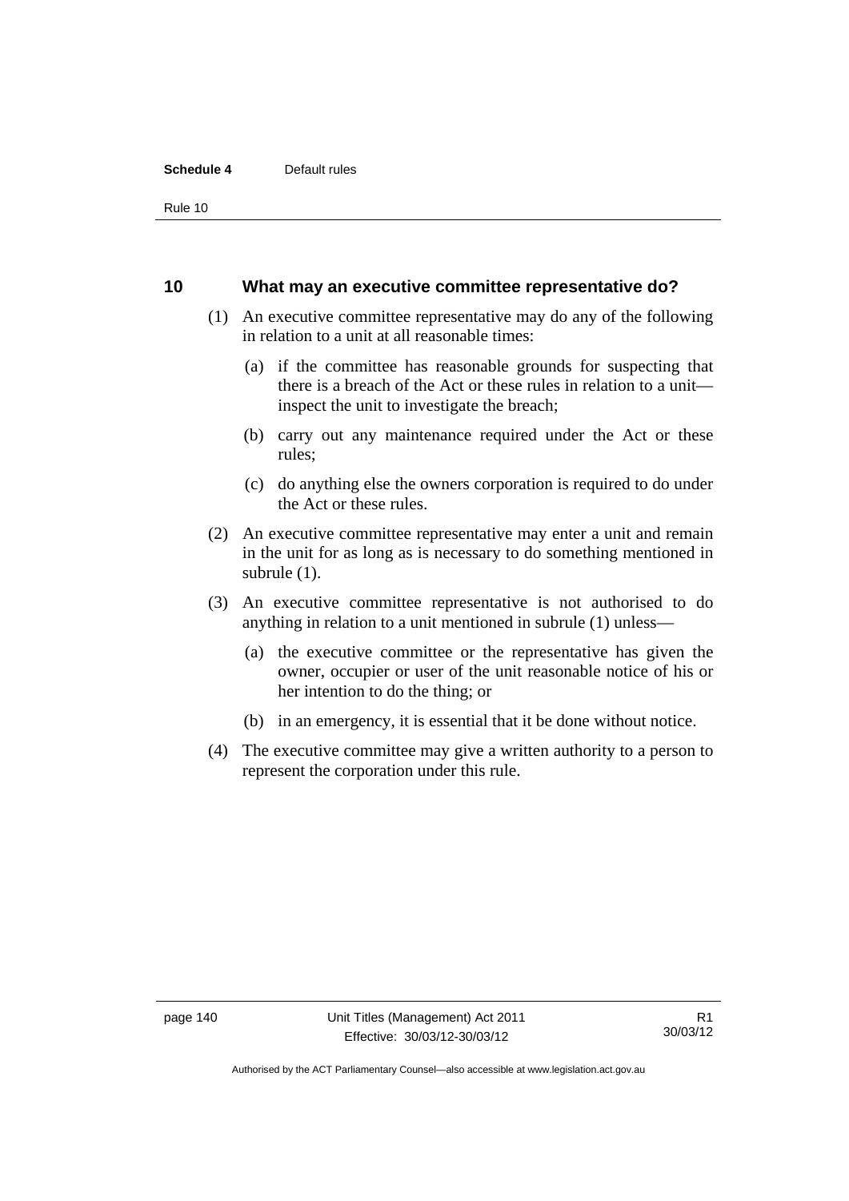## 10 What may an executive committee representative do?

(1) An executive committee representative may do any of the following in relation to a unit at all reasonable times:

(a) if the committee has reasonable grounds for suspecting that there is a breach of the Act or these rules in relation to a unit—inspect the unit to investigate the breach;

(b) carry out any maintenance required under the Act or these rules;

(c) do anything else the owners corporation is required to do under the Act or these rules.

(2) An executive committee representative may enter a unit and remain in the unit for as long as is necessary to do something mentioned in subrule (1).

(3) An executive committee representative is not authorised to do anything in relation to a unit mentioned in subrule (1) unless—

(a) the executive committee or the representative has given the owner, occupier or user of the unit reasonable notice of his or her intention to do the thing; or

(b) in an emergency, it is essential that it be done without notice.

(4) The executive committee may give a written authority to a person to represent the corporation under this rule.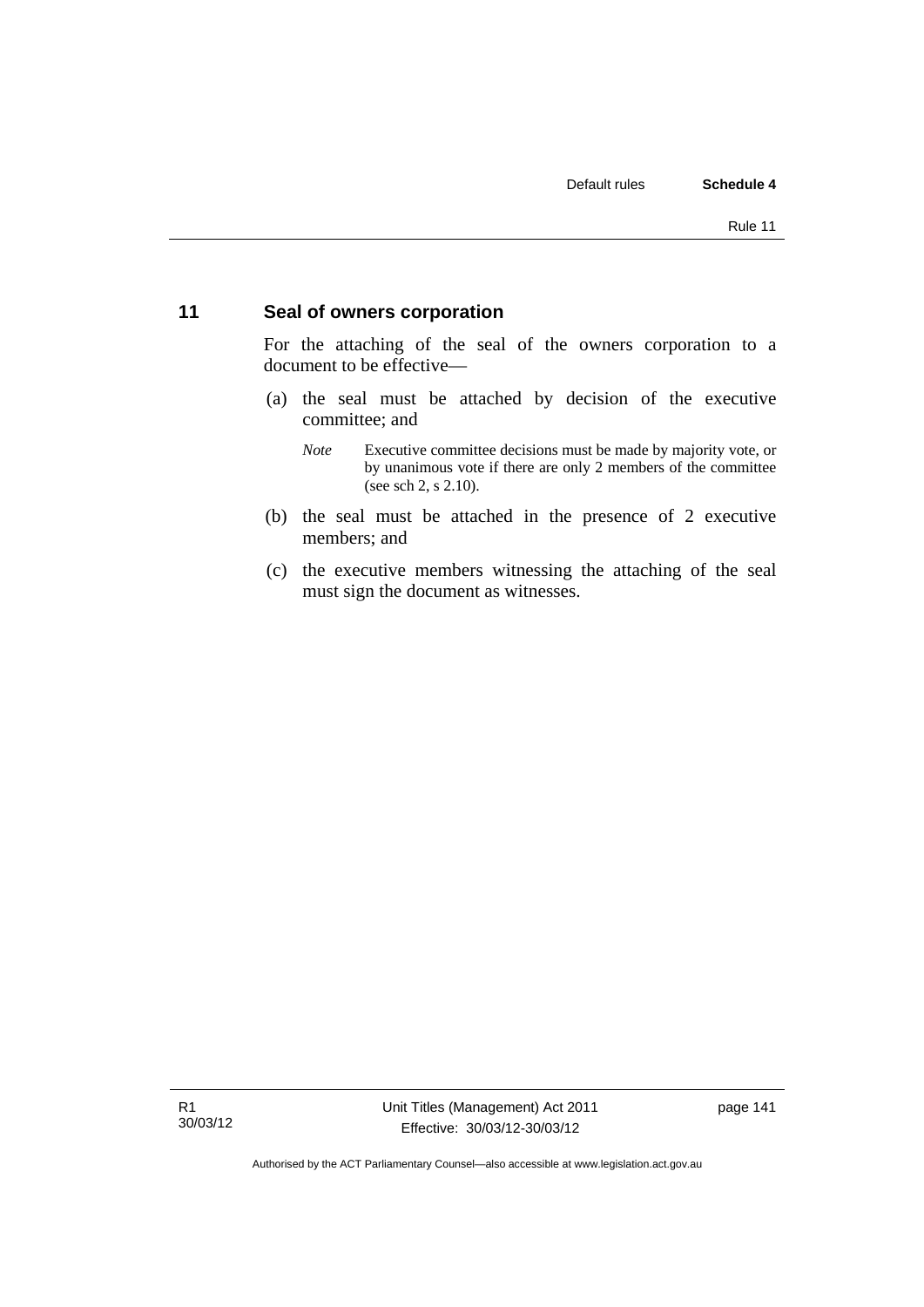## 11 Seal of owners corporation

For the attaching of the seal of the owners corporation to a document to be effective—

(a) the seal must be attached by decision of the executive committee; and

*Note* Executive committee decisions must be made by majority vote, or by unanimous vote if there are only 2 members of the committee (see sch 2, s 2.10).

(b) the seal must be attached in the presence of 2 executive members; and

(c) the executive members witnessing the attaching of the seal must sign the document as witnesses.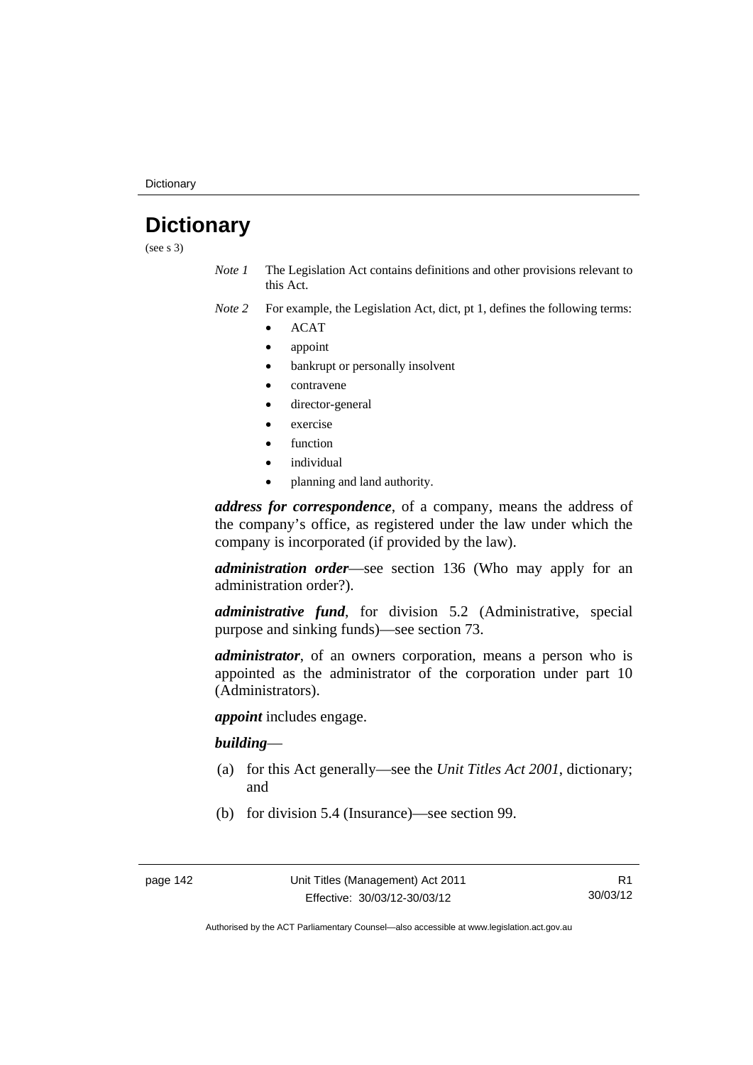# Dictionary

(see s 3)

*Note 1* The Legislation Act contains definitions and other provisions relevant to this Act.

*Note 2* For example, the Legislation Act, dict, pt 1, defines the following terms:

- ACAT
- appoint
- bankrupt or personally insolvent
- contravene
- director-general
- exercise
- function
- individual
- planning and land authority.

***address for correspondence***, of a company, means the address of the company's office, as registered under the law under which the company is incorporated (if provided by the law).

***administration order***—see section 136 (Who may apply for an administration order?).

***administrative fund***, for division 5.2 (Administrative, special purpose and sinking funds)—see section 73.

***administrator***, of an owners corporation, means a person who is appointed as the administrator of the corporation under part 10 (Administrators).

***appoint*** includes engage.

***building***—

(a) for this Act generally—see the *Unit Titles Act 2001*, dictionary; and

(b) for division 5.4 (Insurance)—see section 99.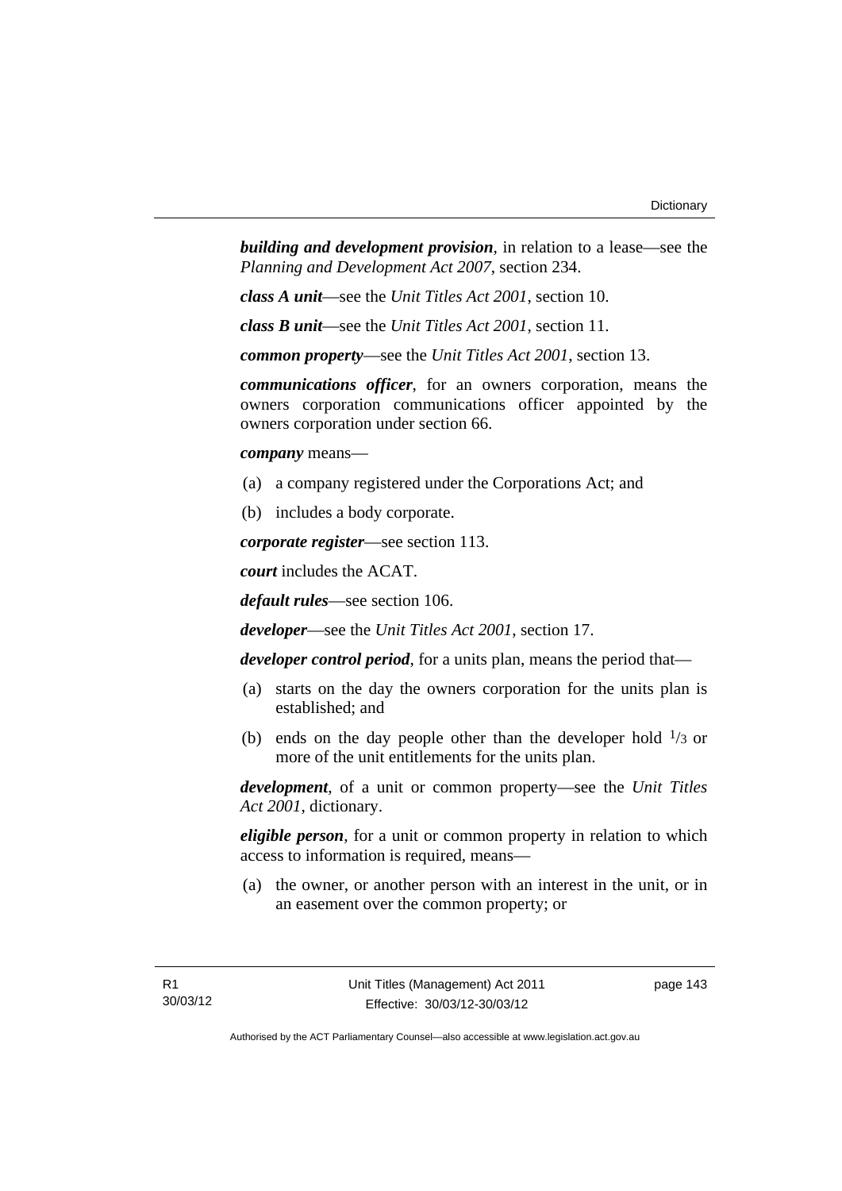***building and development provision***, in relation to a lease—see the *Planning and Development Act 2007*, section 234.

***class A unit***—see the *Unit Titles Act 2001*, section 10.

***class B unit***—see the *Unit Titles Act 2001*, section 11.

***common property***—see the *Unit Titles Act 2001*, section 13.

***communications officer***, for an owners corporation, means the owners corporation communications officer appointed by the owners corporation under section 66.

***company*** means—

(a) a company registered under the Corporations Act; and

(b) includes a body corporate.

***corporate register***—see section 113.

***court*** includes the ACAT.

***default rules***—see section 106.

***developer***—see the *Unit Titles Act 2001*, section 17.

***developer control period***, for a units plan, means the period that—

(a) starts on the day the owners corporation for the units plan is established; and

(b) ends on the day people other than the developer hold $^1/_3$ or more of the unit entitlements for the units plan.

***development***, of a unit or common property—see the *Unit Titles Act 2001*, dictionary.

***eligible person***, for a unit or common property in relation to which access to information is required, means—

(a) the owner, or another person with an interest in the unit, or in an easement over the common property; or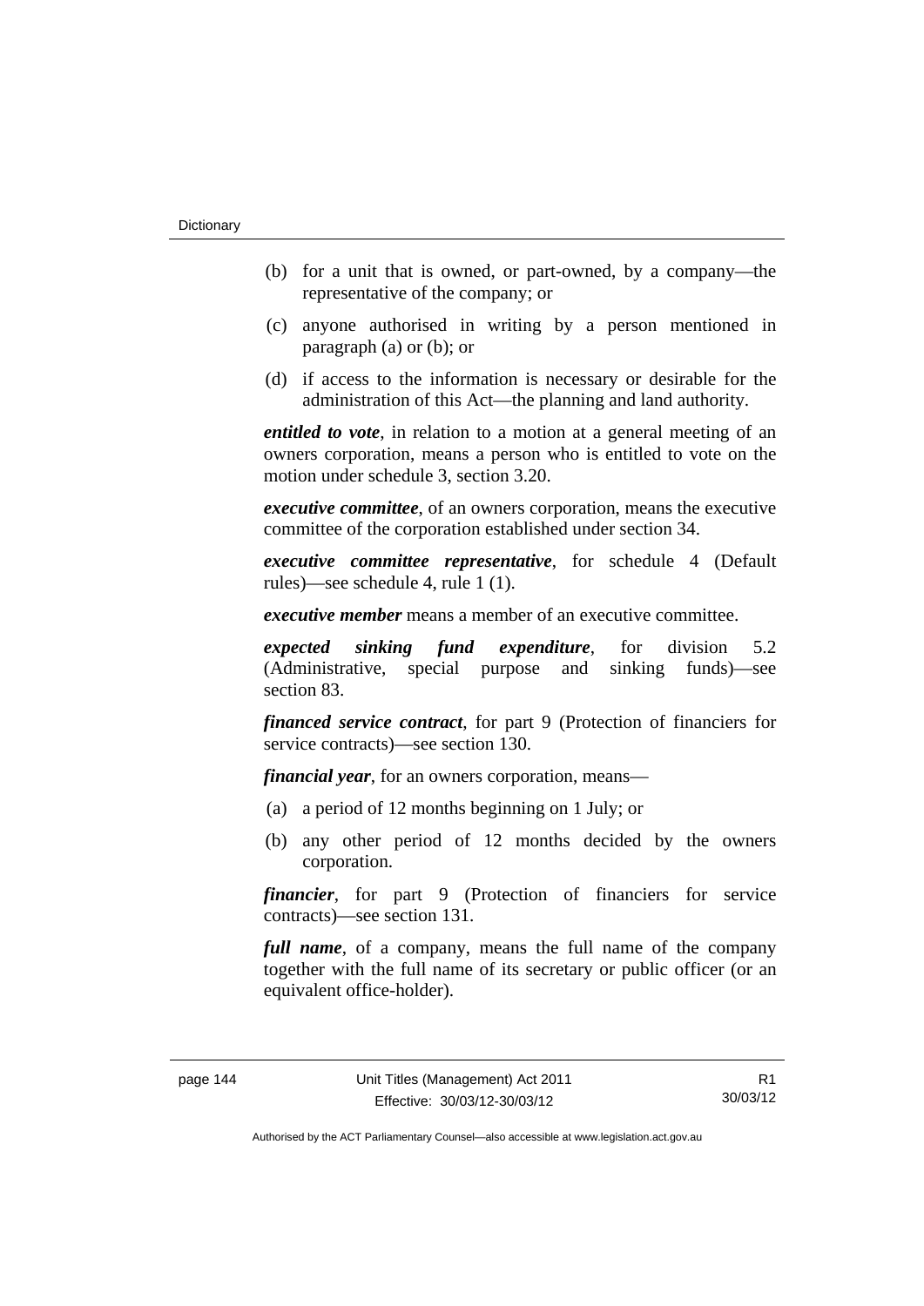(b) for a unit that is owned, or part-owned, by a company—the representative of the company; or

(c) anyone authorised in writing by a person mentioned in paragraph (a) or (b); or

(d) if access to the information is necessary or desirable for the administration of this Act—the planning and land authority.

***entitled to vote***, in relation to a motion at a general meeting of an owners corporation, means a person who is entitled to vote on the motion under schedule 3, section 3.20.

***executive committee***, of an owners corporation, means the executive committee of the corporation established under section 34.

***executive committee representative***, for schedule 4 (Default rules)—see schedule 4, rule 1 (1).

***executive member*** means a member of an executive committee.

***expected sinking fund expenditure***, for division 5.2 (Administrative, special purpose and sinking funds)—see section 83.

***financed service contract***, for part 9 (Protection of financiers for service contracts)—see section 130.

***financial year***, for an owners corporation, means—

(a) a period of 12 months beginning on 1 July; or

(b) any other period of 12 months decided by the owners corporation.

***financier***, for part 9 (Protection of financiers for service contracts)—see section 131.

***full name***, of a company, means the full name of the company together with the full name of its secretary or public officer (or an equivalent office-holder).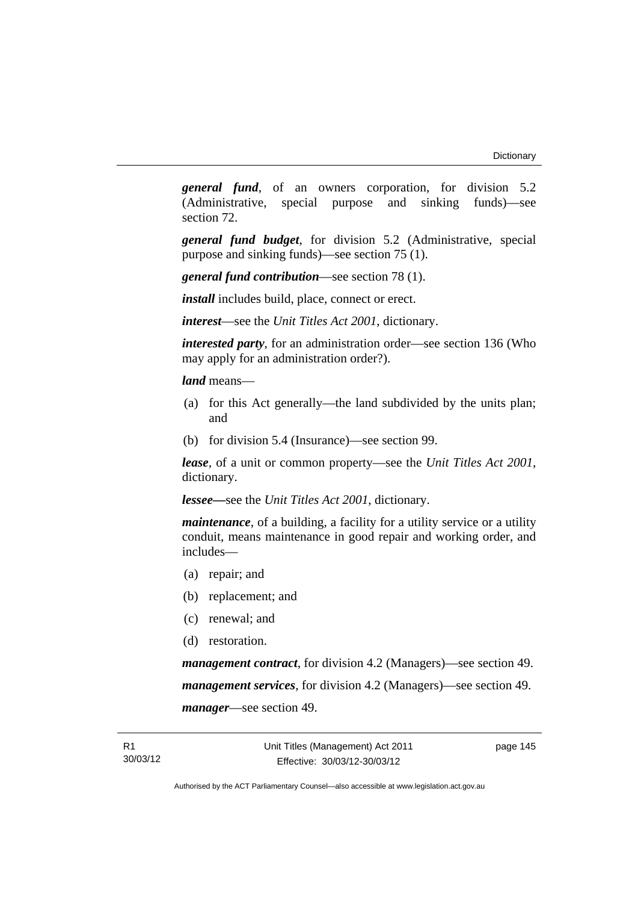***general fund***, of an owners corporation, for division 5.2 (Administrative, special purpose and sinking funds)—see section 72.

***general fund budget***, for division 5.2 (Administrative, special purpose and sinking funds)—see section 75 (1).

***general fund contribution***—see section 78 (1).

***install*** includes build, place, connect or erect.

***interest***—see the *Unit Titles Act 2001*, dictionary.

***interested party***, for an administration order—see section 136 (Who may apply for an administration order?).

***land*** means—

(a) for this Act generally—the land subdivided by the units plan; and

(b) for division 5.4 (Insurance)—see section 99.

***lease***, of a unit or common property—see the *Unit Titles Act 2001*, dictionary.

***lessee—***see the *Unit Titles Act 2001*, dictionary.

***maintenance***, of a building, a facility for a utility service or a utility conduit, means maintenance in good repair and working order, and includes—

(a) repair; and

(b) replacement; and

(c) renewal; and

(d) restoration.

***management contract***, for division 4.2 (Managers)—see section 49.

***management services***, for division 4.2 (Managers)—see section 49.

***manager***—see section 49.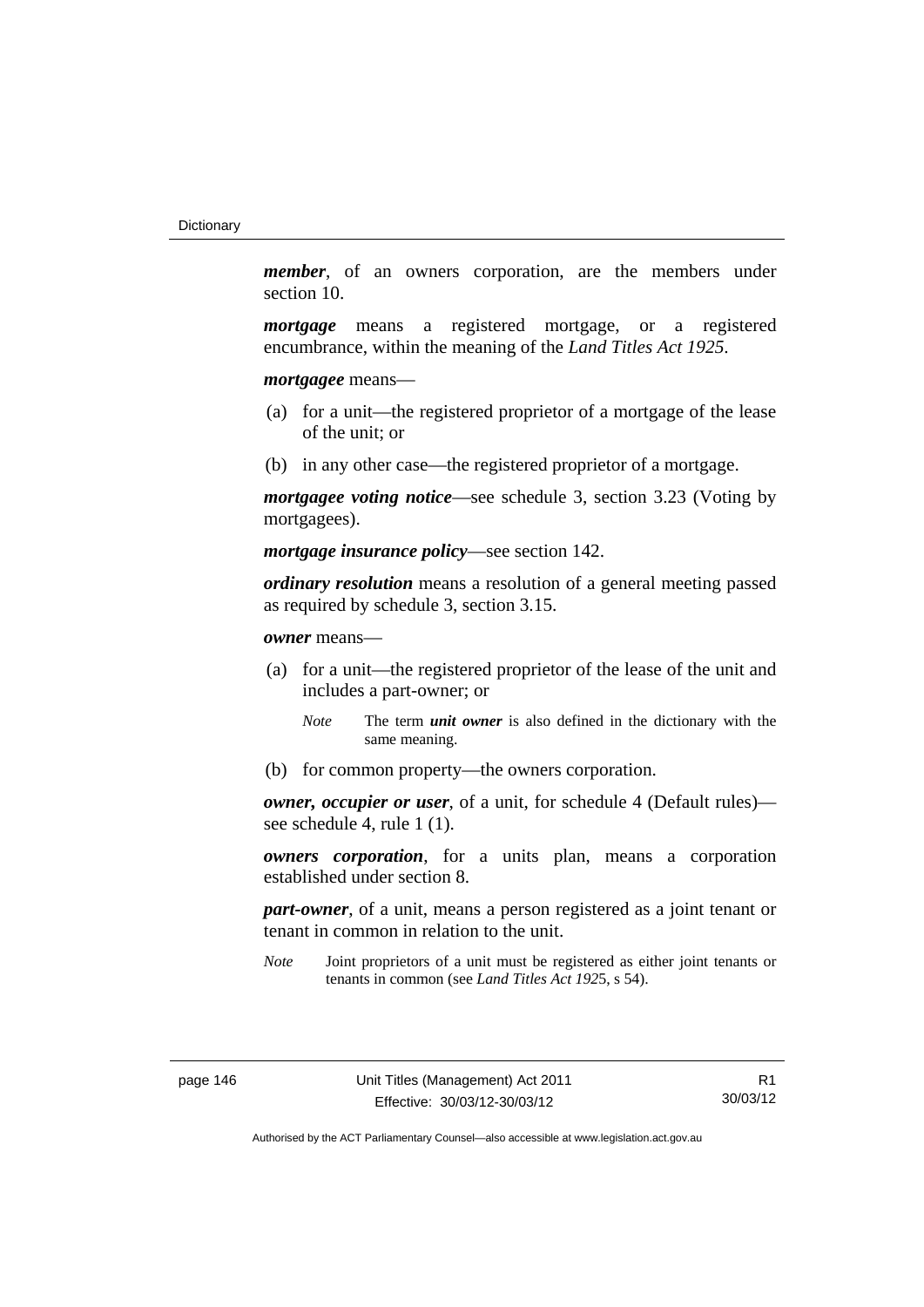***member***, of an owners corporation, are the members under section 10.

***mortgage*** means a registered mortgage, or a registered encumbrance, within the meaning of the *Land Titles Act 1925*.

***mortgagee*** means—

(a) for a unit—the registered proprietor of a mortgage of the lease of the unit; or

(b) in any other case—the registered proprietor of a mortgage.

***mortgagee voting notice***—see schedule 3, section 3.23 (Voting by mortgagees).

***mortgage insurance policy***—see section 142.

***ordinary resolution*** means a resolution of a general meeting passed as required by schedule 3, section 3.15.

***owner*** means—

(a) for a unit—the registered proprietor of the lease of the unit and includes a part-owner; or

*Note* The term ***unit owner*** is also defined in the dictionary with the same meaning.

(b) for common property—the owners corporation.

***owner, occupier or user***, of a unit, for schedule 4 (Default rules)—see schedule 4, rule 1 (1).

***owners corporation***, for a units plan, means a corporation established under section 8.

***part-owner***, of a unit, means a person registered as a joint tenant or tenant in common in relation to the unit.

*Note* Joint proprietors of a unit must be registered as either joint tenants or tenants in common (see *Land Titles Act 1925*, s 54).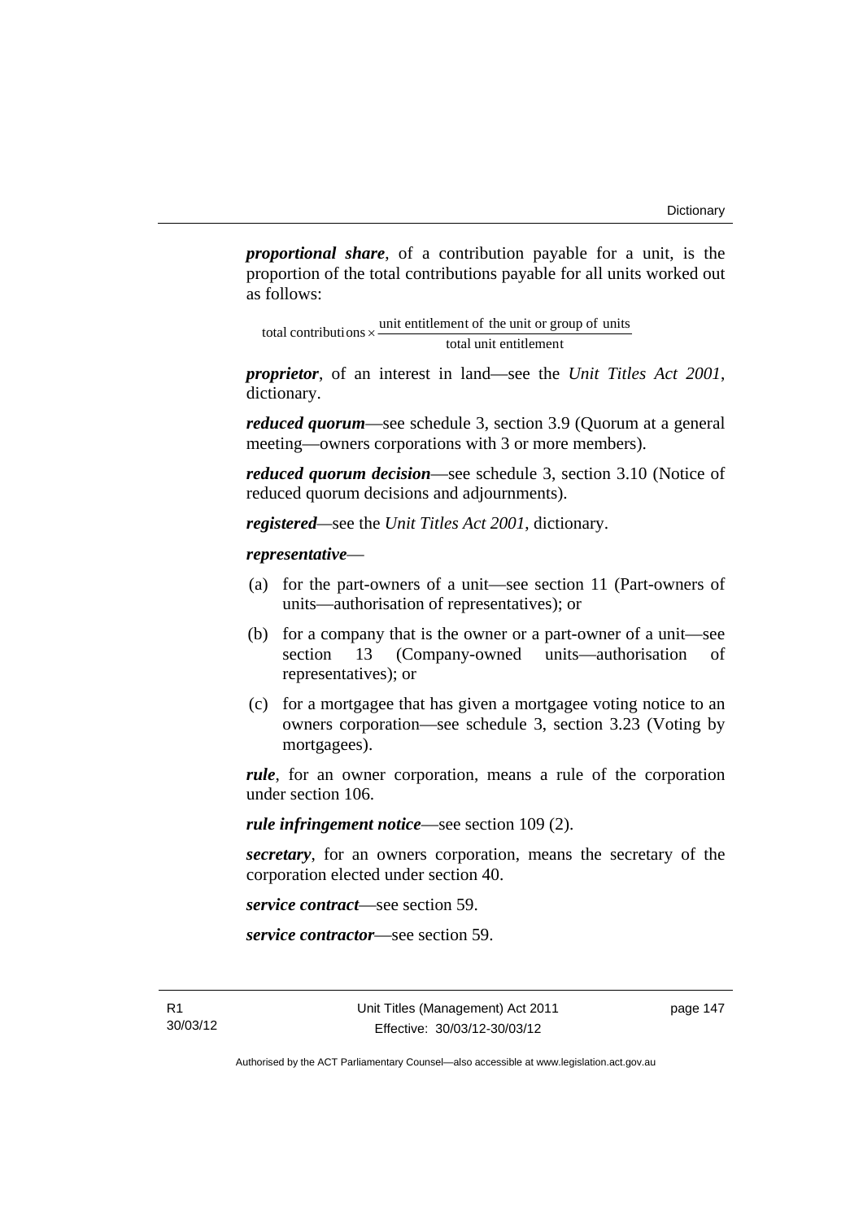***proportional share***, of a contribution payable for a unit, is the proportion of the total contributions payable for all units worked out as follows:

$$\text{total contributions} \times \frac{\text{unit entitlement of the unit or group of units}}{\text{total unit entitlement}}$$

***proprietor***, of an interest in land—see the *Unit Titles Act 2001*, dictionary.

***reduced quorum***—see schedule 3, section 3.9 (Quorum at a general meeting—owners corporations with 3 or more members).

***reduced quorum decision***—see schedule 3, section 3.10 (Notice of reduced quorum decisions and adjournments).

***registered***—see the *Unit Titles Act 2001*, dictionary.

***representative***—

(a) for the part-owners of a unit—see section 11 (Part-owners of units—authorisation of representatives); or

(b) for a company that is the owner or a part-owner of a unit—see section 13 (Company-owned units—authorisation of representatives); or

(c) for a mortgagee that has given a mortgagee voting notice to an owners corporation—see schedule 3, section 3.23 (Voting by mortgagees).

***rule***, for an owner corporation, means a rule of the corporation under section 106.

***rule infringement notice***—see section 109 (2).

***secretary***, for an owners corporation, means the secretary of the corporation elected under section 40.

***service contract***—see section 59.

***service contractor***—see section 59.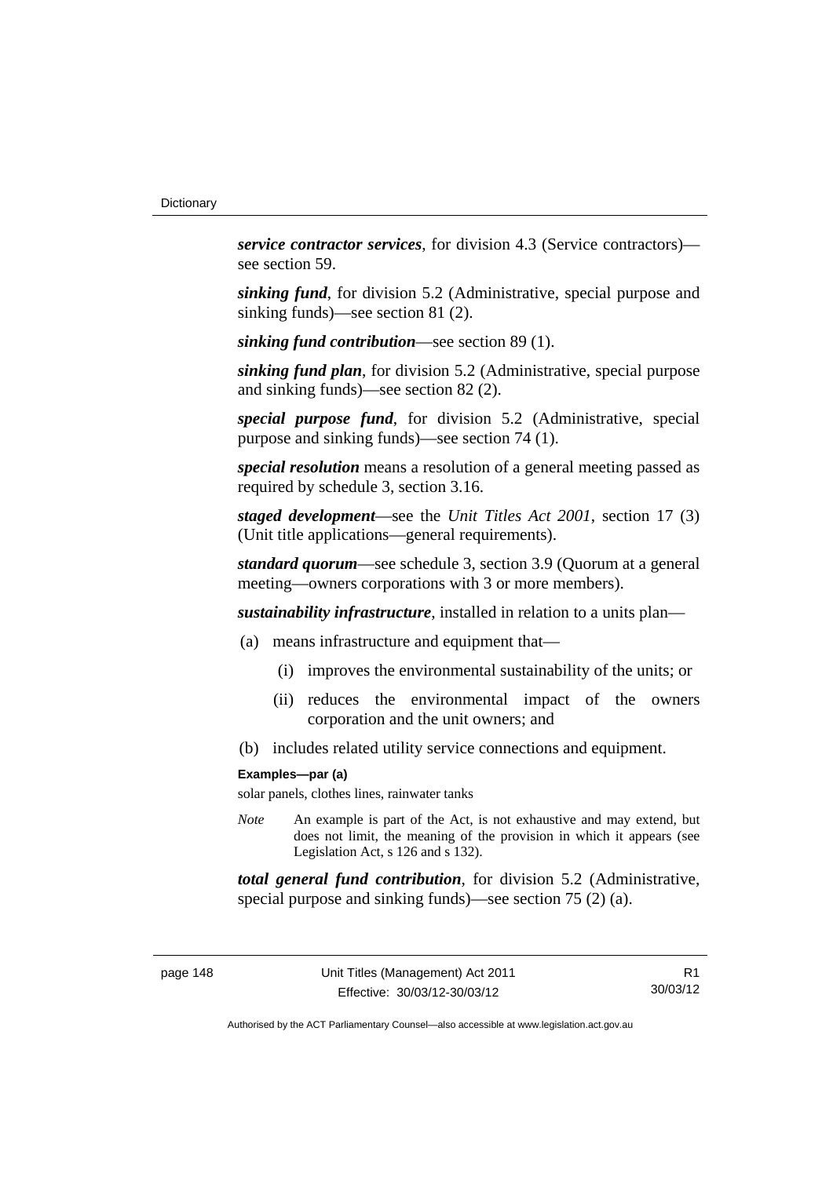***service contractor services***, for division 4.3 (Service contractors)—see section 59.

***sinking fund***, for division 5.2 (Administrative, special purpose and sinking funds)—see section 81 (2).

***sinking fund contribution***—see section 89 (1).

***sinking fund plan***, for division 5.2 (Administrative, special purpose and sinking funds)—see section 82 (2).

***special purpose fund***, for division 5.2 (Administrative, special purpose and sinking funds)—see section 74 (1).

***special resolution*** means a resolution of a general meeting passed as required by schedule 3, section 3.16.

***staged development***—see the *Unit Titles Act 2001*, section 17 (3) (Unit title applications—general requirements).

***standard quorum***—see schedule 3, section 3.9 (Quorum at a general meeting—owners corporations with 3 or more members).

***sustainability infrastructure***, installed in relation to a units plan—

(a) means infrastructure and equipment that—

  (i) improves the environmental sustainability of the units; or

  (ii) reduces the environmental impact of the owners corporation and the unit owners; and

(b) includes related utility service connections and equipment.

**Examples—par (a)**

solar panels, clothes lines, rainwater tanks

*Note* An example is part of the Act, is not exhaustive and may extend, but does not limit, the meaning of the provision in which it appears (see Legislation Act, s 126 and s 132).

***total general fund contribution***, for division 5.2 (Administrative, special purpose and sinking funds)—see section 75 (2) (a).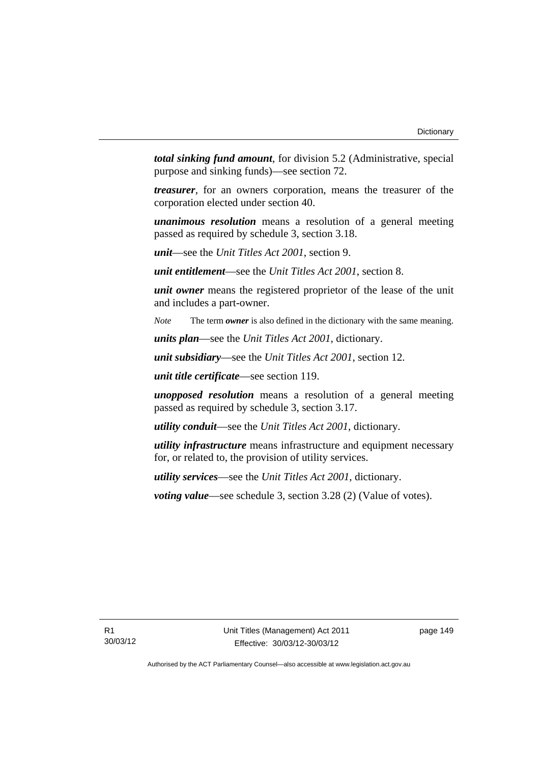***total sinking fund amount***, for division 5.2 (Administrative, special purpose and sinking funds)—see section 72.

***treasurer***, for an owners corporation, means the treasurer of the corporation elected under section 40.

***unanimous resolution*** means a resolution of a general meeting passed as required by schedule 3, section 3.18.

***unit***—see the *Unit Titles Act 2001*, section 9.

***unit entitlement***—see the *Unit Titles Act 2001*, section 8.

***unit owner*** means the registered proprietor of the lease of the unit and includes a part-owner.

*Note* The term ***owner*** is also defined in the dictionary with the same meaning.

***units plan***—see the *Unit Titles Act 2001*, dictionary.

***unit subsidiary***—see the *Unit Titles Act 2001*, section 12.

***unit title certificate***—see section 119.

***unopposed resolution*** means a resolution of a general meeting passed as required by schedule 3, section 3.17.

***utility conduit***—see the *Unit Titles Act 2001*, dictionary.

***utility infrastructure*** means infrastructure and equipment necessary for, or related to, the provision of utility services.

***utility services***—see the *Unit Titles Act 2001*, dictionary.

***voting value***—see schedule 3, section 3.28 (2) (Value of votes).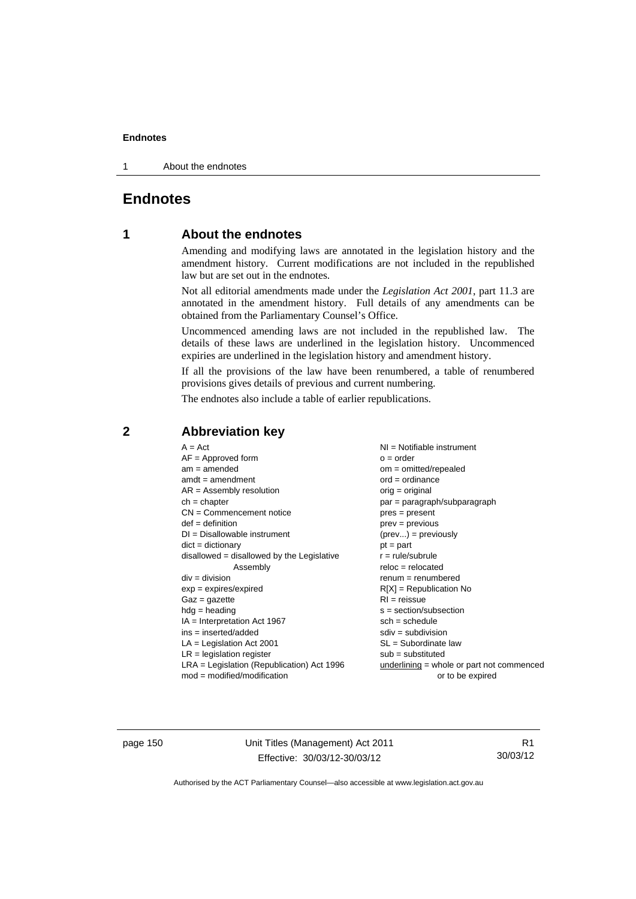# Endnotes

## 1 About the endnotes

Amending and modifying laws are annotated in the legislation history and the amendment history. Current modifications are not included in the republished law but are set out in the endnotes.

Not all editorial amendments made under the *Legislation Act 2001*, part 11.3 are annotated in the amendment history. Full details of any amendments can be obtained from the Parliamentary Counsel's Office.

Uncommenced amending laws are not included in the republished law. The details of these laws are underlined in the legislation history. Uncommenced expiries are underlined in the legislation history and amendment history.

If all the provisions of the law have been renumbered, a table of renumbered provisions gives details of previous and current numbering.

The endnotes also include a table of earlier republications.

## 2 Abbreviation key

A = Act
AF = Approved form
am = amended
amdt = amendment
AR = Assembly resolution
ch = chapter
CN = Commencement notice
def = definition
DI = Disallowable instrument
dict = dictionary
disallowed = disallowed by the Legislative Assembly
div = division
exp = expires/expired
Gaz = gazette
hdg = heading
IA = Interpretation Act 1967
ins = inserted/added
LA = Legislation Act 2001
LR = legislation register
LRA = Legislation (Republication) Act 1996
mod = modified/modification
NI = Notifiable instrument
o = order
om = omitted/repealed
ord = ordinance
orig = original
par = paragraph/subparagraph
pres = present
prev = previous
(prev...) = previously
pt = part
r = rule/subrule
reloc = relocated
renum = renumbered
R[X] = Republication No
RI = reissue
s = section/subsection
sch = schedule
sdiv = subdivision
SL = Subordinate law
sub = substituted
underlining = whole or part not commenced or to be expired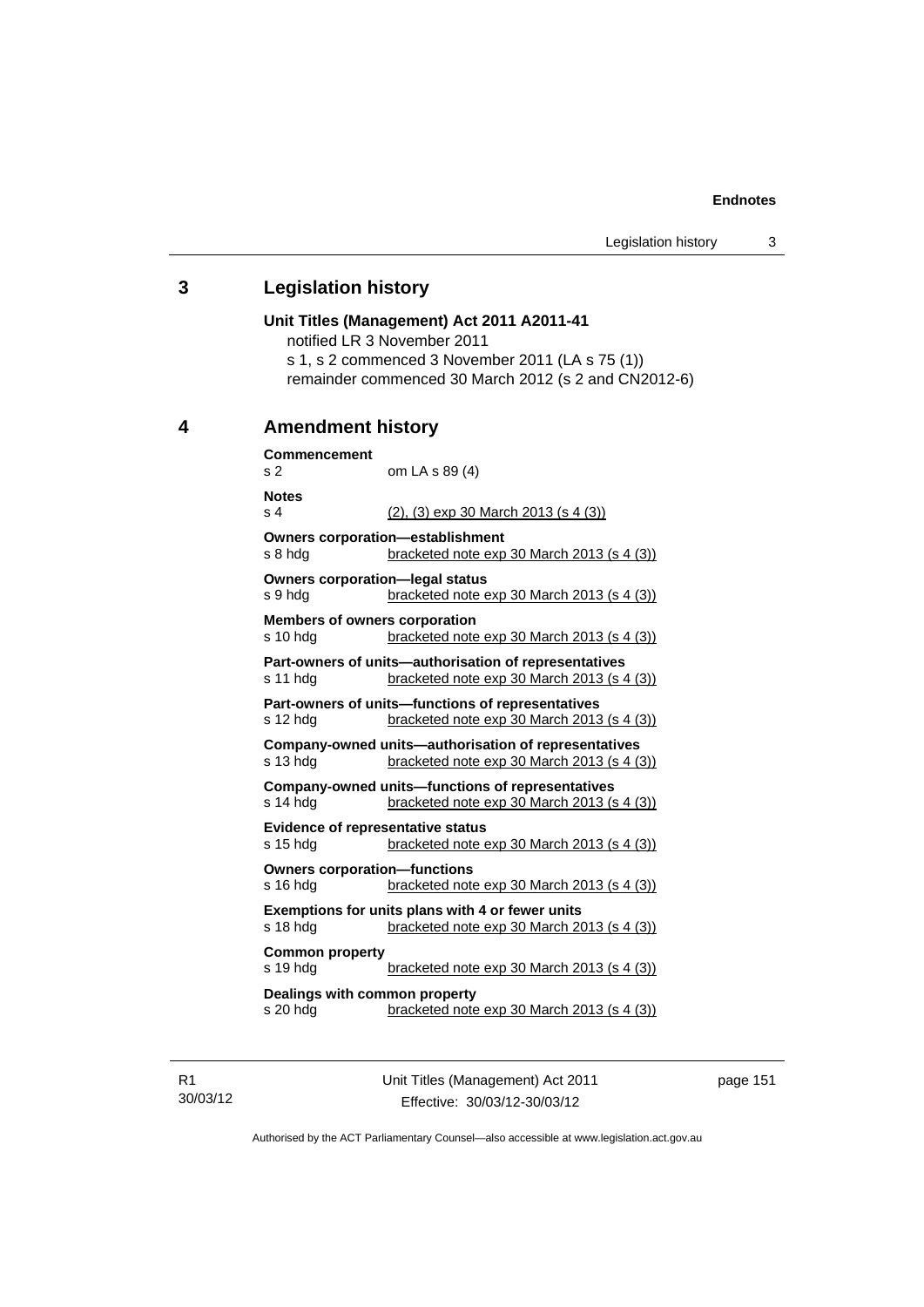## 3 Legislation history

**Unit Titles (Management) Act 2011 A2011-41**

notified LR 3 November 2011

s 1, s 2 commenced 3 November 2011 (LA s 75 (1))

remainder commenced 30 March 2012 (s 2 and CN2012-6)

## 4 Amendment history

**Commencement**

s 2 om LA s 89 (4)

**Notes**

s 4 (2), (3) exp 30 March 2013 (s 4 (3))

**Owners corporation—establishment**

s 8 hdg bracketed note exp 30 March 2013 (s 4 (3))

**Owners corporation—legal status**

s 9 hdg bracketed note exp 30 March 2013 (s 4 (3))

**Members of owners corporation**

s 10 hdg bracketed note exp 30 March 2013 (s 4 (3))

**Part-owners of units—authorisation of representatives**

s 11 hdg bracketed note exp 30 March 2013 (s 4 (3))

**Part-owners of units—functions of representatives**

s 12 hdg bracketed note exp 30 March 2013 (s 4 (3))

**Company-owned units—authorisation of representatives**

s 13 hdg bracketed note exp 30 March 2013 (s 4 (3))

**Company-owned units—functions of representatives**

s 14 hdg bracketed note exp 30 March 2013 (s 4 (3))

**Evidence of representative status**

s 15 hdg bracketed note exp 30 March 2013 (s 4 (3))

**Owners corporation—functions**

s 16 hdg bracketed note exp 30 March 2013 (s 4 (3))

**Exemptions for units plans with 4 or fewer units**

s 18 hdg bracketed note exp 30 March 2013 (s 4 (3))

**Common property**

s 19 hdg bracketed note exp 30 March 2013 (s 4 (3))

**Dealings with common property**

s 20 hdg bracketed note exp 30 March 2013 (s 4 (3))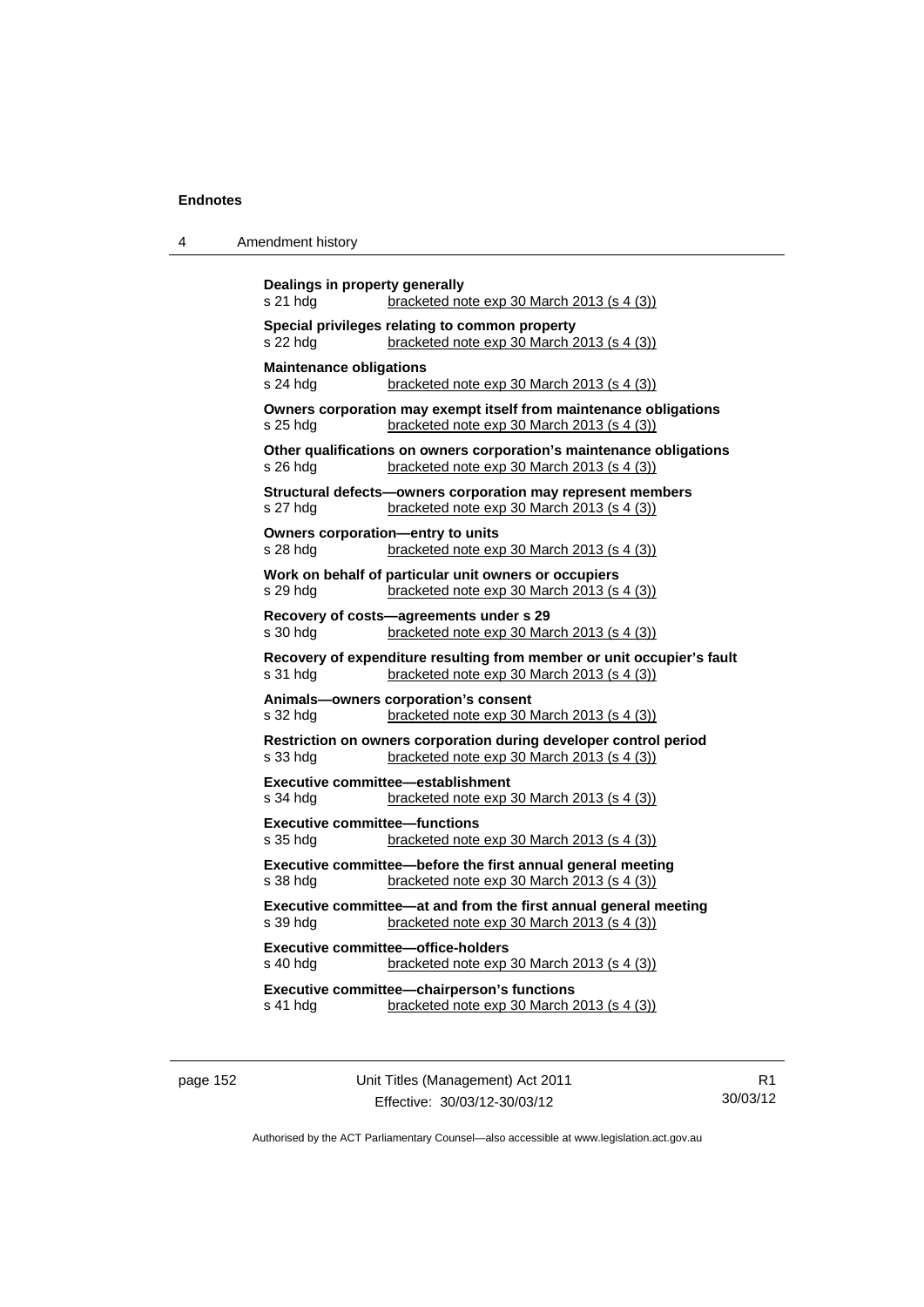**Dealings in property generally**
s 21 hdg bracketed note exp 30 March 2013 (s 4 (3))

**Special privileges relating to common property**
s 22 hdg bracketed note exp 30 March 2013 (s 4 (3))

**Maintenance obligations**
s 24 hdg bracketed note exp 30 March 2013 (s 4 (3))

**Owners corporation may exempt itself from maintenance obligations**
s 25 hdg bracketed note exp 30 March 2013 (s 4 (3))

**Other qualifications on owners corporation's maintenance obligations**
s 26 hdg bracketed note exp 30 March 2013 (s 4 (3))

**Structural defects—owners corporation may represent members**
s 27 hdg bracketed note exp 30 March 2013 (s 4 (3))

**Owners corporation—entry to units**
s 28 hdg bracketed note exp 30 March 2013 (s 4 (3))

**Work on behalf of particular unit owners or occupiers**
s 29 hdg bracketed note exp 30 March 2013 (s 4 (3))

**Recovery of costs—agreements under s 29**
s 30 hdg bracketed note exp 30 March 2013 (s 4 (3))

**Recovery of expenditure resulting from member or unit occupier's fault**
s 31 hdg bracketed note exp 30 March 2013 (s 4 (3))

**Animals—owners corporation's consent**
s 32 hdg bracketed note exp 30 March 2013 (s 4 (3))

**Restriction on owners corporation during developer control period**
s 33 hdg bracketed note exp 30 March 2013 (s 4 (3))

**Executive committee—establishment**
s 34 hdg bracketed note exp 30 March 2013 (s 4 (3))

**Executive committee—functions**
s 35 hdg bracketed note exp 30 March 2013 (s 4 (3))

**Executive committee—before the first annual general meeting**
s 38 hdg bracketed note exp 30 March 2013 (s 4 (3))

**Executive committee—at and from the first annual general meeting**
s 39 hdg bracketed note exp 30 March 2013 (s 4 (3))

**Executive committee—office-holders**
s 40 hdg bracketed note exp 30 March 2013 (s 4 (3))

**Executive committee—chairperson's functions**
s 41 hdg bracketed note exp 30 March 2013 (s 4 (3))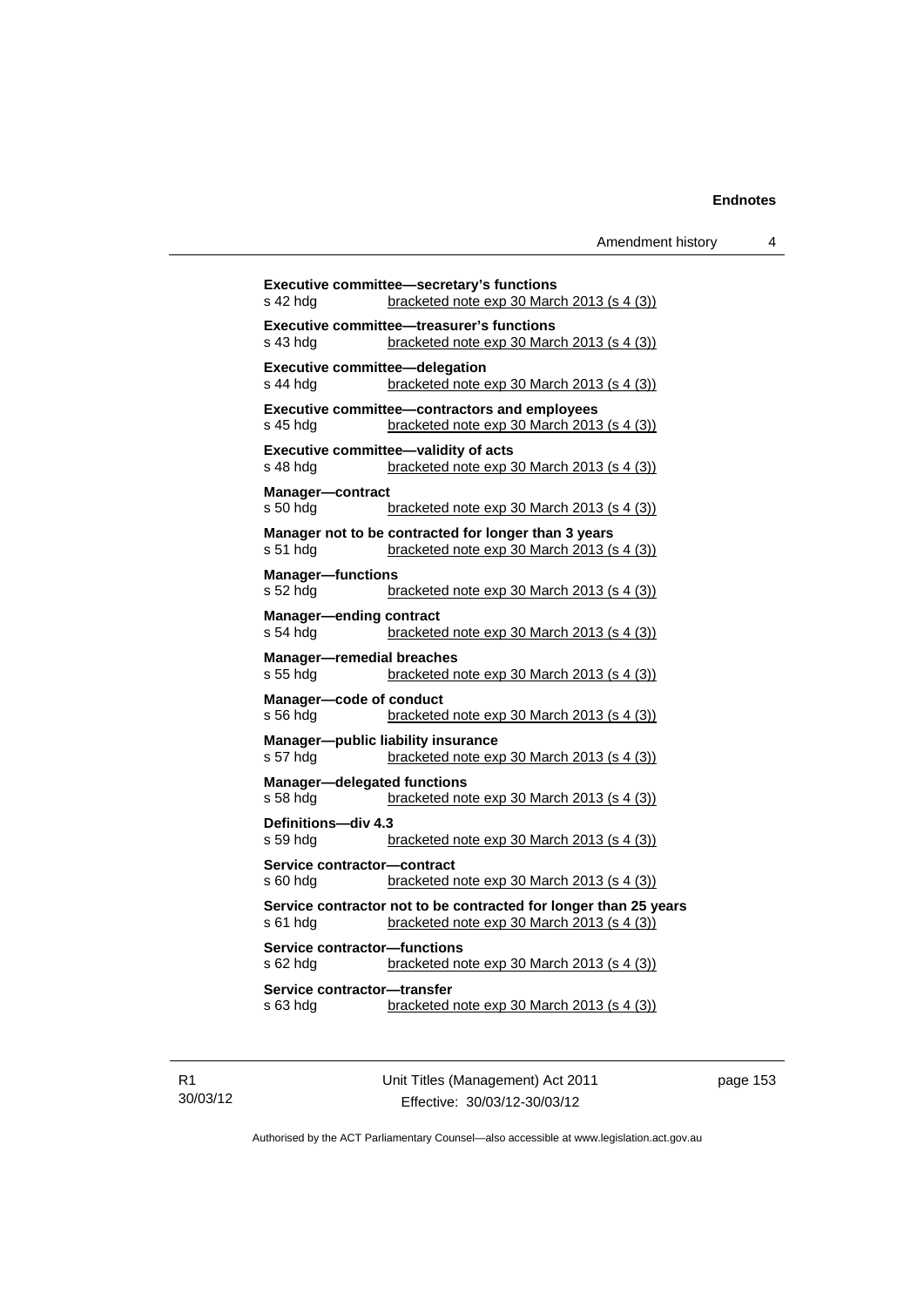**Executive committee—secretary's functions**
s 42 hdg — bracketed note exp 30 March 2013 (s 4 (3))

**Executive committee—treasurer's functions**
s 43 hdg — bracketed note exp 30 March 2013 (s 4 (3))

**Executive committee—delegation**
s 44 hdg — bracketed note exp 30 March 2013 (s 4 (3))

**Executive committee—contractors and employees**
s 45 hdg — bracketed note exp 30 March 2013 (s 4 (3))

**Executive committee—validity of acts**
s 48 hdg — bracketed note exp 30 March 2013 (s 4 (3))

**Manager—contract**
s 50 hdg — bracketed note exp 30 March 2013 (s 4 (3))

**Manager not to be contracted for longer than 3 years**
s 51 hdg — bracketed note exp 30 March 2013 (s 4 (3))

**Manager—functions**
s 52 hdg — bracketed note exp 30 March 2013 (s 4 (3))

**Manager—ending contract**
s 54 hdg — bracketed note exp 30 March 2013 (s 4 (3))

**Manager—remedial breaches**
s 55 hdg — bracketed note exp 30 March 2013 (s 4 (3))

**Manager—code of conduct**
s 56 hdg — bracketed note exp 30 March 2013 (s 4 (3))

**Manager—public liability insurance**
s 57 hdg — bracketed note exp 30 March 2013 (s 4 (3))

**Manager—delegated functions**
s 58 hdg — bracketed note exp 30 March 2013 (s 4 (3))

**Definitions—div 4.3**
s 59 hdg — bracketed note exp 30 March 2013 (s 4 (3))

**Service contractor—contract**
s 60 hdg — bracketed note exp 30 March 2013 (s 4 (3))

**Service contractor not to be contracted for longer than 25 years**
s 61 hdg — bracketed note exp 30 March 2013 (s 4 (3))

**Service contractor—functions**
s 62 hdg — bracketed note exp 30 March 2013 (s 4 (3))

**Service contractor—transfer**
s 63 hdg — bracketed note exp 30 March 2013 (s 4 (3))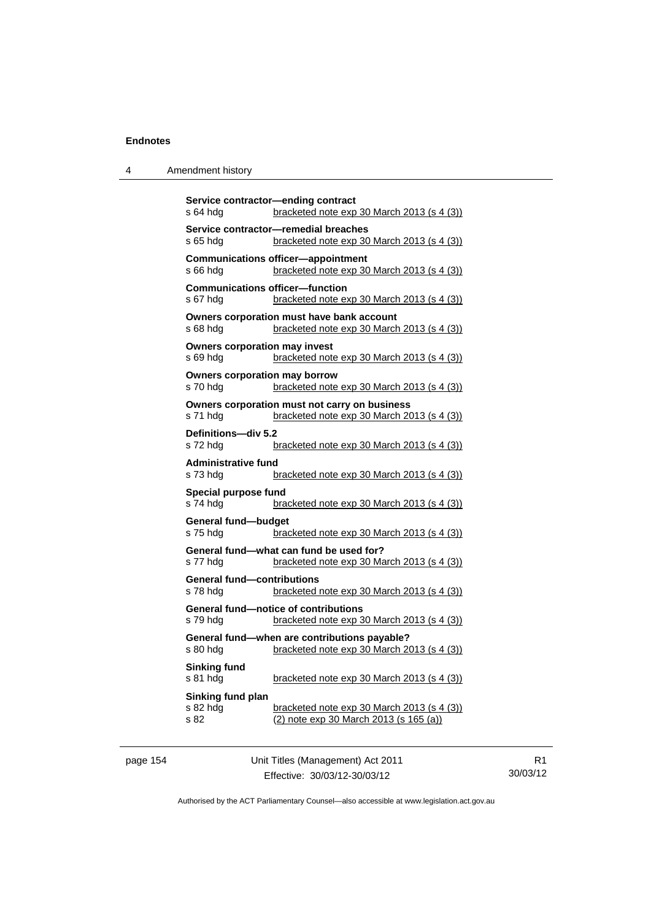**Service contractor—ending contract**
s 64 hdg bracketed note exp 30 March 2013 (s 4 (3))

**Service contractor—remedial breaches**
s 65 hdg bracketed note exp 30 March 2013 (s 4 (3))

**Communications officer—appointment**
s 66 hdg bracketed note exp 30 March 2013 (s 4 (3))

**Communications officer—function**
s 67 hdg bracketed note exp 30 March 2013 (s 4 (3))

**Owners corporation must have bank account**
s 68 hdg bracketed note exp 30 March 2013 (s 4 (3))

**Owners corporation may invest**
s 69 hdg bracketed note exp 30 March 2013 (s 4 (3))

**Owners corporation may borrow**
s 70 hdg bracketed note exp 30 March 2013 (s 4 (3))

**Owners corporation must not carry on business**
s 71 hdg bracketed note exp 30 March 2013 (s 4 (3))

**Definitions—div 5.2**
s 72 hdg bracketed note exp 30 March 2013 (s 4 (3))

**Administrative fund**
s 73 hdg bracketed note exp 30 March 2013 (s 4 (3))

**Special purpose fund**
s 74 hdg bracketed note exp 30 March 2013 (s 4 (3))

**General fund—budget**
s 75 hdg bracketed note exp 30 March 2013 (s 4 (3))

**General fund—what can fund be used for?**
s 77 hdg bracketed note exp 30 March 2013 (s 4 (3))

**General fund—contributions**
s 78 hdg bracketed note exp 30 March 2013 (s 4 (3))

**General fund—notice of contributions**
s 79 hdg bracketed note exp 30 March 2013 (s 4 (3))

**General fund—when are contributions payable?**
s 80 hdg bracketed note exp 30 March 2013 (s 4 (3))

**Sinking fund**
s 81 hdg bracketed note exp 30 March 2013 (s 4 (3))

**Sinking fund plan**
s 82 hdg bracketed note exp 30 March 2013 (s 4 (3))
s 82 (2) note exp 30 March 2013 (s 165 (a))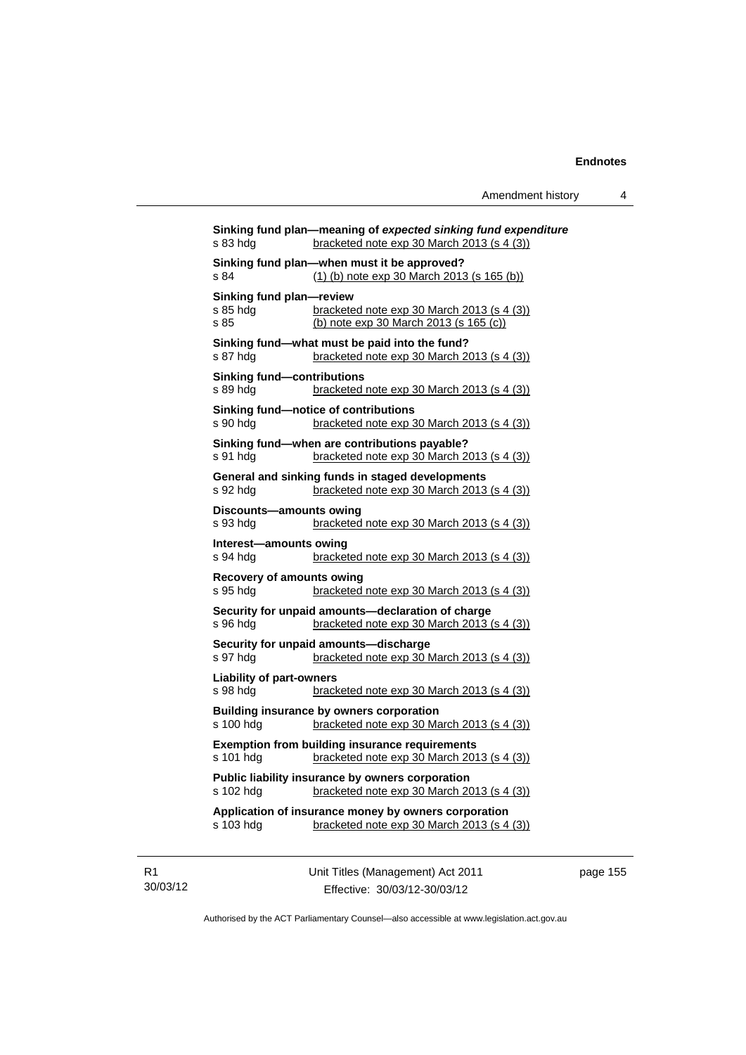**Sinking fund plan—meaning of *expected sinking fund expenditure***
s 83 hdg bracketed note exp 30 March 2013 (s 4 (3))

**Sinking fund plan—when must it be approved?**
s 84 (1) (b) note exp 30 March 2013 (s 165 (b))

**Sinking fund plan—review**
s 85 hdg bracketed note exp 30 March 2013 (s 4 (3))
s 85 (b) note exp 30 March 2013 (s 165 (c))

**Sinking fund—what must be paid into the fund?**
s 87 hdg bracketed note exp 30 March 2013 (s 4 (3))

**Sinking fund—contributions**
s 89 hdg bracketed note exp 30 March 2013 (s 4 (3))

**Sinking fund—notice of contributions**
s 90 hdg bracketed note exp 30 March 2013 (s 4 (3))

**Sinking fund—when are contributions payable?**
s 91 hdg bracketed note exp 30 March 2013 (s 4 (3))

**General and sinking funds in staged developments**
s 92 hdg bracketed note exp 30 March 2013 (s 4 (3))

**Discounts—amounts owing**
s 93 hdg bracketed note exp 30 March 2013 (s 4 (3))

**Interest—amounts owing**
s 94 hdg bracketed note exp 30 March 2013 (s 4 (3))

**Recovery of amounts owing**
s 95 hdg bracketed note exp 30 March 2013 (s 4 (3))

**Security for unpaid amounts—declaration of charge**
s 96 hdg bracketed note exp 30 March 2013 (s 4 (3))

**Security for unpaid amounts—discharge**
s 97 hdg bracketed note exp 30 March 2013 (s 4 (3))

**Liability of part-owners**
s 98 hdg bracketed note exp 30 March 2013 (s 4 (3))

**Building insurance by owners corporation**
s 100 hdg bracketed note exp 30 March 2013 (s 4 (3))

**Exemption from building insurance requirements**
s 101 hdg bracketed note exp 30 March 2013 (s 4 (3))

**Public liability insurance by owners corporation**
s 102 hdg bracketed note exp 30 March 2013 (s 4 (3))

**Application of insurance money by owners corporation**
s 103 hdg bracketed note exp 30 March 2013 (s 4 (3))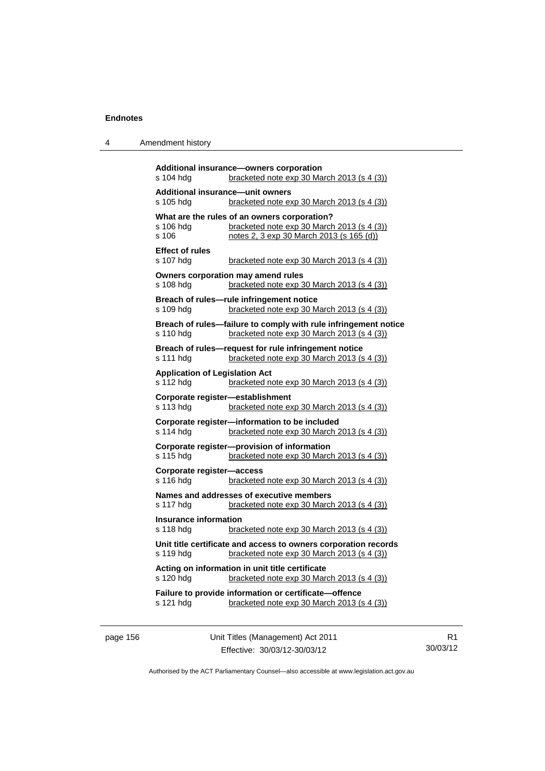**Additional insurance—owners corporation**
s 104 hdg — bracketed note exp 30 March 2013 (s 4 (3))

**Additional insurance—unit owners**
s 105 hdg — bracketed note exp 30 March 2013 (s 4 (3))

**What are the rules of an owners corporation?**
s 106 hdg — bracketed note exp 30 March 2013 (s 4 (3))
s 106 — notes 2, 3 exp 30 March 2013 (s 165 (d))

**Effect of rules**
s 107 hdg — bracketed note exp 30 March 2013 (s 4 (3))

**Owners corporation may amend rules**
s 108 hdg — bracketed note exp 30 March 2013 (s 4 (3))

**Breach of rules—rule infringement notice**
s 109 hdg — bracketed note exp 30 March 2013 (s 4 (3))

**Breach of rules—failure to comply with rule infringement notice**
s 110 hdg — bracketed note exp 30 March 2013 (s 4 (3))

**Breach of rules—request for rule infringement notice**
s 111 hdg — bracketed note exp 30 March 2013 (s 4 (3))

**Application of Legislation Act**
s 112 hdg — bracketed note exp 30 March 2013 (s 4 (3))

**Corporate register—establishment**
s 113 hdg — bracketed note exp 30 March 2013 (s 4 (3))

**Corporate register—information to be included**
s 114 hdg — bracketed note exp 30 March 2013 (s 4 (3))

**Corporate register—provision of information**
s 115 hdg — bracketed note exp 30 March 2013 (s 4 (3))

**Corporate register—access**
s 116 hdg — bracketed note exp 30 March 2013 (s 4 (3))

**Names and addresses of executive members**
s 117 hdg — bracketed note exp 30 March 2013 (s 4 (3))

**Insurance information**
s 118 hdg — bracketed note exp 30 March 2013 (s 4 (3))

**Unit title certificate and access to owners corporation records**
s 119 hdg — bracketed note exp 30 March 2013 (s 4 (3))

**Acting on information in unit title certificate**
s 120 hdg — bracketed note exp 30 March 2013 (s 4 (3))

**Failure to provide information or certificate—offence**
s 121 hdg — bracketed note exp 30 March 2013 (s 4 (3))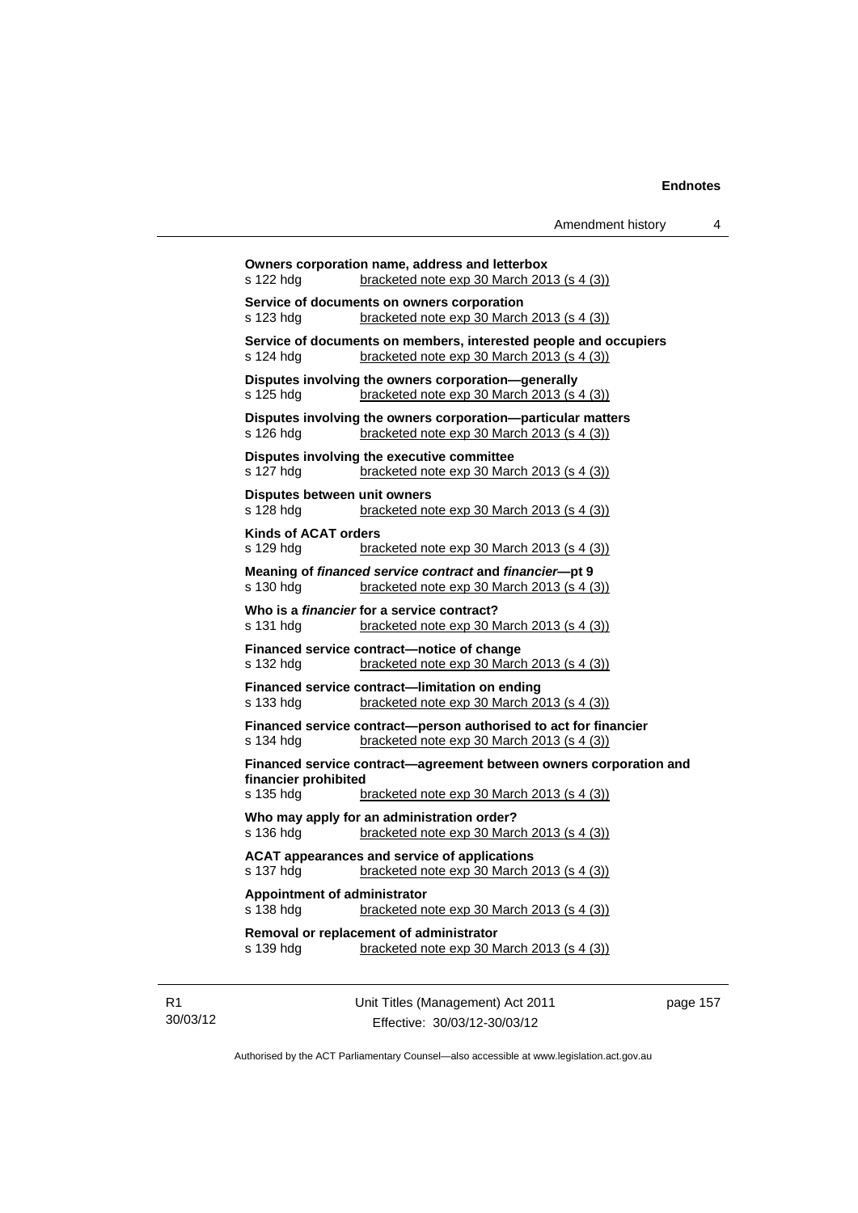**Owners corporation name, address and letterbox**
s 122 hdg bracketed note exp 30 March 2013 (s 4 (3))

**Service of documents on owners corporation**
s 123 hdg bracketed note exp 30 March 2013 (s 4 (3))

**Service of documents on members, interested people and occupiers**
s 124 hdg bracketed note exp 30 March 2013 (s 4 (3))

**Disputes involving the owners corporation—generally**
s 125 hdg bracketed note exp 30 March 2013 (s 4 (3))

**Disputes involving the owners corporation—particular matters**
s 126 hdg bracketed note exp 30 March 2013 (s 4 (3))

**Disputes involving the executive committee**
s 127 hdg bracketed note exp 30 March 2013 (s 4 (3))

**Disputes between unit owners**
s 128 hdg bracketed note exp 30 March 2013 (s 4 (3))

**Kinds of ACAT orders**
s 129 hdg bracketed note exp 30 March 2013 (s 4 (3))

**Meaning of *financed service contract* and *financier*—pt 9**
s 130 hdg bracketed note exp 30 March 2013 (s 4 (3))

**Who is a *financier* for a service contract?**
s 131 hdg bracketed note exp 30 March 2013 (s 4 (3))

**Financed service contract—notice of change**
s 132 hdg bracketed note exp 30 March 2013 (s 4 (3))

**Financed service contract—limitation on ending**
s 133 hdg bracketed note exp 30 March 2013 (s 4 (3))

**Financed service contract—person authorised to act for financier**
s 134 hdg bracketed note exp 30 March 2013 (s 4 (3))

**Financed service contract—agreement between owners corporation and financier prohibited**
s 135 hdg bracketed note exp 30 March 2013 (s 4 (3))

**Who may apply for an administration order?**
s 136 hdg bracketed note exp 30 March 2013 (s 4 (3))

**ACAT appearances and service of applications**
s 137 hdg bracketed note exp 30 March 2013 (s 4 (3))

**Appointment of administrator**
s 138 hdg bracketed note exp 30 March 2013 (s 4 (3))

**Removal or replacement of administrator**
s 139 hdg bracketed note exp 30 March 2013 (s 4 (3))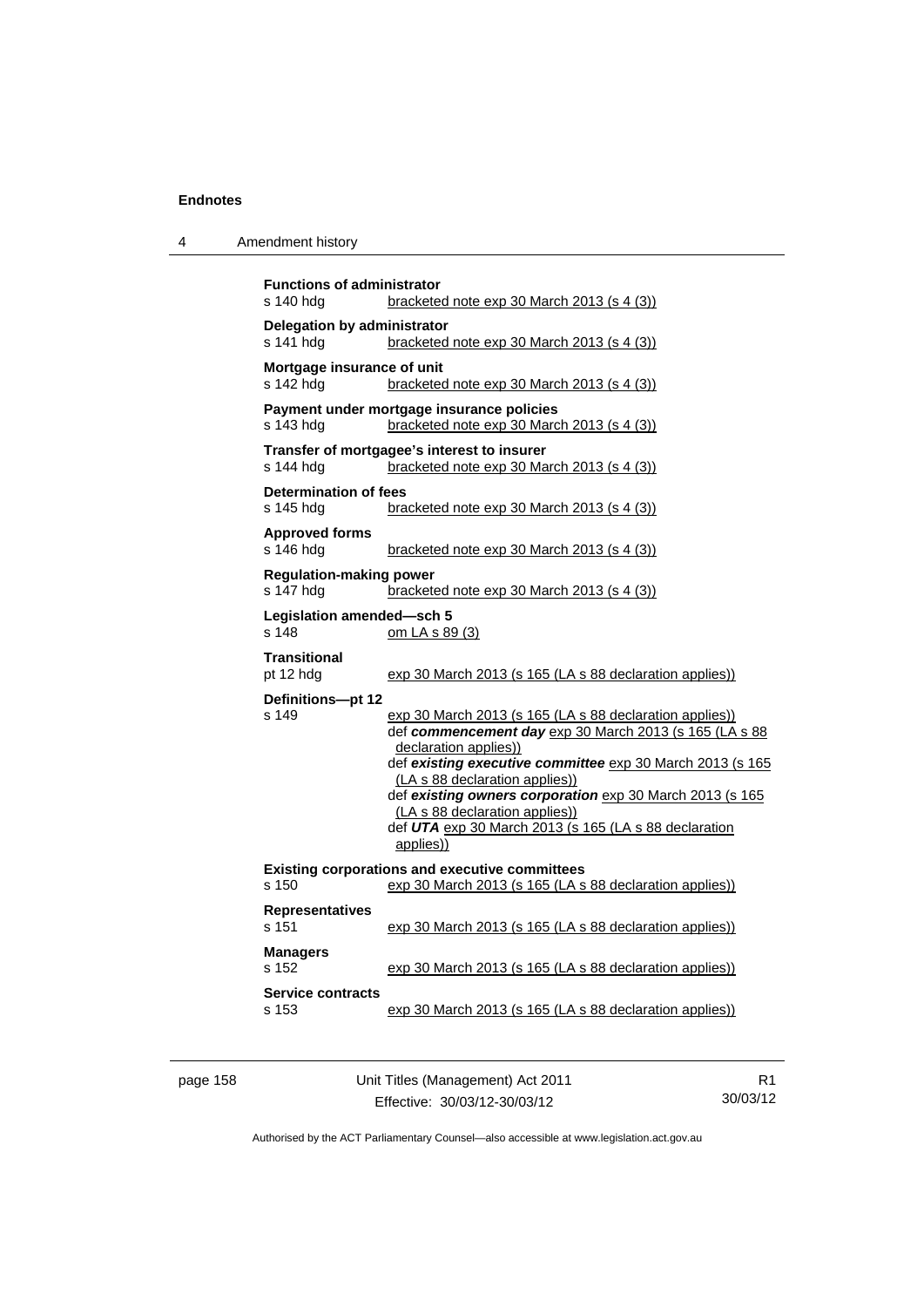**Functions of administrator**
s 140 hdg		bracketed note exp 30 March 2013 (s 4 (3))

**Delegation by administrator**
s 141 hdg		bracketed note exp 30 March 2013 (s 4 (3))

**Mortgage insurance of unit**
s 142 hdg		bracketed note exp 30 March 2013 (s 4 (3))

**Payment under mortgage insurance policies**
s 143 hdg		bracketed note exp 30 March 2013 (s 4 (3))

**Transfer of mortgagee's interest to insurer**
s 144 hdg		bracketed note exp 30 March 2013 (s 4 (3))

**Determination of fees**
s 145 hdg		bracketed note exp 30 March 2013 (s 4 (3))

**Approved forms**
s 146 hdg		bracketed note exp 30 March 2013 (s 4 (3))

**Regulation-making power**
s 147 hdg		bracketed note exp 30 March 2013 (s 4 (3))

**Legislation amended—sch 5**
s 148		om LA s 89 (3)

**Transitional**
pt 12 hdg		exp 30 March 2013 (s 165 (LA s 88 declaration applies))

**Definitions—pt 12**
s 149		exp 30 March 2013 (s 165 (LA s 88 declaration applies))
def ***commencement day*** exp 30 March 2013 (s 165 (LA s 88 declaration applies))
def ***existing executive committee*** exp 30 March 2013 (s 165 (LA s 88 declaration applies))
def ***existing owners corporation*** exp 30 March 2013 (s 165 (LA s 88 declaration applies))
def ***UTA*** exp 30 March 2013 (s 165 (LA s 88 declaration applies))

**Existing corporations and executive committees**
s 150		exp 30 March 2013 (s 165 (LA s 88 declaration applies))

**Representatives**
s 151		exp 30 March 2013 (s 165 (LA s 88 declaration applies))

**Managers**
s 152		exp 30 March 2013 (s 165 (LA s 88 declaration applies))

**Service contracts**
s 153		exp 30 March 2013 (s 165 (LA s 88 declaration applies))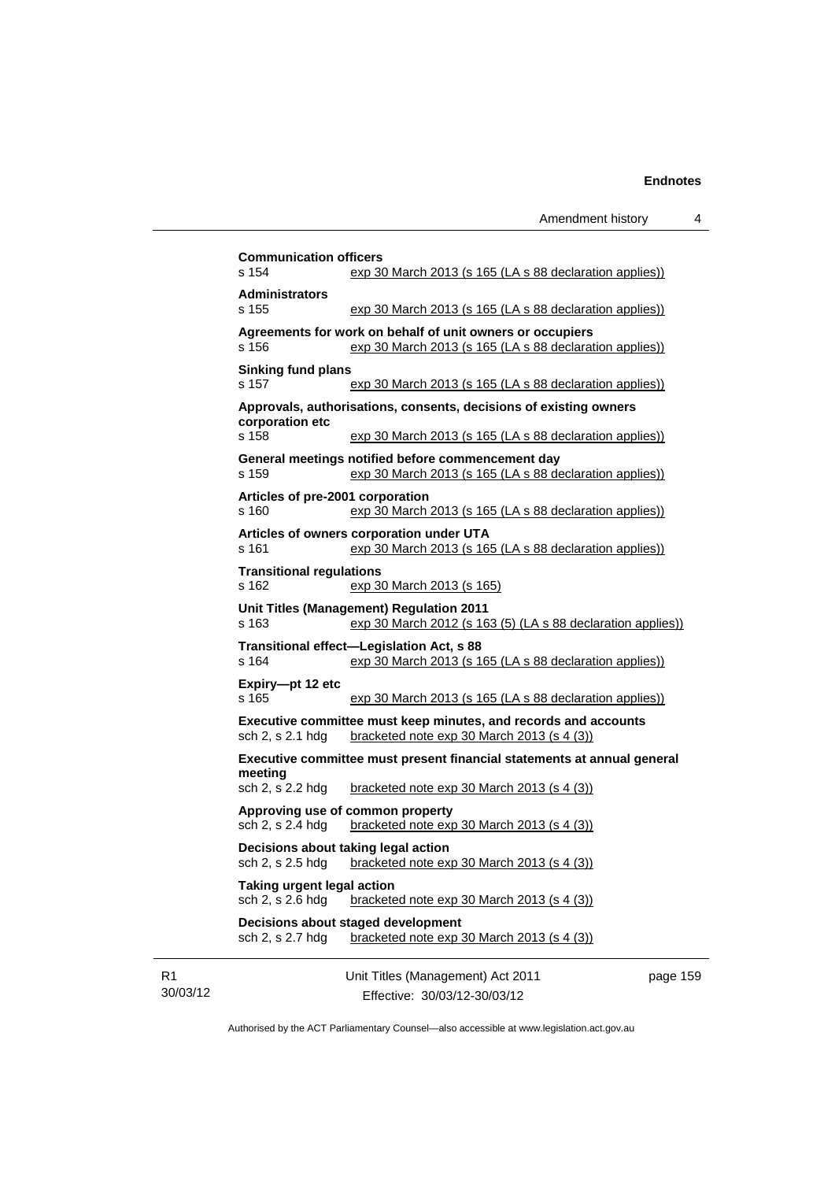**Communication officers**
s 154 exp 30 March 2013 (s 165 (LA s 88 declaration applies))

**Administrators**
s 155 exp 30 March 2013 (s 165 (LA s 88 declaration applies))

**Agreements for work on behalf of unit owners or occupiers**
s 156 exp 30 March 2013 (s 165 (LA s 88 declaration applies))

**Sinking fund plans**
s 157 exp 30 March 2013 (s 165 (LA s 88 declaration applies))

**Approvals, authorisations, consents, decisions of existing owners corporation etc**
s 158 exp 30 March 2013 (s 165 (LA s 88 declaration applies))

**General meetings notified before commencement day**
s 159 exp 30 March 2013 (s 165 (LA s 88 declaration applies))

**Articles of pre-2001 corporation**
s 160 exp 30 March 2013 (s 165 (LA s 88 declaration applies))

**Articles of owners corporation under UTA**
s 161 exp 30 March 2013 (s 165 (LA s 88 declaration applies))

**Transitional regulations**
s 162 exp 30 March 2013 (s 165)

**Unit Titles (Management) Regulation 2011**
s 163 exp 30 March 2012 (s 163 (5) (LA s 88 declaration applies))

**Transitional effect—Legislation Act, s 88**
s 164 exp 30 March 2013 (s 165 (LA s 88 declaration applies))

**Expiry—pt 12 etc**
s 165 exp 30 March 2013 (s 165 (LA s 88 declaration applies))

**Executive committee must keep minutes, and records and accounts**
sch 2, s 2.1 hdg bracketed note exp 30 March 2013 (s 4 (3))

**Executive committee must present financial statements at annual general meeting**
sch 2, s 2.2 hdg bracketed note exp 30 March 2013 (s 4 (3))

**Approving use of common property**
sch 2, s 2.4 hdg bracketed note exp 30 March 2013 (s 4 (3))

**Decisions about taking legal action**
sch 2, s 2.5 hdg bracketed note exp 30 March 2013 (s 4 (3))

**Taking urgent legal action**
sch 2, s 2.6 hdg bracketed note exp 30 March 2013 (s 4 (3))

**Decisions about staged development**
sch 2, s 2.7 hdg bracketed note exp 30 March 2013 (s 4 (3))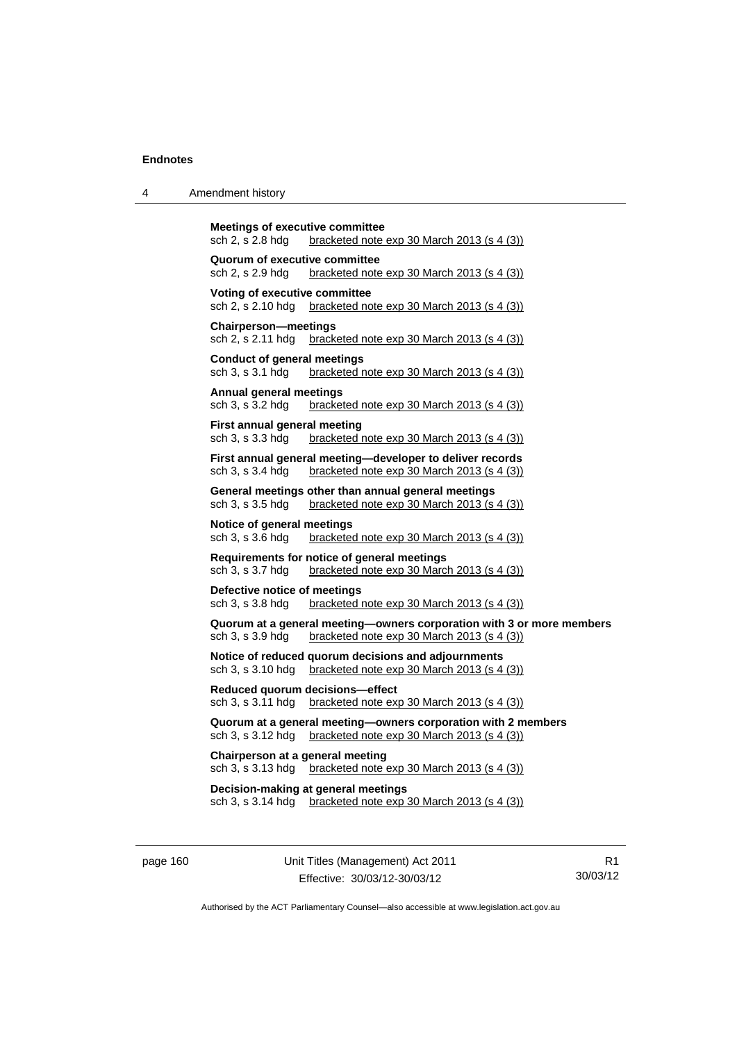**Meetings of executive committee**
sch 2, s 2.8 hdg     bracketed note exp 30 March 2013 (s 4 (3))

**Quorum of executive committee**
sch 2, s 2.9 hdg     bracketed note exp 30 March 2013 (s 4 (3))

**Voting of executive committee**
sch 2, s 2.10 hdg     bracketed note exp 30 March 2013 (s 4 (3))

**Chairperson—meetings**
sch 2, s 2.11 hdg     bracketed note exp 30 March 2013 (s 4 (3))

**Conduct of general meetings**
sch 3, s 3.1 hdg     bracketed note exp 30 March 2013 (s 4 (3))

**Annual general meetings**
sch 3, s 3.2 hdg     bracketed note exp 30 March 2013 (s 4 (3))

**First annual general meeting**
sch 3, s 3.3 hdg     bracketed note exp 30 March 2013 (s 4 (3))

**First annual general meeting—developer to deliver records**
sch 3, s 3.4 hdg     bracketed note exp 30 March 2013 (s 4 (3))

**General meetings other than annual general meetings**
sch 3, s 3.5 hdg     bracketed note exp 30 March 2013 (s 4 (3))

**Notice of general meetings**
sch 3, s 3.6 hdg     bracketed note exp 30 March 2013 (s 4 (3))

**Requirements for notice of general meetings**
sch 3, s 3.7 hdg     bracketed note exp 30 March 2013 (s 4 (3))

**Defective notice of meetings**
sch 3, s 3.8 hdg     bracketed note exp 30 March 2013 (s 4 (3))

**Quorum at a general meeting—owners corporation with 3 or more members**
sch 3, s 3.9 hdg     bracketed note exp 30 March 2013 (s 4 (3))

**Notice of reduced quorum decisions and adjournments**
sch 3, s 3.10 hdg     bracketed note exp 30 March 2013 (s 4 (3))

**Reduced quorum decisions—effect**
sch 3, s 3.11 hdg     bracketed note exp 30 March 2013 (s 4 (3))

**Quorum at a general meeting—owners corporation with 2 members**
sch 3, s 3.12 hdg     bracketed note exp 30 March 2013 (s 4 (3))

**Chairperson at a general meeting**
sch 3, s 3.13 hdg     bracketed note exp 30 March 2013 (s 4 (3))

**Decision-making at general meetings**
sch 3, s 3.14 hdg     bracketed note exp 30 March 2013 (s 4 (3))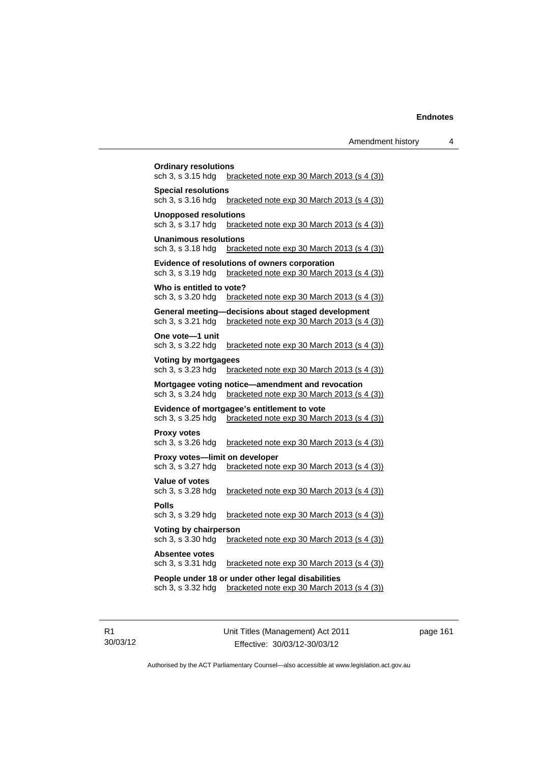**Ordinary resolutions**
sch 3, s 3.15 hdg bracketed note exp 30 March 2013 (s 4 (3))

**Special resolutions**
sch 3, s 3.16 hdg bracketed note exp 30 March 2013 (s 4 (3))

**Unopposed resolutions**
sch 3, s 3.17 hdg bracketed note exp 30 March 2013 (s 4 (3))

**Unanimous resolutions**
sch 3, s 3.18 hdg bracketed note exp 30 March 2013 (s 4 (3))

**Evidence of resolutions of owners corporation**
sch 3, s 3.19 hdg bracketed note exp 30 March 2013 (s 4 (3))

**Who is entitled to vote?**
sch 3, s 3.20 hdg bracketed note exp 30 March 2013 (s 4 (3))

**General meeting—decisions about staged development**
sch 3, s 3.21 hdg bracketed note exp 30 March 2013 (s 4 (3))

**One vote—1 unit**
sch 3, s 3.22 hdg bracketed note exp 30 March 2013 (s 4 (3))

**Voting by mortgagees**
sch 3, s 3.23 hdg bracketed note exp 30 March 2013 (s 4 (3))

**Mortgagee voting notice—amendment and revocation**
sch 3, s 3.24 hdg bracketed note exp 30 March 2013 (s 4 (3))

**Evidence of mortgagee's entitlement to vote**
sch 3, s 3.25 hdg bracketed note exp 30 March 2013 (s 4 (3))

**Proxy votes**
sch 3, s 3.26 hdg bracketed note exp 30 March 2013 (s 4 (3))

**Proxy votes—limit on developer**
sch 3, s 3.27 hdg bracketed note exp 30 March 2013 (s 4 (3))

**Value of votes**
sch 3, s 3.28 hdg bracketed note exp 30 March 2013 (s 4 (3))

**Polls**
sch 3, s 3.29 hdg bracketed note exp 30 March 2013 (s 4 (3))

**Voting by chairperson**
sch 3, s 3.30 hdg bracketed note exp 30 March 2013 (s 4 (3))

**Absentee votes**
sch 3, s 3.31 hdg bracketed note exp 30 March 2013 (s 4 (3))

**People under 18 or under other legal disabilities**
sch 3, s 3.32 hdg bracketed note exp 30 March 2013 (s 4 (3))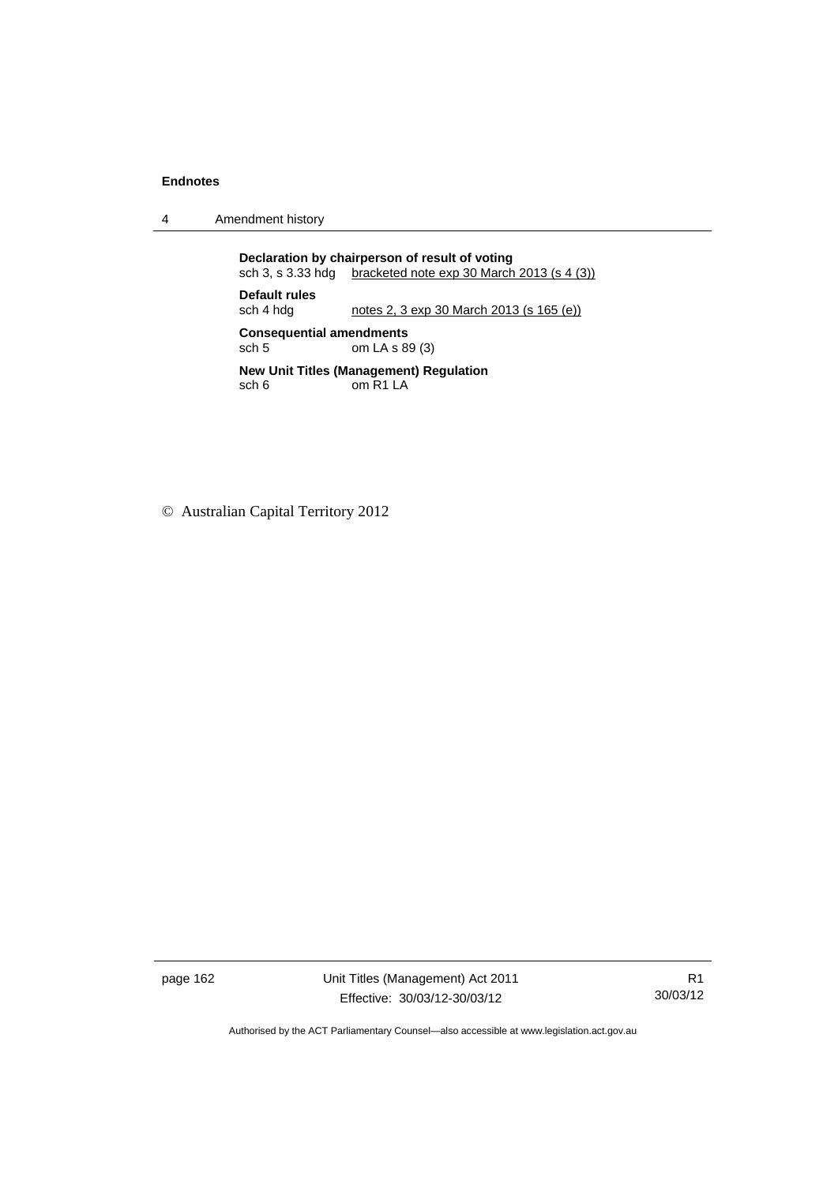**Declaration by chairperson of result of voting**
sch 3, s 3.33 hdg bracketed note exp 30 March 2013 (s 4 (3))

**Default rules**
sch 4 hdg notes 2, 3 exp 30 March 2013 (s 165 (e))

**Consequential amendments**
sch 5 om LA s 89 (3)

**New Unit Titles (Management) Regulation**
sch 6 om R1 LA

© Australian Capital Territory 2012